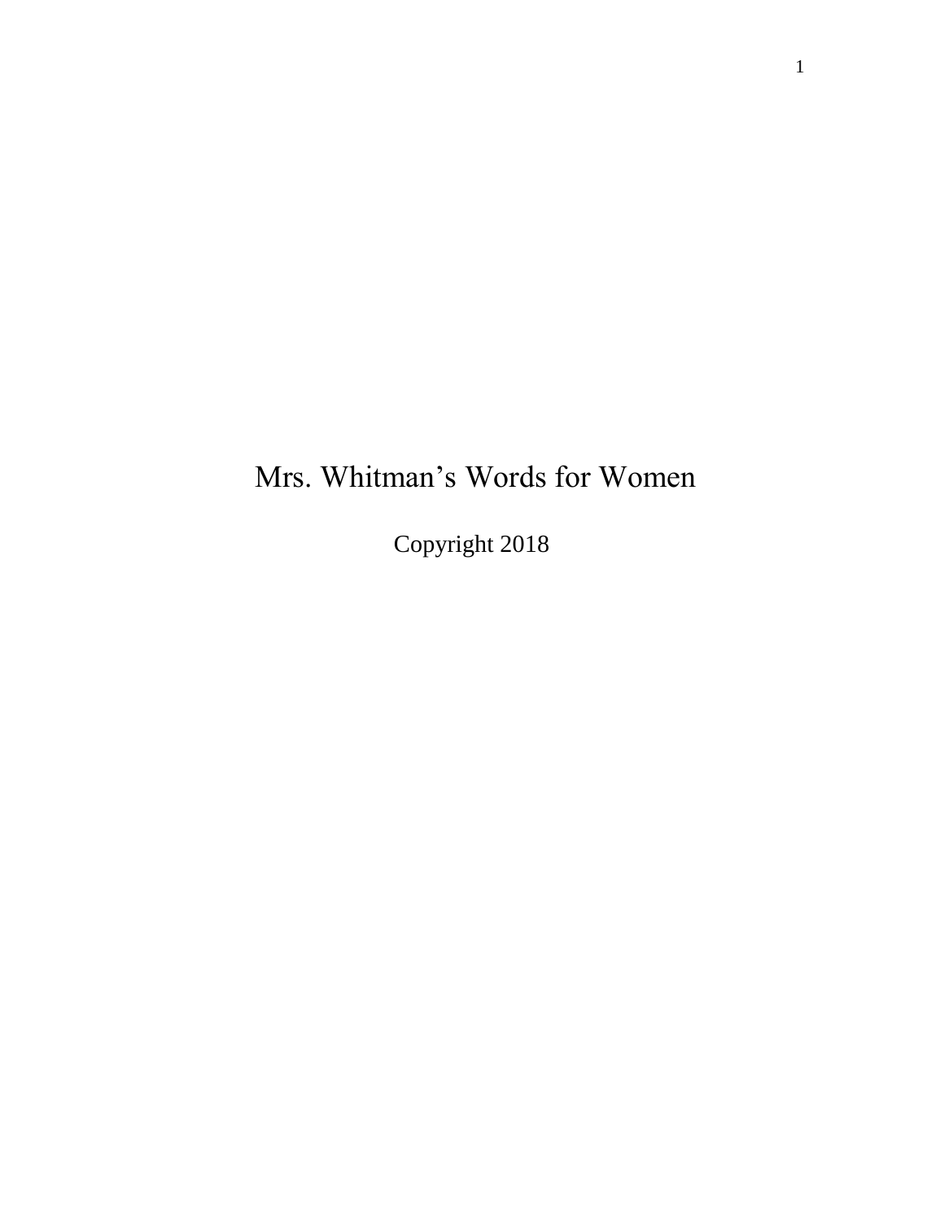# Mrs. Whitman’s Words for Women

Copyright 2018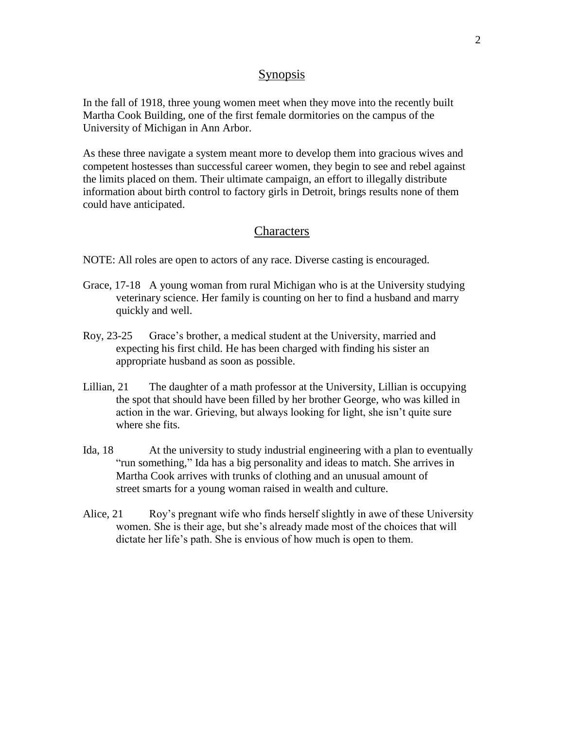## Synopsis

In the fall of 1918, three young women meet when they move into the recently built Martha Cook Building, one of the first female dormitories on the campus of the University of Michigan in Ann Arbor.

As these three navigate a system meant more to develop them into gracious wives and competent hostesses than successful career women, they begin to see and rebel against the limits placed on them. Their ultimate campaign, an effort to illegally distribute information about birth control to factory girls in Detroit, brings results none of them could have anticipated.

## Characters

NOTE: All roles are open to actors of any race. Diverse casting is encouraged.

Grace, 17-18 A young woman from rural Michigan who is at the University studying veterinary science. Her family is counting on her to find a husband and marry quickly and well.

Roy, 23-25 Grace's brother, a medical student at the University, married and expecting his first child. He has been charged with finding his sister an appropriate husband as soon as possible.

Lillian, 21 The daughter of a math professor at the University, Lillian is occupying the spot that should have been filled by her brother George, who was killed in action in the war. Grieving, but always looking for light, she isn't quite sure where she fits.

Ida, 18 At the university to study industrial engineering with a plan to eventually "run something," Ida has a big personality and ideas to match. She arrives in Martha Cook arrives with trunks of clothing and an unusual amount of street smarts for a young woman raised in wealth and culture.

Alice, 21 Roy's pregnant wife who finds herself slightly in awe of these University women. She is their age, but she's already made most of the choices that will dictate her life's path. She is envious of how much is open to them.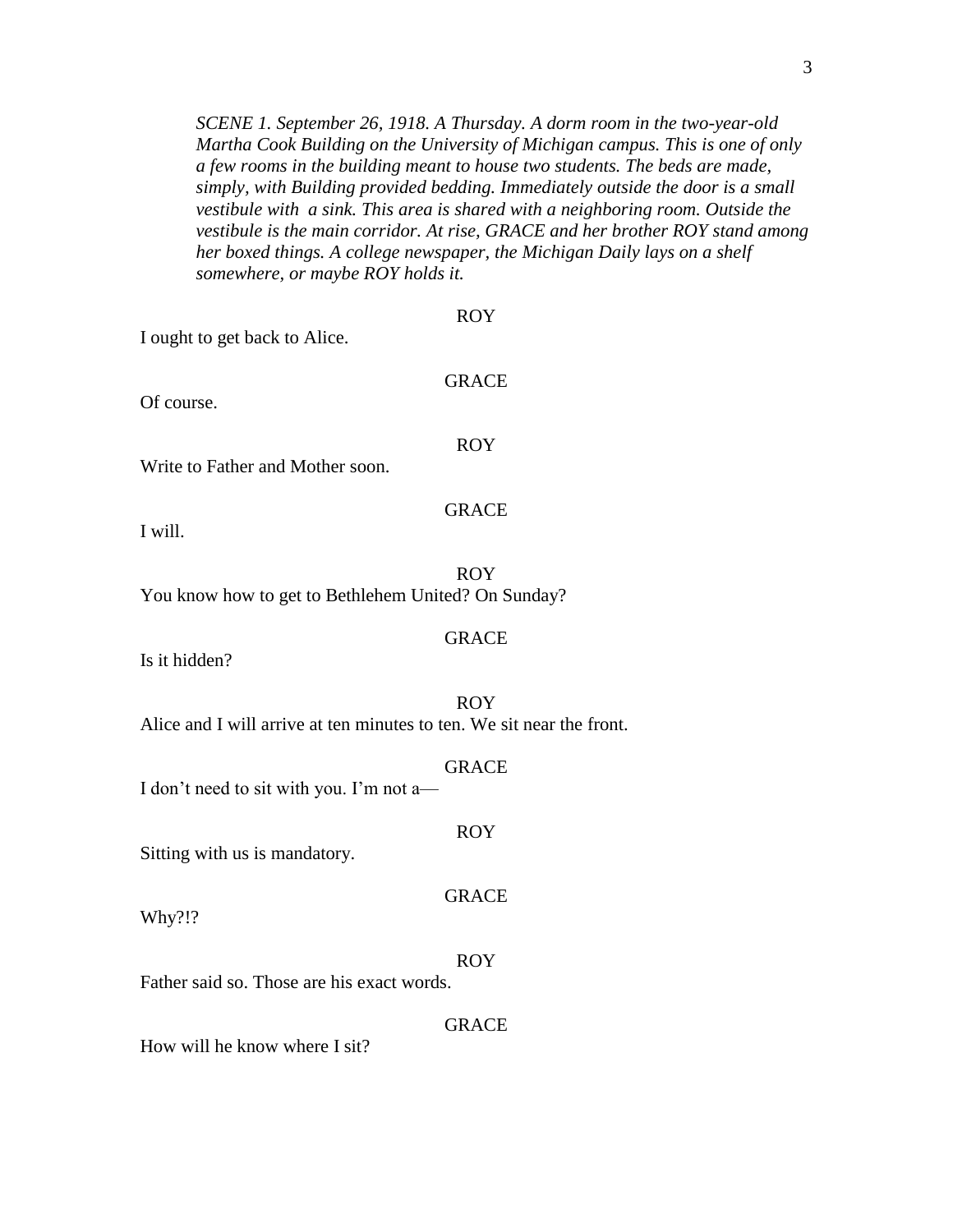*SCENE 1. September 26, 1918. A Thursday. A dorm room in the two-year-old Martha Cook Building on the University of Michigan campus. This is one of only a few rooms in the building meant to house two students. The beds are made, simply, with Building provided bedding. Immediately outside the door is a small vestibule with a sink. This area is shared with a neighboring room. Outside the vestibule is the main corridor. At rise, GRACE and her brother ROY stand among her boxed things. A college newspaper, the Michigan Daily lays on a shelf somewhere, or maybe ROY holds it.*

ROY

I ought to get back to Alice.

GRACE

Of course.

ROY

Write to Father and Mother soon.

GRACE

I will.

ROY

You know how to get to Bethlehem United? On Sunday?

GRACE

Is it hidden?

ROY

Alice and I will arrive at ten minutes to ten. We sit near the front.

GRACE

I don't need to sit with you. I'm not a—

ROY

Sitting with us is mandatory.

GRACE

Why?!?

ROY

Father said so. Those are his exact words.

GRACE

How will he know where I sit?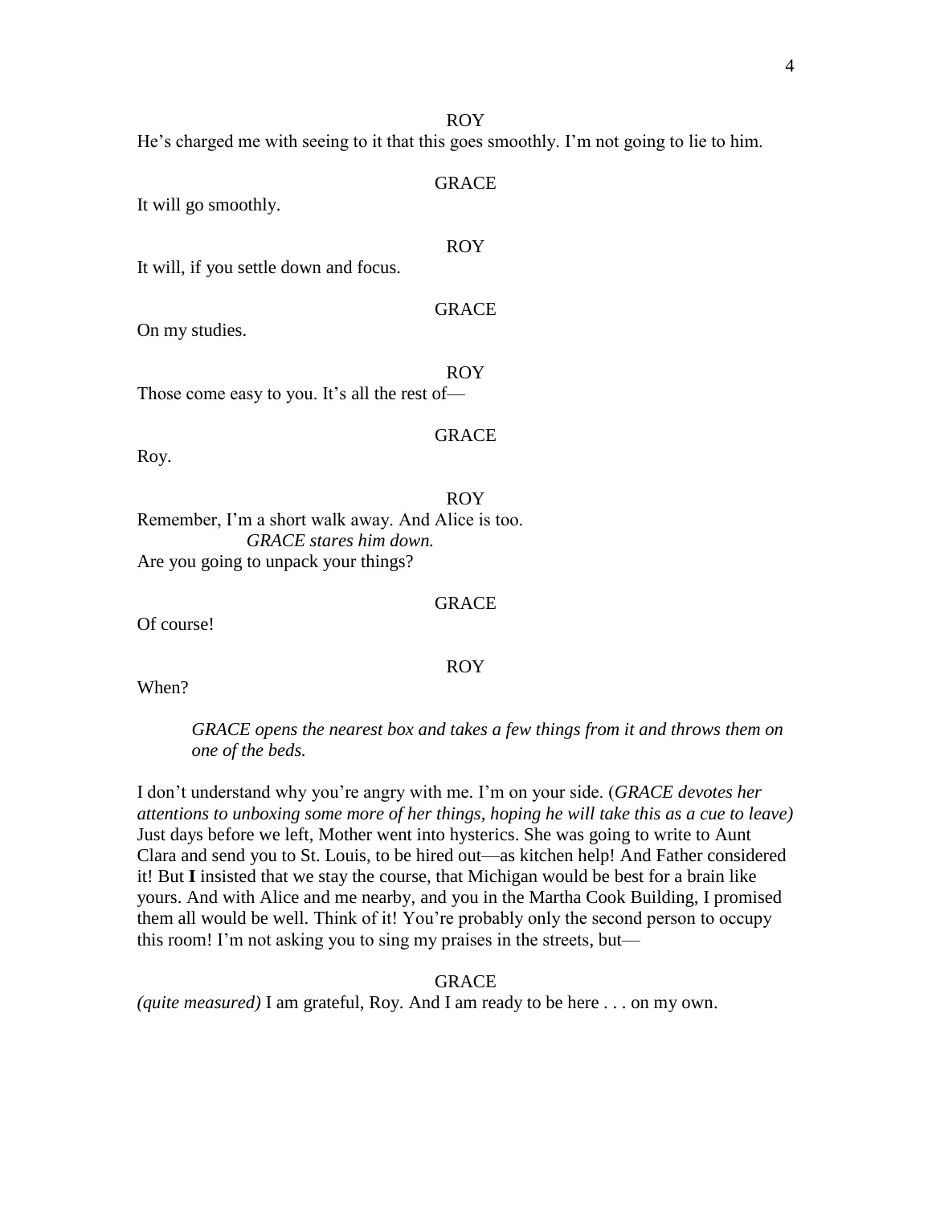ROY

He's charged me with seeing to it that this goes smoothly. I'm not going to lie to him.

GRACE

It will go smoothly.

ROY

It will, if you settle down and focus.

GRACE

On my studies.

ROY

Those come easy to you. It's all the rest of—

GRACE

Roy.

ROY

Remember, I'm a short walk away. And Alice is too.

*GRACE stares him down.*

Are you going to unpack your things?

GRACE

Of course!

ROY

When?

*GRACE opens the nearest box and takes a few things from it and throws them on one of the beds.*

I don't understand why you're angry with me. I'm on your side. (*GRACE devotes her attentions to unboxing some more of her things, hoping he will take this as a cue to leave)* Just days before we left, Mother went into hysterics. She was going to write to Aunt Clara and send you to St. Louis, to be hired out—as kitchen help! And Father considered it! But **I** insisted that we stay the course, that Michigan would be best for a brain like yours. And with Alice and me nearby, and you in the Martha Cook Building, I promised them all would be well. Think of it! You're probably only the second person to occupy this room! I'm not asking you to sing my praises in the streets, but—

GRACE

*(quite measured)* I am grateful, Roy. And I am ready to be here . . . on my own.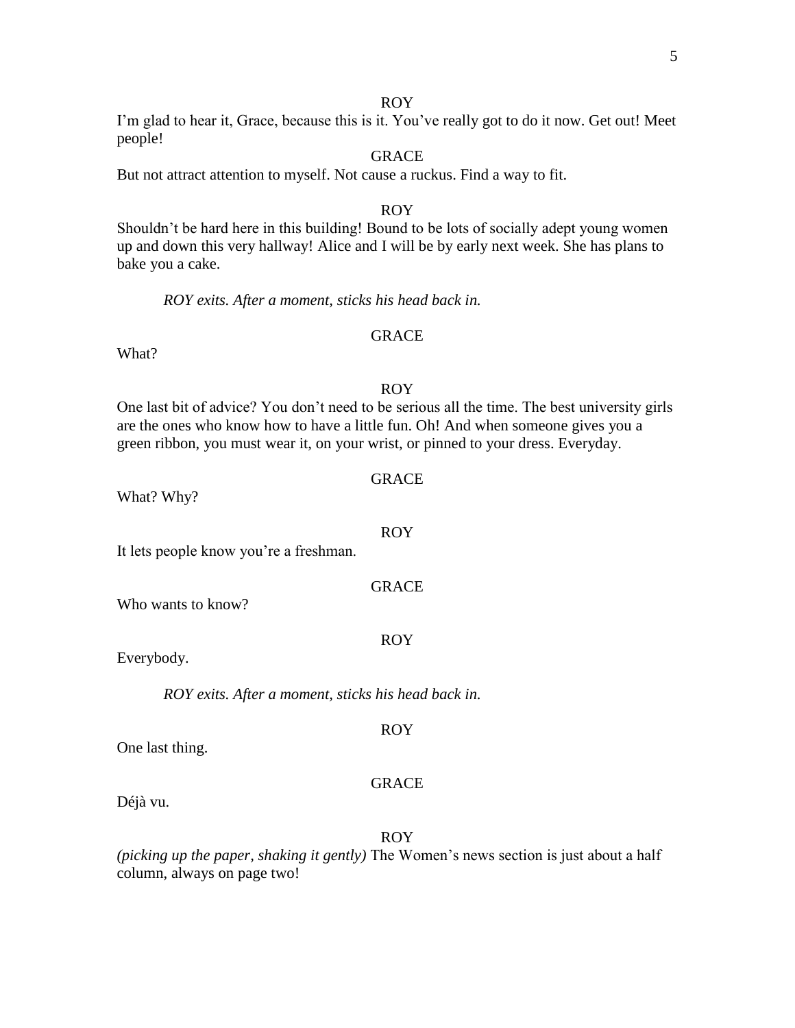ROY

I'm glad to hear it, Grace, because this is it. You've really got to do it now. Get out! Meet people!

GRACE

But not attract attention to myself. Not cause a ruckus. Find a way to fit.

ROY

Shouldn't be hard here in this building! Bound to be lots of socially adept young women up and down this very hallway! Alice and I will be by early next week. She has plans to bake you a cake.

*ROY exits. After a moment, sticks his head back in.*

GRACE

What?

ROY

One last bit of advice? You don't need to be serious all the time. The best university girls are the ones who know how to have a little fun. Oh! And when someone gives you a green ribbon, you must wear it, on your wrist, or pinned to your dress. Everyday.

GRACE

What? Why?

ROY

It lets people know you're a freshman.

GRACE

Who wants to know?

ROY

Everybody.

*ROY exits. After a moment, sticks his head back in.*

ROY

One last thing.

GRACE

Déjà vu.

ROY

*(picking up the paper, shaking it gently)* The Women's news section is just about a half column, always on page two!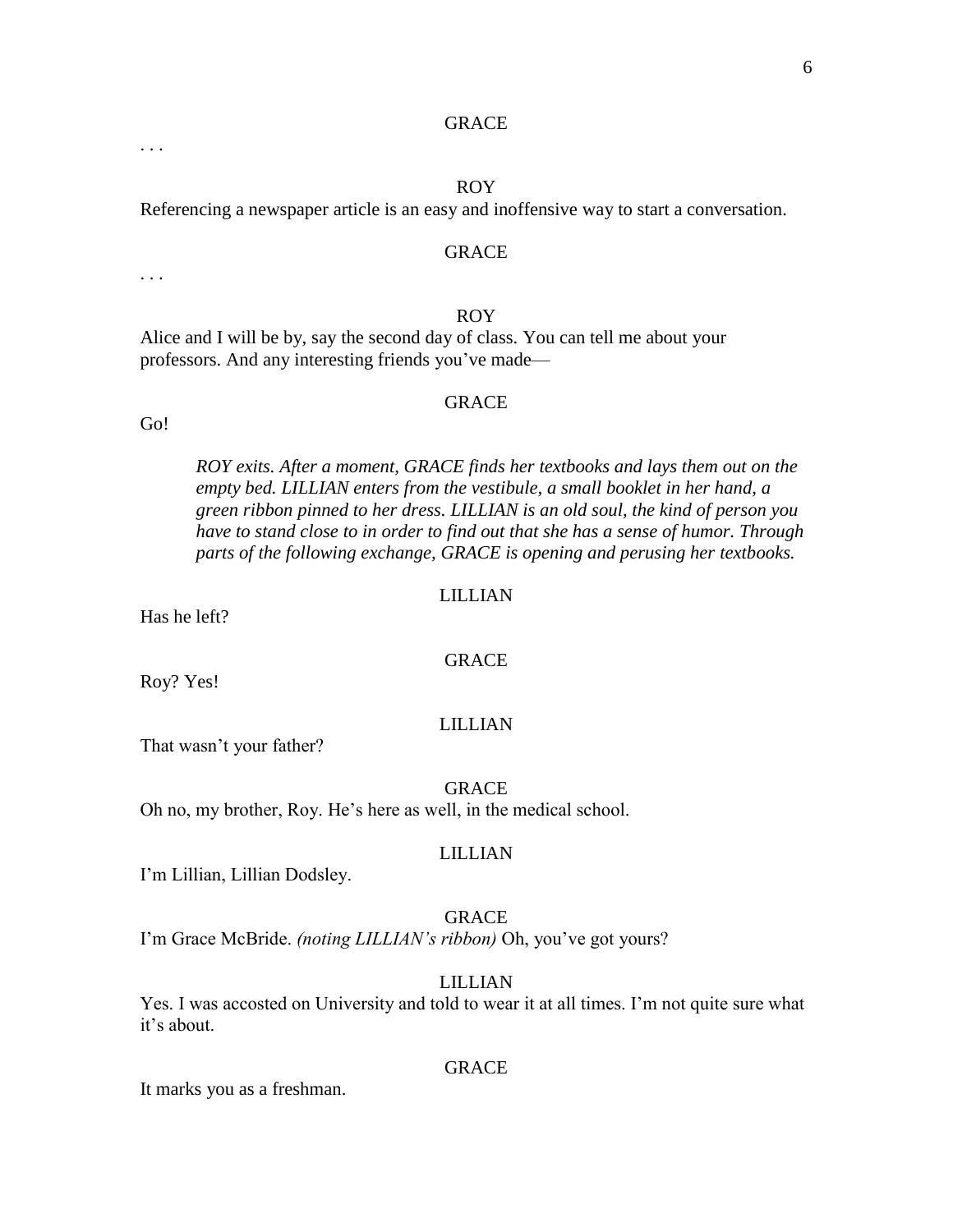GRACE

. . .

ROY

Referencing a newspaper article is an easy and inoffensive way to start a conversation.

GRACE

. . .

ROY

Alice and I will be by, say the second day of class. You can tell me about your professors. And any interesting friends you've made—

GRACE

Go!

*ROY exits. After a moment, GRACE finds her textbooks and lays them out on the empty bed. LILLIAN enters from the vestibule, a small booklet in her hand, a green ribbon pinned to her dress. LILLIAN is an old soul, the kind of person you have to stand close to in order to find out that she has a sense of humor. Through parts of the following exchange, GRACE is opening and perusing her textbooks.*

LILLIAN

Has he left?

GRACE

Roy? Yes!

LILLIAN

That wasn't your father?

GRACE

Oh no, my brother, Roy. He's here as well, in the medical school.

LILLIAN

I'm Lillian, Lillian Dodsley.

GRACE

I'm Grace McBride. *(noting LILLIAN's ribbon)* Oh, you've got yours?

LILLIAN

Yes. I was accosted on University and told to wear it at all times. I'm not quite sure what it's about.

GRACE

It marks you as a freshman.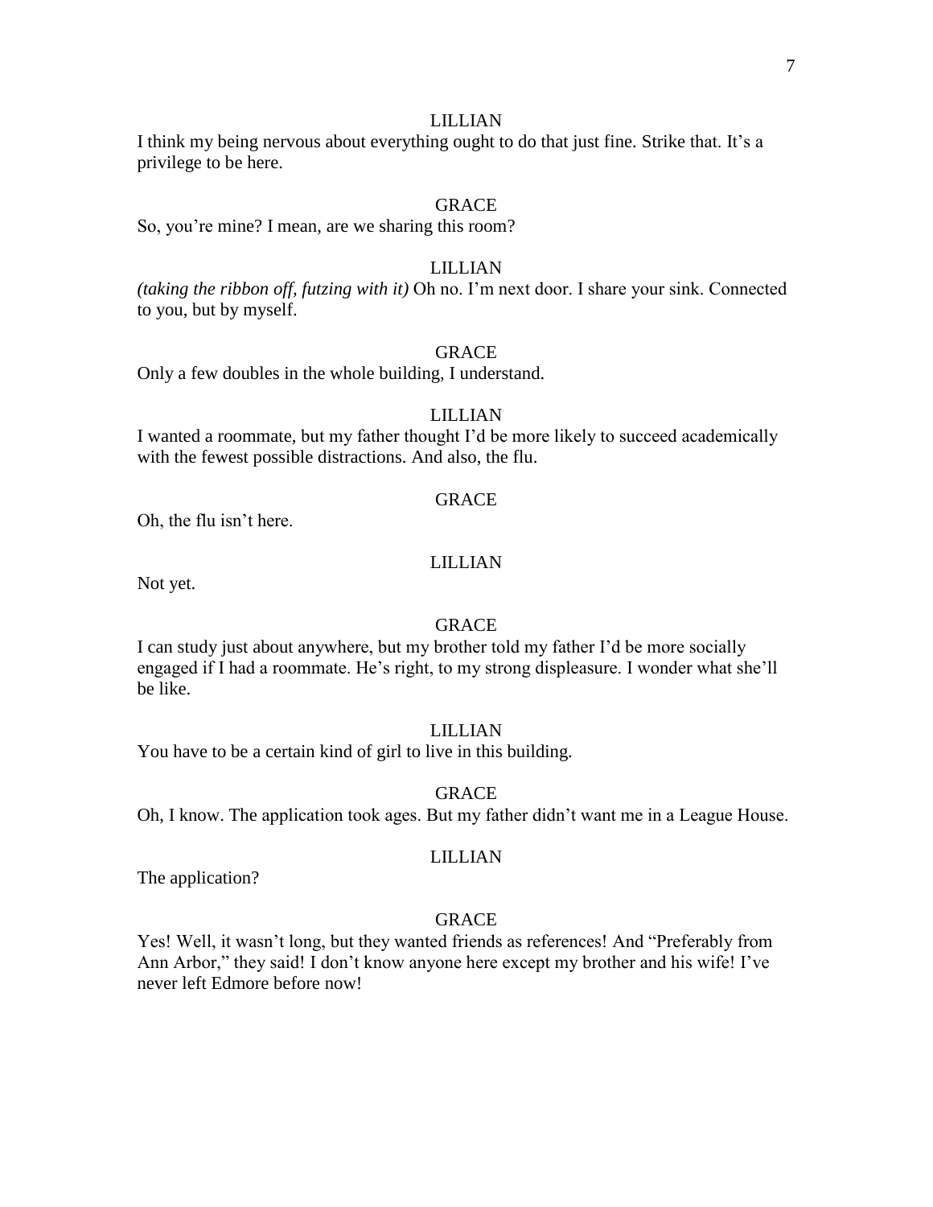LILLIAN

I think my being nervous about everything ought to do that just fine. Strike that. It's a privilege to be here.

GRACE

So, you're mine? I mean, are we sharing this room?

LILLIAN

*(taking the ribbon off, futzing with it)* Oh no. I'm next door. I share your sink. Connected to you, but by myself.

GRACE

Only a few doubles in the whole building, I understand.

LILLIAN

I wanted a roommate, but my father thought I'd be more likely to succeed academically with the fewest possible distractions. And also, the flu.

GRACE

Oh, the flu isn't here.

LILLIAN

Not yet.

GRACE

I can study just about anywhere, but my brother told my father I'd be more socially engaged if I had a roommate. He's right, to my strong displeasure. I wonder what she'll be like.

LILLIAN

You have to be a certain kind of girl to live in this building.

GRACE

Oh, I know. The application took ages. But my father didn't want me in a League House.

LILLIAN

The application?

GRACE

Yes! Well, it wasn't long, but they wanted friends as references! And "Preferably from Ann Arbor," they said! I don't know anyone here except my brother and his wife! I've never left Edmore before now!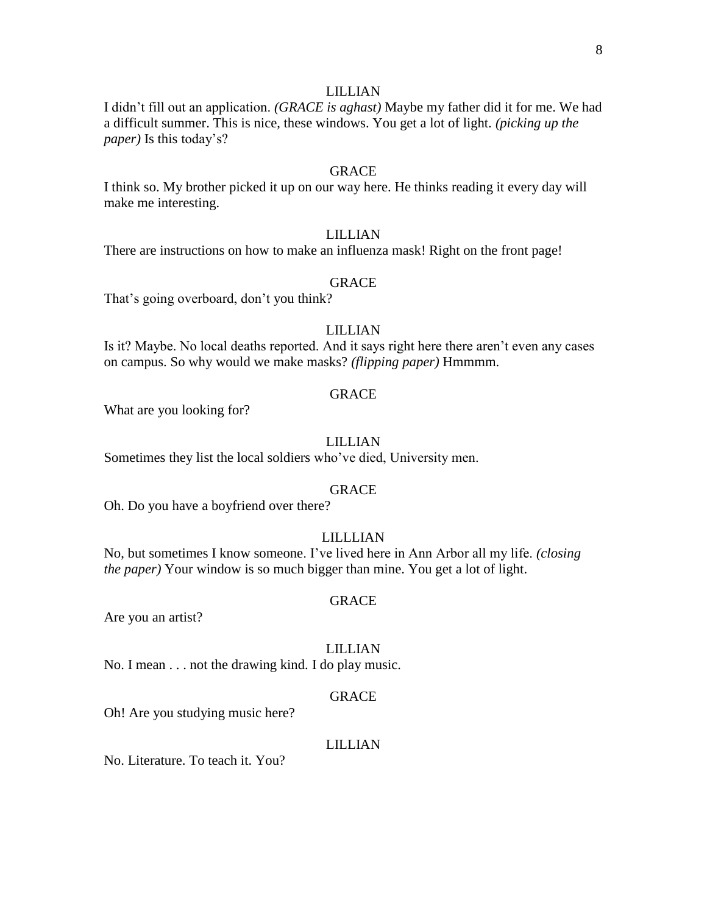LILLIAN

I didn't fill out an application. *(GRACE is aghast)* Maybe my father did it for me. We had a difficult summer. This is nice, these windows. You get a lot of light. *(picking up the paper)* Is this today's?

GRACE

I think so. My brother picked it up on our way here. He thinks reading it every day will make me interesting.

LILLIAN

There are instructions on how to make an influenza mask! Right on the front page!

GRACE

That's going overboard, don't you think?

LILLIAN

Is it? Maybe. No local deaths reported. And it says right here there aren't even any cases on campus. So why would we make masks? *(flipping paper)* Hmmmm.

GRACE

What are you looking for?

LILLIAN

Sometimes they list the local soldiers who've died, University men.

GRACE

Oh. Do you have a boyfriend over there?

LILLLIAN

No, but sometimes I know someone. I've lived here in Ann Arbor all my life. *(closing the paper)* Your window is so much bigger than mine. You get a lot of light.

GRACE

Are you an artist?

LILLIAN

No. I mean . . . not the drawing kind. I do play music.

GRACE

Oh! Are you studying music here?

LILLIAN

No. Literature. To teach it. You?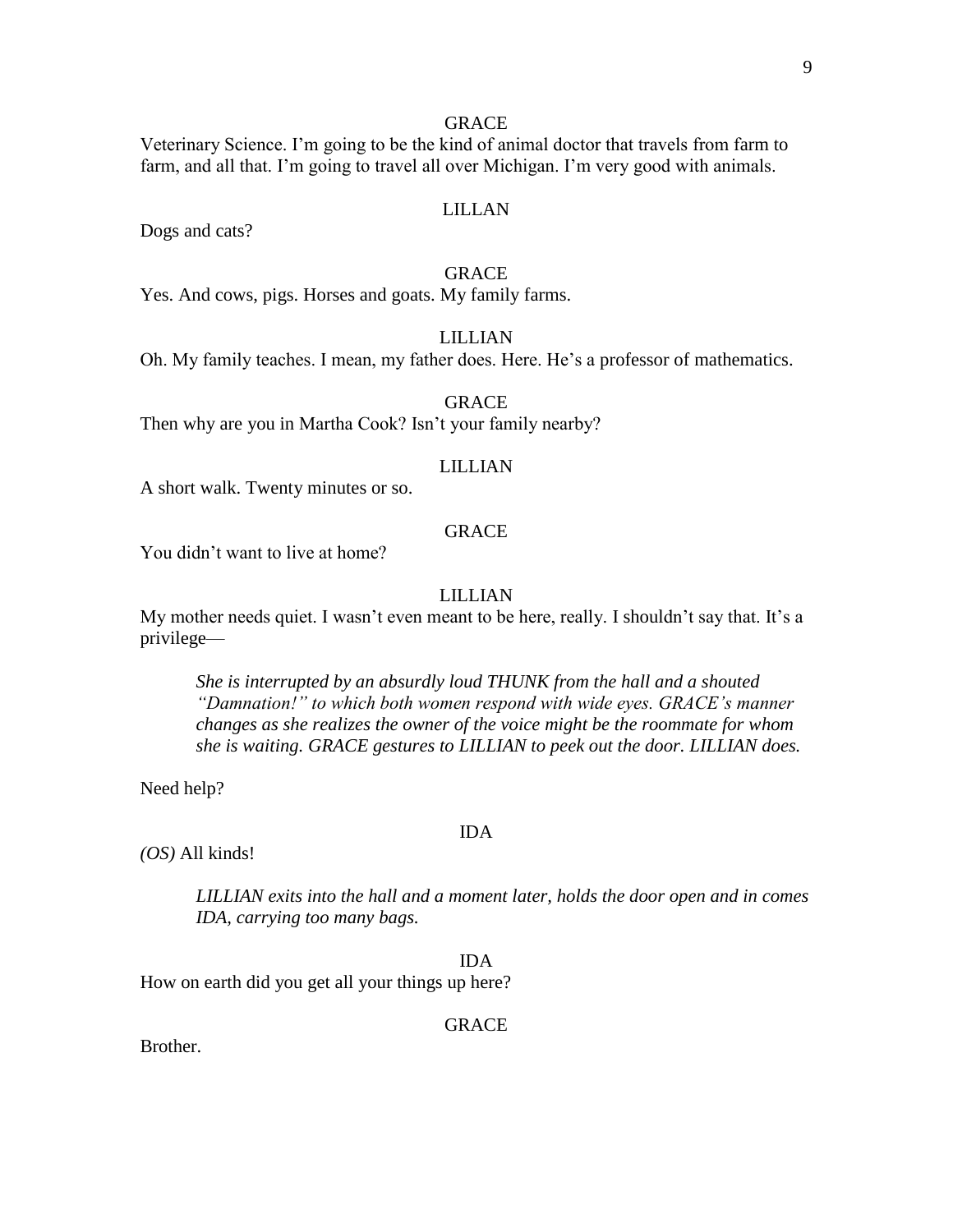GRACE

Veterinary Science. I'm going to be the kind of animal doctor that travels from farm to farm, and all that. I'm going to travel all over Michigan. I'm very good with animals.

LILLAN

Dogs and cats?

GRACE

Yes. And cows, pigs. Horses and goats. My family farms.

LILLIAN

Oh. My family teaches. I mean, my father does. Here. He's a professor of mathematics.

GRACE

Then why are you in Martha Cook? Isn't your family nearby?

LILLIAN

A short walk. Twenty minutes or so.

GRACE

You didn't want to live at home?

LILLIAN

My mother needs quiet. I wasn't even meant to be here, really. I shouldn't say that. It's a privilege—

> *She is interrupted by an absurdly loud THUNK from the hall and a shouted "Damnation!" to which both women respond with wide eyes. GRACE's manner changes as she realizes the owner of the voice might be the roommate for whom she is waiting. GRACE gestures to LILLIAN to peek out the door. LILLIAN does.*

Need help?

IDA

*(OS)* All kinds!

> *LILLIAN exits into the hall and a moment later, holds the door open and in comes IDA, carrying too many bags.*

IDA

How on earth did you get all your things up here?

GRACE

Brother.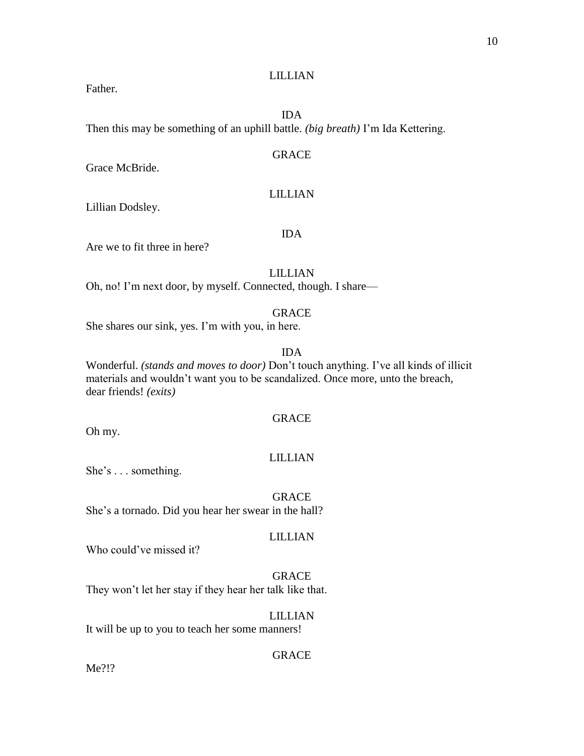LILLIAN

Father.

IDA

Then this may be something of an uphill battle. *(big breath)* I'm Ida Kettering.

GRACE

Grace McBride.

LILLIAN

Lillian Dodsley.

IDA

Are we to fit three in here?

LILLIAN

Oh, no! I'm next door, by myself. Connected, though. I share—

GRACE

She shares our sink, yes. I'm with you, in here.

IDA

Wonderful. *(stands and moves to door)* Don't touch anything. I've all kinds of illicit materials and wouldn't want you to be scandalized. Once more, unto the breach, dear friends! *(exits)*

GRACE

Oh my.

LILLIAN

She's . . . something.

GRACE

She's a tornado. Did you hear her swear in the hall?

LILLIAN

Who could've missed it?

GRACE

They won't let her stay if they hear her talk like that.

LILLIAN

It will be up to you to teach her some manners!

GRACE

Me?!?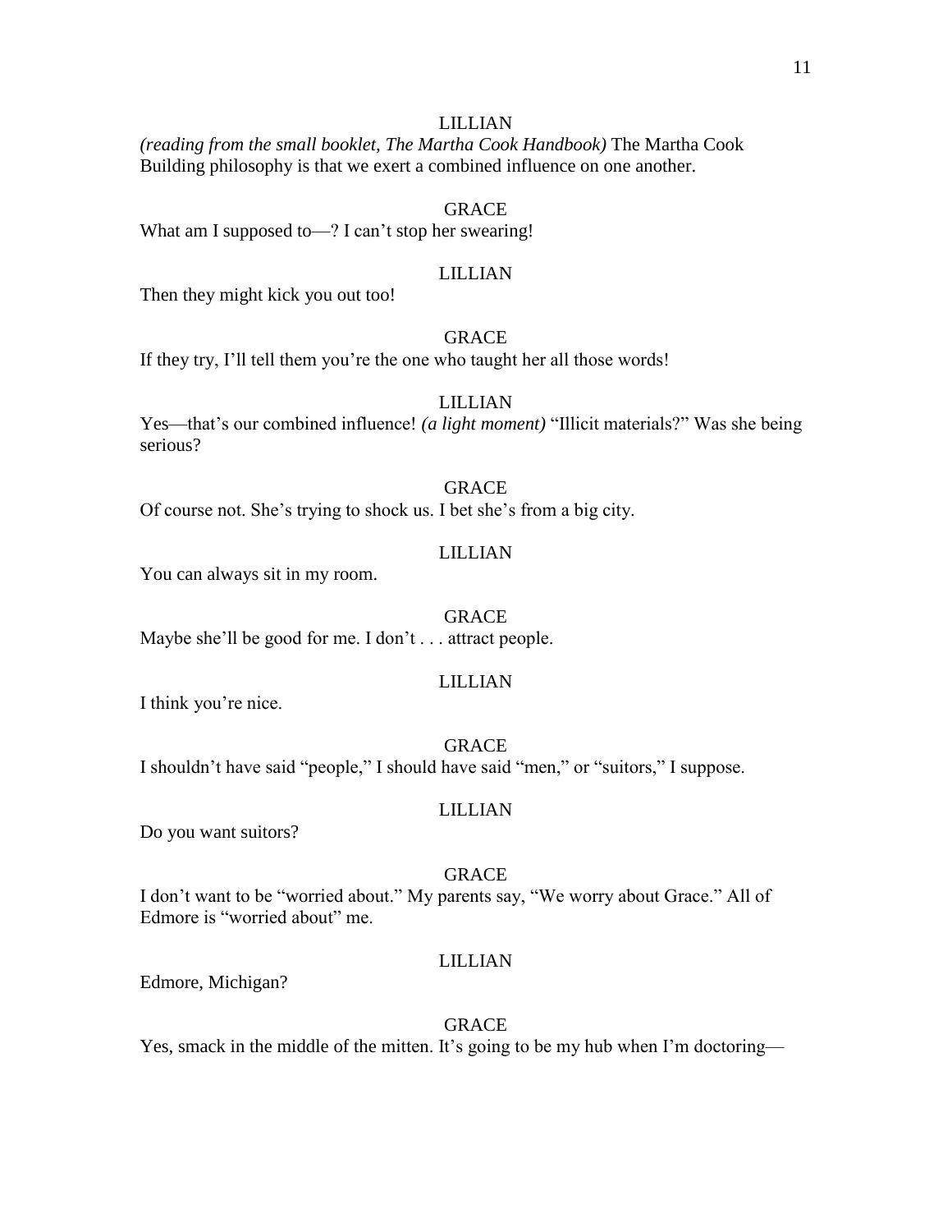LILLIAN

*(reading from the small booklet, The Martha Cook Handbook)* The Martha Cook Building philosophy is that we exert a combined influence on one another.

GRACE

What am I supposed to—? I can't stop her swearing!

LILLIAN

Then they might kick you out too!

GRACE

If they try, I'll tell them you're the one who taught her all those words!

LILLIAN

Yes—that's our combined influence! *(a light moment)* "Illicit materials?" Was she being serious?

GRACE

Of course not. She's trying to shock us. I bet she's from a big city.

LILLIAN

You can always sit in my room.

GRACE

Maybe she'll be good for me. I don't . . . attract people.

LILLIAN

I think you're nice.

GRACE

I shouldn't have said "people," I should have said "men," or "suitors," I suppose.

LILLIAN

Do you want suitors?

GRACE

I don't want to be "worried about." My parents say, "We worry about Grace." All of Edmore is "worried about" me.

LILLIAN

Edmore, Michigan?

GRACE

Yes, smack in the middle of the mitten. It's going to be my hub when I'm doctoring—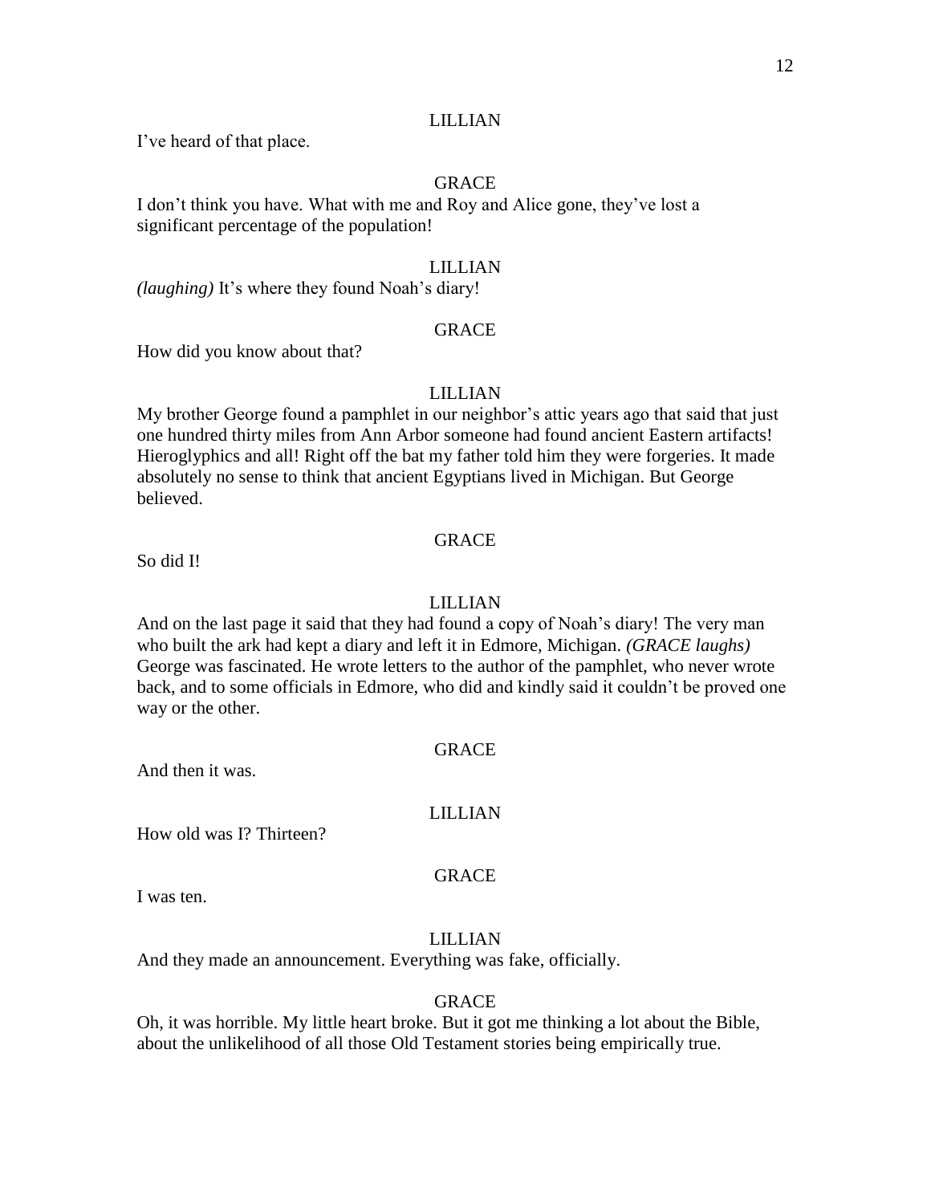LILLIAN

I've heard of that place.

GRACE

I don't think you have. What with me and Roy and Alice gone, they've lost a significant percentage of the population!

LILLIAN

*(laughing)* It's where they found Noah's diary!

GRACE

How did you know about that?

LILLIAN

My brother George found a pamphlet in our neighbor's attic years ago that said that just one hundred thirty miles from Ann Arbor someone had found ancient Eastern artifacts! Hieroglyphics and all! Right off the bat my father told him they were forgeries. It made absolutely no sense to think that ancient Egyptians lived in Michigan. But George believed.

GRACE

So did I!

LILLIAN

And on the last page it said that they had found a copy of Noah's diary! The very man who built the ark had kept a diary and left it in Edmore, Michigan. *(GRACE laughs)* George was fascinated. He wrote letters to the author of the pamphlet, who never wrote back, and to some officials in Edmore, who did and kindly said it couldn't be proved one way or the other.

GRACE

And then it was.

LILLIAN

How old was I? Thirteen?

GRACE

I was ten.

LILLIAN

And they made an announcement. Everything was fake, officially.

GRACE

Oh, it was horrible. My little heart broke. But it got me thinking a lot about the Bible, about the unlikelihood of all those Old Testament stories being empirically true.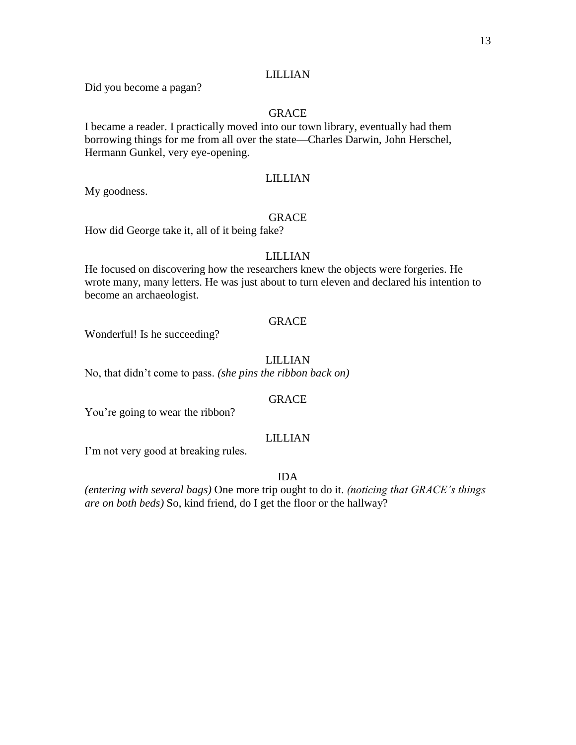LILLIAN

Did you become a pagan?

GRACE

I became a reader. I practically moved into our town library, eventually had them borrowing things for me from all over the state—Charles Darwin, John Herschel, Hermann Gunkel, very eye-opening.

LILLIAN

My goodness.

GRACE

How did George take it, all of it being fake?

LILLIAN

He focused on discovering how the researchers knew the objects were forgeries. He wrote many, many letters. He was just about to turn eleven and declared his intention to become an archaeologist.

GRACE

Wonderful! Is he succeeding?

LILLIAN

No, that didn't come to pass. *(she pins the ribbon back on)*

GRACE

You're going to wear the ribbon?

LILLIAN

I'm not very good at breaking rules.

IDA

*(entering with several bags)* One more trip ought to do it. *(noticing that GRACE's things are on both beds)* So, kind friend, do I get the floor or the hallway?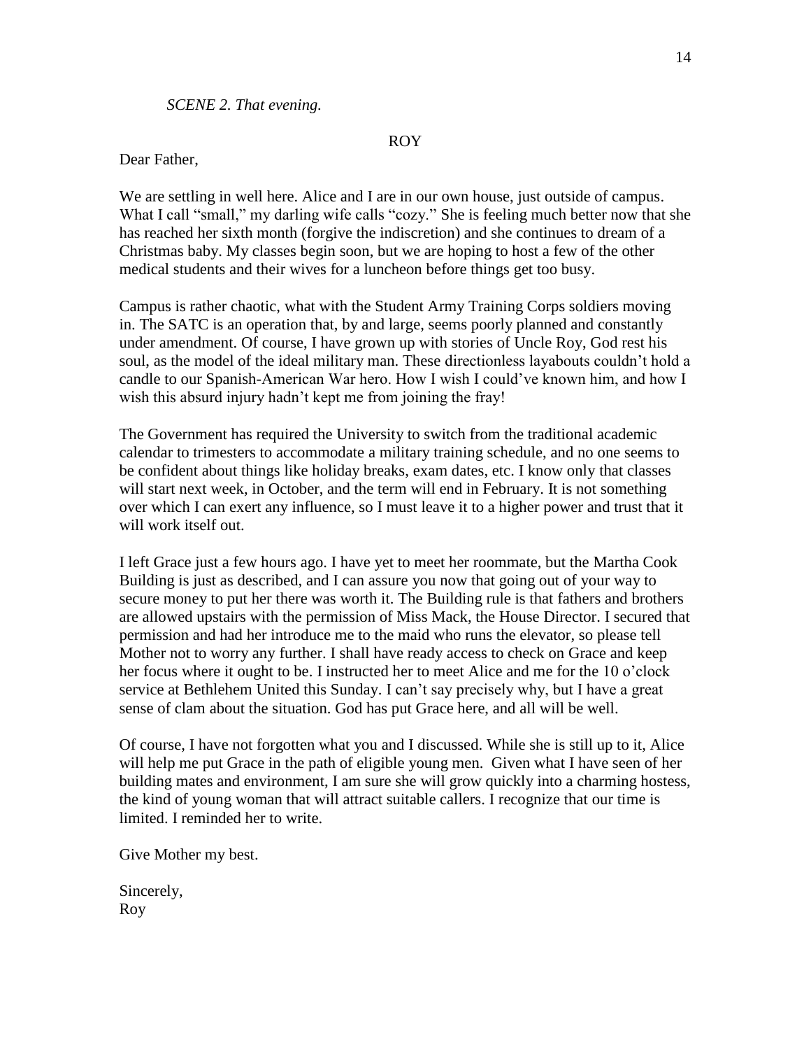*SCENE 2. That evening.*

ROY

Dear Father,

We are settling in well here. Alice and I are in our own house, just outside of campus. What I call "small," my darling wife calls "cozy." She is feeling much better now that she has reached her sixth month (forgive the indiscretion) and she continues to dream of a Christmas baby. My classes begin soon, but we are hoping to host a few of the other medical students and their wives for a luncheon before things get too busy.

Campus is rather chaotic, what with the Student Army Training Corps soldiers moving in. The SATC is an operation that, by and large, seems poorly planned and constantly under amendment. Of course, I have grown up with stories of Uncle Roy, God rest his soul, as the model of the ideal military man. These directionless layabouts couldn't hold a candle to our Spanish-American War hero. How I wish I could've known him, and how I wish this absurd injury hadn't kept me from joining the fray!

The Government has required the University to switch from the traditional academic calendar to trimesters to accommodate a military training schedule, and no one seems to be confident about things like holiday breaks, exam dates, etc. I know only that classes will start next week, in October, and the term will end in February. It is not something over which I can exert any influence, so I must leave it to a higher power and trust that it will work itself out.

I left Grace just a few hours ago. I have yet to meet her roommate, but the Martha Cook Building is just as described, and I can assure you now that going out of your way to secure money to put her there was worth it. The Building rule is that fathers and brothers are allowed upstairs with the permission of Miss Mack, the House Director. I secured that permission and had her introduce me to the maid who runs the elevator, so please tell Mother not to worry any further. I shall have ready access to check on Grace and keep her focus where it ought to be. I instructed her to meet Alice and me for the 10 o'clock service at Bethlehem United this Sunday. I can't say precisely why, but I have a great sense of clam about the situation. God has put Grace here, and all will be well.

Of course, I have not forgotten what you and I discussed. While she is still up to it, Alice will help me put Grace in the path of eligible young men. Given what I have seen of her building mates and environment, I am sure she will grow quickly into a charming hostess, the kind of young woman that will attract suitable callers. I recognize that our time is limited. I reminded her to write.

Give Mother my best.

Sincerely,
Roy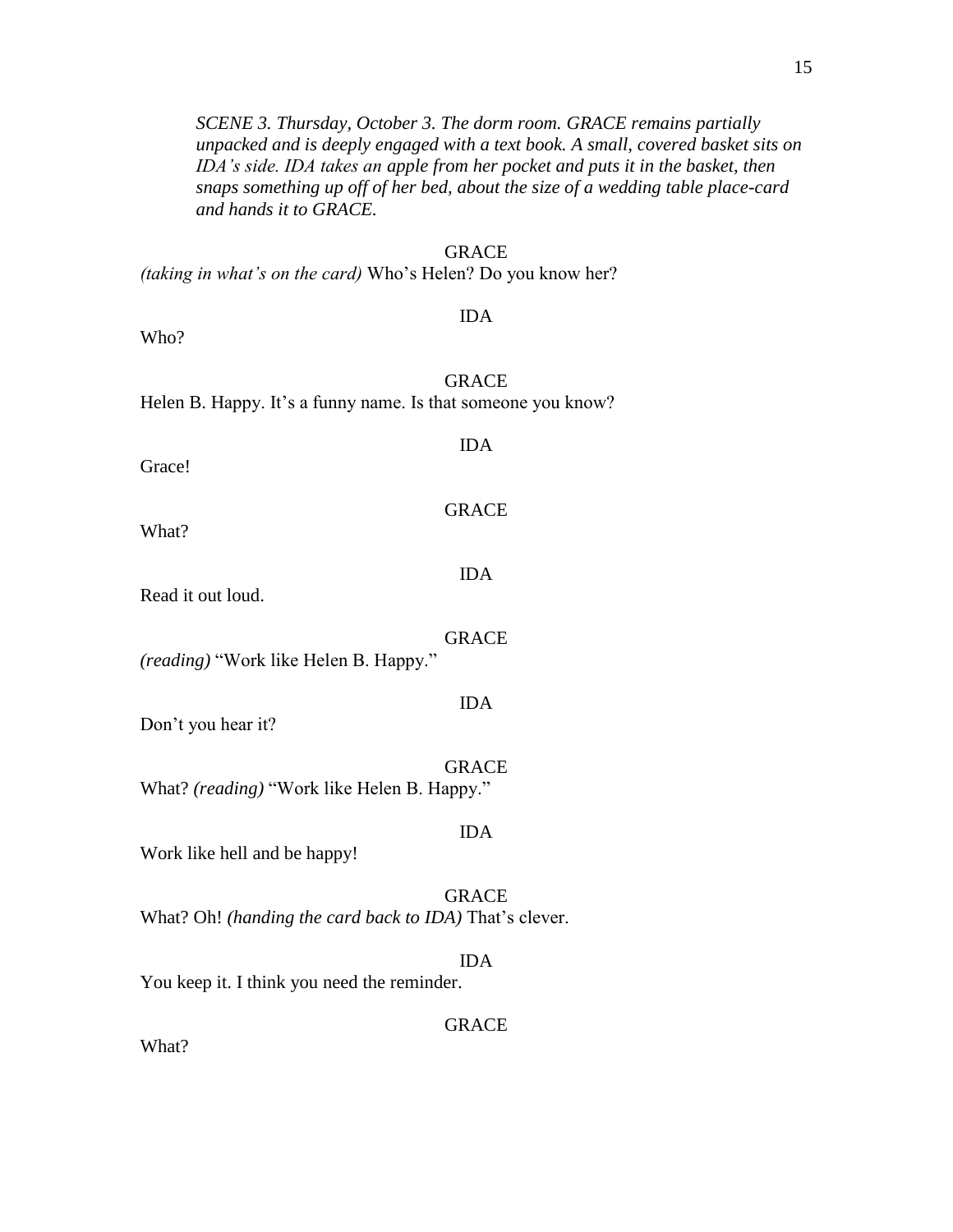*SCENE 3. Thursday, October 3. The dorm room. GRACE remains partially unpacked and is deeply engaged with a text book. A small, covered basket sits on IDA's side. IDA takes an apple from her pocket and puts it in the basket, then snaps something up off of her bed, about the size of a wedding table place-card and hands it to GRACE.*

GRACE

*(taking in what's on the card)* Who's Helen? Do you know her?

IDA

Who?

GRACE

Helen B. Happy. It's a funny name. Is that someone you know?

IDA

Grace!

GRACE

What?

IDA

Read it out loud.

GRACE

*(reading)* "Work like Helen B. Happy."

IDA

Don't you hear it?

GRACE

What? *(reading)* "Work like Helen B. Happy."

IDA

Work like hell and be happy!

GRACE

What? Oh! *(handing the card back to IDA)* That's clever.

IDA

You keep it. I think you need the reminder.

GRACE

What?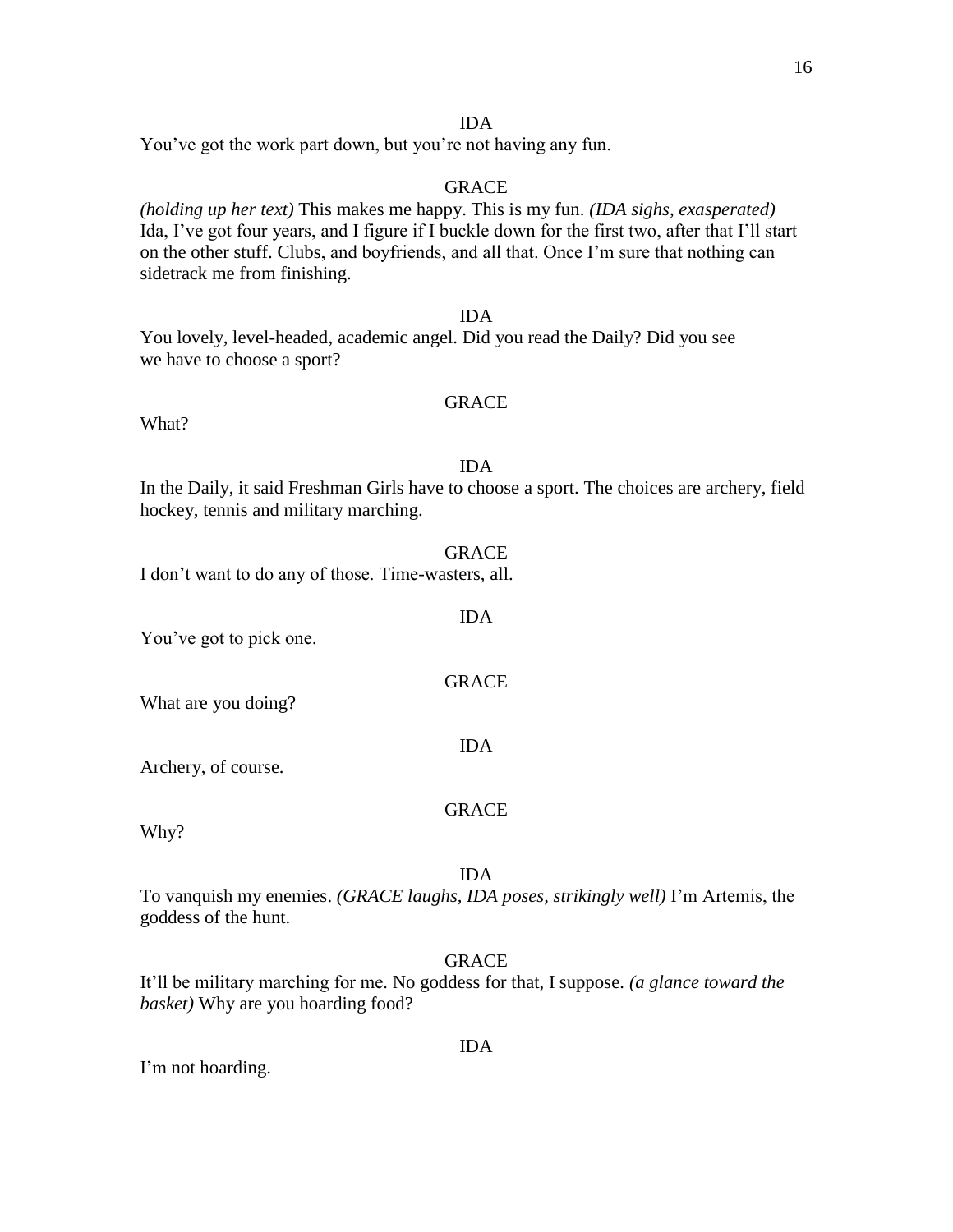IDA

You've got the work part down, but you're not having any fun.

GRACE

*(holding up her text)* This makes me happy. This is my fun. *(IDA sighs, exasperated)* Ida, I've got four years, and I figure if I buckle down for the first two, after that I'll start on the other stuff. Clubs, and boyfriends, and all that. Once I'm sure that nothing can sidetrack me from finishing.

IDA

You lovely, level-headed, academic angel. Did you read the Daily? Did you see we have to choose a sport?

GRACE

What?

IDA

In the Daily, it said Freshman Girls have to choose a sport. The choices are archery, field hockey, tennis and military marching.

GRACE

I don't want to do any of those. Time-wasters, all.

IDA

You've got to pick one.

GRACE

What are you doing?

IDA

Archery, of course.

GRACE

Why?

IDA

To vanquish my enemies. *(GRACE laughs, IDA poses, strikingly well)* I'm Artemis, the goddess of the hunt.

GRACE

It'll be military marching for me. No goddess for that, I suppose. *(a glance toward the basket)* Why are you hoarding food?

IDA

I'm not hoarding.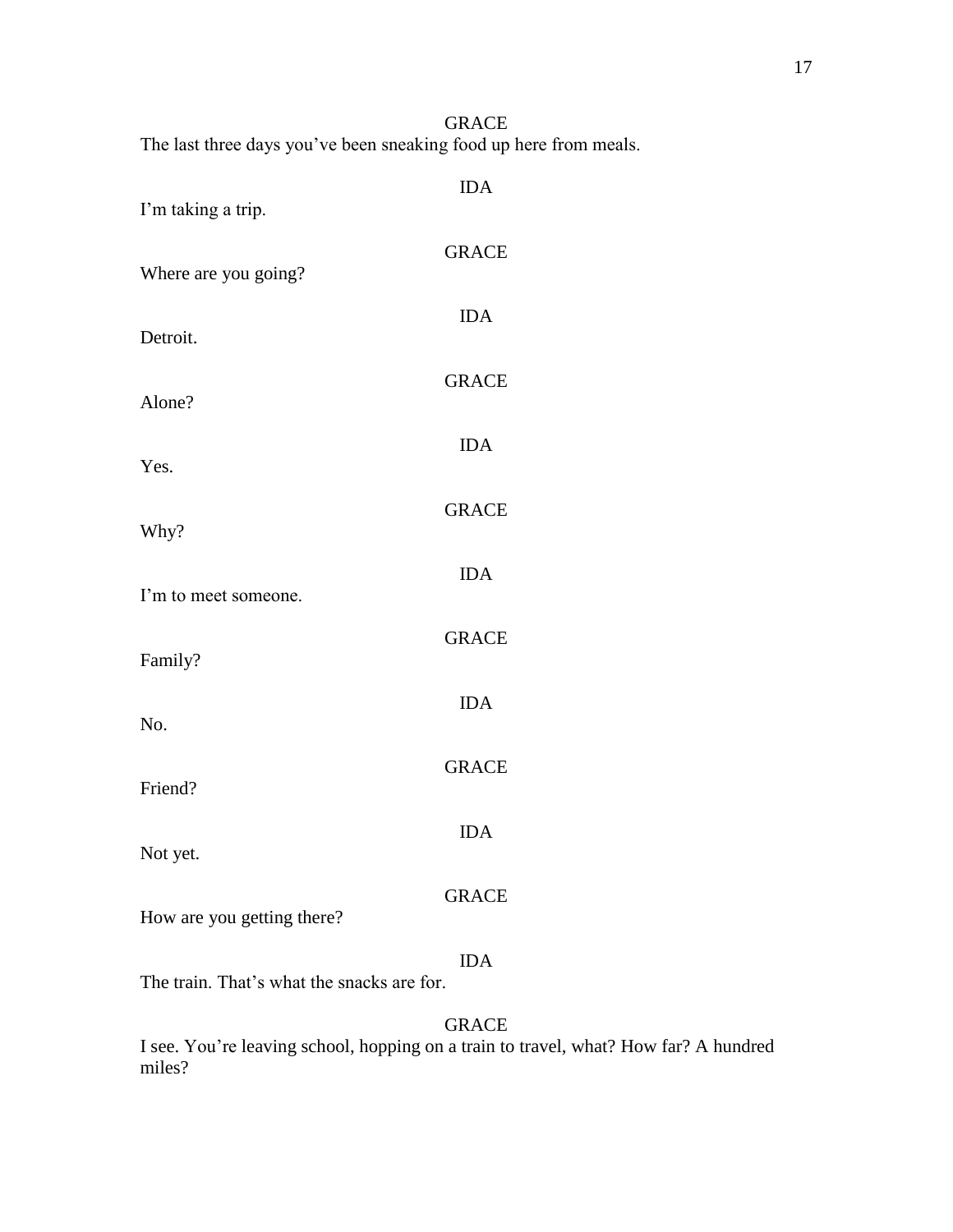GRACE

The last three days you've been sneaking food up here from meals.

IDA

I'm taking a trip.

GRACE

Where are you going?

IDA

Detroit.

GRACE

Alone?

IDA

Yes.

GRACE

Why?

IDA

I'm to meet someone.

GRACE

Family?

IDA

No.

GRACE

Friend?

IDA

Not yet.

GRACE

How are you getting there?

IDA

The train. That's what the snacks are for.

GRACE

I see. You're leaving school, hopping on a train to travel, what? How far? A hundred miles?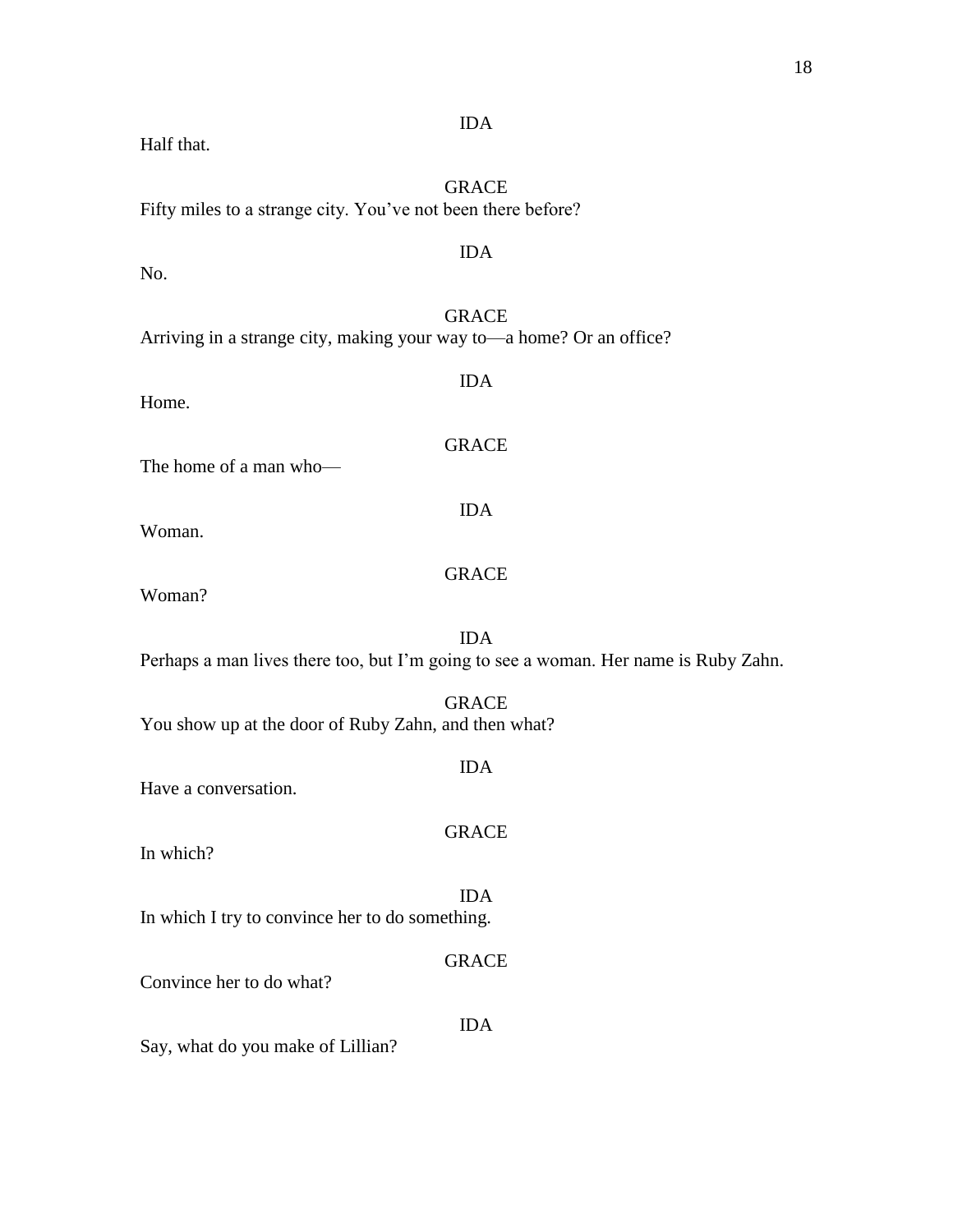IDA

Half that.

GRACE

Fifty miles to a strange city. You've not been there before?

IDA

No.

GRACE

Arriving in a strange city, making your way to—a home? Or an office?

IDA

Home.

GRACE

The home of a man who—

IDA

Woman.

GRACE

Woman?

IDA

Perhaps a man lives there too, but I'm going to see a woman. Her name is Ruby Zahn.

GRACE

You show up at the door of Ruby Zahn, and then what?

IDA

Have a conversation.

GRACE

In which?

IDA

In which I try to convince her to do something.

GRACE

Convince her to do what?

IDA

Say, what do you make of Lillian?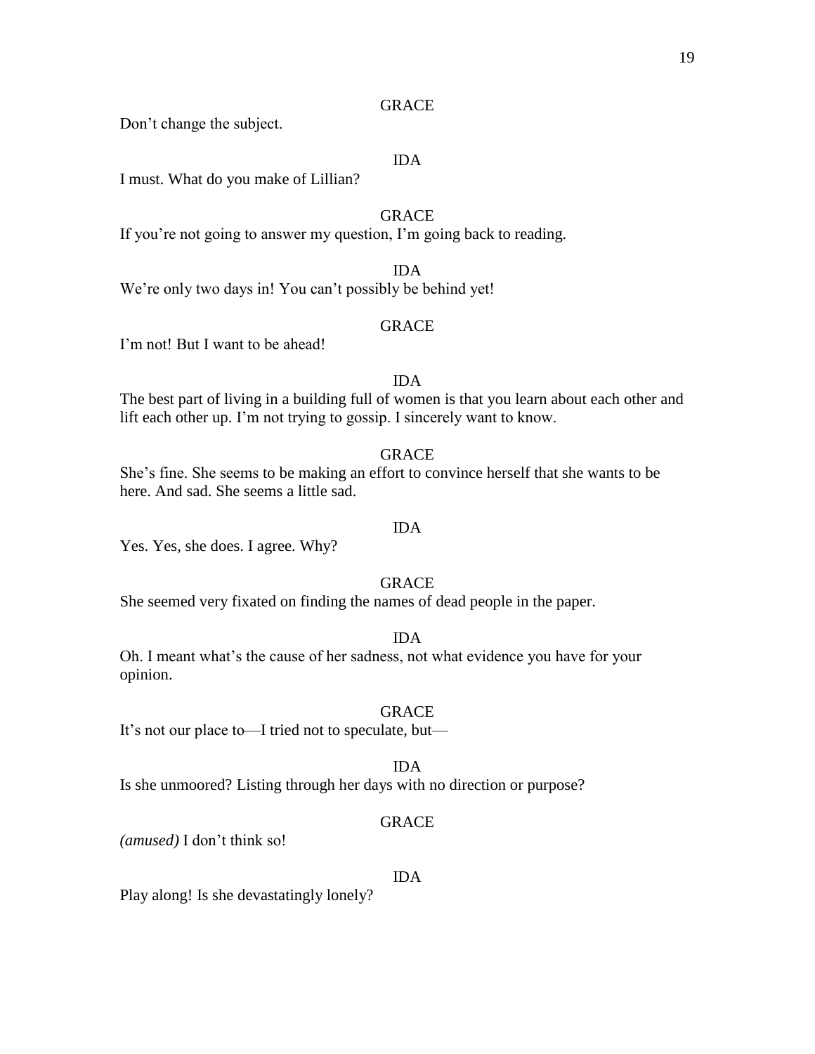GRACE

Don't change the subject.

IDA

I must. What do you make of Lillian?

GRACE

If you're not going to answer my question, I'm going back to reading.

IDA

We're only two days in! You can't possibly be behind yet!

GRACE

I'm not! But I want to be ahead!

IDA

The best part of living in a building full of women is that you learn about each other and lift each other up. I'm not trying to gossip. I sincerely want to know.

GRACE

She's fine. She seems to be making an effort to convince herself that she wants to be here. And sad. She seems a little sad.

IDA

Yes. Yes, she does. I agree. Why?

GRACE

She seemed very fixated on finding the names of dead people in the paper.

IDA

Oh. I meant what's the cause of her sadness, not what evidence you have for your opinion.

GRACE

It's not our place to—I tried not to speculate, but—

IDA

Is she unmoored? Listing through her days with no direction or purpose?

GRACE

*(amused)* I don't think so!

IDA

Play along! Is she devastatingly lonely?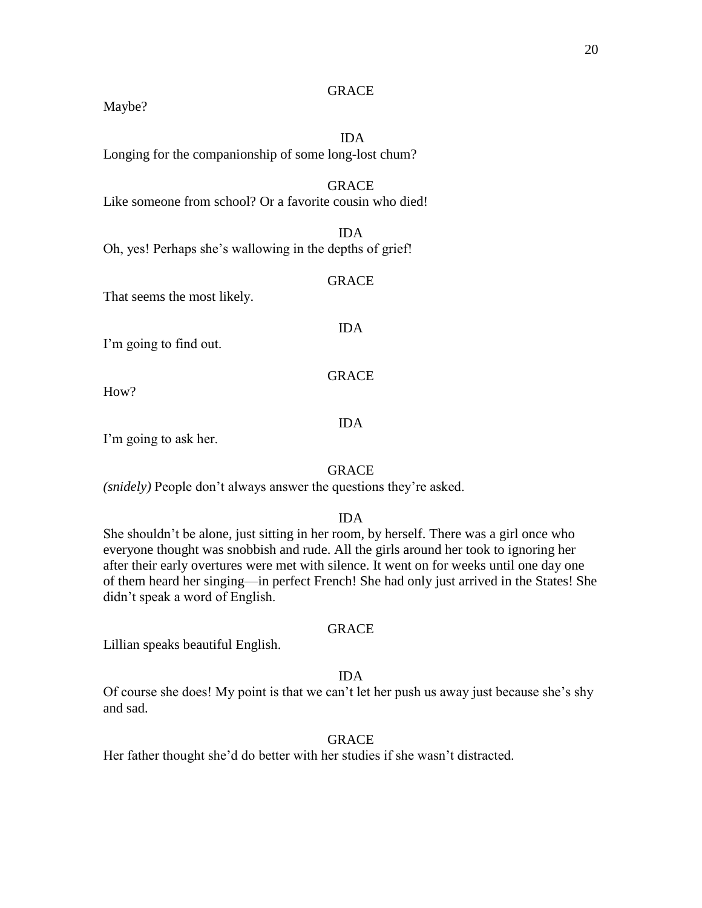GRACE

Maybe?

IDA

Longing for the companionship of some long-lost chum?

GRACE

Like someone from school? Or a favorite cousin who died!

IDA

Oh, yes! Perhaps she's wallowing in the depths of grief!

GRACE

That seems the most likely.

IDA

I'm going to find out.

GRACE

How?

IDA

I'm going to ask her.

GRACE

*(snidely)* People don't always answer the questions they're asked.

IDA

She shouldn't be alone, just sitting in her room, by herself. There was a girl once who everyone thought was snobbish and rude. All the girls around her took to ignoring her after their early overtures were met with silence. It went on for weeks until one day one of them heard her singing—in perfect French! She had only just arrived in the States! She didn't speak a word of English.

GRACE

Lillian speaks beautiful English.

IDA

Of course she does! My point is that we can't let her push us away just because she's shy and sad.

GRACE

Her father thought she'd do better with her studies if she wasn't distracted.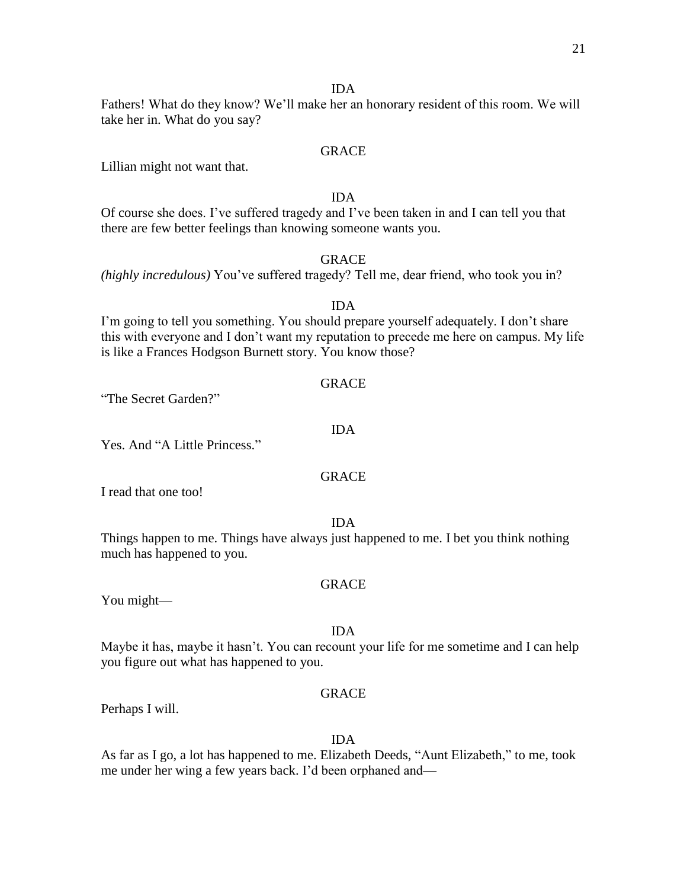IDA

Fathers! What do they know? We'll make her an honorary resident of this room. We will take her in. What do you say?

GRACE

Lillian might not want that.

IDA

Of course she does. I've suffered tragedy and I've been taken in and I can tell you that there are few better feelings than knowing someone wants you.

GRACE

*(highly incredulous)* You've suffered tragedy? Tell me, dear friend, who took you in?

IDA

I'm going to tell you something. You should prepare yourself adequately. I don't share this with everyone and I don't want my reputation to precede me here on campus. My life is like a Frances Hodgson Burnett story. You know those?

GRACE

"The Secret Garden?"

IDA

Yes. And "A Little Princess."

GRACE

I read that one too!

IDA

Things happen to me. Things have always just happened to me. I bet you think nothing much has happened to you.

GRACE

You might—

IDA

Maybe it has, maybe it hasn't. You can recount your life for me sometime and I can help you figure out what has happened to you.

GRACE

Perhaps I will.

IDA

As far as I go, a lot has happened to me. Elizabeth Deeds, "Aunt Elizabeth," to me, took me under her wing a few years back. I'd been orphaned and—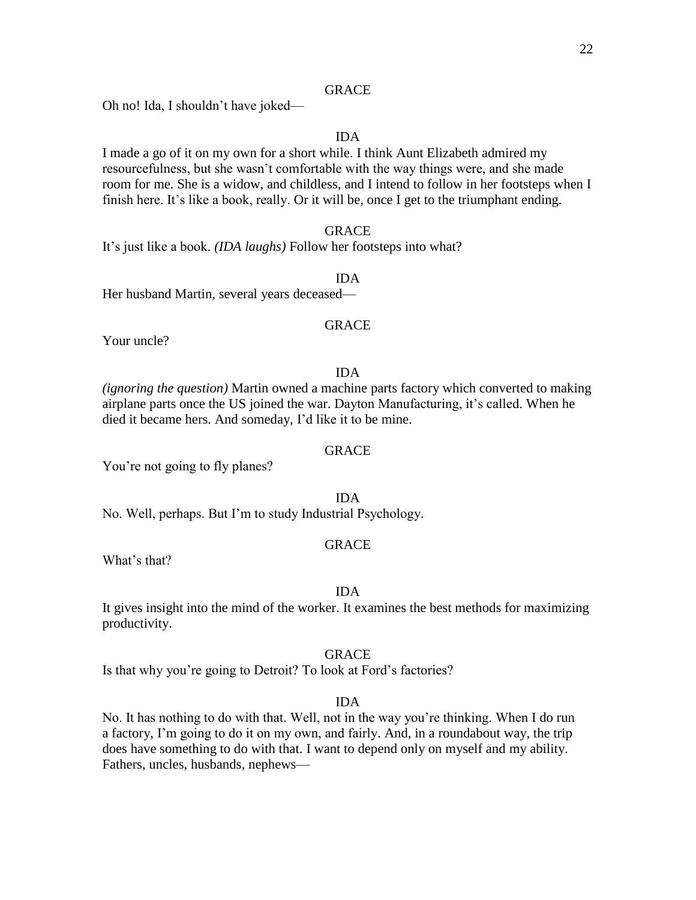GRACE

Oh no! Ida, I shouldn't have joked—

IDA

I made a go of it on my own for a short while. I think Aunt Elizabeth admired my resourcefulness, but she wasn't comfortable with the way things were, and she made room for me. She is a widow, and childless, and I intend to follow in her footsteps when I finish here. It's like a book, really. Or it will be, once I get to the triumphant ending.

GRACE

It's just like a book. *(IDA laughs)* Follow her footsteps into what?

IDA

Her husband Martin, several years deceased—

GRACE

Your uncle?

IDA

*(ignoring the question)* Martin owned a machine parts factory which converted to making airplane parts once the US joined the war. Dayton Manufacturing, it's called. When he died it became hers. And someday, I'd like it to be mine.

GRACE

You're not going to fly planes?

IDA

No. Well, perhaps. But I'm to study Industrial Psychology.

GRACE

What's that?

IDA

It gives insight into the mind of the worker. It examines the best methods for maximizing productivity.

GRACE

Is that why you're going to Detroit? To look at Ford's factories?

IDA

No. It has nothing to do with that. Well, not in the way you're thinking. When I do run a factory, I'm going to do it on my own, and fairly. And, in a roundabout way, the trip does have something to do with that. I want to depend only on myself and my ability. Fathers, uncles, husbands, nephews—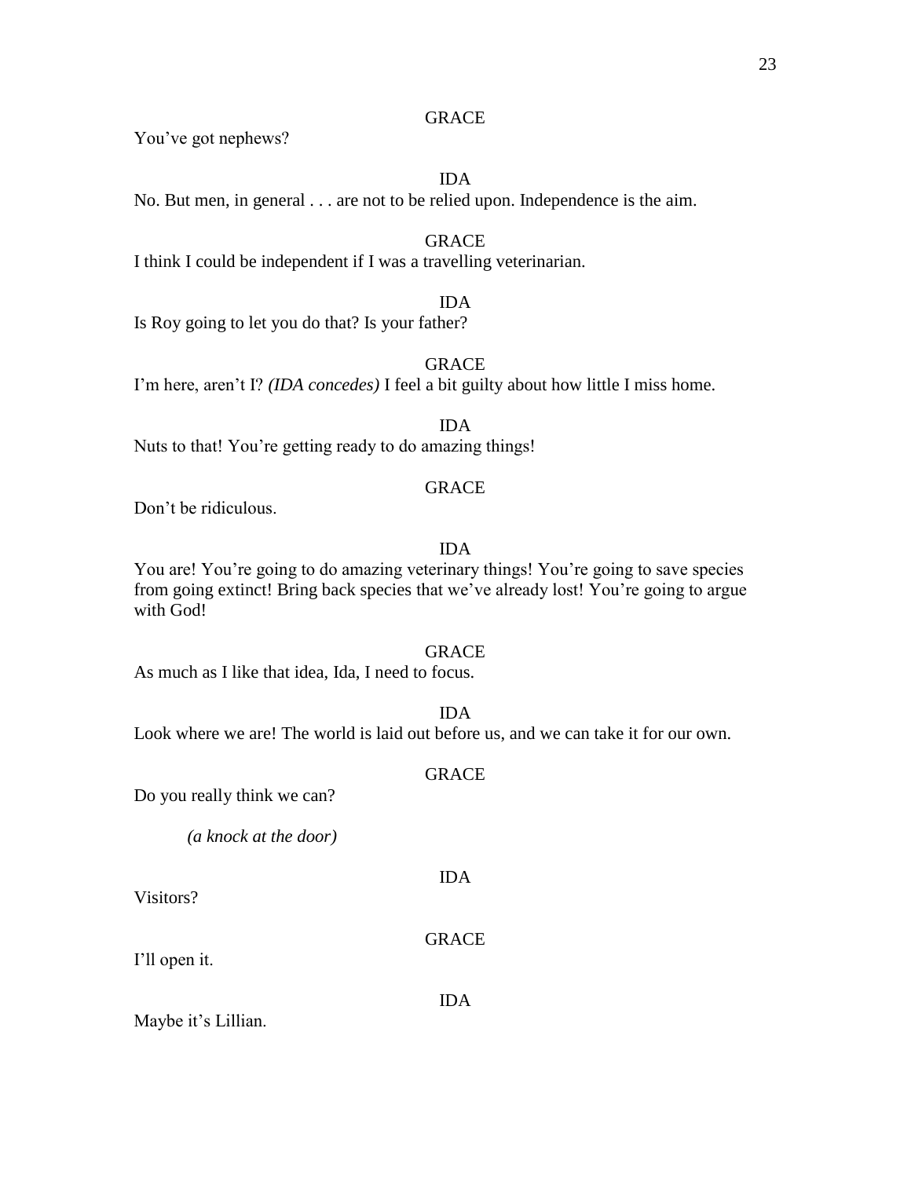GRACE

You've got nephews?

IDA

No. But men, in general . . . are not to be relied upon. Independence is the aim.

GRACE

I think I could be independent if I was a travelling veterinarian.

IDA

Is Roy going to let you do that? Is your father?

GRACE

I'm here, aren't I? *(IDA concedes)* I feel a bit guilty about how little I miss home.

IDA

Nuts to that! You're getting ready to do amazing things!

GRACE

Don't be ridiculous.

IDA

You are! You're going to do amazing veterinary things! You're going to save species from going extinct! Bring back species that we've already lost! You're going to argue with God!

GRACE

As much as I like that idea, Ida, I need to focus.

IDA

Look where we are! The world is laid out before us, and we can take it for our own.

GRACE

Do you really think we can?

*(a knock at the door)*

IDA

Visitors?

GRACE

I'll open it.

IDA

Maybe it's Lillian.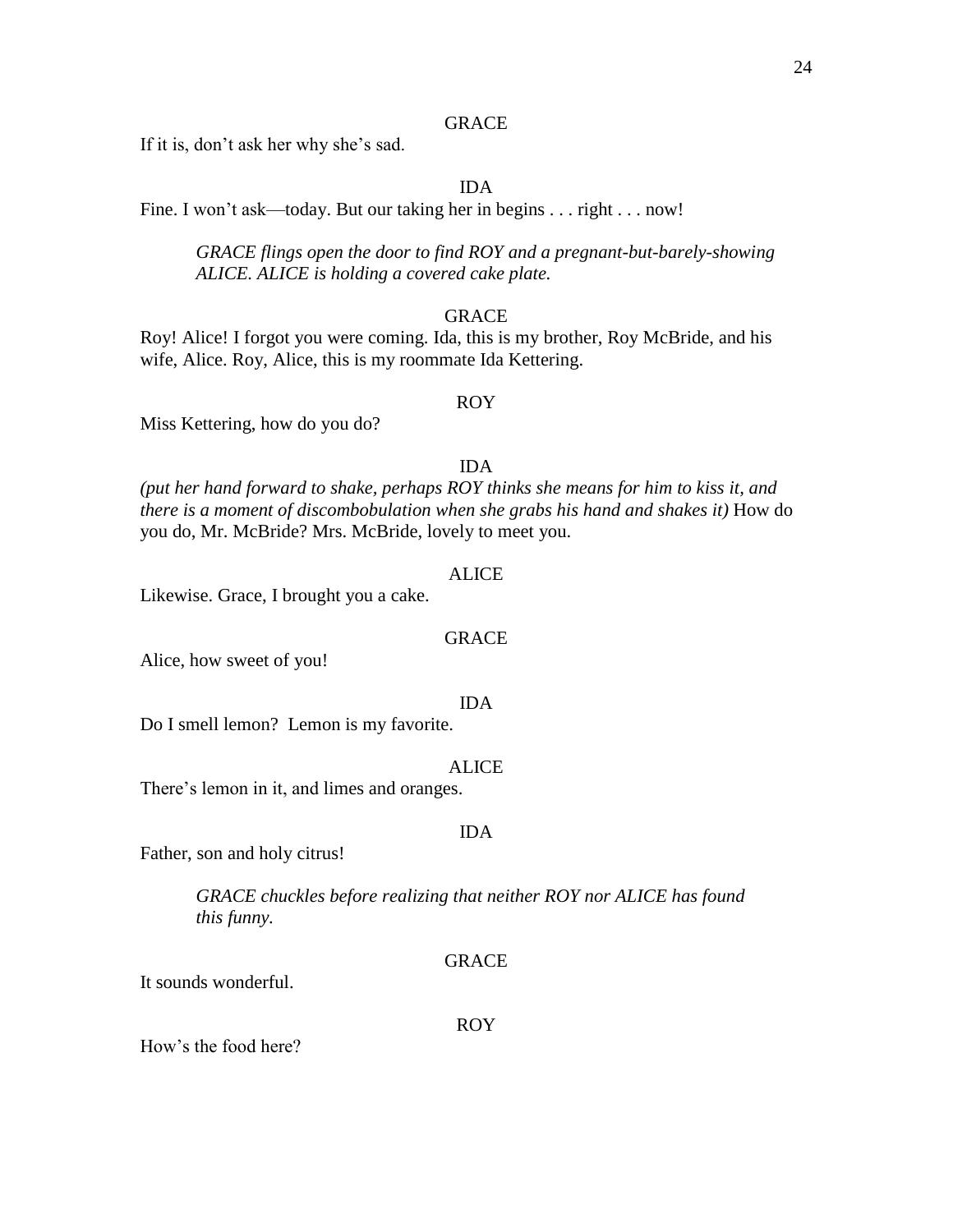GRACE

If it is, don't ask her why she's sad.

IDA

Fine. I won't ask—today. But our taking her in begins . . . right . . . now!

*GRACE flings open the door to find ROY and a pregnant-but-barely-showing ALICE. ALICE is holding a covered cake plate.*

GRACE

Roy! Alice! I forgot you were coming. Ida, this is my brother, Roy McBride, and his wife, Alice. Roy, Alice, this is my roommate Ida Kettering.

ROY

Miss Kettering, how do you do?

IDA

*(put her hand forward to shake, perhaps ROY thinks she means for him to kiss it, and there is a moment of discombobulation when she grabs his hand and shakes it)* How do you do, Mr. McBride? Mrs. McBride, lovely to meet you.

ALICE

Likewise. Grace, I brought you a cake.

GRACE

Alice, how sweet of you!

IDA

Do I smell lemon? Lemon is my favorite.

ALICE

There's lemon in it, and limes and oranges.

IDA

Father, son and holy citrus!

*GRACE chuckles before realizing that neither ROY nor ALICE has found this funny.*

GRACE

It sounds wonderful.

ROY

How's the food here?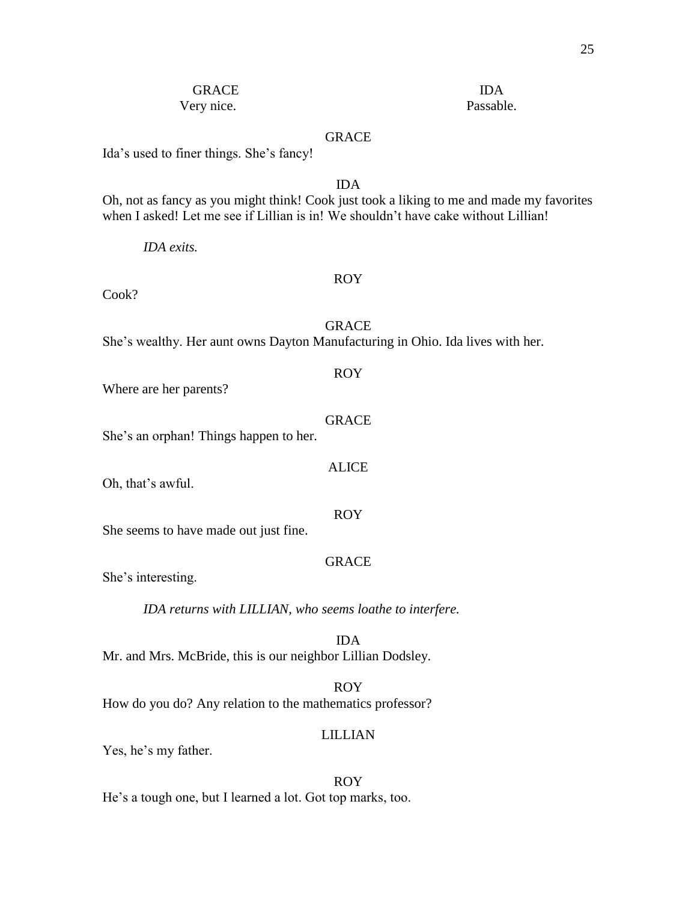GRACE
Very nice.

IDA
Passable.

GRACE
Ida's used to finer things. She's fancy!

IDA
Oh, not as fancy as you might think! Cook just took a liking to me and made my favorites when I asked! Let me see if Lillian is in! We shouldn't have cake without Lillian!

*IDA exits.*

ROY
Cook?

GRACE
She's wealthy. Her aunt owns Dayton Manufacturing in Ohio. Ida lives with her.

ROY
Where are her parents?

GRACE
She's an orphan! Things happen to her.

ALICE
Oh, that's awful.

ROY
She seems to have made out just fine.

GRACE
She's interesting.

*IDA returns with LILLIAN, who seems loathe to interfere.*

IDA
Mr. and Mrs. McBride, this is our neighbor Lillian Dodsley.

ROY
How do you do? Any relation to the mathematics professor?

LILLIAN
Yes, he's my father.

ROY
He's a tough one, but I learned a lot. Got top marks, too.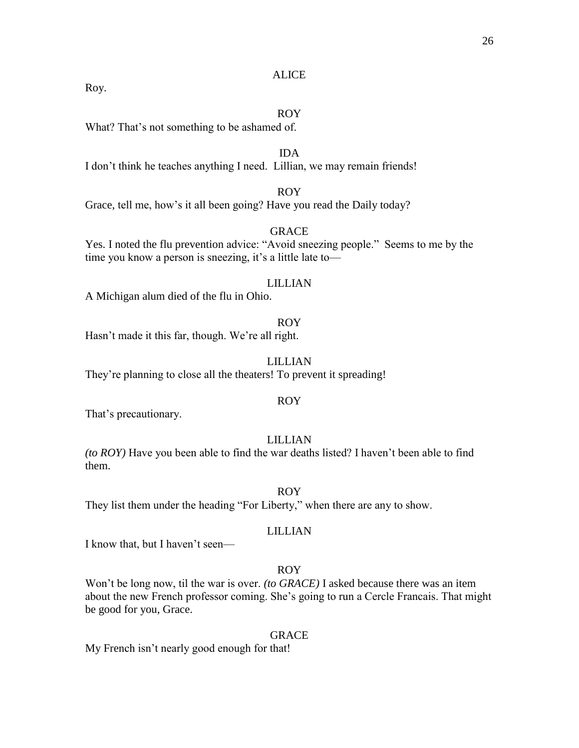ALICE

Roy.

ROY

What? That's not something to be ashamed of.

IDA

I don't think he teaches anything I need. Lillian, we may remain friends!

ROY

Grace, tell me, how's it all been going? Have you read the Daily today?

GRACE

Yes. I noted the flu prevention advice: "Avoid sneezing people." Seems to me by the time you know a person is sneezing, it's a little late to—

LILLIAN

A Michigan alum died of the flu in Ohio.

ROY

Hasn't made it this far, though. We're all right.

LILLIAN

They're planning to close all the theaters! To prevent it spreading!

ROY

That's precautionary.

LILLIAN

*(to ROY)* Have you been able to find the war deaths listed? I haven't been able to find them.

ROY

They list them under the heading "For Liberty," when there are any to show.

LILLIAN

I know that, but I haven't seen—

ROY

Won't be long now, til the war is over. *(to GRACE)* I asked because there was an item about the new French professor coming. She's going to run a Cercle Francais. That might be good for you, Grace.

GRACE

My French isn't nearly good enough for that!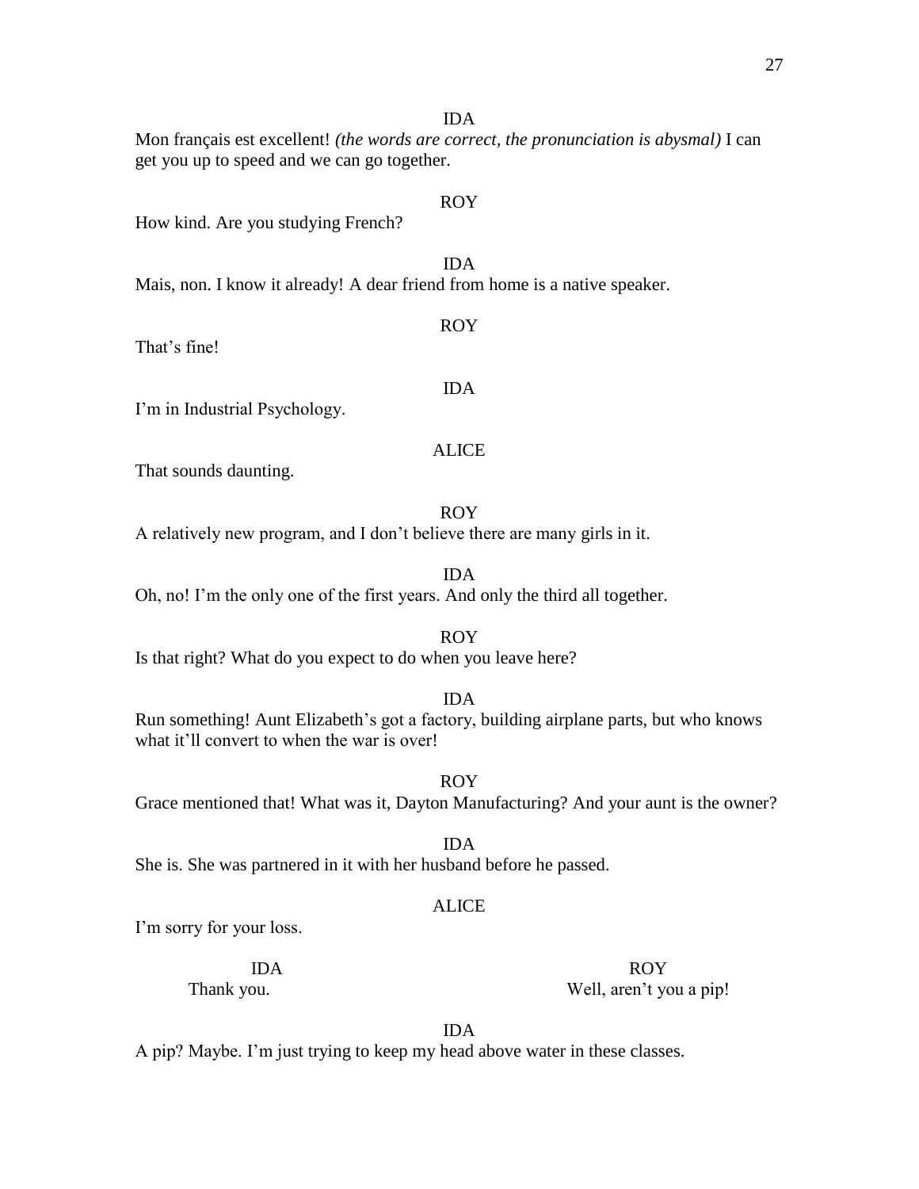IDA

Mon français est excellent! *(the words are correct, the pronunciation is abysmal)* I can get you up to speed and we can go together.

ROY

How kind. Are you studying French?

IDA

Mais, non. I know it already! A dear friend from home is a native speaker.

ROY

That's fine!

IDA

I'm in Industrial Psychology.

ALICE

That sounds daunting.

ROY

A relatively new program, and I don't believe there are many girls in it.

IDA

Oh, no! I'm the only one of the first years. And only the third all together.

ROY

Is that right? What do you expect to do when you leave here?

IDA

Run something! Aunt Elizabeth's got a factory, building airplane parts, but who knows what it'll convert to when the war is over!

ROY

Grace mentioned that! What was it, Dayton Manufacturing? And your aunt is the owner?

IDA

She is. She was partnered in it with her husband before he passed.

ALICE

I'm sorry for your loss.

IDA

Thank you.

ROY

Well, aren't you a pip!

IDA

A pip? Maybe. I'm just trying to keep my head above water in these classes.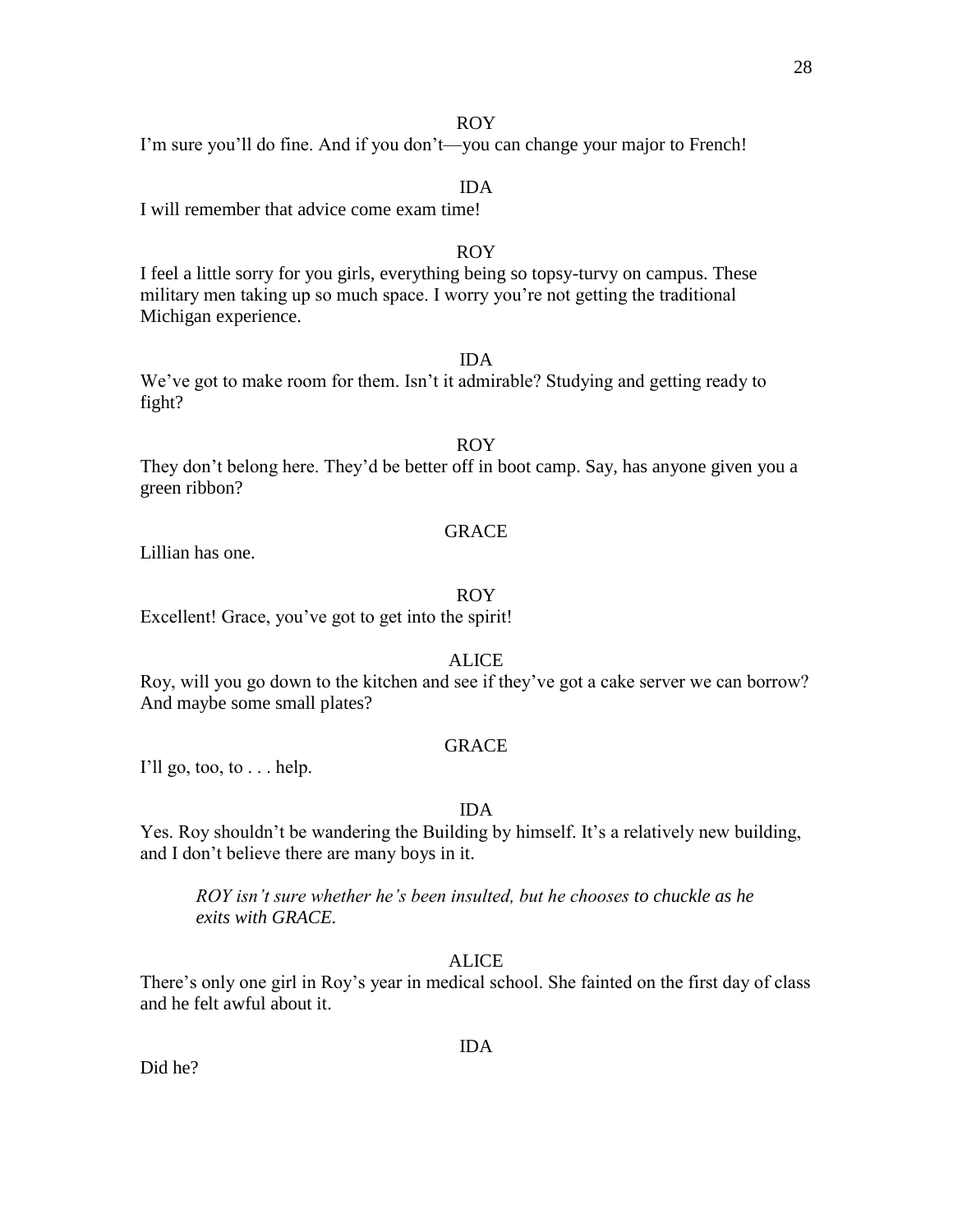ROY

I'm sure you'll do fine. And if you don't—you can change your major to French!

IDA

I will remember that advice come exam time!

ROY

I feel a little sorry for you girls, everything being so topsy-turvy on campus. These military men taking up so much space. I worry you're not getting the traditional Michigan experience.

IDA

We've got to make room for them. Isn't it admirable? Studying and getting ready to fight?

ROY

They don't belong here. They'd be better off in boot camp. Say, has anyone given you a green ribbon?

GRACE

Lillian has one.

ROY

Excellent! Grace, you've got to get into the spirit!

ALICE

Roy, will you go down to the kitchen and see if they've got a cake server we can borrow? And maybe some small plates?

GRACE

I'll go, too, to . . . help.

IDA

Yes. Roy shouldn't be wandering the Building by himself. It's a relatively new building, and I don't believe there are many boys in it.

*ROY isn't sure whether he's been insulted, but he chooses to chuckle as he exits with GRACE.*

ALICE

There's only one girl in Roy's year in medical school. She fainted on the first day of class and he felt awful about it.

IDA

Did he?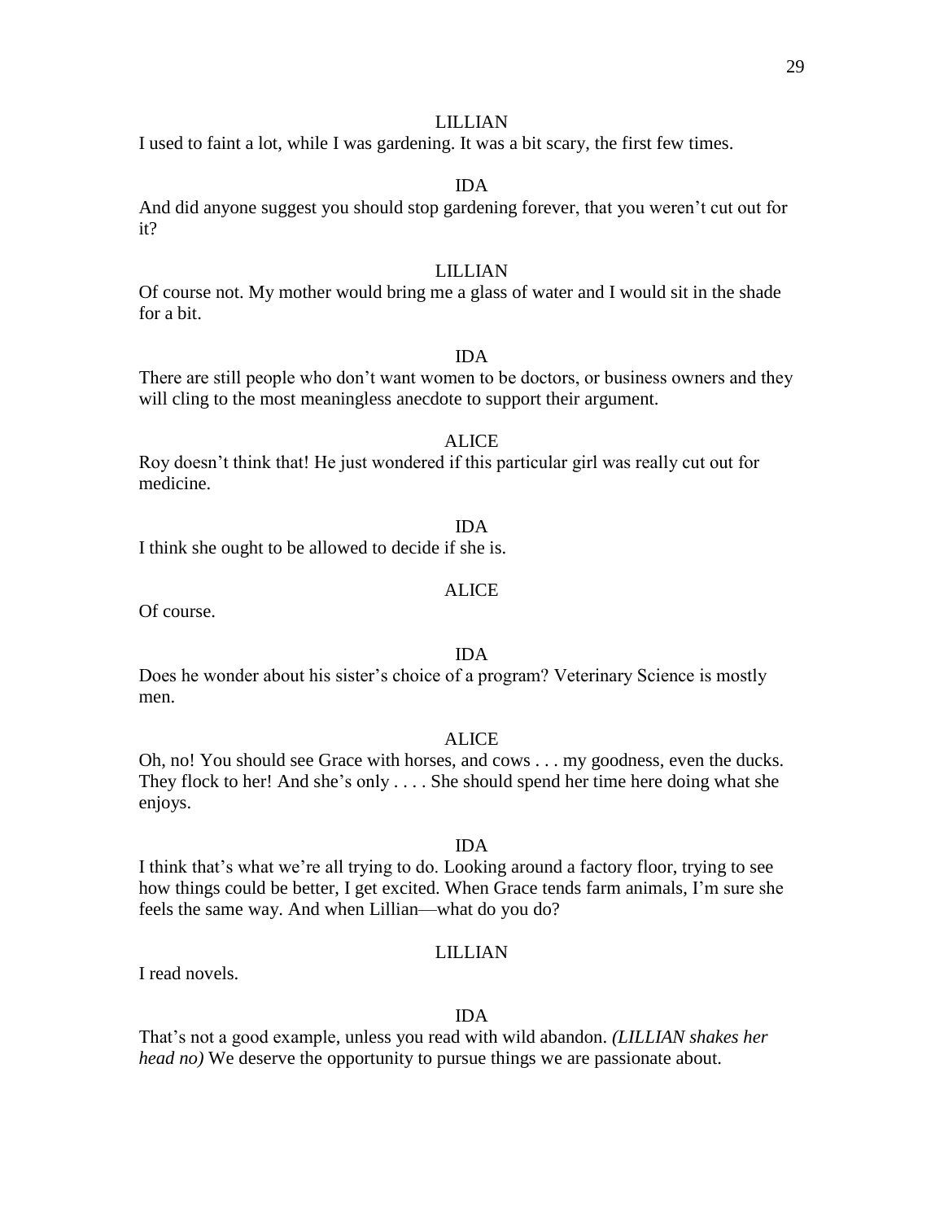LILLIAN

I used to faint a lot, while I was gardening. It was a bit scary, the first few times.

IDA

And did anyone suggest you should stop gardening forever, that you weren't cut out for it?

LILLIAN

Of course not. My mother would bring me a glass of water and I would sit in the shade for a bit.

IDA

There are still people who don't want women to be doctors, or business owners and they will cling to the most meaningless anecdote to support their argument.

ALICE

Roy doesn't think that! He just wondered if this particular girl was really cut out for medicine.

IDA

I think she ought to be allowed to decide if she is.

ALICE

Of course.

IDA

Does he wonder about his sister's choice of a program? Veterinary Science is mostly men.

ALICE

Oh, no! You should see Grace with horses, and cows . . . my goodness, even the ducks. They flock to her! And she's only . . . . She should spend her time here doing what she enjoys.

IDA

I think that's what we're all trying to do. Looking around a factory floor, trying to see how things could be better, I get excited. When Grace tends farm animals, I'm sure she feels the same way. And when Lillian—what do you do?

LILLIAN

I read novels.

IDA

That's not a good example, unless you read with wild abandon. *(LILLIAN shakes her head no)* We deserve the opportunity to pursue things we are passionate about.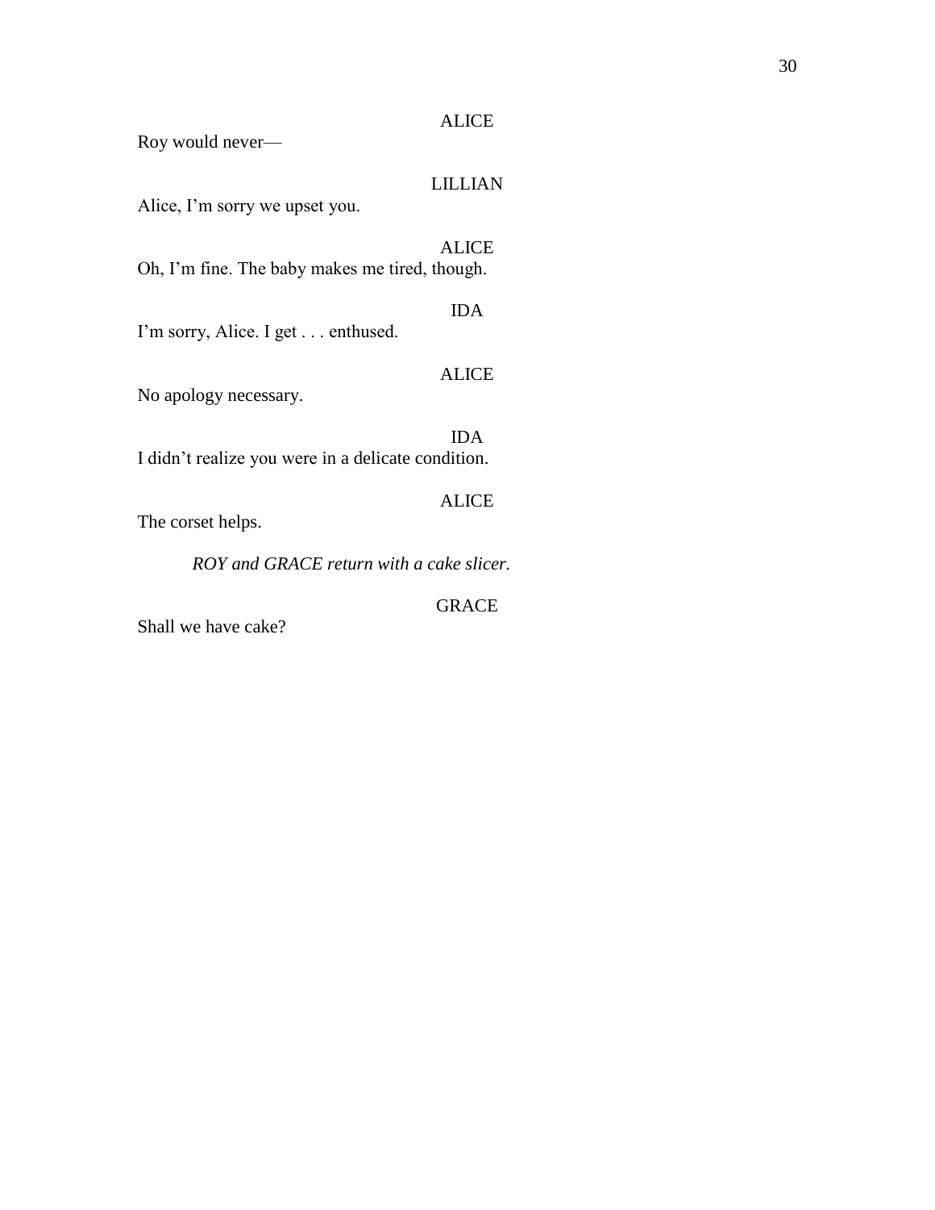ALICE

Roy would never—

LILLIAN

Alice, I'm sorry we upset you.

ALICE

Oh, I'm fine. The baby makes me tired, though.

IDA

I'm sorry, Alice. I get . . . enthused.

ALICE

No apology necessary.

IDA

I didn't realize you were in a delicate condition.

ALICE

The corset helps.

*ROY and GRACE return with a cake slicer.*

GRACE

Shall we have cake?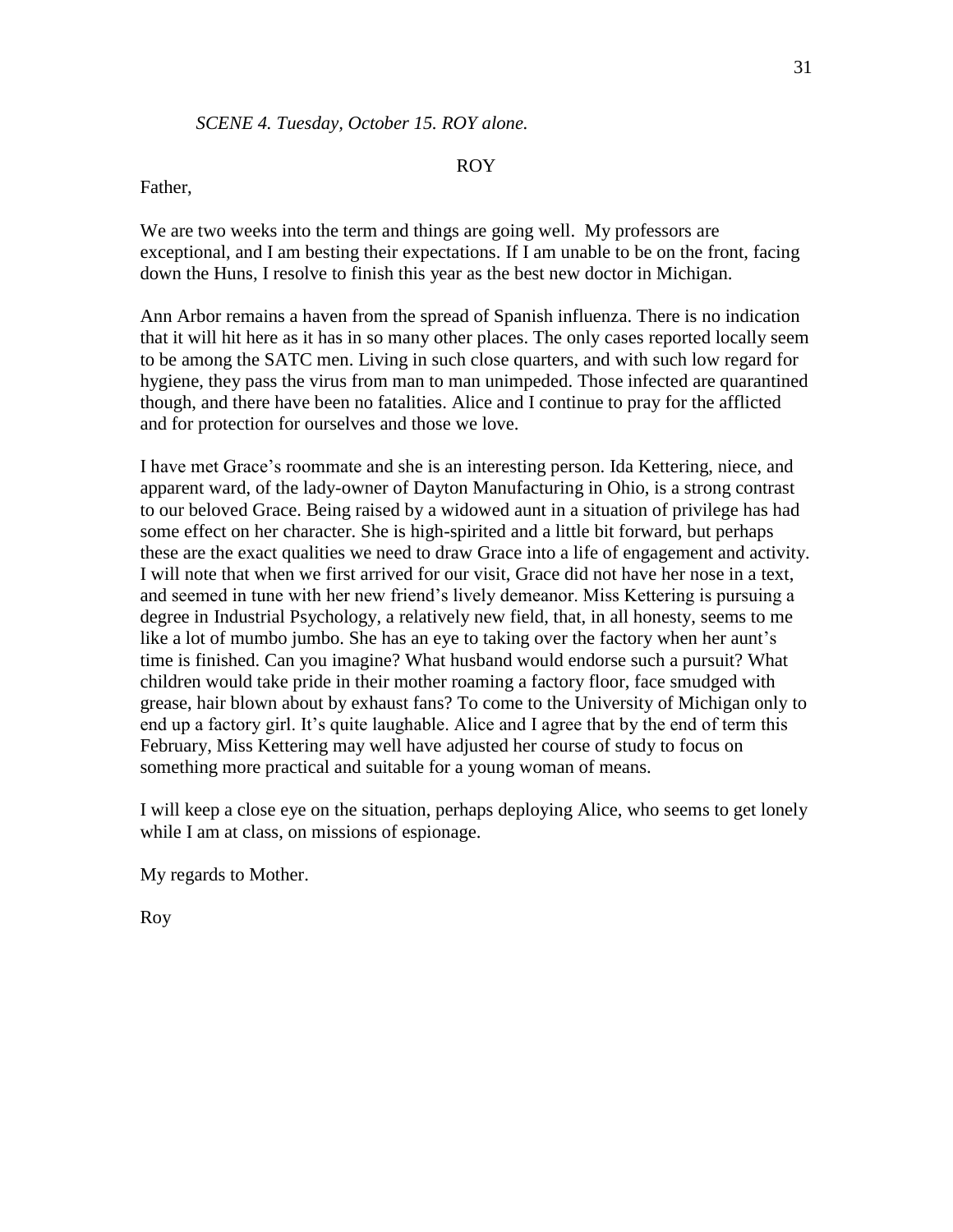*SCENE 4. Tuesday, October 15. ROY alone.*

ROY

Father,

We are two weeks into the term and things are going well. My professors are exceptional, and I am besting their expectations. If I am unable to be on the front, facing down the Huns, I resolve to finish this year as the best new doctor in Michigan.

Ann Arbor remains a haven from the spread of Spanish influenza. There is no indication that it will hit here as it has in so many other places. The only cases reported locally seem to be among the SATC men. Living in such close quarters, and with such low regard for hygiene, they pass the virus from man to man unimpeded. Those infected are quarantined though, and there have been no fatalities. Alice and I continue to pray for the afflicted and for protection for ourselves and those we love.

I have met Grace's roommate and she is an interesting person. Ida Kettering, niece, and apparent ward, of the lady-owner of Dayton Manufacturing in Ohio, is a strong contrast to our beloved Grace. Being raised by a widowed aunt in a situation of privilege has had some effect on her character. She is high-spirited and a little bit forward, but perhaps these are the exact qualities we need to draw Grace into a life of engagement and activity. I will note that when we first arrived for our visit, Grace did not have her nose in a text, and seemed in tune with her new friend's lively demeanor. Miss Kettering is pursuing a degree in Industrial Psychology, a relatively new field, that, in all honesty, seems to me like a lot of mumbo jumbo. She has an eye to taking over the factory when her aunt's time is finished. Can you imagine? What husband would endorse such a pursuit? What children would take pride in their mother roaming a factory floor, face smudged with grease, hair blown about by exhaust fans? To come to the University of Michigan only to end up a factory girl. It's quite laughable. Alice and I agree that by the end of term this February, Miss Kettering may well have adjusted her course of study to focus on something more practical and suitable for a young woman of means.

I will keep a close eye on the situation, perhaps deploying Alice, who seems to get lonely while I am at class, on missions of espionage.

My regards to Mother.

Roy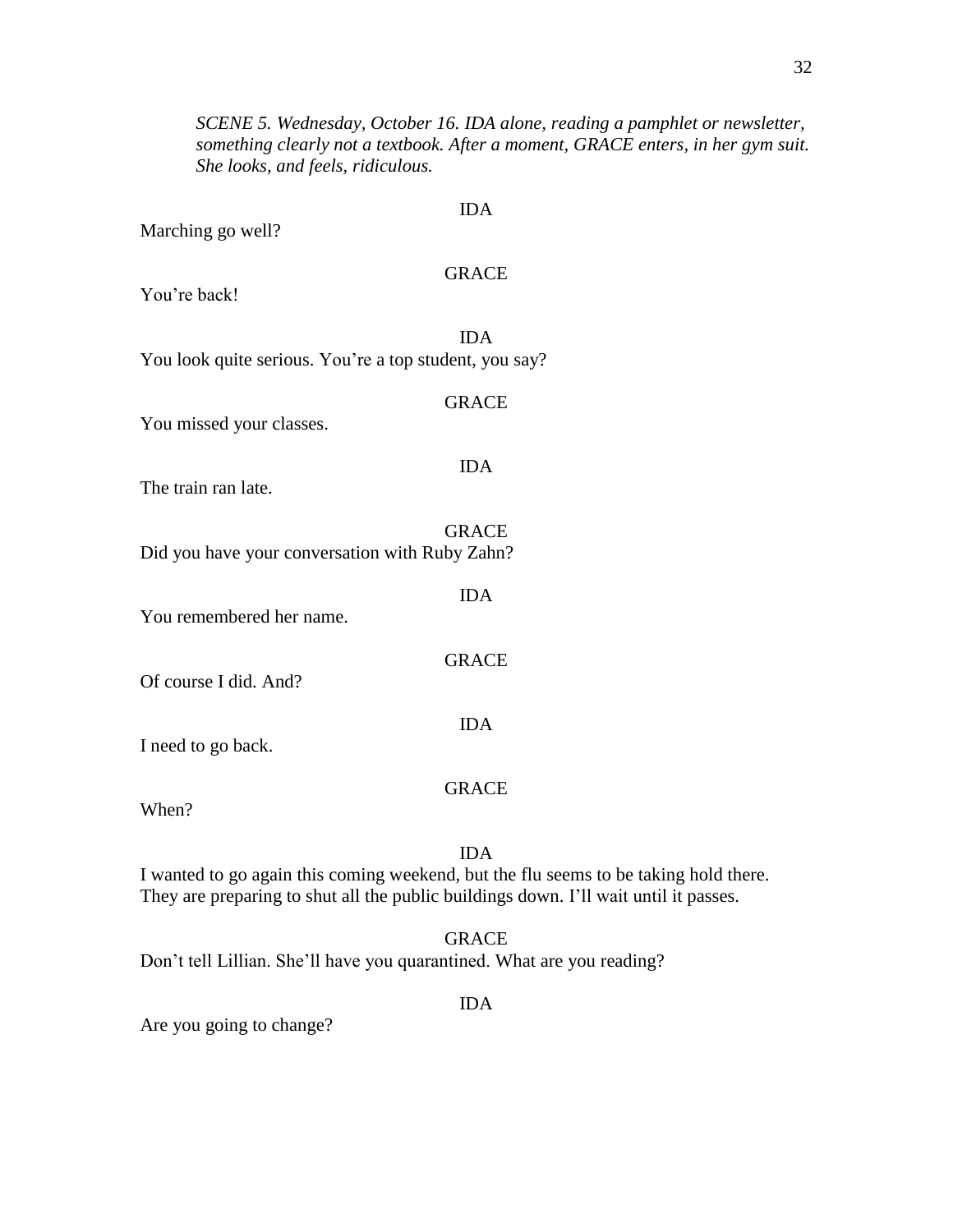*SCENE 5. Wednesday, October 16. IDA alone, reading a pamphlet or newsletter, something clearly not a textbook. After a moment, GRACE enters, in her gym suit. She looks, and feels, ridiculous.*

IDA

Marching go well?

GRACE

You're back!

IDA

You look quite serious. You're a top student, you say?

GRACE

You missed your classes.

IDA

The train ran late.

GRACE

Did you have your conversation with Ruby Zahn?

IDA

You remembered her name.

GRACE

Of course I did. And?

IDA

I need to go back.

GRACE

When?

IDA

I wanted to go again this coming weekend, but the flu seems to be taking hold there. They are preparing to shut all the public buildings down. I'll wait until it passes.

GRACE

Don't tell Lillian. She'll have you quarantined. What are you reading?

IDA

Are you going to change?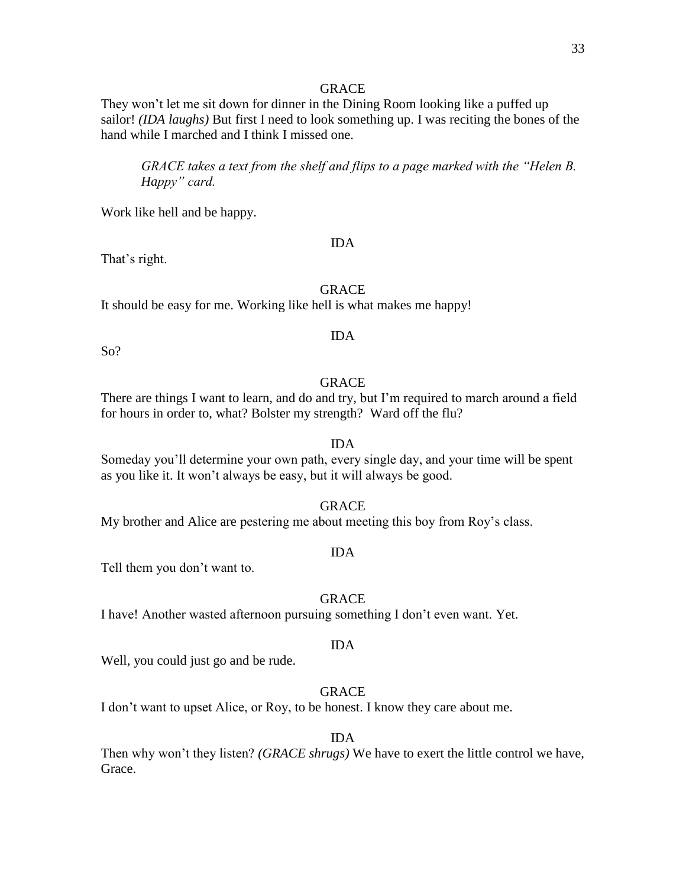GRACE

They won't let me sit down for dinner in the Dining Room looking like a puffed up sailor! *(IDA laughs)* But first I need to look something up. I was reciting the bones of the hand while I marched and I think I missed one.

*GRACE takes a text from the shelf and flips to a page marked with the "Helen B. Happy" card.*

Work like hell and be happy.

IDA

That's right.

GRACE

It should be easy for me. Working like hell is what makes me happy!

IDA

So?

GRACE

There are things I want to learn, and do and try, but I'm required to march around a field for hours in order to, what? Bolster my strength? Ward off the flu?

IDA

Someday you'll determine your own path, every single day, and your time will be spent as you like it. It won't always be easy, but it will always be good.

GRACE

My brother and Alice are pestering me about meeting this boy from Roy's class.

IDA

Tell them you don't want to.

GRACE

I have! Another wasted afternoon pursuing something I don't even want. Yet.

IDA

Well, you could just go and be rude.

GRACE

I don't want to upset Alice, or Roy, to be honest. I know they care about me.

IDA

Then why won't they listen? *(GRACE shrugs)* We have to exert the little control we have, Grace.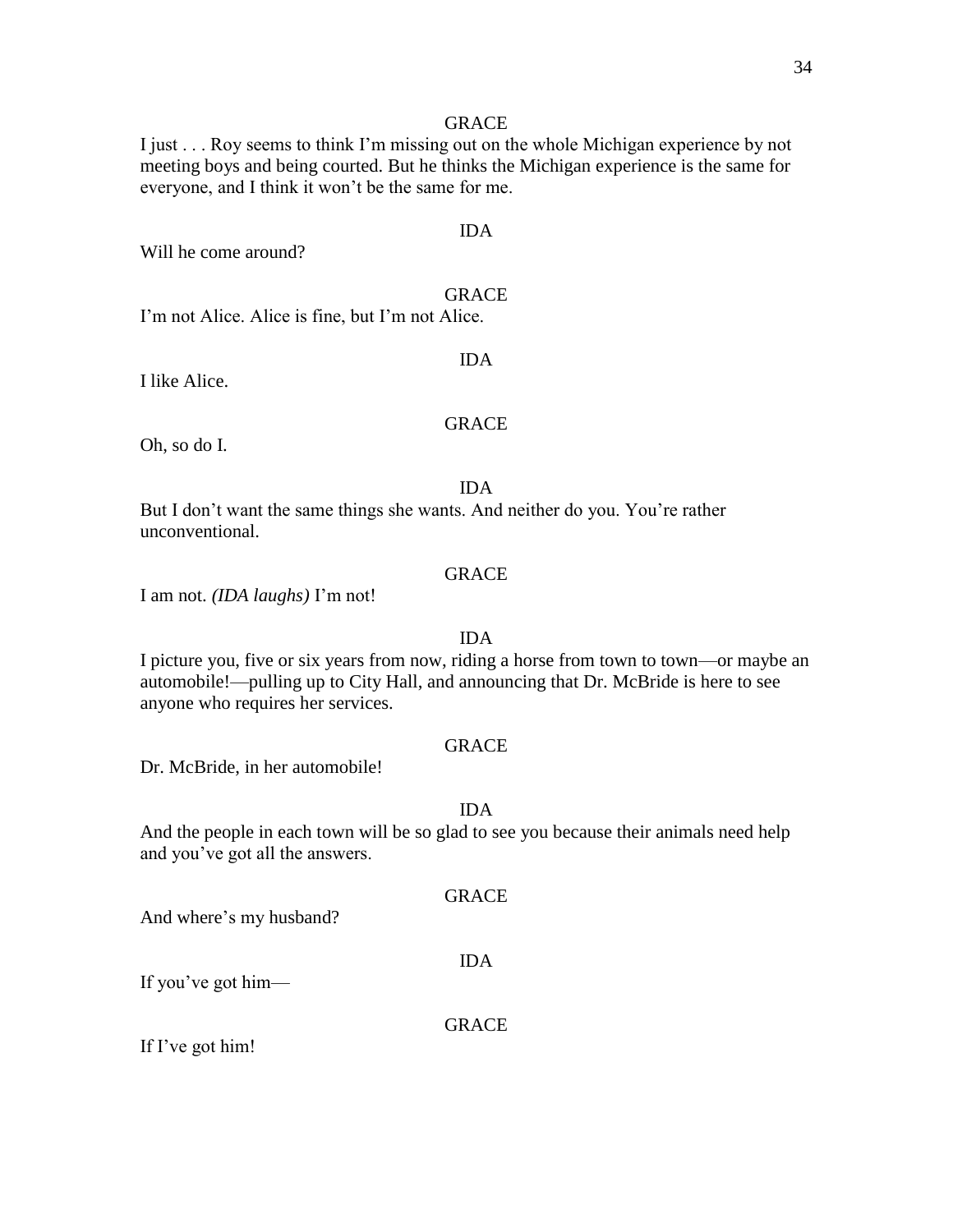GRACE

I just . . . Roy seems to think I'm missing out on the whole Michigan experience by not meeting boys and being courted. But he thinks the Michigan experience is the same for everyone, and I think it won't be the same for me.

IDA

Will he come around?

GRACE

I'm not Alice. Alice is fine, but I'm not Alice.

IDA

I like Alice.

GRACE

Oh, so do I.

IDA

But I don't want the same things she wants. And neither do you. You're rather unconventional.

GRACE

I am not. *(IDA laughs)* I'm not!

IDA

I picture you, five or six years from now, riding a horse from town to town—or maybe an automobile!—pulling up to City Hall, and announcing that Dr. McBride is here to see anyone who requires her services.

GRACE

Dr. McBride, in her automobile!

IDA

And the people in each town will be so glad to see you because their animals need help and you've got all the answers.

GRACE

And where's my husband?

IDA

If you've got him—

GRACE

If I've got him!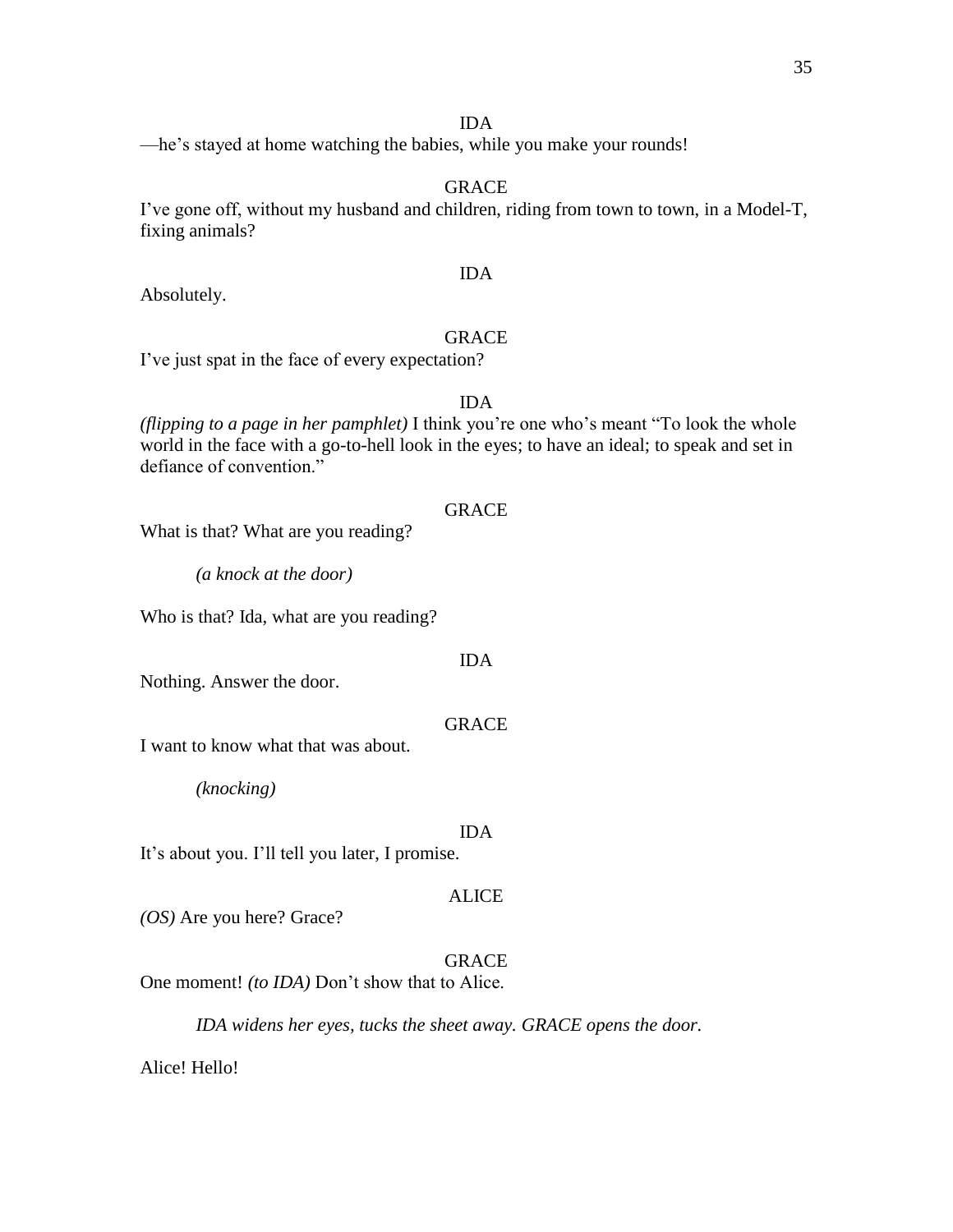IDA

—he's stayed at home watching the babies, while you make your rounds!

GRACE

I've gone off, without my husband and children, riding from town to town, in a Model-T, fixing animals?

IDA

Absolutely.

GRACE

I've just spat in the face of every expectation?

IDA

*(flipping to a page in her pamphlet)* I think you're one who's meant "To look the whole world in the face with a go-to-hell look in the eyes; to have an ideal; to speak and set in defiance of convention."

GRACE

What is that? What are you reading?

*(a knock at the door)*

Who is that? Ida, what are you reading?

IDA

Nothing. Answer the door.

GRACE

I want to know what that was about.

*(knocking)*

IDA

It's about you. I'll tell you later, I promise.

ALICE

*(OS)* Are you here? Grace?

GRACE

One moment! *(to IDA)* Don't show that to Alice.

*IDA widens her eyes, tucks the sheet away. GRACE opens the door.*

Alice! Hello!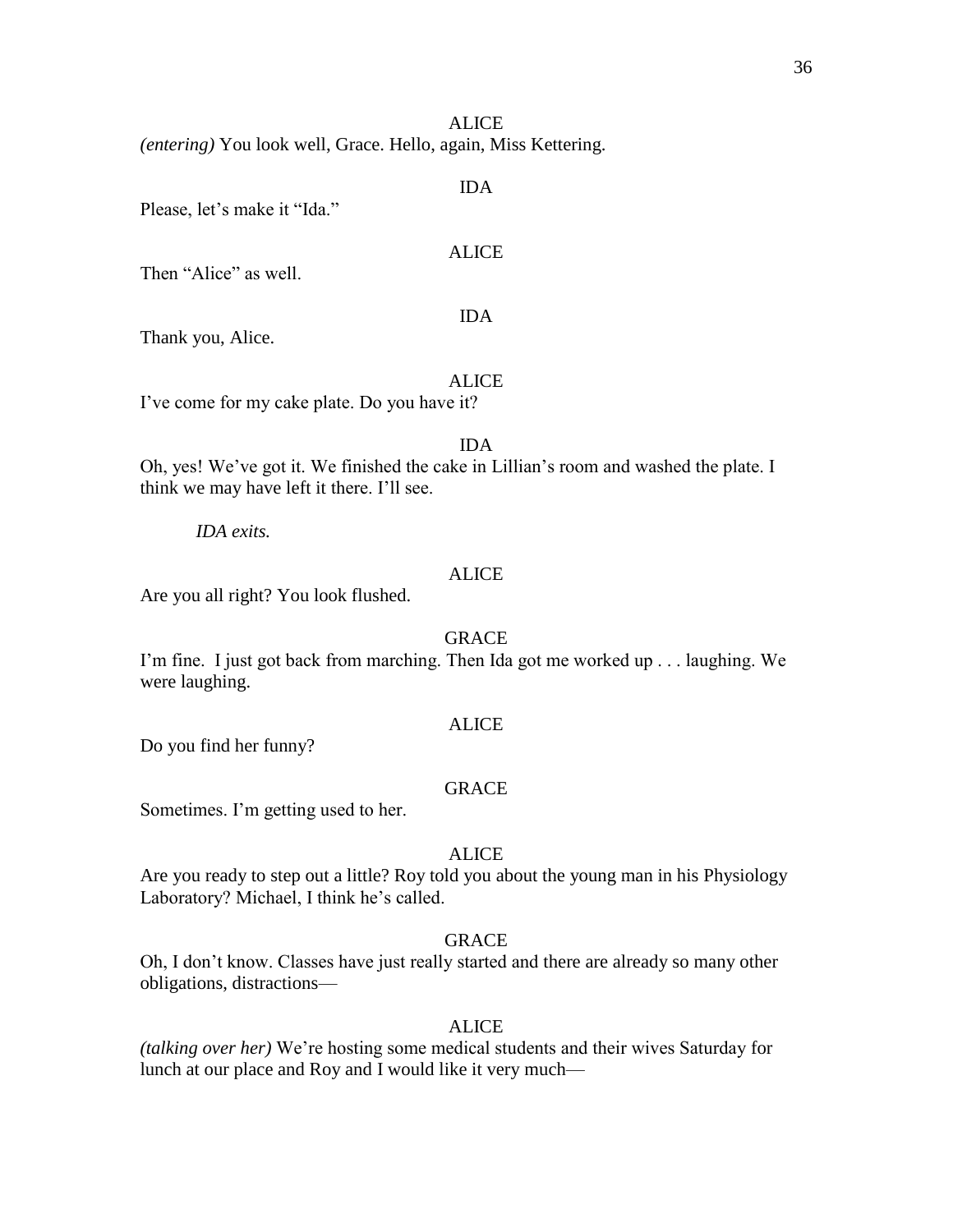ALICE

*(entering)* You look well, Grace. Hello, again, Miss Kettering.

IDA

Please, let's make it "Ida."

ALICE

Then "Alice" as well.

IDA

Thank you, Alice.

ALICE

I've come for my cake plate. Do you have it?

IDA

Oh, yes! We've got it. We finished the cake in Lillian's room and washed the plate. I think we may have left it there. I'll see.

*IDA exits.*

ALICE

Are you all right? You look flushed.

GRACE

I'm fine. I just got back from marching. Then Ida got me worked up . . . laughing. We were laughing.

ALICE

Do you find her funny?

GRACE

Sometimes. I'm getting used to her.

ALICE

Are you ready to step out a little? Roy told you about the young man in his Physiology Laboratory? Michael, I think he's called.

GRACE

Oh, I don't know. Classes have just really started and there are already so many other obligations, distractions—

ALICE

*(talking over her)* We're hosting some medical students and their wives Saturday for lunch at our place and Roy and I would like it very much—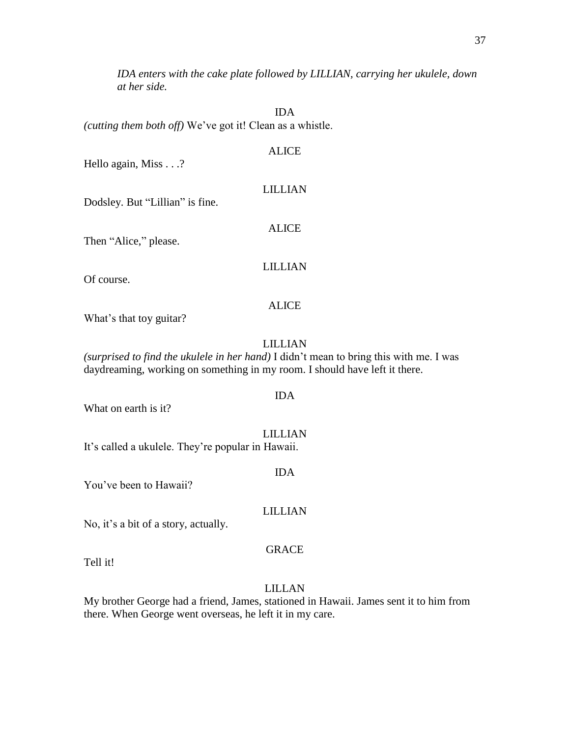*IDA enters with the cake plate followed by LILLIAN, carrying her ukulele, down at her side.*

IDA

*(cutting them both off)* We've got it! Clean as a whistle.

ALICE

Hello again, Miss . . .?

LILLIAN

Dodsley. But "Lillian" is fine.

ALICE

Then "Alice," please.

LILLIAN

Of course.

ALICE

What's that toy guitar?

LILLIAN

*(surprised to find the ukulele in her hand)* I didn't mean to bring this with me. I was daydreaming, working on something in my room. I should have left it there.

IDA

What on earth is it?

LILLIAN

It's called a ukulele. They're popular in Hawaii.

IDA

You've been to Hawaii?

LILLIAN

No, it's a bit of a story, actually.

GRACE

Tell it!

LILLAN

My brother George had a friend, James, stationed in Hawaii. James sent it to him from there. When George went overseas, he left it in my care.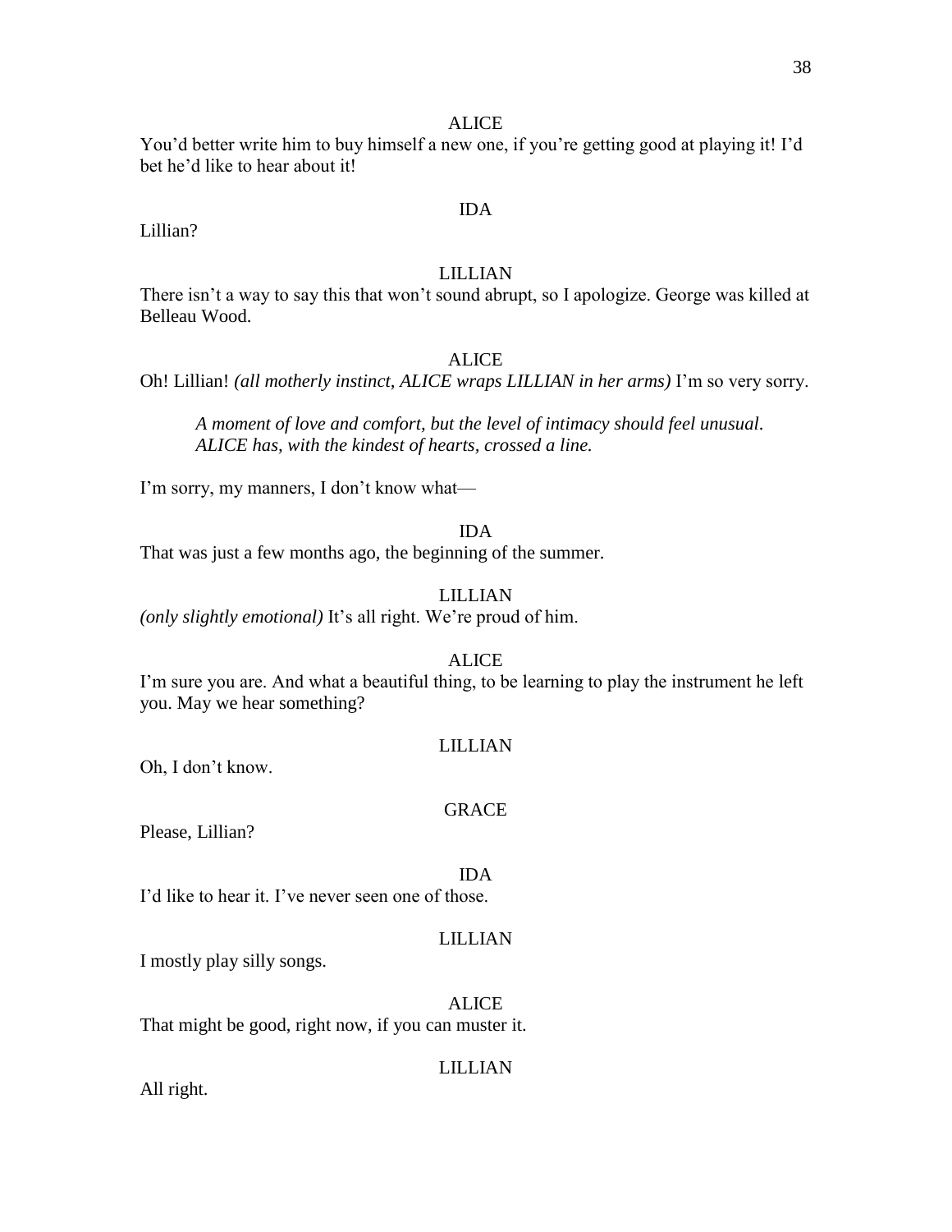ALICE

You'd better write him to buy himself a new one, if you're getting good at playing it! I'd bet he'd like to hear about it!

IDA

Lillian?

LILLIAN

There isn't a way to say this that won't sound abrupt, so I apologize. George was killed at Belleau Wood.

ALICE

Oh! Lillian! *(all motherly instinct, ALICE wraps LILLIAN in her arms)* I'm so very sorry.

> *A moment of love and comfort, but the level of intimacy should feel unusual. ALICE has, with the kindest of hearts, crossed a line.*

I'm sorry, my manners, I don't know what—

IDA

That was just a few months ago, the beginning of the summer.

LILLIAN

*(only slightly emotional)* It's all right. We're proud of him.

ALICE

I'm sure you are. And what a beautiful thing, to be learning to play the instrument he left you. May we hear something?

LILLIAN

Oh, I don't know.

GRACE

Please, Lillian?

IDA

I'd like to hear it. I've never seen one of those.

LILLIAN

I mostly play silly songs.

ALICE

That might be good, right now, if you can muster it.

LILLIAN

All right.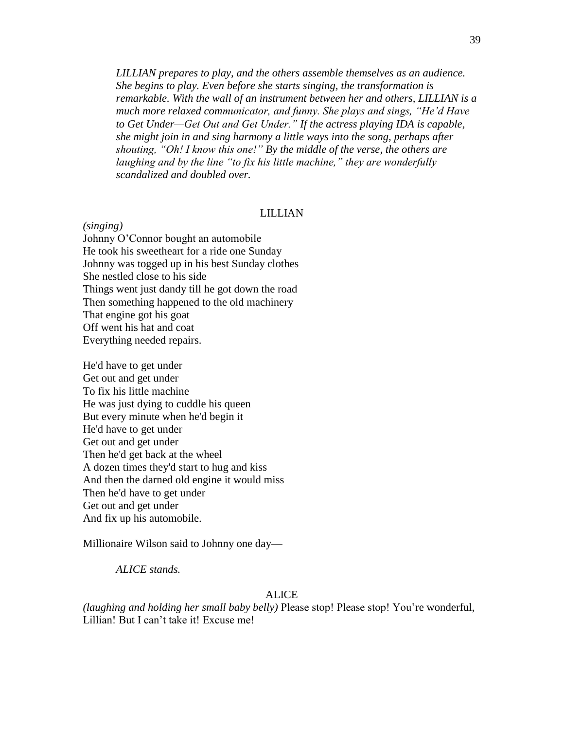*LILLIAN prepares to play, and the others assemble themselves as an audience. She begins to play. Even before she starts singing, the transformation is remarkable. With the wall of an instrument between her and others, LILLIAN is a much more relaxed communicator, and funny. She plays and sings, "He'd Have to Get Under—Get Out and Get Under." If the actress playing IDA is capable, she might join in and sing harmony a little ways into the song, perhaps after shouting, "Oh! I know this one!" By the middle of the verse, the others are laughing and by the line "to fix his little machine," they are wonderfully scandalized and doubled over.*

LILLIAN

*(singing)*
Johnny O'Connor bought an automobile
He took his sweetheart for a ride one Sunday
Johnny was togged up in his best Sunday clothes
She nestled close to his side
Things went just dandy till he got down the road
Then something happened to the old machinery
That engine got his goat
Off went his hat and coat
Everything needed repairs.

He'd have to get under
Get out and get under
To fix his little machine
He was just dying to cuddle his queen
But every minute when he'd begin it
He'd have to get under
Get out and get under
Then he'd get back at the wheel
A dozen times they'd start to hug and kiss
And then the darned old engine it would miss
Then he'd have to get under
Get out and get under
And fix up his automobile.

Millionaire Wilson said to Johnny one day—

*ALICE stands.*

ALICE

*(laughing and holding her small baby belly)* Please stop! Please stop! You're wonderful, Lillian! But I can't take it! Excuse me!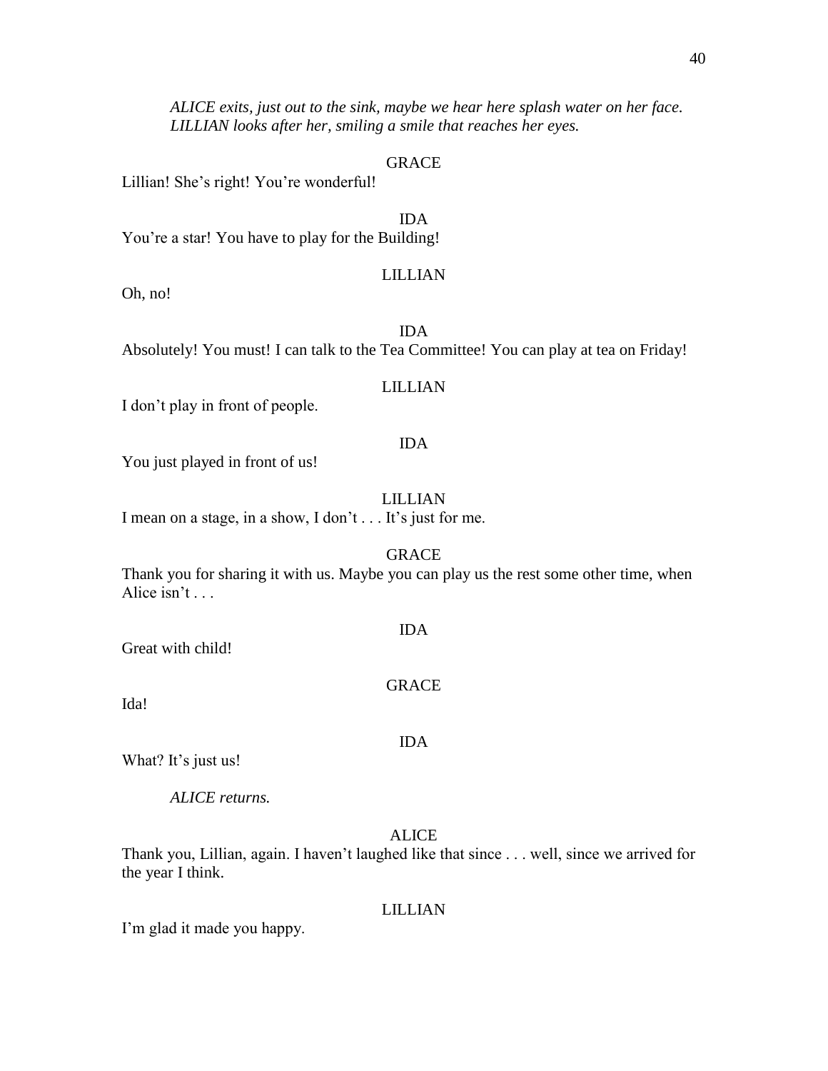*ALICE exits, just out to the sink, maybe we hear here splash water on her face. LILLIAN looks after her, smiling a smile that reaches her eyes.*

GRACE

Lillian! She's right! You're wonderful!

IDA

You're a star! You have to play for the Building!

LILLIAN

Oh, no!

IDA

Absolutely! You must! I can talk to the Tea Committee! You can play at tea on Friday!

LILLIAN

I don't play in front of people.

IDA

You just played in front of us!

LILLIAN

I mean on a stage, in a show, I don't . . . It's just for me.

GRACE

Thank you for sharing it with us. Maybe you can play us the rest some other time, when Alice isn't . . .

IDA

Great with child!

GRACE

Ida!

IDA

What? It's just us!

*ALICE returns.*

ALICE

Thank you, Lillian, again. I haven't laughed like that since . . . well, since we arrived for the year I think.

LILLIAN

I'm glad it made you happy.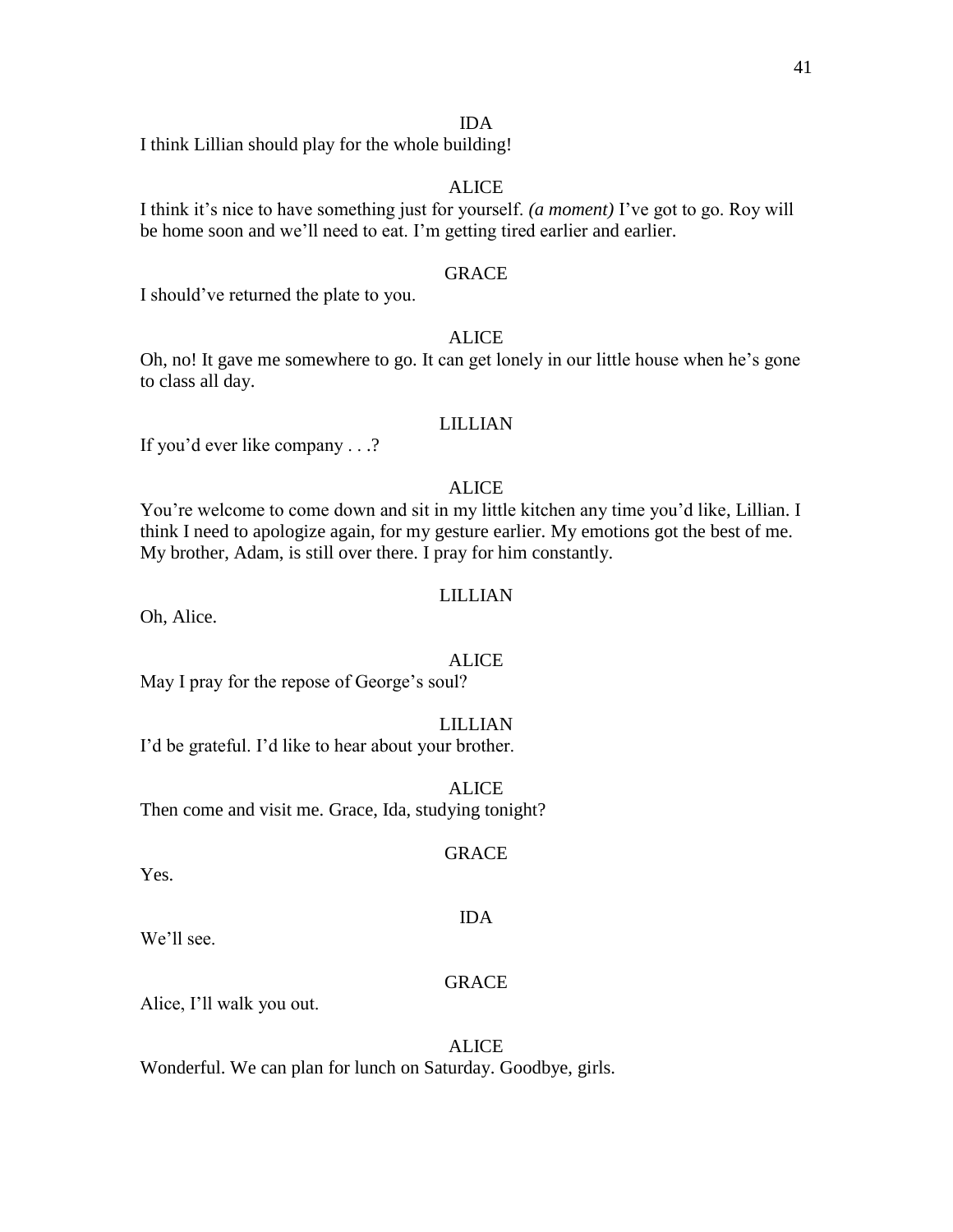IDA

I think Lillian should play for the whole building!

ALICE

I think it's nice to have something just for yourself. *(a moment)* I've got to go. Roy will be home soon and we'll need to eat. I'm getting tired earlier and earlier.

GRACE

I should've returned the plate to you.

ALICE

Oh, no! It gave me somewhere to go. It can get lonely in our little house when he's gone to class all day.

LILLIAN

If you'd ever like company . . .?

ALICE

You're welcome to come down and sit in my little kitchen any time you'd like, Lillian. I think I need to apologize again, for my gesture earlier. My emotions got the best of me. My brother, Adam, is still over there. I pray for him constantly.

LILLIAN

Oh, Alice.

ALICE

May I pray for the repose of George's soul?

LILLIAN

I'd be grateful. I'd like to hear about your brother.

ALICE

Then come and visit me. Grace, Ida, studying tonight?

GRACE

Yes.

IDA

We'll see.

GRACE

Alice, I'll walk you out.

ALICE

Wonderful. We can plan for lunch on Saturday. Goodbye, girls.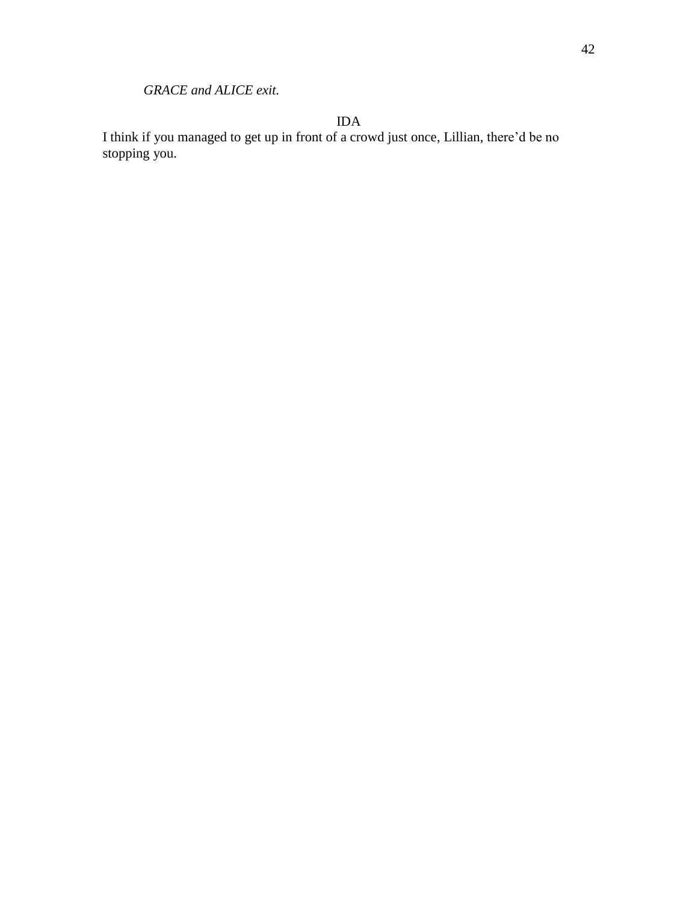*GRACE and ALICE exit.*

IDA

I think if you managed to get up in front of a crowd just once, Lillian, there'd be no stopping you.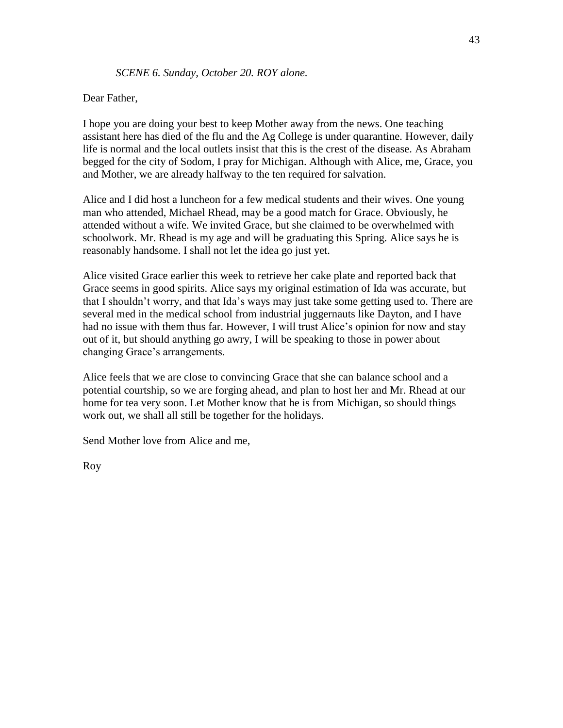*SCENE 6. Sunday, October 20. ROY alone.*

Dear Father,

I hope you are doing your best to keep Mother away from the news. One teaching assistant here has died of the flu and the Ag College is under quarantine. However, daily life is normal and the local outlets insist that this is the crest of the disease. As Abraham begged for the city of Sodom, I pray for Michigan. Although with Alice, me, Grace, you and Mother, we are already halfway to the ten required for salvation.

Alice and I did host a luncheon for a few medical students and their wives. One young man who attended, Michael Rhead, may be a good match for Grace. Obviously, he attended without a wife. We invited Grace, but she claimed to be overwhelmed with schoolwork. Mr. Rhead is my age and will be graduating this Spring. Alice says he is reasonably handsome. I shall not let the idea go just yet.

Alice visited Grace earlier this week to retrieve her cake plate and reported back that Grace seems in good spirits. Alice says my original estimation of Ida was accurate, but that I shouldn't worry, and that Ida's ways may just take some getting used to. There are several med in the medical school from industrial juggernauts like Dayton, and I have had no issue with them thus far. However, I will trust Alice's opinion for now and stay out of it, but should anything go awry, I will be speaking to those in power about changing Grace's arrangements.

Alice feels that we are close to convincing Grace that she can balance school and a potential courtship, so we are forging ahead, and plan to host her and Mr. Rhead at our home for tea very soon. Let Mother know that he is from Michigan, so should things work out, we shall all still be together for the holidays.

Send Mother love from Alice and me,

Roy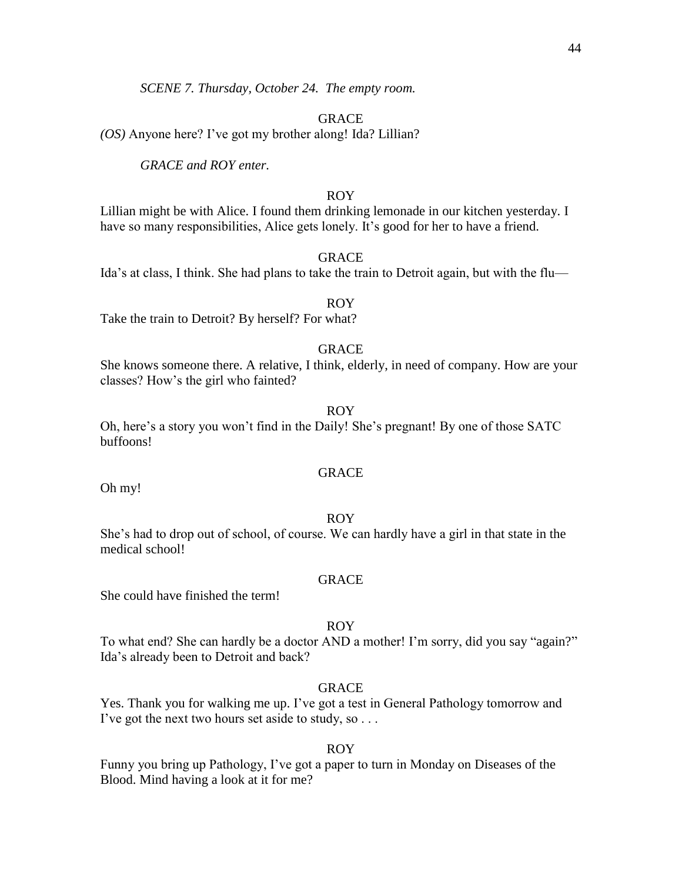*SCENE 7. Thursday, October 24. The empty room.*

GRACE

*(OS)* Anyone here? I've got my brother along! Ida? Lillian?

*GRACE and ROY enter.*

ROY

Lillian might be with Alice. I found them drinking lemonade in our kitchen yesterday. I have so many responsibilities, Alice gets lonely. It's good for her to have a friend.

GRACE

Ida's at class, I think. She had plans to take the train to Detroit again, but with the flu—

ROY

Take the train to Detroit? By herself? For what?

GRACE

She knows someone there. A relative, I think, elderly, in need of company. How are your classes? How's the girl who fainted?

ROY

Oh, here's a story you won't find in the Daily! She's pregnant! By one of those SATC buffoons!

GRACE

Oh my!

ROY

She's had to drop out of school, of course. We can hardly have a girl in that state in the medical school!

GRACE

She could have finished the term!

ROY

To what end? She can hardly be a doctor AND a mother! I'm sorry, did you say "again?" Ida's already been to Detroit and back?

GRACE

Yes. Thank you for walking me up. I've got a test in General Pathology tomorrow and I've got the next two hours set aside to study, so . . .

ROY

Funny you bring up Pathology, I've got a paper to turn in Monday on Diseases of the Blood. Mind having a look at it for me?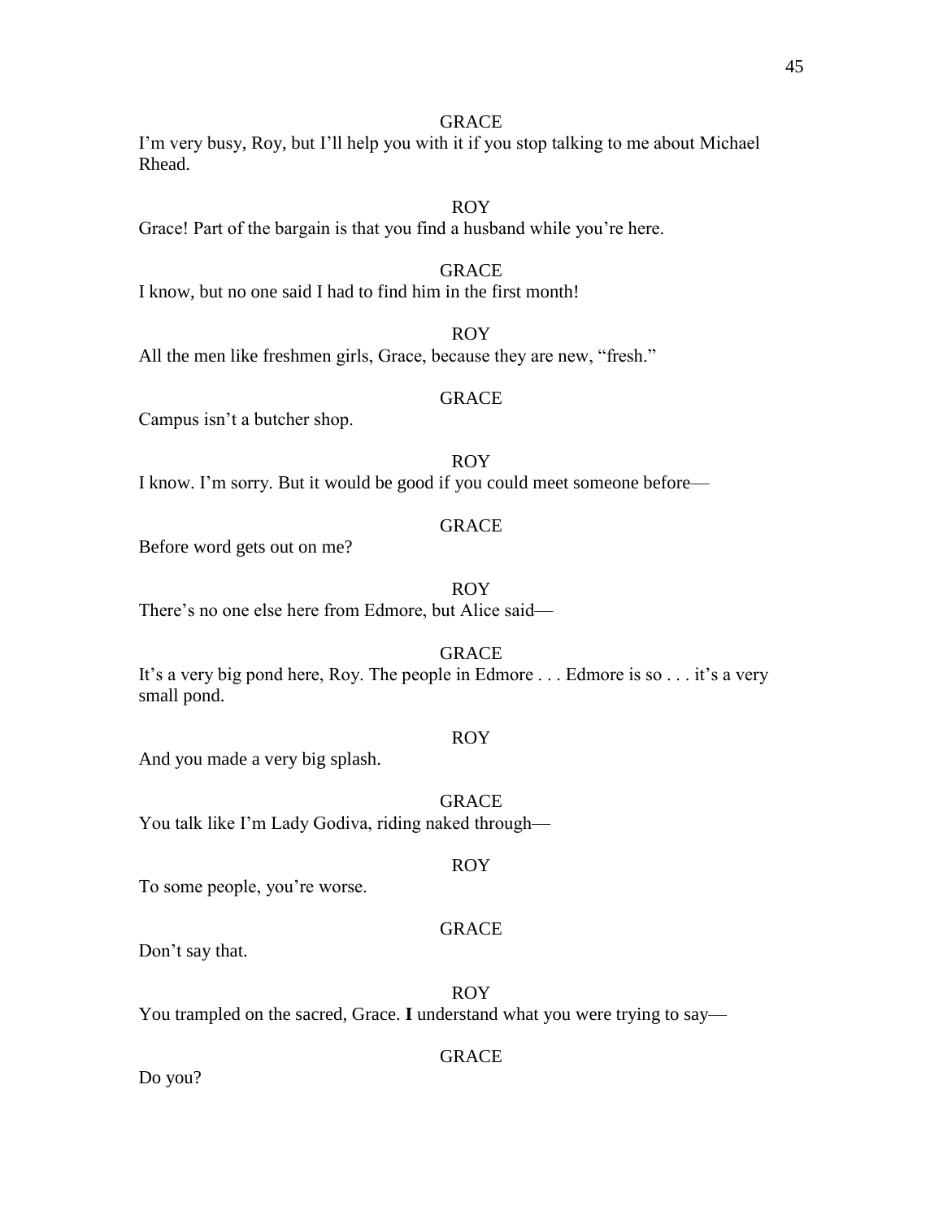GRACE

I'm very busy, Roy, but I'll help you with it if you stop talking to me about Michael Rhead.

ROY

Grace! Part of the bargain is that you find a husband while you're here.

GRACE

I know, but no one said I had to find him in the first month!

ROY

All the men like freshmen girls, Grace, because they are new, "fresh."

GRACE

Campus isn't a butcher shop.

ROY

I know. I'm sorry. But it would be good if you could meet someone before—

GRACE

Before word gets out on me?

ROY

There's no one else here from Edmore, but Alice said—

GRACE

It's a very big pond here, Roy. The people in Edmore . . . Edmore is so . . . it's a very small pond.

ROY

And you made a very big splash.

GRACE

You talk like I'm Lady Godiva, riding naked through—

ROY

To some people, you're worse.

GRACE

Don't say that.

ROY

You trampled on the sacred, Grace. **I** understand what you were trying to say—

GRACE

Do you?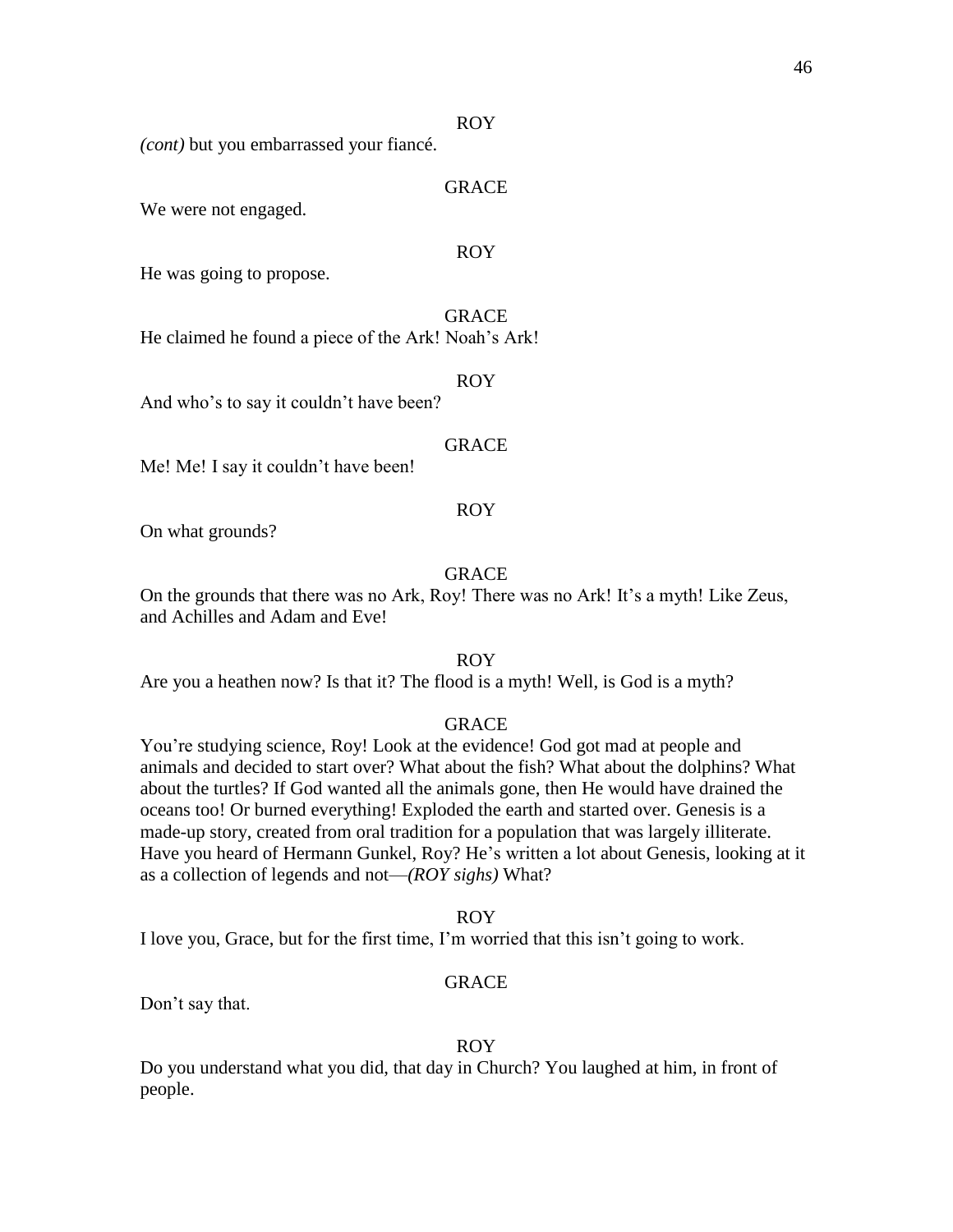ROY

*(cont)* but you embarrassed your fiancé.

GRACE

We were not engaged.

ROY

He was going to propose.

GRACE

He claimed he found a piece of the Ark! Noah's Ark!

ROY

And who's to say it couldn't have been?

GRACE

Me! Me! I say it couldn't have been!

ROY

On what grounds?

GRACE

On the grounds that there was no Ark, Roy! There was no Ark! It's a myth! Like Zeus, and Achilles and Adam and Eve!

ROY

Are you a heathen now? Is that it? The flood is a myth! Well, is God is a myth?

GRACE

You're studying science, Roy! Look at the evidence! God got mad at people and animals and decided to start over? What about the fish? What about the dolphins? What about the turtles? If God wanted all the animals gone, then He would have drained the oceans too! Or burned everything! Exploded the earth and started over. Genesis is a made-up story, created from oral tradition for a population that was largely illiterate. Have you heard of Hermann Gunkel, Roy? He's written a lot about Genesis, looking at it as a collection of legends and not—*(ROY sighs)* What?

ROY

I love you, Grace, but for the first time, I'm worried that this isn't going to work.

GRACE

Don't say that.

ROY

Do you understand what you did, that day in Church? You laughed at him, in front of people.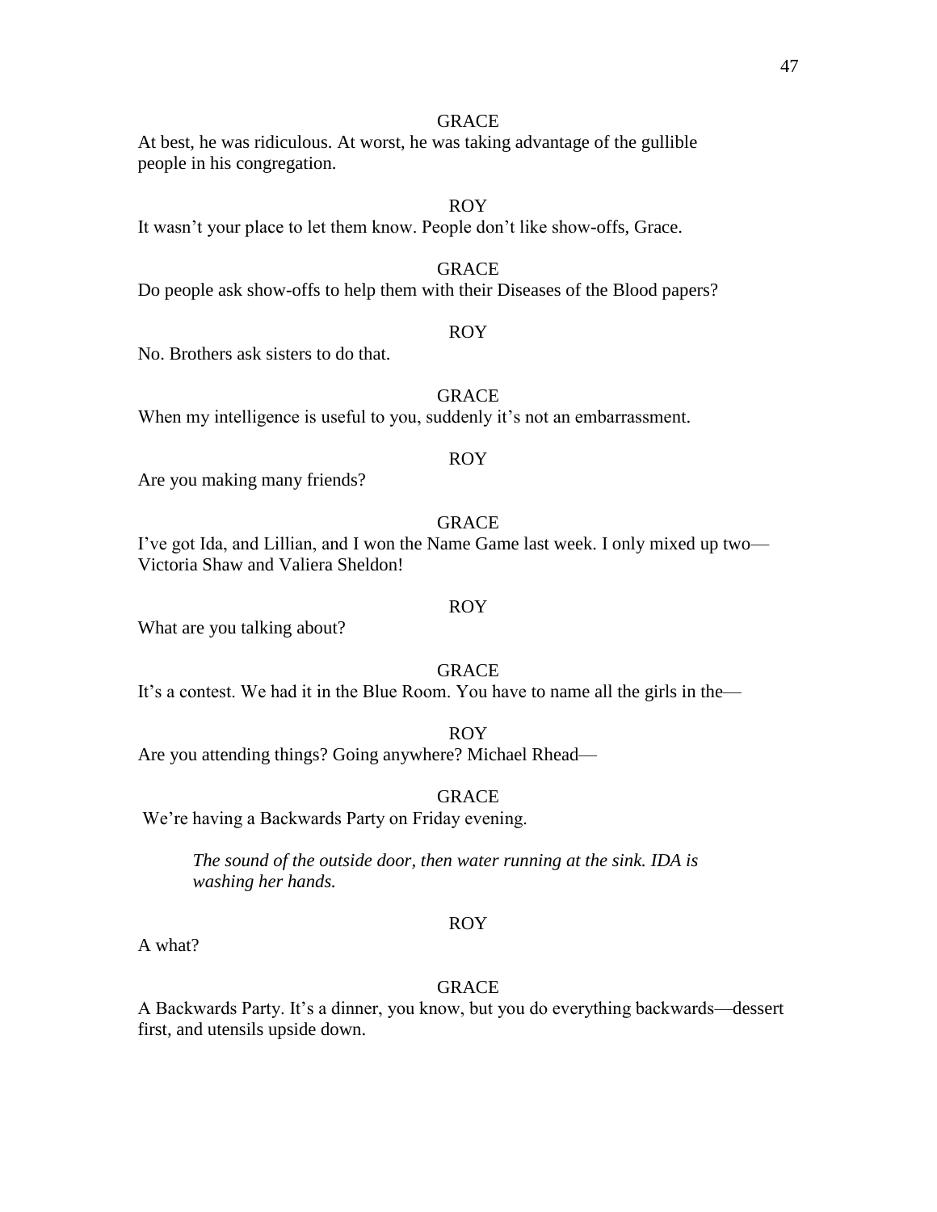GRACE

At best, he was ridiculous. At worst, he was taking advantage of the gullible people in his congregation.

ROY

It wasn't your place to let them know. People don't like show-offs, Grace.

GRACE

Do people ask show-offs to help them with their Diseases of the Blood papers?

ROY

No. Brothers ask sisters to do that.

GRACE

When my intelligence is useful to you, suddenly it's not an embarrassment.

ROY

Are you making many friends?

GRACE

I've got Ida, and Lillian, and I won the Name Game last week. I only mixed up two—Victoria Shaw and Valiera Sheldon!

ROY

What are you talking about?

GRACE

It's a contest. We had it in the Blue Room. You have to name all the girls in the—

ROY

Are you attending things? Going anywhere? Michael Rhead—

GRACE

We're having a Backwards Party on Friday evening.

*The sound of the outside door, then water running at the sink. IDA is washing her hands.*

ROY

A what?

GRACE

A Backwards Party. It's a dinner, you know, but you do everything backwards—dessert first, and utensils upside down.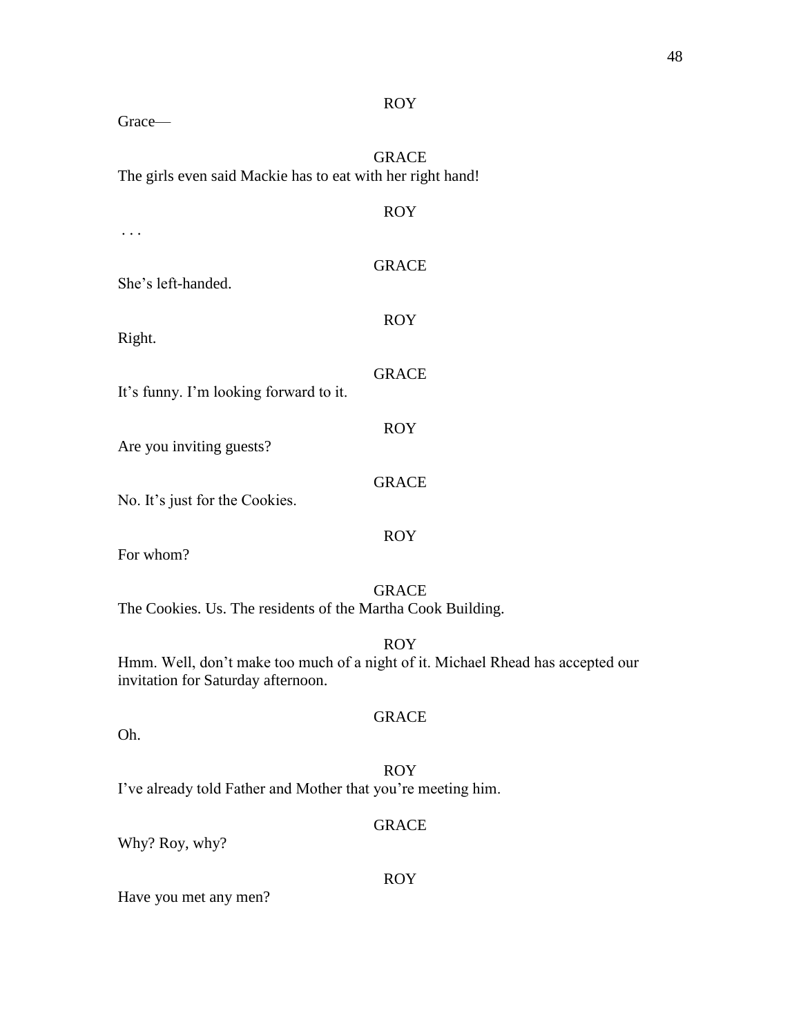ROY

Grace—

GRACE

The girls even said Mackie has to eat with her right hand!

ROY

. . .

GRACE

She's left-handed.

ROY

Right.

GRACE

It's funny. I'm looking forward to it.

ROY

Are you inviting guests?

GRACE

No. It's just for the Cookies.

ROY

For whom?

GRACE

The Cookies. Us. The residents of the Martha Cook Building.

ROY

Hmm. Well, don't make too much of a night of it. Michael Rhead has accepted our invitation for Saturday afternoon.

GRACE

Oh.

ROY

I've already told Father and Mother that you're meeting him.

GRACE

Why? Roy, why?

ROY

Have you met any men?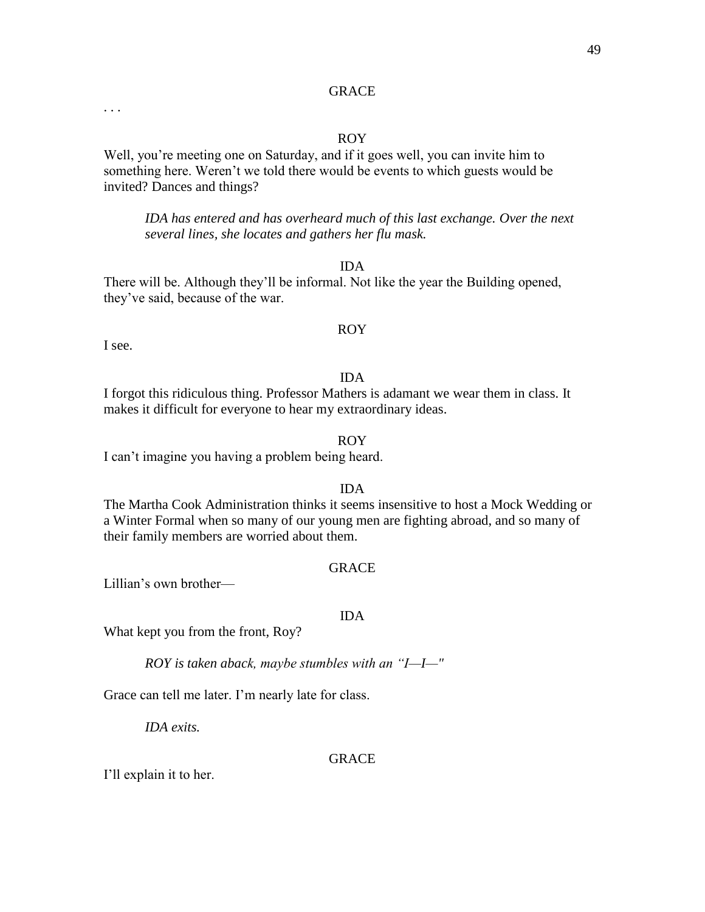GRACE

. . .

ROY

Well, you're meeting one on Saturday, and if it goes well, you can invite him to something here. Weren't we told there would be events to which guests would be invited? Dances and things?

*IDA has entered and has overheard much of this last exchange. Over the next several lines, she locates and gathers her flu mask.*

IDA

There will be. Although they'll be informal. Not like the year the Building opened, they've said, because of the war.

ROY

I see.

IDA

I forgot this ridiculous thing. Professor Mathers is adamant we wear them in class. It makes it difficult for everyone to hear my extraordinary ideas.

ROY

I can't imagine you having a problem being heard.

IDA

The Martha Cook Administration thinks it seems insensitive to host a Mock Wedding or a Winter Formal when so many of our young men are fighting abroad, and so many of their family members are worried about them.

GRACE

Lillian's own brother—

IDA

What kept you from the front, Roy?

*ROY is taken aback, maybe stumbles with an "I—I—"*

Grace can tell me later. I'm nearly late for class.

*IDA exits.*

GRACE

I'll explain it to her.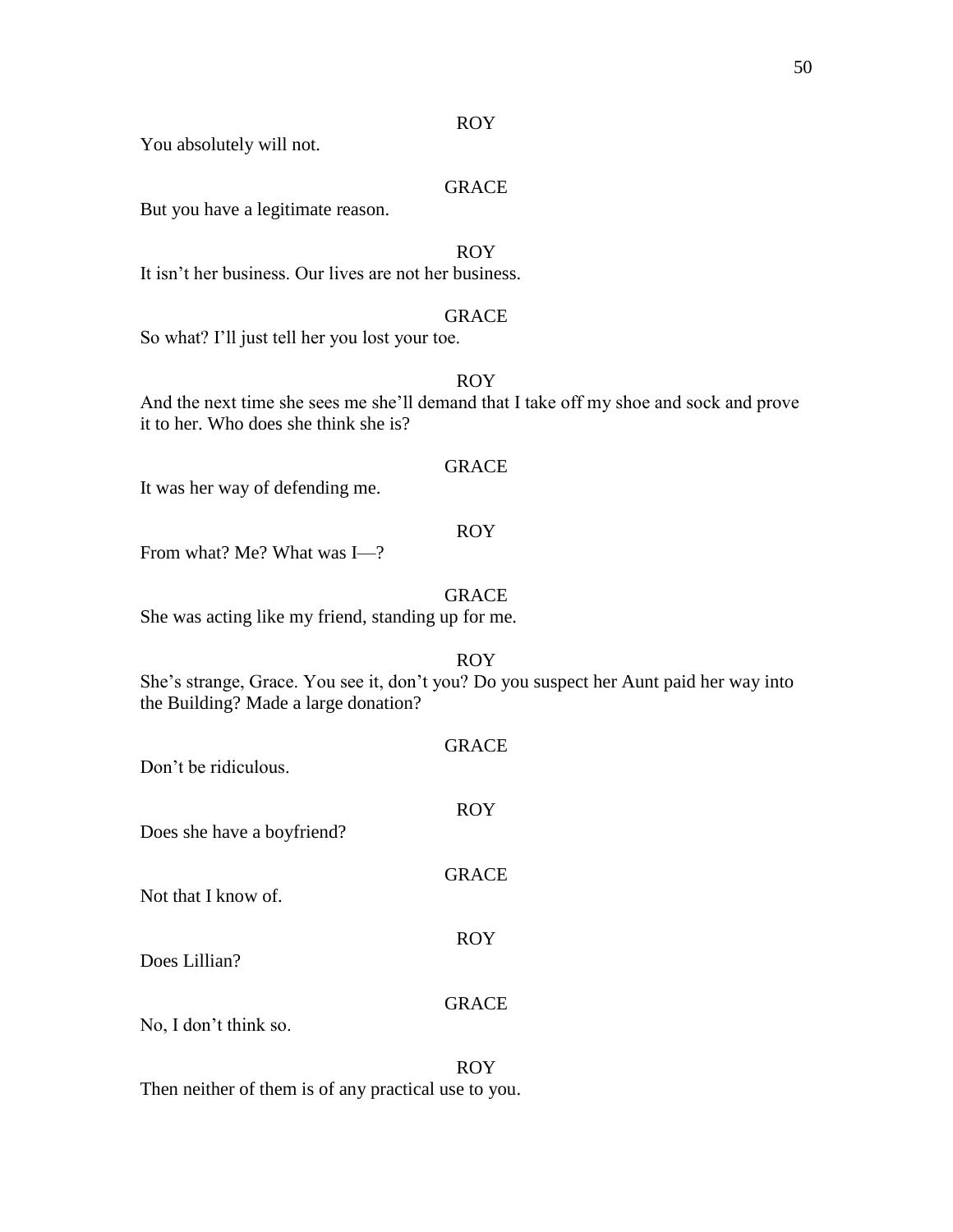ROY

You absolutely will not.

GRACE

But you have a legitimate reason.

ROY

It isn't her business. Our lives are not her business.

GRACE

So what? I'll just tell her you lost your toe.

ROY

And the next time she sees me she'll demand that I take off my shoe and sock and prove it to her. Who does she think she is?

GRACE

It was her way of defending me.

ROY

From what? Me? What was I—?

GRACE

She was acting like my friend, standing up for me.

ROY

She's strange, Grace. You see it, don't you? Do you suspect her Aunt paid her way into the Building? Made a large donation?

GRACE

Don't be ridiculous.

ROY

Does she have a boyfriend?

GRACE

Not that I know of.

ROY

Does Lillian?

GRACE

No, I don't think so.

ROY

Then neither of them is of any practical use to you.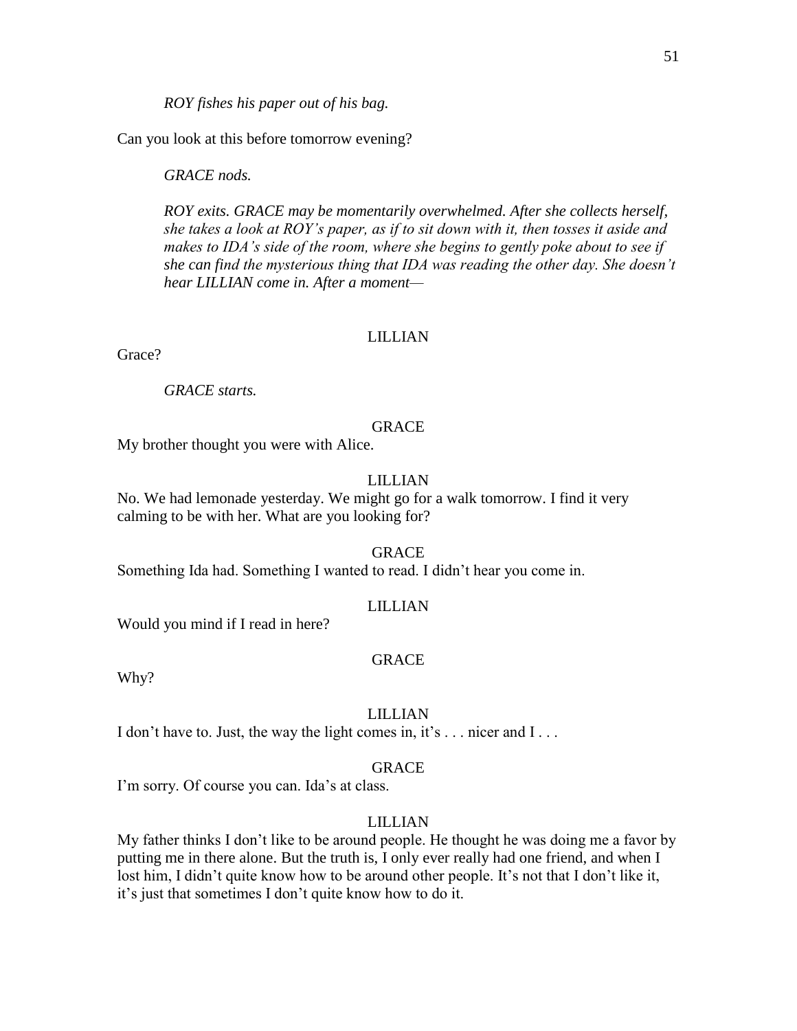*ROY fishes his paper out of his bag.*

Can you look at this before tomorrow evening?

*GRACE nods.*

*ROY exits. GRACE may be momentarily overwhelmed. After she collects herself, she takes a look at ROY's paper, as if to sit down with it, then tosses it aside and makes to IDA's side of the room, where she begins to gently poke about to see if she can find the mysterious thing that IDA was reading the other day. She doesn't hear LILLIAN come in. After a moment—*

LILLIAN

Grace?

*GRACE starts.*

GRACE

My brother thought you were with Alice.

LILLIAN

No. We had lemonade yesterday. We might go for a walk tomorrow. I find it very calming to be with her. What are you looking for?

GRACE

Something Ida had. Something I wanted to read. I didn't hear you come in.

LILLIAN

Would you mind if I read in here?

GRACE

Why?

LILLIAN

I don't have to. Just, the way the light comes in, it's . . . nicer and I . . .

GRACE

I'm sorry. Of course you can. Ida's at class.

LILLIAN

My father thinks I don't like to be around people. He thought he was doing me a favor by putting me in there alone. But the truth is, I only ever really had one friend, and when I lost him, I didn't quite know how to be around other people. It's not that I don't like it, it's just that sometimes I don't quite know how to do it.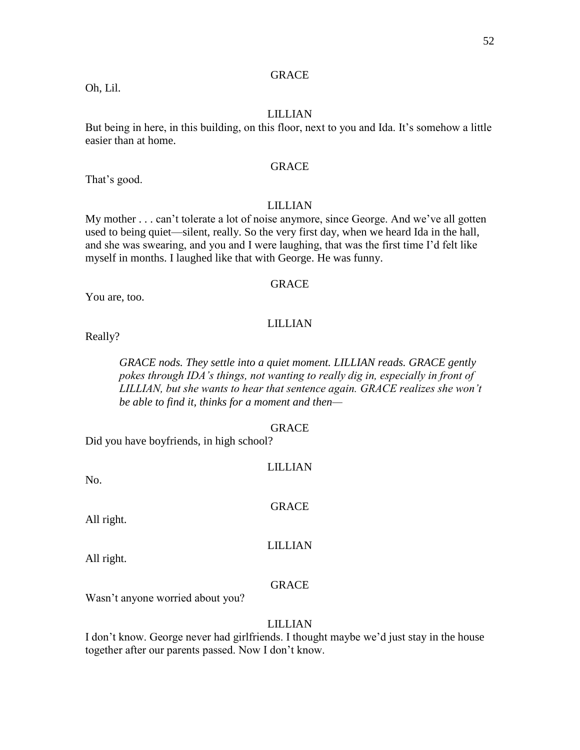GRACE

Oh, Lil.

LILLIAN

But being in here, in this building, on this floor, next to you and Ida. It's somehow a little easier than at home.

GRACE

That's good.

LILLIAN

My mother . . . can't tolerate a lot of noise anymore, since George. And we've all gotten used to being quiet—silent, really. So the very first day, when we heard Ida in the hall, and she was swearing, and you and I were laughing, that was the first time I'd felt like myself in months. I laughed like that with George. He was funny.

GRACE

You are, too.

LILLIAN

Really?

> *GRACE nods. They settle into a quiet moment. LILLIAN reads. GRACE gently pokes through IDA's things, not wanting to really dig in, especially in front of LILLIAN, but she wants to hear that sentence again. GRACE realizes she won't be able to find it, thinks for a moment and then—*

GRACE

Did you have boyfriends, in high school?

LILLIAN

No.

GRACE

All right.

LILLIAN

All right.

GRACE

Wasn't anyone worried about you?

LILLIAN

I don't know. George never had girlfriends. I thought maybe we'd just stay in the house together after our parents passed. Now I don't know.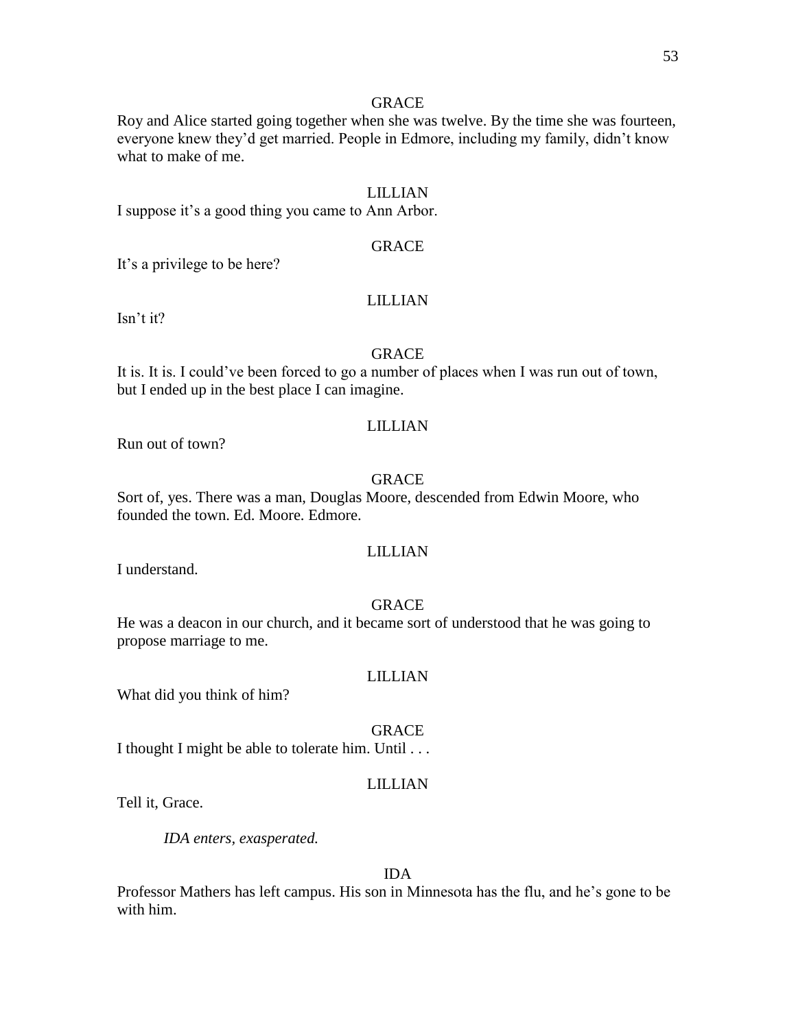GRACE

Roy and Alice started going together when she was twelve. By the time she was fourteen, everyone knew they'd get married. People in Edmore, including my family, didn't know what to make of me.

LILLIAN

I suppose it's a good thing you came to Ann Arbor.

GRACE

It's a privilege to be here?

LILLIAN

Isn't it?

GRACE

It is. It is. I could've been forced to go a number of places when I was run out of town, but I ended up in the best place I can imagine.

LILLIAN

Run out of town?

GRACE

Sort of, yes. There was a man, Douglas Moore, descended from Edwin Moore, who founded the town. Ed. Moore. Edmore.

LILLIAN

I understand.

GRACE

He was a deacon in our church, and it became sort of understood that he was going to propose marriage to me.

LILLIAN

What did you think of him?

GRACE

I thought I might be able to tolerate him. Until . . .

LILLIAN

Tell it, Grace.

*IDA enters, exasperated.*

IDA

Professor Mathers has left campus. His son in Minnesota has the flu, and he's gone to be with him.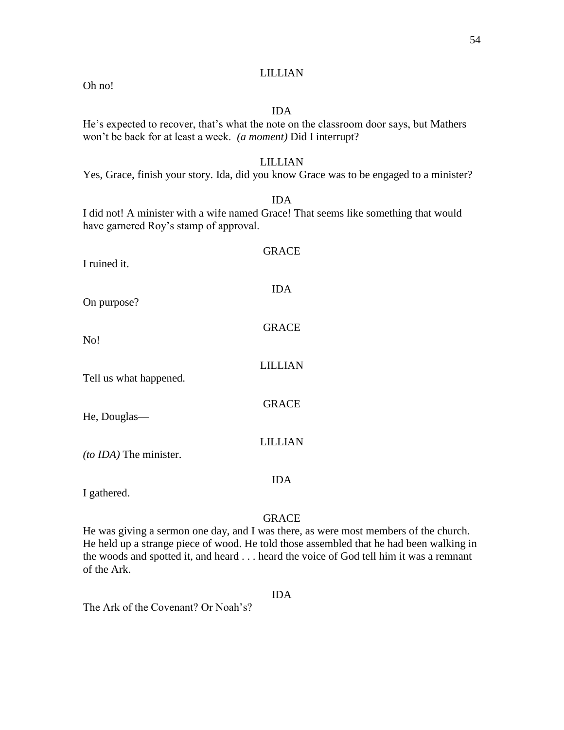LILLIAN

Oh no!

IDA

He's expected to recover, that's what the note on the classroom door says, but Mathers won't be back for at least a week. *(a moment)* Did I interrupt?

LILLIAN

Yes, Grace, finish your story. Ida, did you know Grace was to be engaged to a minister?

IDA

I did not! A minister with a wife named Grace! That seems like something that would have garnered Roy's stamp of approval.

GRACE

I ruined it.

IDA

On purpose?

GRACE

No!

LILLIAN

Tell us what happened.

GRACE

He, Douglas—

LILLIAN

*(to IDA)* The minister.

IDA

I gathered.

GRACE

He was giving a sermon one day, and I was there, as were most members of the church. He held up a strange piece of wood. He told those assembled that he had been walking in the woods and spotted it, and heard . . . heard the voice of God tell him it was a remnant of the Ark.

IDA

The Ark of the Covenant? Or Noah's?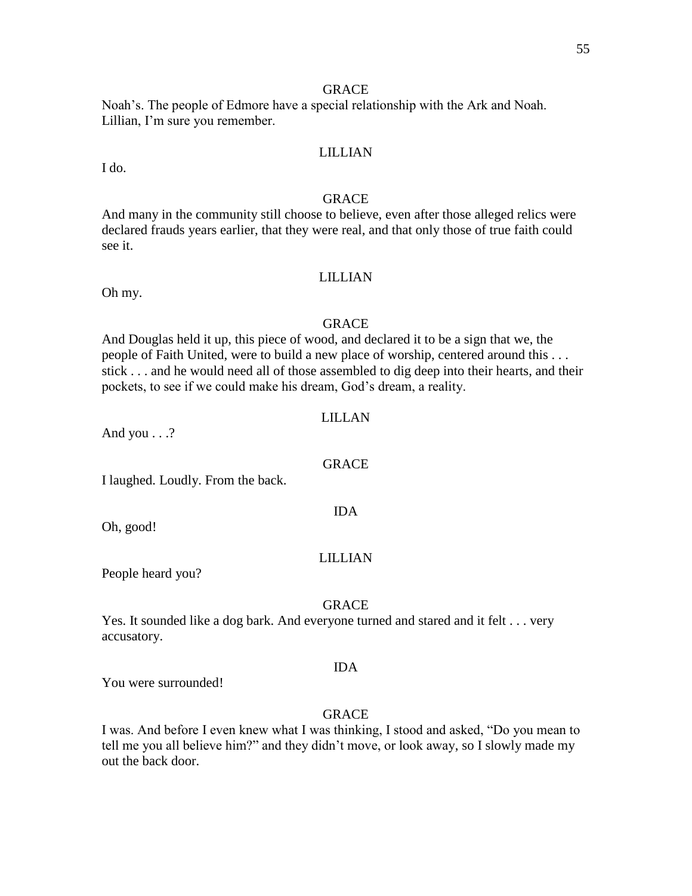GRACE

Noah's. The people of Edmore have a special relationship with the Ark and Noah. Lillian, I'm sure you remember.

LILLIAN

I do.

GRACE

And many in the community still choose to believe, even after those alleged relics were declared frauds years earlier, that they were real, and that only those of true faith could see it.

LILLIAN

Oh my.

GRACE

And Douglas held it up, this piece of wood, and declared it to be a sign that we, the people of Faith United, were to build a new place of worship, centered around this . . . stick . . . and he would need all of those assembled to dig deep into their hearts, and their pockets, to see if we could make his dream, God's dream, a reality.

LILLAN

And you . . .?

GRACE

I laughed. Loudly. From the back.

IDA

Oh, good!

LILLIAN

People heard you?

GRACE

Yes. It sounded like a dog bark. And everyone turned and stared and it felt . . . very accusatory.

IDA

You were surrounded!

GRACE

I was. And before I even knew what I was thinking, I stood and asked, "Do you mean to tell me you all believe him?" and they didn't move, or look away, so I slowly made my out the back door.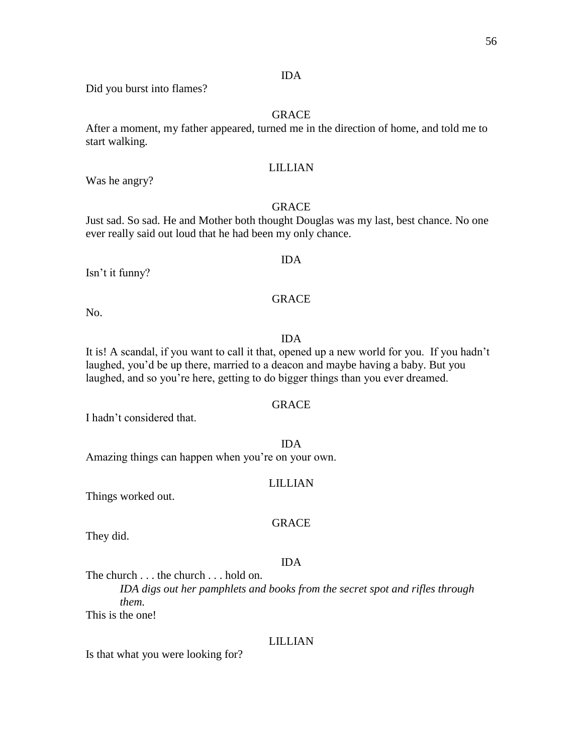IDA

Did you burst into flames?

GRACE

After a moment, my father appeared, turned me in the direction of home, and told me to start walking.

LILLIAN

Was he angry?

GRACE

Just sad. So sad. He and Mother both thought Douglas was my last, best chance. No one ever really said out loud that he had been my only chance.

IDA

Isn't it funny?

GRACE

No.

IDA

It is! A scandal, if you want to call it that, opened up a new world for you. If you hadn't laughed, you'd be up there, married to a deacon and maybe having a baby. But you laughed, and so you're here, getting to do bigger things than you ever dreamed.

GRACE

I hadn't considered that.

IDA

Amazing things can happen when you're on your own.

LILLIAN

Things worked out.

GRACE

They did.

IDA

The church . . . the church . . . hold on.

*IDA digs out her pamphlets and books from the secret spot and rifles through them.*

This is the one!

LILLIAN

Is that what you were looking for?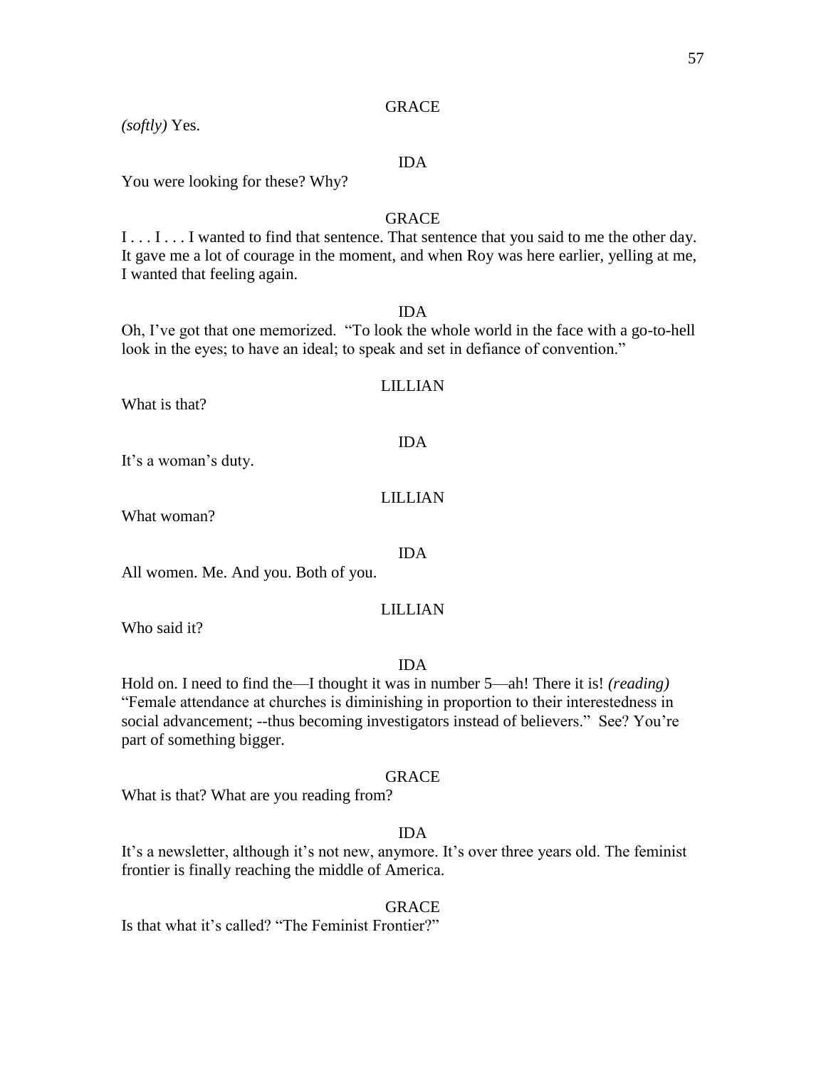GRACE

*(softly)* Yes.

IDA

You were looking for these? Why?

GRACE

I . . . I . . . I wanted to find that sentence. That sentence that you said to me the other day. It gave me a lot of courage in the moment, and when Roy was here earlier, yelling at me, I wanted that feeling again.

IDA

Oh, I've got that one memorized. "To look the whole world in the face with a go-to-hell look in the eyes; to have an ideal; to speak and set in defiance of convention."

LILLIAN

What is that?

IDA

It's a woman's duty.

LILLIAN

What woman?

IDA

All women. Me. And you. Both of you.

LILLIAN

Who said it?

IDA

Hold on. I need to find the—I thought it was in number 5—ah! There it is! *(reading)* "Female attendance at churches is diminishing in proportion to their interestedness in social advancement; --thus becoming investigators instead of believers." See? You're part of something bigger.

GRACE

What is that? What are you reading from?

IDA

It's a newsletter, although it's not new, anymore. It's over three years old. The feminist frontier is finally reaching the middle of America.

GRACE

Is that what it's called? "The Feminist Frontier?"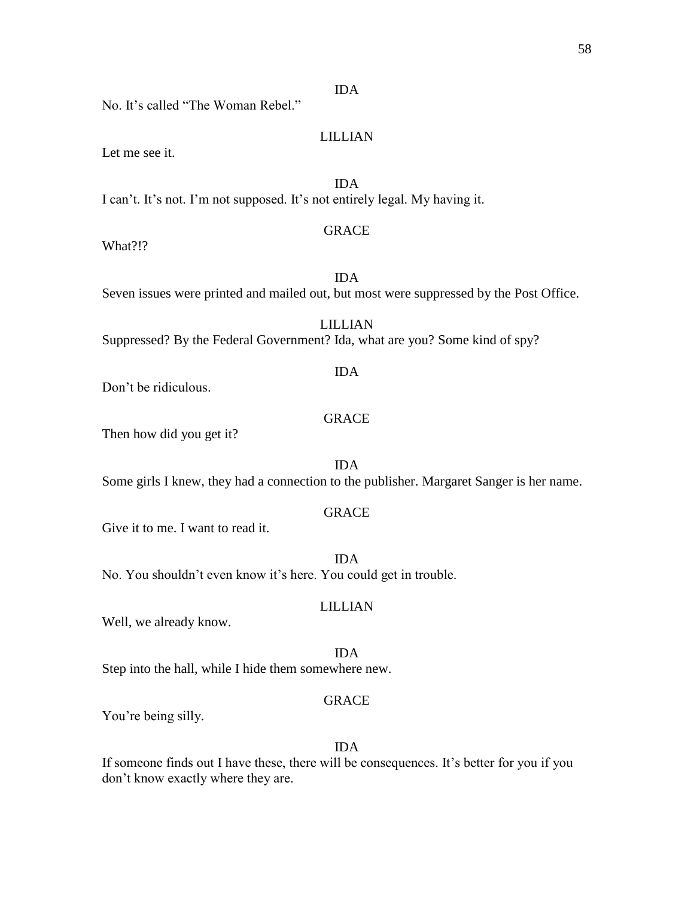IDA

No. It's called "The Woman Rebel."

LILLIAN

Let me see it.

IDA

I can't. It's not. I'm not supposed. It's not entirely legal. My having it.

GRACE

What?!?

IDA

Seven issues were printed and mailed out, but most were suppressed by the Post Office.

LILLIAN

Suppressed? By the Federal Government? Ida, what are you? Some kind of spy?

IDA

Don't be ridiculous.

GRACE

Then how did you get it?

IDA

Some girls I knew, they had a connection to the publisher. Margaret Sanger is her name.

GRACE

Give it to me. I want to read it.

IDA

No. You shouldn't even know it's here. You could get in trouble.

LILLIAN

Well, we already know.

IDA

Step into the hall, while I hide them somewhere new.

GRACE

You're being silly.

IDA

If someone finds out I have these, there will be consequences. It's better for you if you don't know exactly where they are.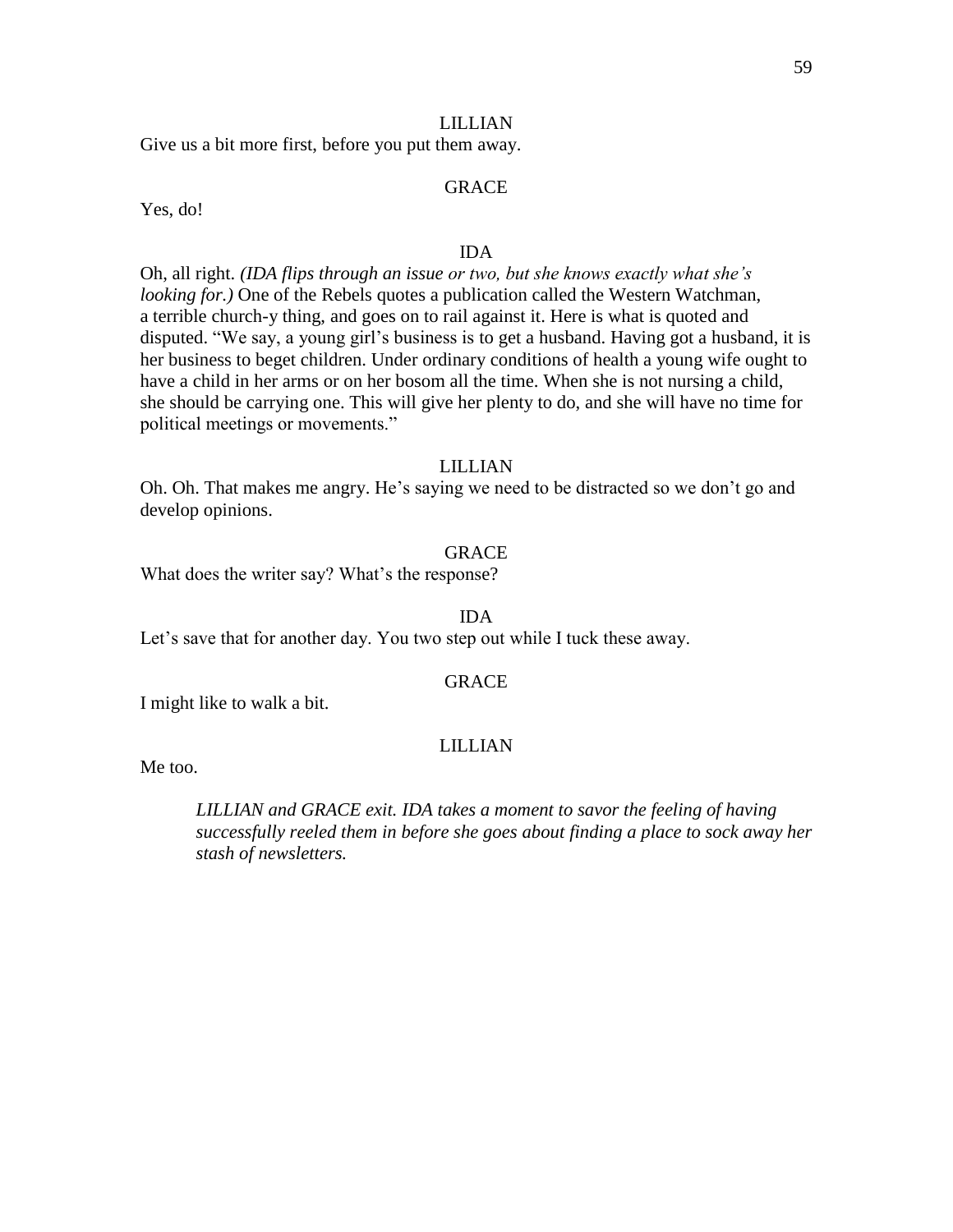LILLIAN

Give us a bit more first, before you put them away.

GRACE

Yes, do!

IDA

Oh, all right. *(IDA flips through an issue or two, but she knows exactly what she's looking for.)* One of the Rebels quotes a publication called the Western Watchman, a terrible church-y thing, and goes on to rail against it. Here is what is quoted and disputed. "We say, a young girl's business is to get a husband. Having got a husband, it is her business to beget children. Under ordinary conditions of health a young wife ought to have a child in her arms or on her bosom all the time. When she is not nursing a child, she should be carrying one. This will give her plenty to do, and she will have no time for political meetings or movements."

LILLIAN

Oh. Oh. That makes me angry. He's saying we need to be distracted so we don't go and develop opinions.

GRACE

What does the writer say? What's the response?

IDA

Let's save that for another day. You two step out while I tuck these away.

GRACE

I might like to walk a bit.

LILLIAN

Me too.

*LILLIAN and GRACE exit. IDA takes a moment to savor the feeling of having successfully reeled them in before she goes about finding a place to sock away her stash of newsletters.*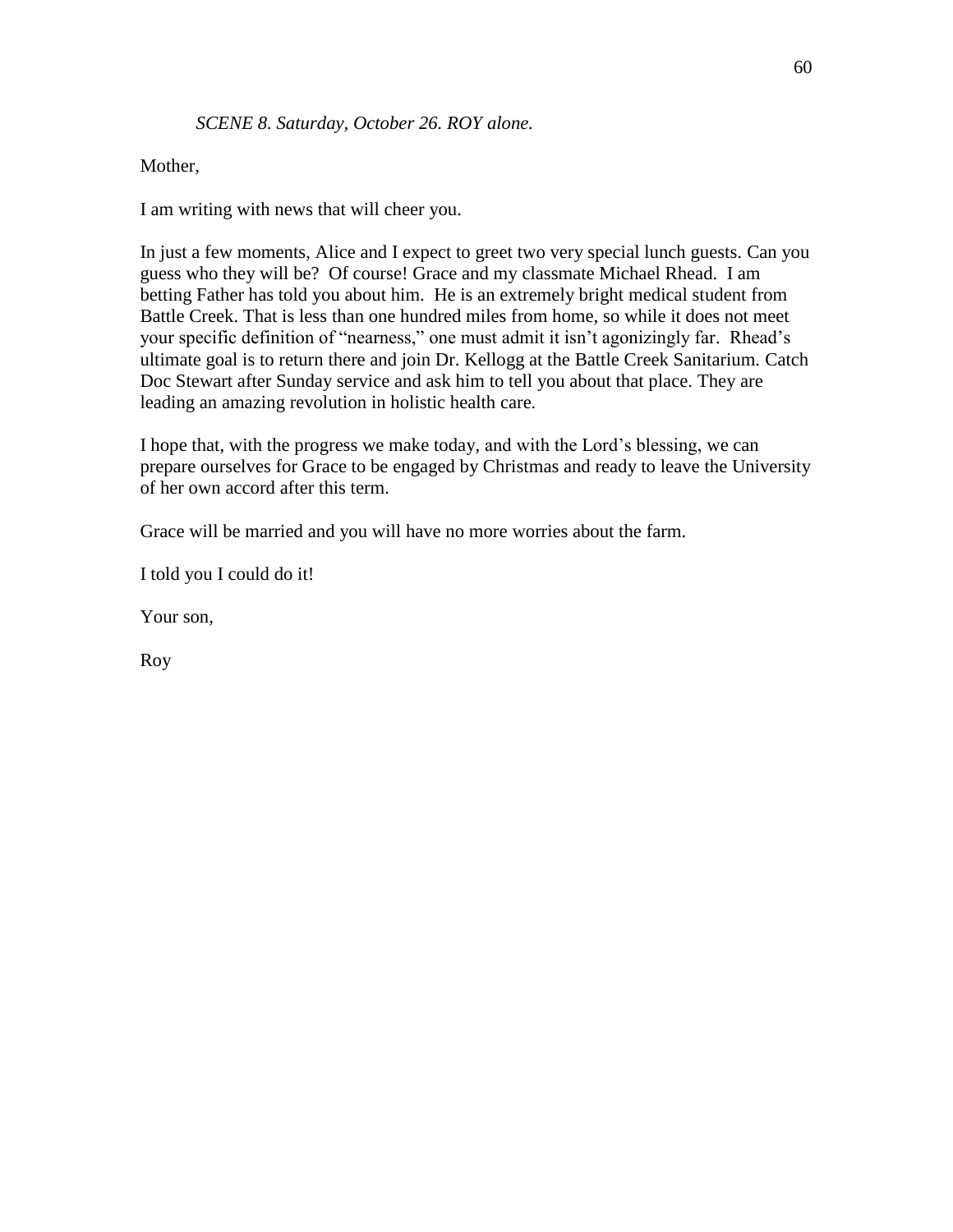*SCENE 8. Saturday, October 26. ROY alone.*

Mother,

I am writing with news that will cheer you.

In just a few moments, Alice and I expect to greet two very special lunch guests. Can you guess who they will be? Of course! Grace and my classmate Michael Rhead. I am betting Father has told you about him. He is an extremely bright medical student from Battle Creek. That is less than one hundred miles from home, so while it does not meet your specific definition of "nearness," one must admit it isn't agonizingly far. Rhead's ultimate goal is to return there and join Dr. Kellogg at the Battle Creek Sanitarium. Catch Doc Stewart after Sunday service and ask him to tell you about that place. They are leading an amazing revolution in holistic health care.

I hope that, with the progress we make today, and with the Lord's blessing, we can prepare ourselves for Grace to be engaged by Christmas and ready to leave the University of her own accord after this term.

Grace will be married and you will have no more worries about the farm.

I told you I could do it!

Your son,

Roy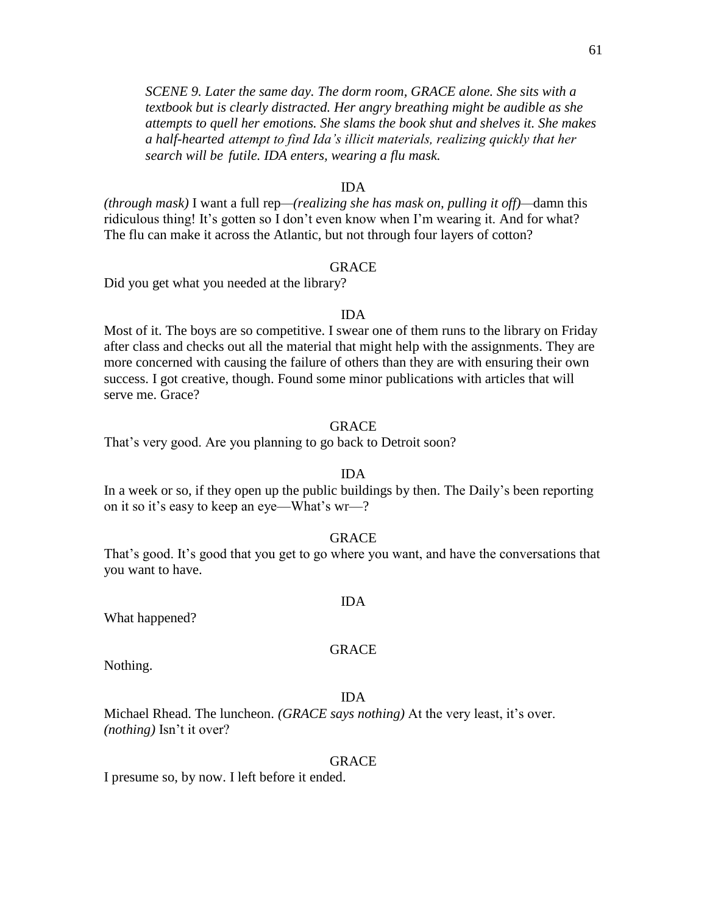*SCENE 9. Later the same day. The dorm room, GRACE alone. She sits with a textbook but is clearly distracted. Her angry breathing might be audible as she attempts to quell her emotions. She slams the book shut and shelves it. She makes a half-hearted attempt to find Ida's illicit materials, realizing quickly that her search will be futile. IDA enters, wearing a flu mask.*

IDA

*(through mask)* I want a full rep—*(realizing she has mask on, pulling it off)*—damn this ridiculous thing! It's gotten so I don't even know when I'm wearing it. And for what? The flu can make it across the Atlantic, but not through four layers of cotton?

GRACE

Did you get what you needed at the library?

IDA

Most of it. The boys are so competitive. I swear one of them runs to the library on Friday after class and checks out all the material that might help with the assignments. They are more concerned with causing the failure of others than they are with ensuring their own success. I got creative, though. Found some minor publications with articles that will serve me. Grace?

GRACE

That's very good. Are you planning to go back to Detroit soon?

IDA

In a week or so, if they open up the public buildings by then. The Daily's been reporting on it so it's easy to keep an eye—What's wr—?

GRACE

That's good. It's good that you get to go where you want, and have the conversations that you want to have.

IDA

What happened?

GRACE

Nothing.

IDA

Michael Rhead. The luncheon. *(GRACE says nothing)* At the very least, it's over. *(nothing)* Isn't it over?

GRACE

I presume so, by now. I left before it ended.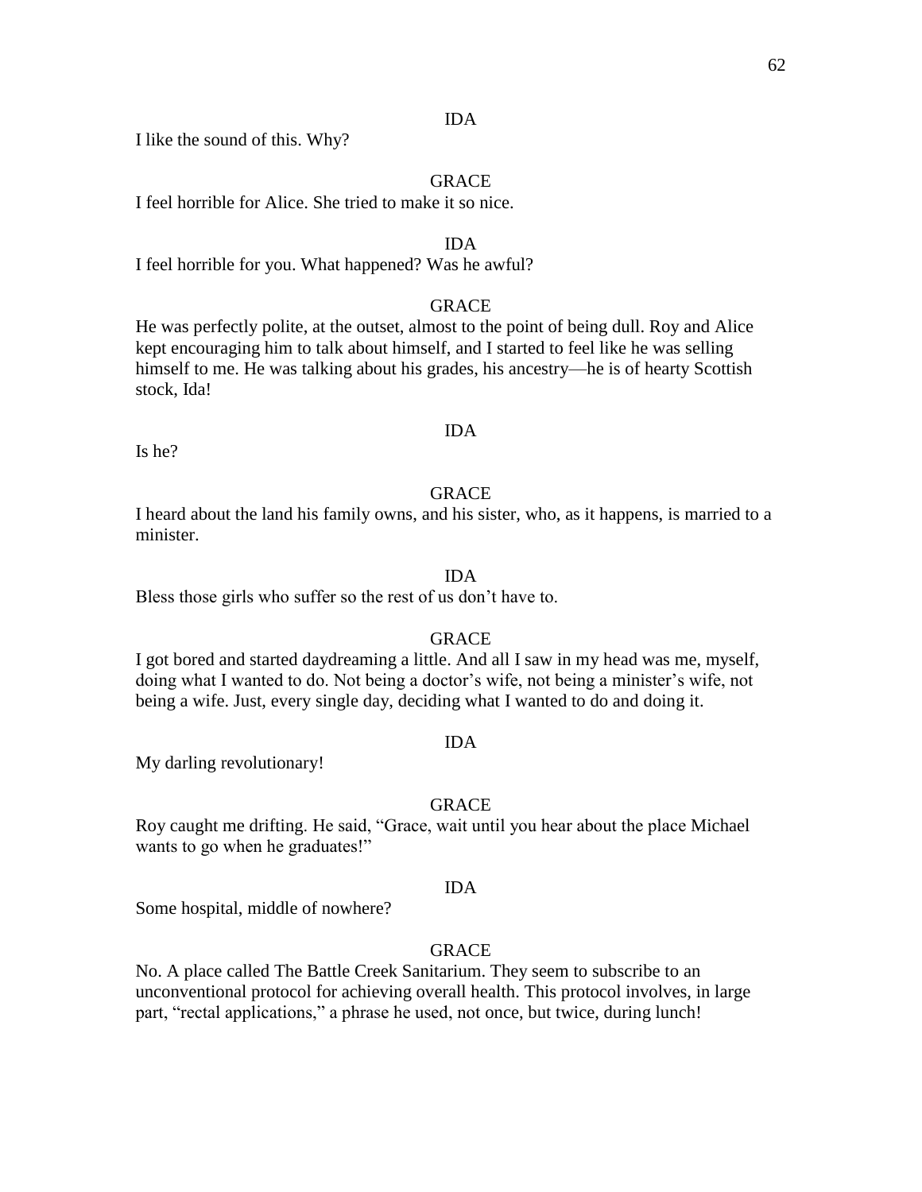IDA

I like the sound of this. Why?

GRACE

I feel horrible for Alice. She tried to make it so nice.

IDA

I feel horrible for you. What happened? Was he awful?

GRACE

He was perfectly polite, at the outset, almost to the point of being dull. Roy and Alice kept encouraging him to talk about himself, and I started to feel like he was selling himself to me. He was talking about his grades, his ancestry—he is of hearty Scottish stock, Ida!

IDA

Is he?

GRACE

I heard about the land his family owns, and his sister, who, as it happens, is married to a minister.

IDA

Bless those girls who suffer so the rest of us don't have to.

GRACE

I got bored and started daydreaming a little. And all I saw in my head was me, myself, doing what I wanted to do. Not being a doctor's wife, not being a minister's wife, not being a wife. Just, every single day, deciding what I wanted to do and doing it.

IDA

My darling revolutionary!

GRACE

Roy caught me drifting. He said, "Grace, wait until you hear about the place Michael wants to go when he graduates!"

IDA

Some hospital, middle of nowhere?

GRACE

No. A place called The Battle Creek Sanitarium. They seem to subscribe to an unconventional protocol for achieving overall health. This protocol involves, in large part, "rectal applications," a phrase he used, not once, but twice, during lunch!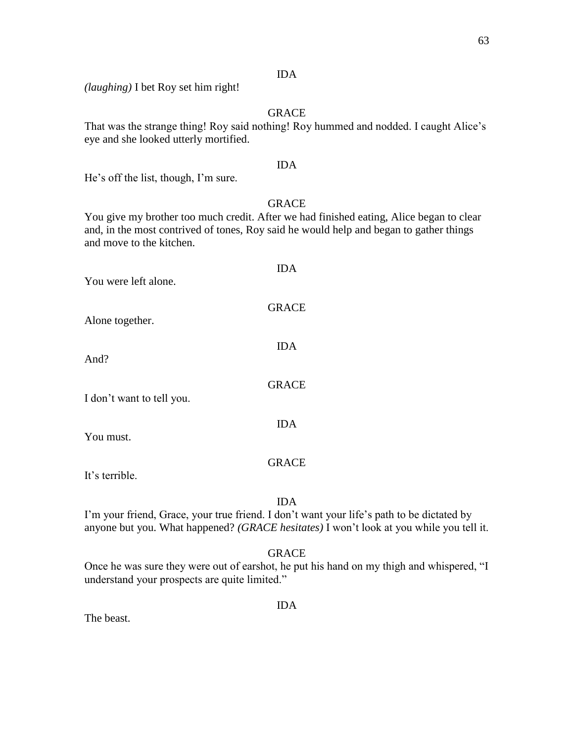IDA

*(laughing)* I bet Roy set him right!

GRACE

That was the strange thing! Roy said nothing! Roy hummed and nodded. I caught Alice's eye and she looked utterly mortified.

IDA

He's off the list, though, I'm sure.

GRACE

You give my brother too much credit. After we had finished eating, Alice began to clear and, in the most contrived of tones, Roy said he would help and began to gather things and move to the kitchen.

IDA

You were left alone.

GRACE

Alone together.

IDA

And?

GRACE

I don't want to tell you.

IDA

You must.

GRACE

It's terrible.

IDA

I'm your friend, Grace, your true friend. I don't want your life's path to be dictated by anyone but you. What happened? *(GRACE hesitates)* I won't look at you while you tell it.

GRACE

Once he was sure they were out of earshot, he put his hand on my thigh and whispered, "I understand your prospects are quite limited."

IDA

The beast.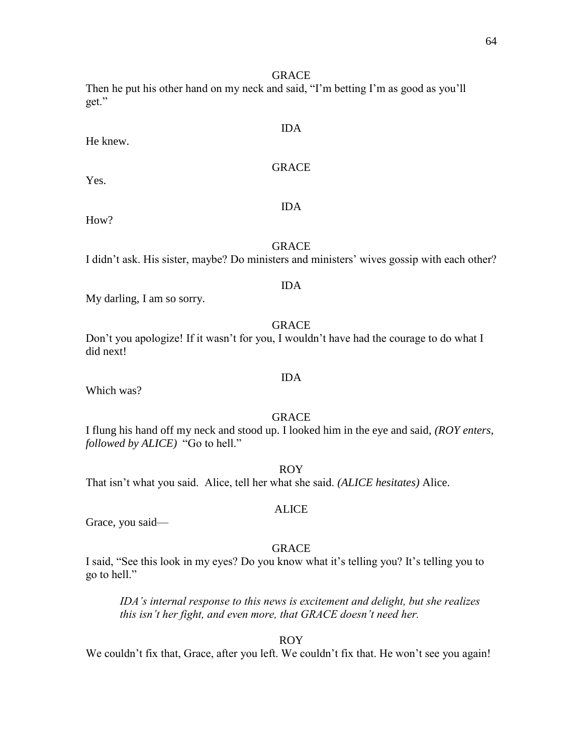GRACE

Then he put his other hand on my neck and said, "I'm betting I'm as good as you'll get."

IDA

He knew.

GRACE

Yes.

IDA

How?

GRACE

I didn't ask. His sister, maybe? Do ministers and ministers' wives gossip with each other?

IDA

My darling, I am so sorry.

GRACE

Don't you apologize! If it wasn't for you, I wouldn't have had the courage to do what I did next!

IDA

Which was?

GRACE

I flung his hand off my neck and stood up. I looked him in the eye and said, *(ROY enters, followed by ALICE)* "Go to hell."

ROY

That isn't what you said. Alice, tell her what she said. *(ALICE hesitates)* Alice.

ALICE

Grace, you said—

GRACE

I said, "See this look in my eyes? Do you know what it's telling you? It's telling you to go to hell."

*IDA's internal response to this news is excitement and delight, but she realizes this isn't her fight, and even more, that GRACE doesn't need her.*

ROY

We couldn't fix that, Grace, after you left. We couldn't fix that. He won't see you again!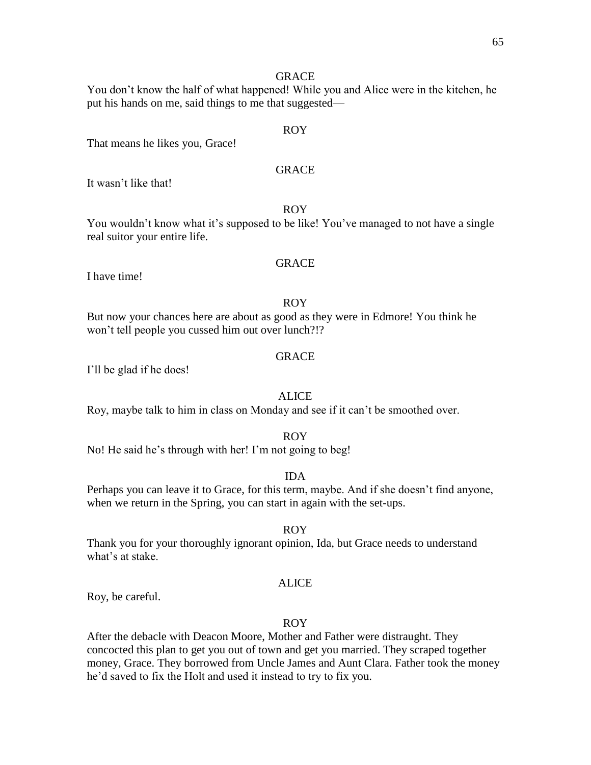GRACE

You don't know the half of what happened! While you and Alice were in the kitchen, he put his hands on me, said things to me that suggested—

ROY

That means he likes you, Grace!

GRACE

It wasn't like that!

ROY

You wouldn't know what it's supposed to be like! You've managed to not have a single real suitor your entire life.

GRACE

I have time!

ROY

But now your chances here are about as good as they were in Edmore! You think he won't tell people you cussed him out over lunch?!?

GRACE

I'll be glad if he does!

ALICE

Roy, maybe talk to him in class on Monday and see if it can't be smoothed over.

ROY

No! He said he's through with her! I'm not going to beg!

IDA

Perhaps you can leave it to Grace, for this term, maybe. And if she doesn't find anyone, when we return in the Spring, you can start in again with the set-ups.

ROY

Thank you for your thoroughly ignorant opinion, Ida, but Grace needs to understand what's at stake.

ALICE

Roy, be careful.

ROY

After the debacle with Deacon Moore, Mother and Father were distraught. They concocted this plan to get you out of town and get you married. They scraped together money, Grace. They borrowed from Uncle James and Aunt Clara. Father took the money he'd saved to fix the Holt and used it instead to try to fix you.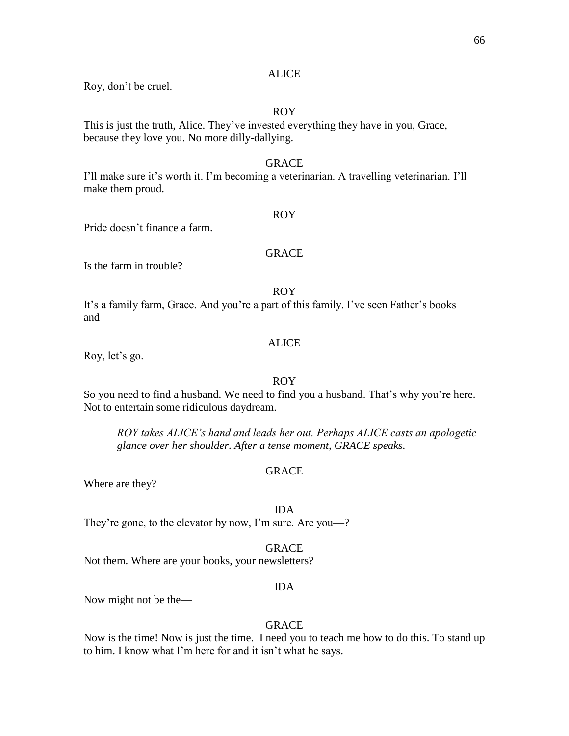ALICE

Roy, don't be cruel.

ROY

This is just the truth, Alice. They've invested everything they have in you, Grace, because they love you. No more dilly-dallying.

GRACE

I'll make sure it's worth it. I'm becoming a veterinarian. A travelling veterinarian. I'll make them proud.

ROY

Pride doesn't finance a farm.

GRACE

Is the farm in trouble?

ROY

It's a family farm, Grace. And you're a part of this family. I've seen Father's books and—

ALICE

Roy, let's go.

ROY

So you need to find a husband. We need to find you a husband. That's why you're here. Not to entertain some ridiculous daydream.

*ROY takes ALICE's hand and leads her out. Perhaps ALICE casts an apologetic glance over her shoulder. After a tense moment, GRACE speaks.*

GRACE

Where are they?

IDA

They're gone, to the elevator by now, I'm sure. Are you—?

GRACE

Not them. Where are your books, your newsletters?

IDA

Now might not be the—

GRACE

Now is the time! Now is just the time. I need you to teach me how to do this. To stand up to him. I know what I'm here for and it isn't what he says.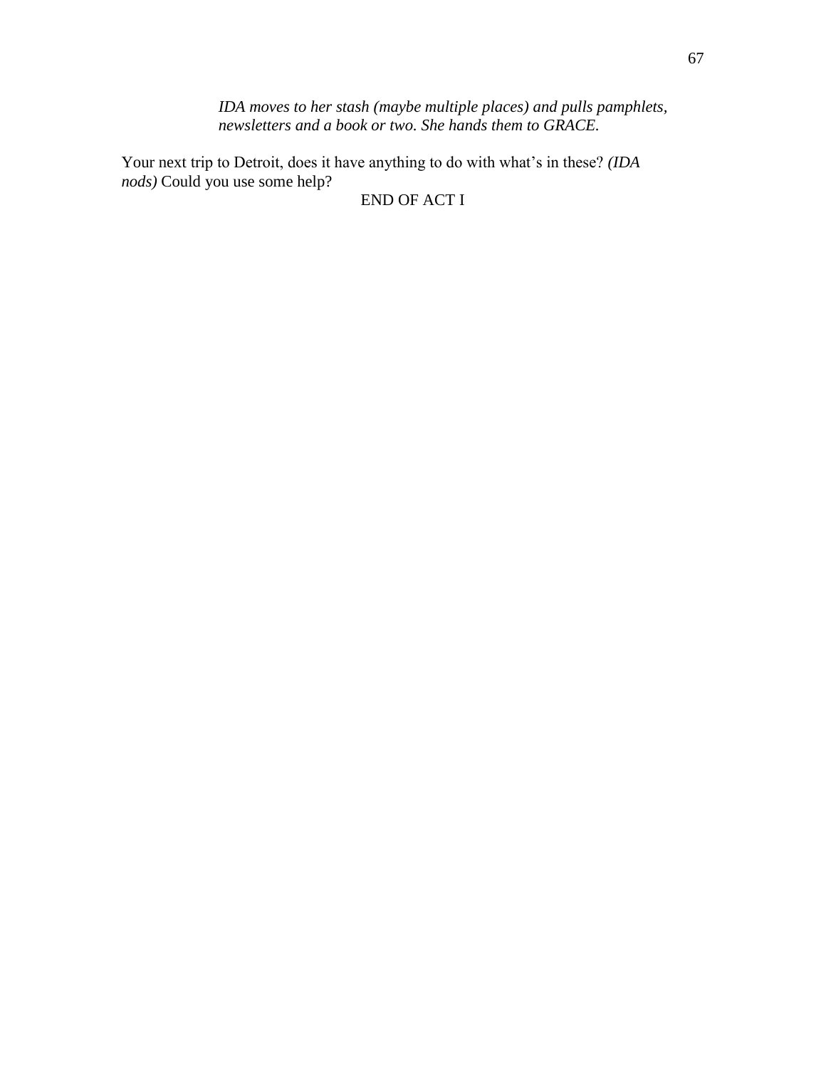*IDA moves to her stash (maybe multiple places) and pulls pamphlets, newsletters and a book or two. She hands them to GRACE.*

Your next trip to Detroit, does it have anything to do with what's in these? *(IDA nods)* Could you use some help?

END OF ACT I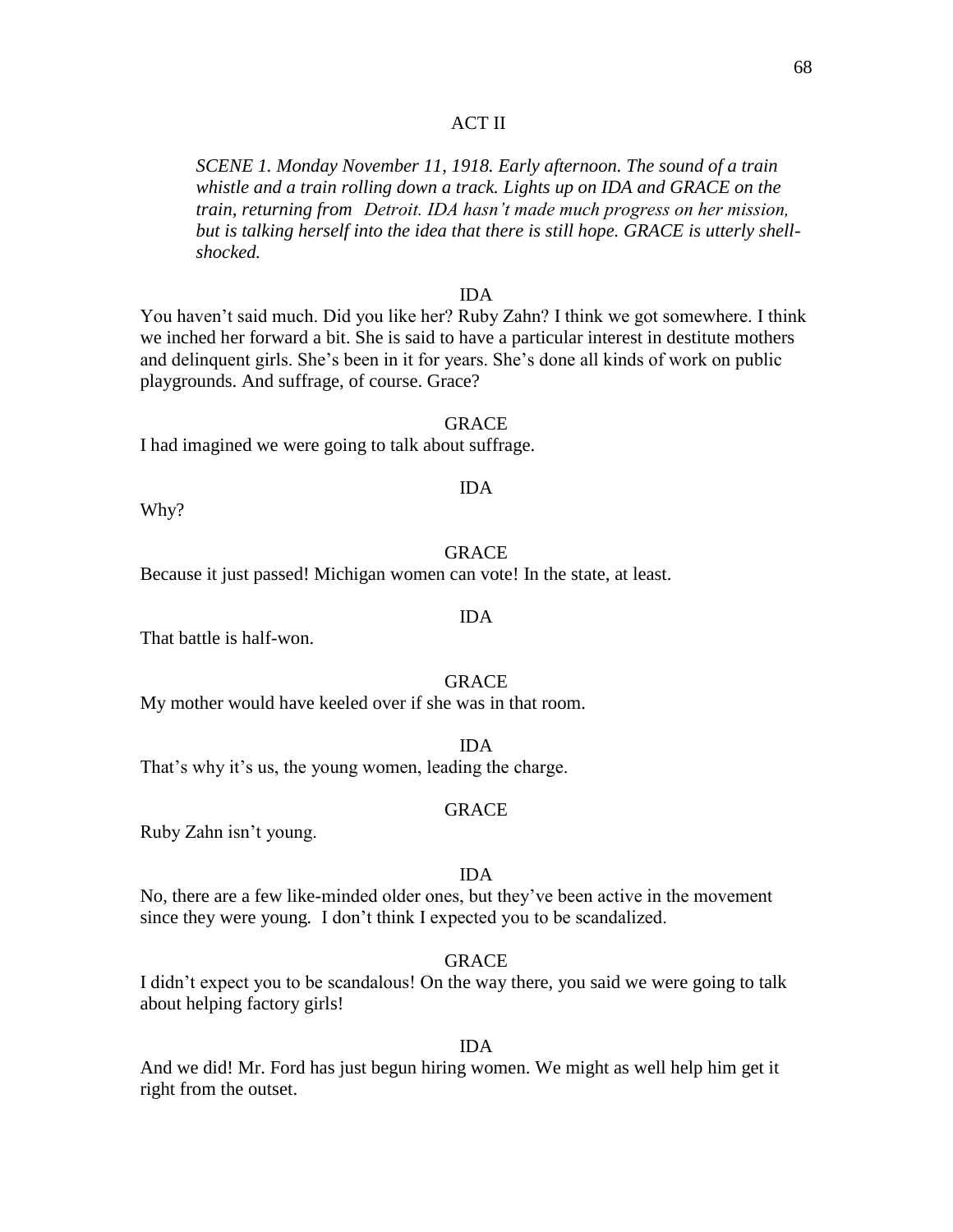## ACT II

*SCENE 1. Monday November 11, 1918. Early afternoon. The sound of a train whistle and a train rolling down a track. Lights up on IDA and GRACE on the train, returning from Detroit. IDA hasn't made much progress on her mission, but is talking herself into the idea that there is still hope. GRACE is utterly shell-shocked.*

IDA

You haven't said much. Did you like her? Ruby Zahn? I think we got somewhere. I think we inched her forward a bit. She is said to have a particular interest in destitute mothers and delinquent girls. She's been in it for years. She's done all kinds of work on public playgrounds. And suffrage, of course. Grace?

GRACE

I had imagined we were going to talk about suffrage.

IDA

Why?

GRACE

Because it just passed! Michigan women can vote! In the state, at least.

IDA

That battle is half-won.

GRACE

My mother would have keeled over if she was in that room.

IDA

That's why it's us, the young women, leading the charge.

GRACE

Ruby Zahn isn't young.

IDA

No, there are a few like-minded older ones, but they've been active in the movement since they were young. I don't think I expected you to be scandalized.

GRACE

I didn't expect you to be scandalous! On the way there, you said we were going to talk about helping factory girls!

IDA

And we did! Mr. Ford has just begun hiring women. We might as well help him get it right from the outset.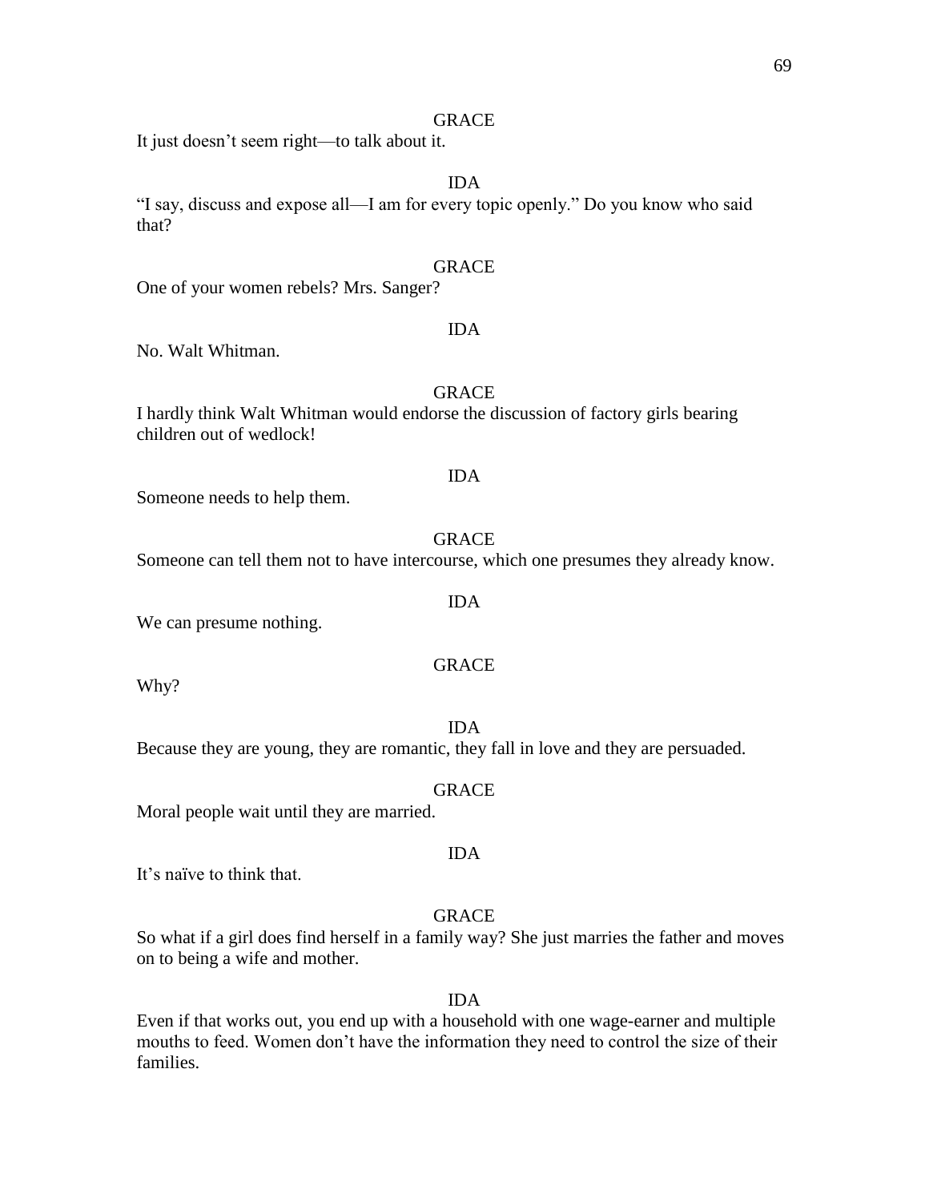GRACE

It just doesn't seem right—to talk about it.

IDA

"I say, discuss and expose all—I am for every topic openly." Do you know who said that?

GRACE

One of your women rebels? Mrs. Sanger?

IDA

No. Walt Whitman.

GRACE

I hardly think Walt Whitman would endorse the discussion of factory girls bearing children out of wedlock!

IDA

Someone needs to help them.

GRACE

Someone can tell them not to have intercourse, which one presumes they already know.

IDA

We can presume nothing.

GRACE

Why?

IDA

Because they are young, they are romantic, they fall in love and they are persuaded.

GRACE

Moral people wait until they are married.

IDA

It's naïve to think that.

GRACE

So what if a girl does find herself in a family way? She just marries the father and moves on to being a wife and mother.

IDA

Even if that works out, you end up with a household with one wage-earner and multiple mouths to feed. Women don't have the information they need to control the size of their families.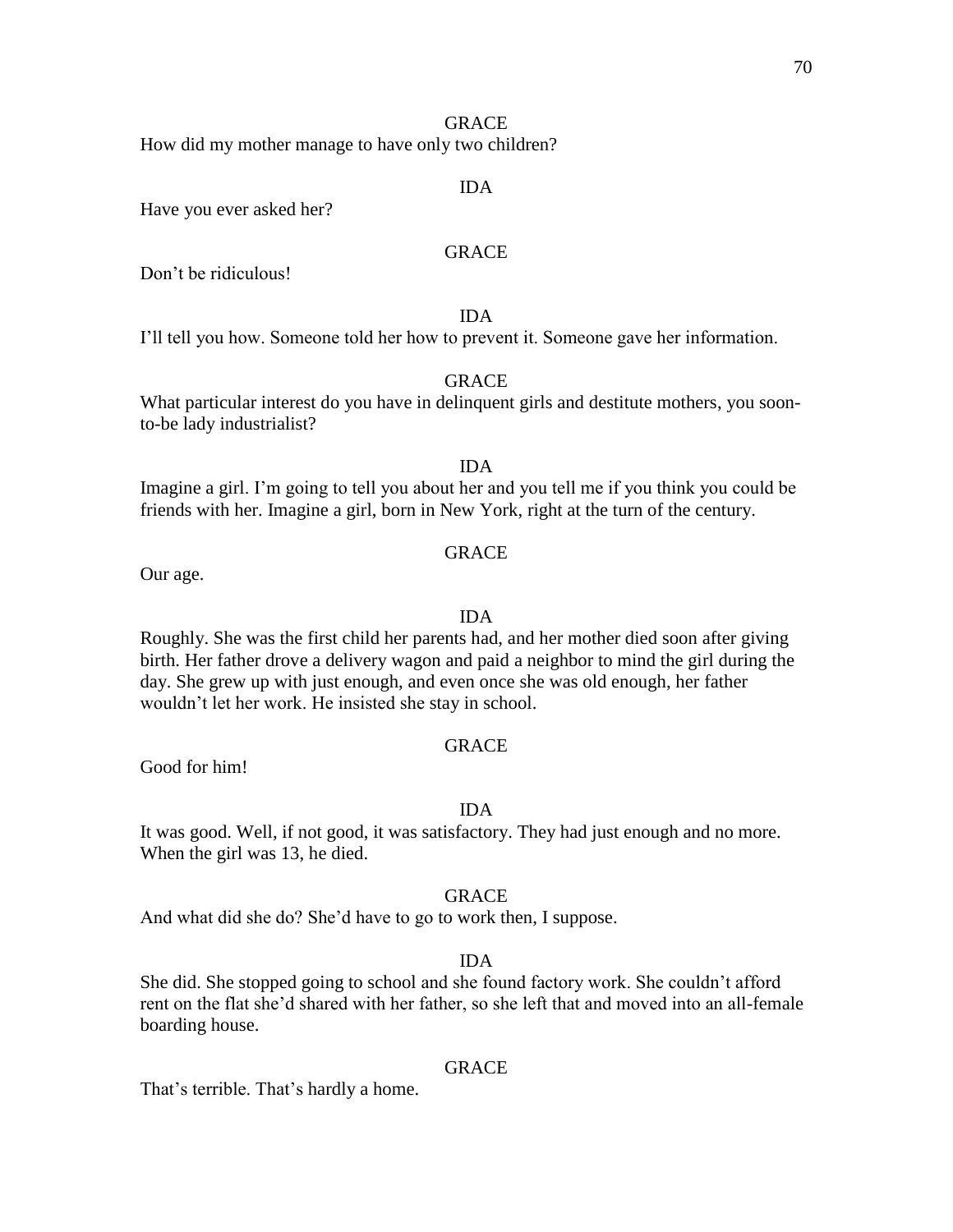GRACE

How did my mother manage to have only two children?

IDA

Have you ever asked her?

GRACE

Don't be ridiculous!

IDA

I'll tell you how. Someone told her how to prevent it. Someone gave her information.

GRACE

What particular interest do you have in delinquent girls and destitute mothers, you soon-to-be lady industrialist?

IDA

Imagine a girl. I'm going to tell you about her and you tell me if you think you could be friends with her. Imagine a girl, born in New York, right at the turn of the century.

GRACE

Our age.

IDA

Roughly. She was the first child her parents had, and her mother died soon after giving birth. Her father drove a delivery wagon and paid a neighbor to mind the girl during the day. She grew up with just enough, and even once she was old enough, her father wouldn't let her work. He insisted she stay in school.

GRACE

Good for him!

IDA

It was good. Well, if not good, it was satisfactory. They had just enough and no more. When the girl was 13, he died.

GRACE

And what did she do? She'd have to go to work then, I suppose.

IDA

She did. She stopped going to school and she found factory work. She couldn't afford rent on the flat she'd shared with her father, so she left that and moved into an all-female boarding house.

GRACE

That's terrible. That's hardly a home.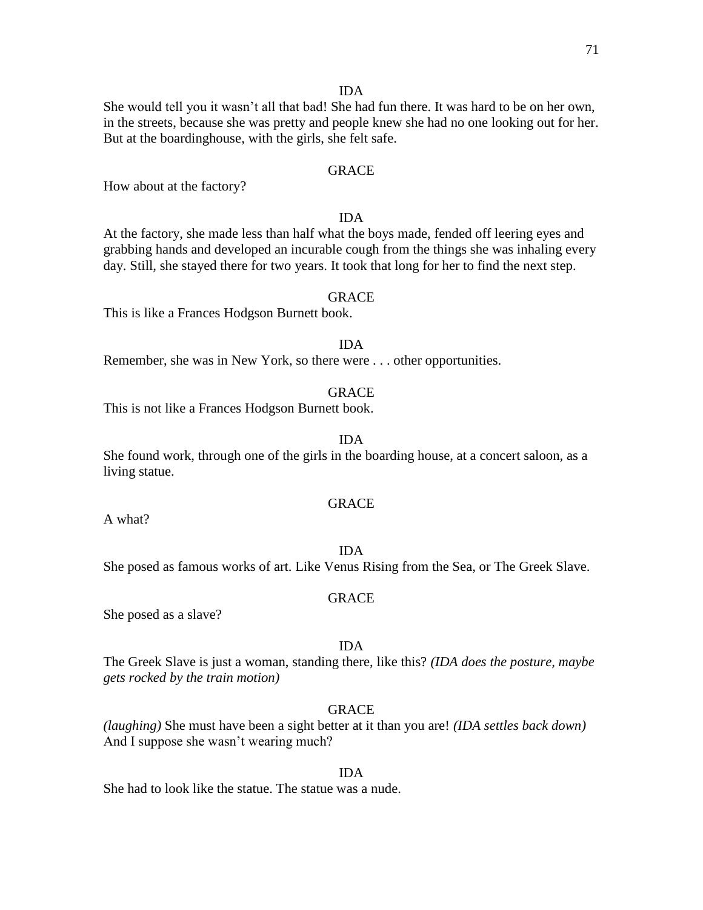IDA

She would tell you it wasn't all that bad! She had fun there. It was hard to be on her own, in the streets, because she was pretty and people knew she had no one looking out for her. But at the boardinghouse, with the girls, she felt safe.

GRACE

How about at the factory?

IDA

At the factory, she made less than half what the boys made, fended off leering eyes and grabbing hands and developed an incurable cough from the things she was inhaling every day. Still, she stayed there for two years. It took that long for her to find the next step.

GRACE

This is like a Frances Hodgson Burnett book.

IDA

Remember, she was in New York, so there were . . . other opportunities.

GRACE

This is not like a Frances Hodgson Burnett book.

IDA

She found work, through one of the girls in the boarding house, at a concert saloon, as a living statue.

GRACE

A what?

IDA

She posed as famous works of art. Like Venus Rising from the Sea, or The Greek Slave.

GRACE

She posed as a slave?

IDA

The Greek Slave is just a woman, standing there, like this? *(IDA does the posture, maybe gets rocked by the train motion)*

GRACE

*(laughing)* She must have been a sight better at it than you are! *(IDA settles back down)* And I suppose she wasn't wearing much?

IDA

She had to look like the statue. The statue was a nude.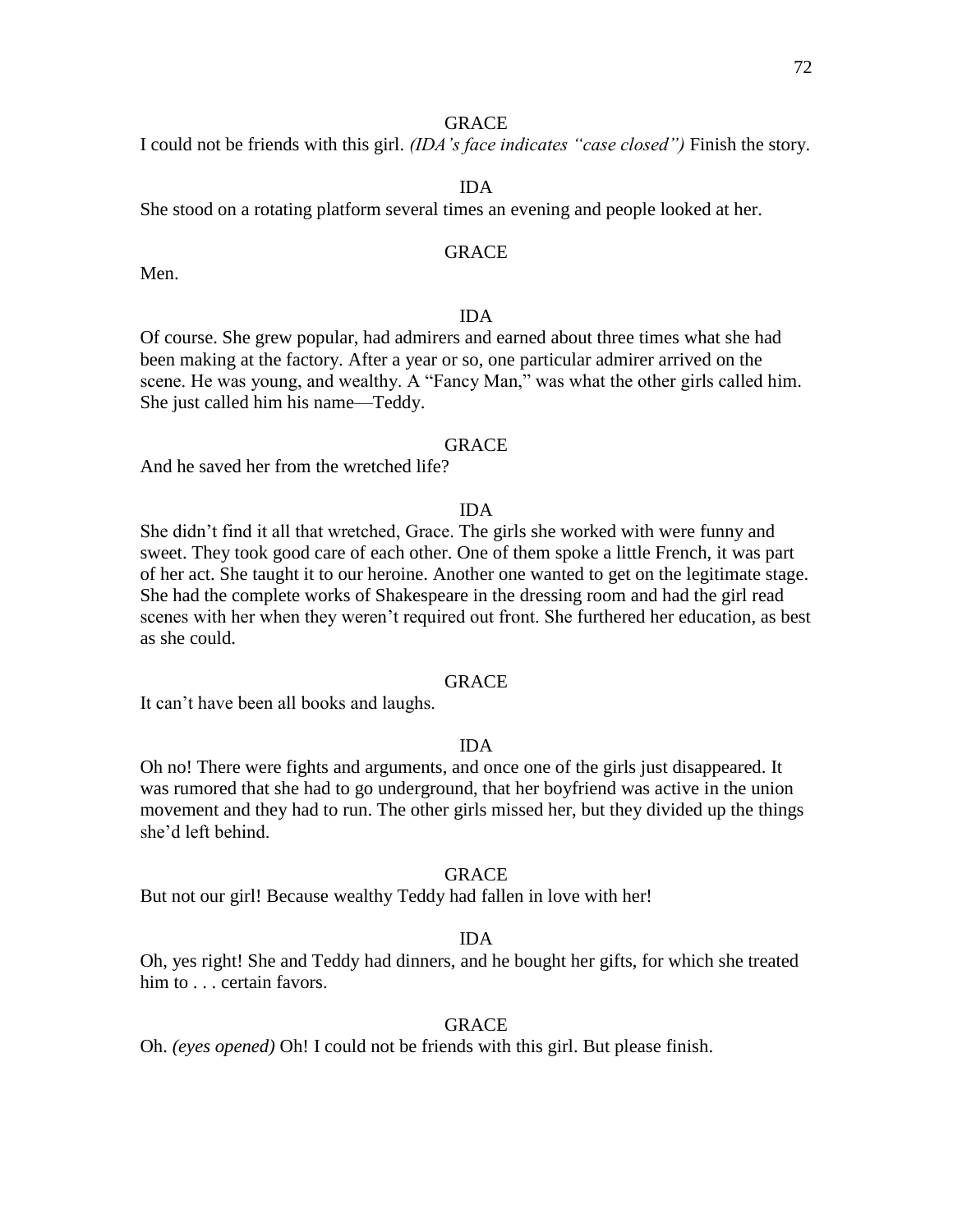GRACE

I could not be friends with this girl. *(IDA's face indicates "case closed")* Finish the story.

IDA

She stood on a rotating platform several times an evening and people looked at her.

GRACE

Men.

IDA

Of course. She grew popular, had admirers and earned about three times what she had been making at the factory. After a year or so, one particular admirer arrived on the scene. He was young, and wealthy. A "Fancy Man," was what the other girls called him. She just called him his name—Teddy.

GRACE

And he saved her from the wretched life?

IDA

She didn't find it all that wretched, Grace. The girls she worked with were funny and sweet. They took good care of each other. One of them spoke a little French, it was part of her act. She taught it to our heroine. Another one wanted to get on the legitimate stage. She had the complete works of Shakespeare in the dressing room and had the girl read scenes with her when they weren't required out front. She furthered her education, as best as she could.

GRACE

It can't have been all books and laughs.

IDA

Oh no! There were fights and arguments, and once one of the girls just disappeared. It was rumored that she had to go underground, that her boyfriend was active in the union movement and they had to run. The other girls missed her, but they divided up the things she'd left behind.

GRACE

But not our girl! Because wealthy Teddy had fallen in love with her!

IDA

Oh, yes right! She and Teddy had dinners, and he bought her gifts, for which she treated him to . . . certain favors.

GRACE

Oh. *(eyes opened)* Oh! I could not be friends with this girl. But please finish.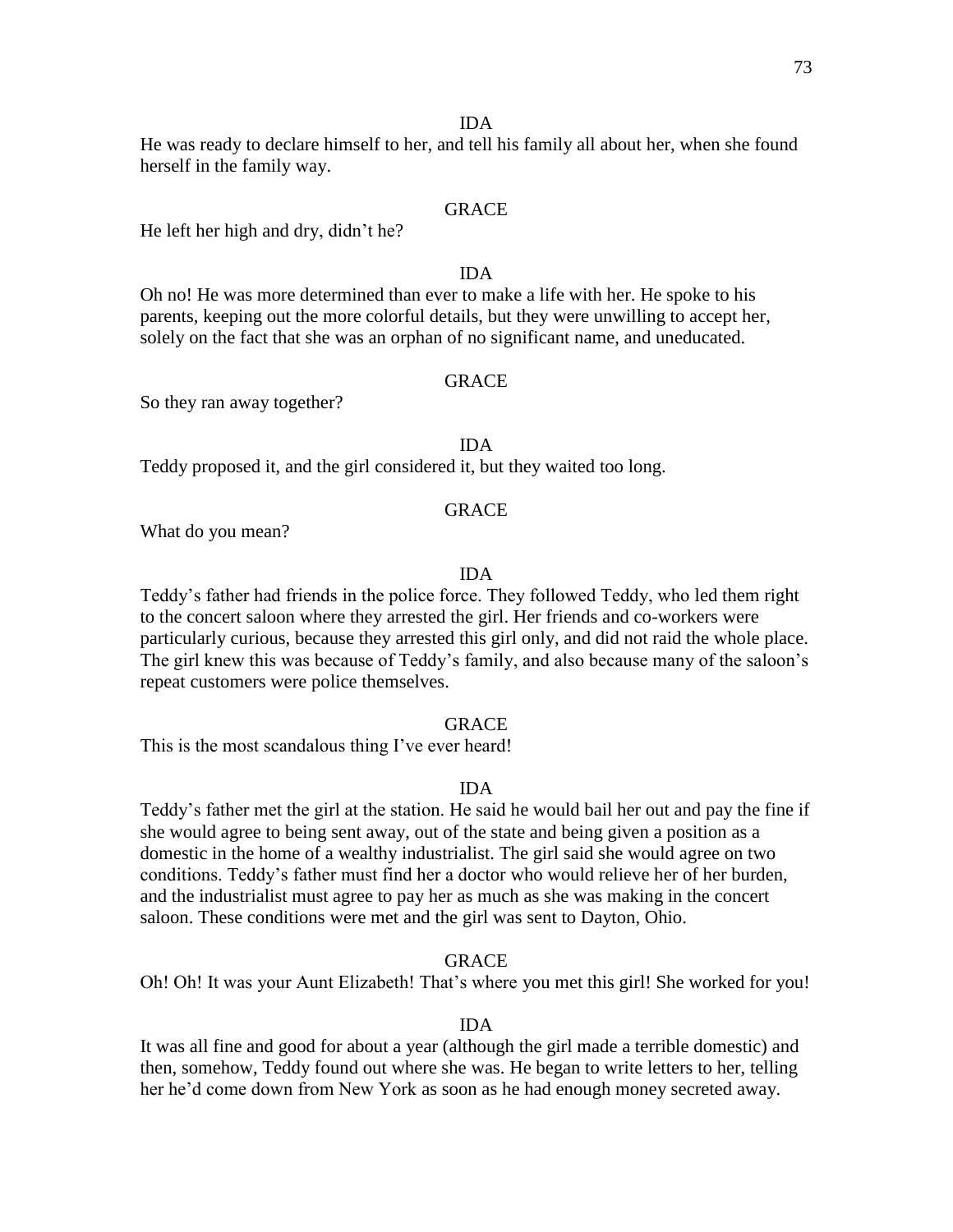IDA

He was ready to declare himself to her, and tell his family all about her, when she found herself in the family way.

GRACE

He left her high and dry, didn't he?

IDA

Oh no! He was more determined than ever to make a life with her. He spoke to his parents, keeping out the more colorful details, but they were unwilling to accept her, solely on the fact that she was an orphan of no significant name, and uneducated.

GRACE

So they ran away together?

IDA

Teddy proposed it, and the girl considered it, but they waited too long.

GRACE

What do you mean?

IDA

Teddy's father had friends in the police force. They followed Teddy, who led them right to the concert saloon where they arrested the girl. Her friends and co-workers were particularly curious, because they arrested this girl only, and did not raid the whole place. The girl knew this was because of Teddy's family, and also because many of the saloon's repeat customers were police themselves.

GRACE

This is the most scandalous thing I've ever heard!

IDA

Teddy's father met the girl at the station. He said he would bail her out and pay the fine if she would agree to being sent away, out of the state and being given a position as a domestic in the home of a wealthy industrialist. The girl said she would agree on two conditions. Teddy's father must find her a doctor who would relieve her of her burden, and the industrialist must agree to pay her as much as she was making in the concert saloon. These conditions were met and the girl was sent to Dayton, Ohio.

GRACE

Oh! Oh! It was your Aunt Elizabeth! That's where you met this girl! She worked for you!

IDA

It was all fine and good for about a year (although the girl made a terrible domestic) and then, somehow, Teddy found out where she was. He began to write letters to her, telling her he'd come down from New York as soon as he had enough money secreted away.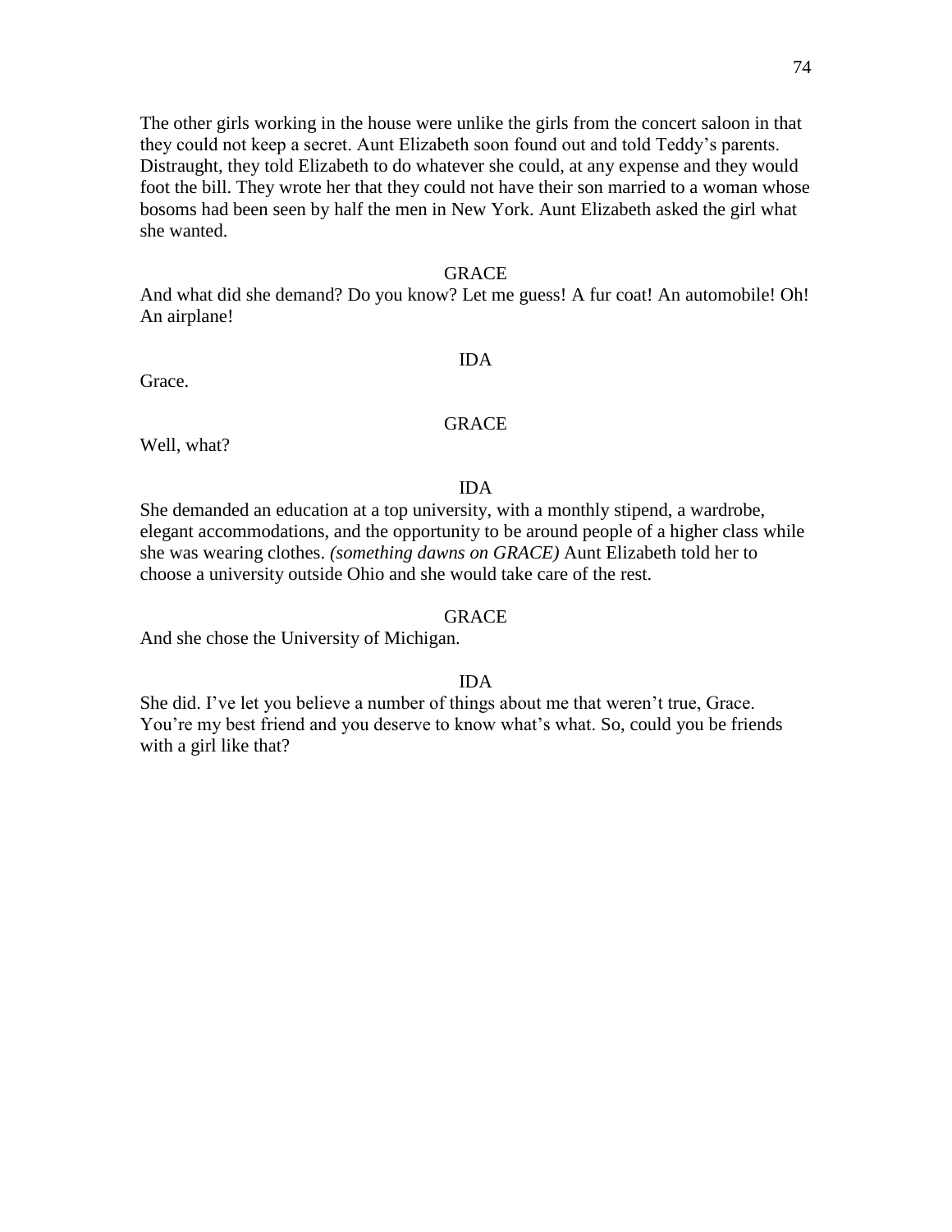The other girls working in the house were unlike the girls from the concert saloon in that they could not keep a secret. Aunt Elizabeth soon found out and told Teddy's parents. Distraught, they told Elizabeth to do whatever she could, at any expense and they would foot the bill. They wrote her that they could not have their son married to a woman whose bosoms had been seen by half the men in New York. Aunt Elizabeth asked the girl what she wanted.

GRACE

And what did she demand? Do you know? Let me guess! A fur coat! An automobile! Oh! An airplane!

IDA

Grace.

GRACE

Well, what?

IDA

She demanded an education at a top university, with a monthly stipend, a wardrobe, elegant accommodations, and the opportunity to be around people of a higher class while she was wearing clothes. *(something dawns on GRACE)* Aunt Elizabeth told her to choose a university outside Ohio and she would take care of the rest.

GRACE

And she chose the University of Michigan.

IDA

She did. I've let you believe a number of things about me that weren't true, Grace. You're my best friend and you deserve to know what's what. So, could you be friends with a girl like that?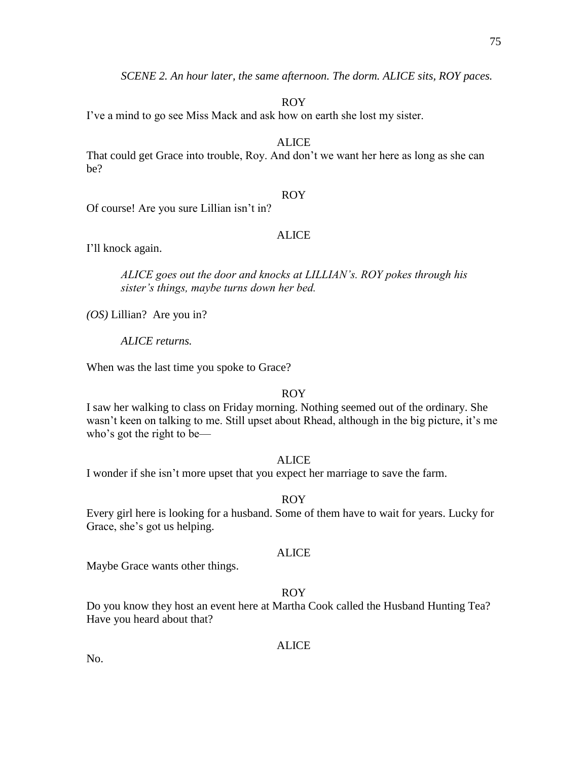*SCENE 2. An hour later, the same afternoon. The dorm. ALICE sits, ROY paces.*

ROY

I've a mind to go see Miss Mack and ask how on earth she lost my sister.

ALICE

That could get Grace into trouble, Roy. And don't we want her here as long as she can be?

ROY

Of course! Are you sure Lillian isn't in?

ALICE

I'll knock again.

*ALICE goes out the door and knocks at LILLIAN's. ROY pokes through his sister's things, maybe turns down her bed.*

*(OS)* Lillian? Are you in?

*ALICE returns.*

When was the last time you spoke to Grace?

ROY

I saw her walking to class on Friday morning. Nothing seemed out of the ordinary. She wasn't keen on talking to me. Still upset about Rhead, although in the big picture, it's me who's got the right to be—

ALICE

I wonder if she isn't more upset that you expect her marriage to save the farm.

ROY

Every girl here is looking for a husband. Some of them have to wait for years. Lucky for Grace, she's got us helping.

ALICE

Maybe Grace wants other things.

ROY

Do you know they host an event here at Martha Cook called the Husband Hunting Tea? Have you heard about that?

ALICE

No.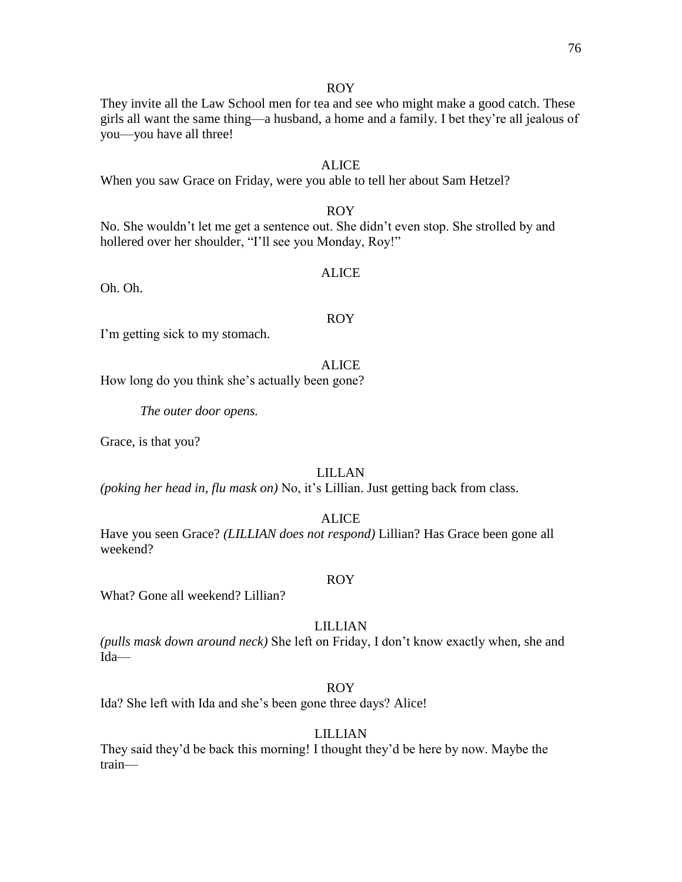ROY

They invite all the Law School men for tea and see who might make a good catch. These girls all want the same thing—a husband, a home and a family. I bet they're all jealous of you—you have all three!

ALICE

When you saw Grace on Friday, were you able to tell her about Sam Hetzel?

ROY

No. She wouldn't let me get a sentence out. She didn't even stop. She strolled by and hollered over her shoulder, "I'll see you Monday, Roy!"

ALICE

Oh. Oh.

ROY

I'm getting sick to my stomach.

ALICE

How long do you think she's actually been gone?

*The outer door opens.*

Grace, is that you?

LILLAN

*(poking her head in, flu mask on)* No, it's Lillian. Just getting back from class.

ALICE

Have you seen Grace? *(LILLIAN does not respond)* Lillian? Has Grace been gone all weekend?

ROY

What? Gone all weekend? Lillian?

LILLIAN

*(pulls mask down around neck)* She left on Friday, I don't know exactly when, she and Ida—

ROY

Ida? She left with Ida and she's been gone three days? Alice!

LILLIAN

They said they'd be back this morning! I thought they'd be here by now. Maybe the train—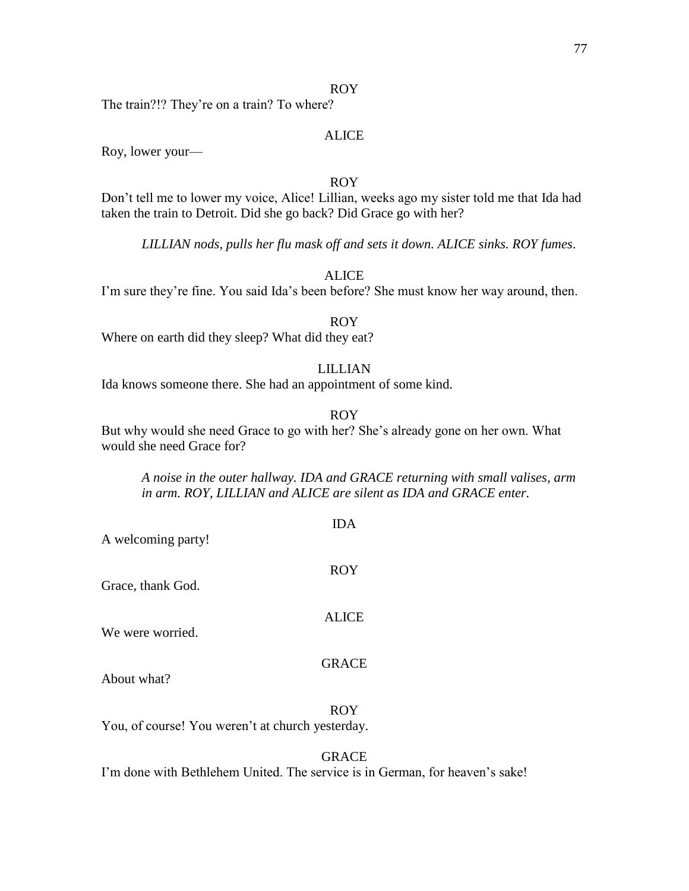ROY

The train?!? They're on a train? To where?

ALICE

Roy, lower your—

ROY

Don't tell me to lower my voice, Alice! Lillian, weeks ago my sister told me that Ida had taken the train to Detroit. Did she go back? Did Grace go with her?

*LILLIAN nods, pulls her flu mask off and sets it down. ALICE sinks. ROY fumes.*

ALICE

I'm sure they're fine. You said Ida's been before? She must know her way around, then.

ROY

Where on earth did they sleep? What did they eat?

LILLIAN

Ida knows someone there. She had an appointment of some kind.

ROY

But why would she need Grace to go with her? She's already gone on her own. What would she need Grace for?

*A noise in the outer hallway. IDA and GRACE returning with small valises, arm in arm. ROY, LILLIAN and ALICE are silent as IDA and GRACE enter.*

IDA

A welcoming party!

ROY

Grace, thank God.

ALICE

We were worried.

GRACE

About what?

ROY

You, of course! You weren't at church yesterday.

GRACE

I'm done with Bethlehem United. The service is in German, for heaven's sake!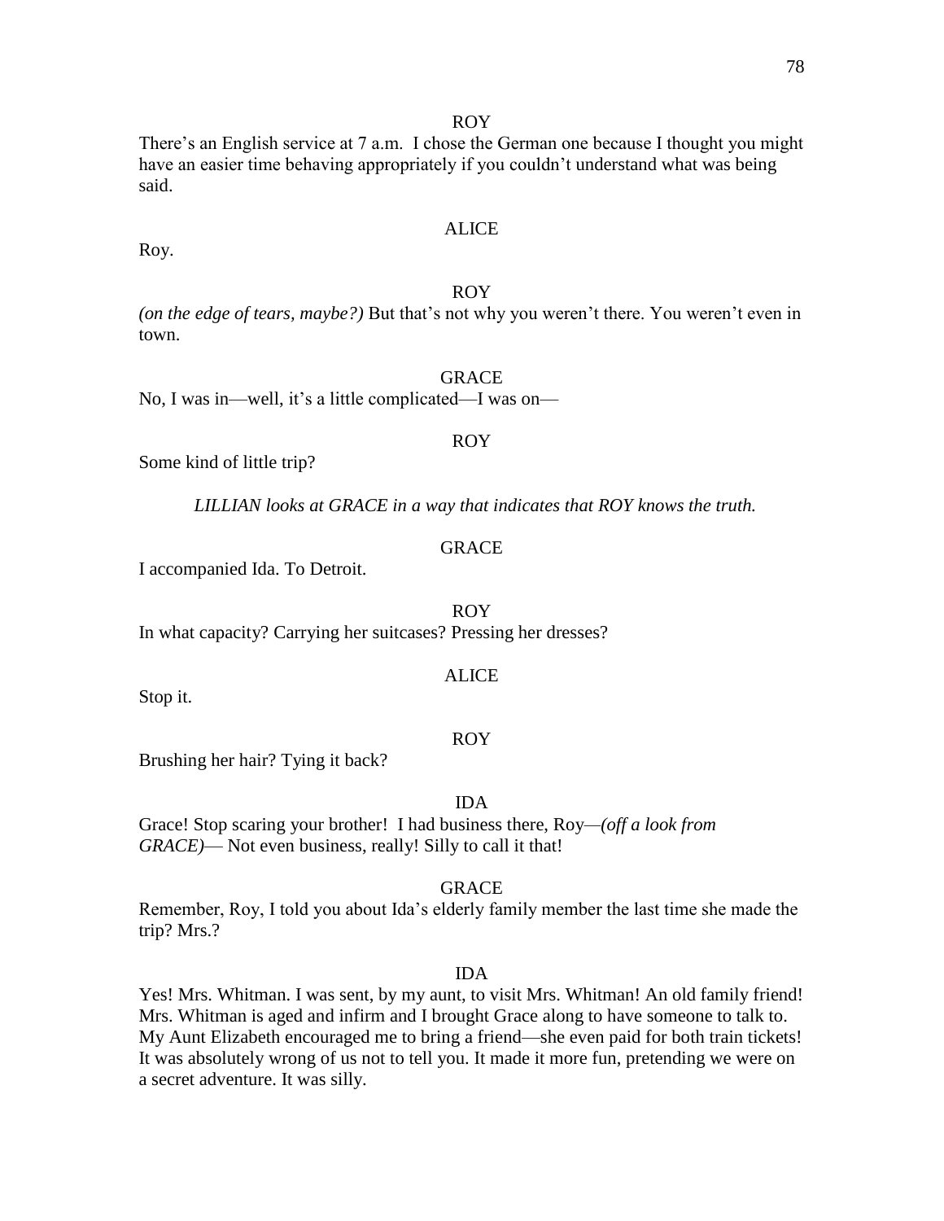ROY

There's an English service at 7 a.m. I chose the German one because I thought you might have an easier time behaving appropriately if you couldn't understand what was being said.

ALICE

Roy.

ROY

*(on the edge of tears, maybe?)* But that's not why you weren't there. You weren't even in town.

GRACE

No, I was in—well, it's a little complicated—I was on—

ROY

Some kind of little trip?

*LILLIAN looks at GRACE in a way that indicates that ROY knows the truth.*

GRACE

I accompanied Ida. To Detroit.

ROY

In what capacity? Carrying her suitcases? Pressing her dresses?

ALICE

Stop it.

ROY

Brushing her hair? Tying it back?

IDA

Grace! Stop scaring your brother! I had business there, Roy—*(off a look from GRACE)*— Not even business, really! Silly to call it that!

GRACE

Remember, Roy, I told you about Ida's elderly family member the last time she made the trip? Mrs.?

IDA

Yes! Mrs. Whitman. I was sent, by my aunt, to visit Mrs. Whitman! An old family friend! Mrs. Whitman is aged and infirm and I brought Grace along to have someone to talk to. My Aunt Elizabeth encouraged me to bring a friend—she even paid for both train tickets! It was absolutely wrong of us not to tell you. It made it more fun, pretending we were on a secret adventure. It was silly.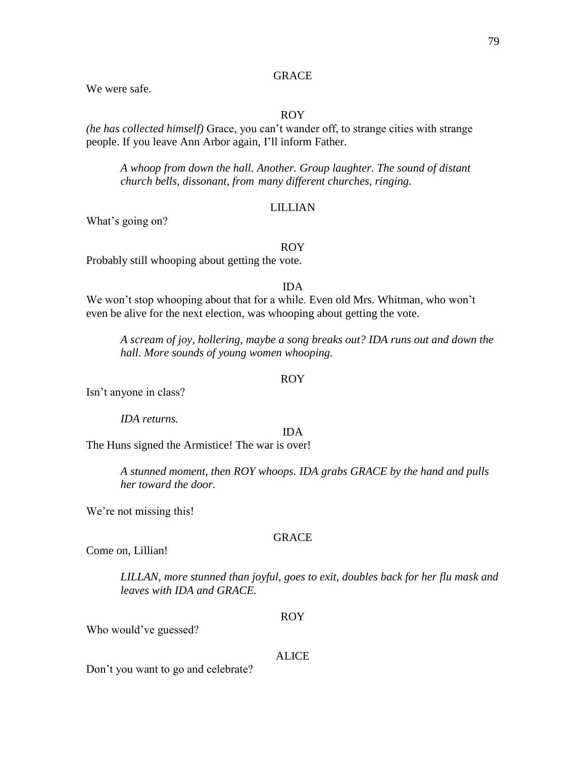GRACE

We were safe.

ROY

*(he has collected himself)* Grace, you can't wander off, to strange cities with strange people. If you leave Ann Arbor again, I'll inform Father.

*A whoop from down the hall. Another. Group laughter. The sound of distant church bells, dissonant, from many different churches, ringing.*

LILLIAN

What's going on?

ROY

Probably still whooping about getting the vote.

IDA

We won't stop whooping about that for a while. Even old Mrs. Whitman, who won't even be alive for the next election, was whooping about getting the vote.

*A scream of joy, hollering, maybe a song breaks out? IDA runs out and down the hall. More sounds of young women whooping.*

ROY

Isn't anyone in class?

*IDA returns.*

IDA

The Huns signed the Armistice! The war is over!

*A stunned moment, then ROY whoops. IDA grabs GRACE by the hand and pulls her toward the door.*

We're not missing this!

GRACE

Come on, Lillian!

*LILLAN, more stunned than joyful, goes to exit, doubles back for her flu mask and leaves with IDA and GRACE.*

ROY

Who would've guessed?

ALICE

Don't you want to go and celebrate?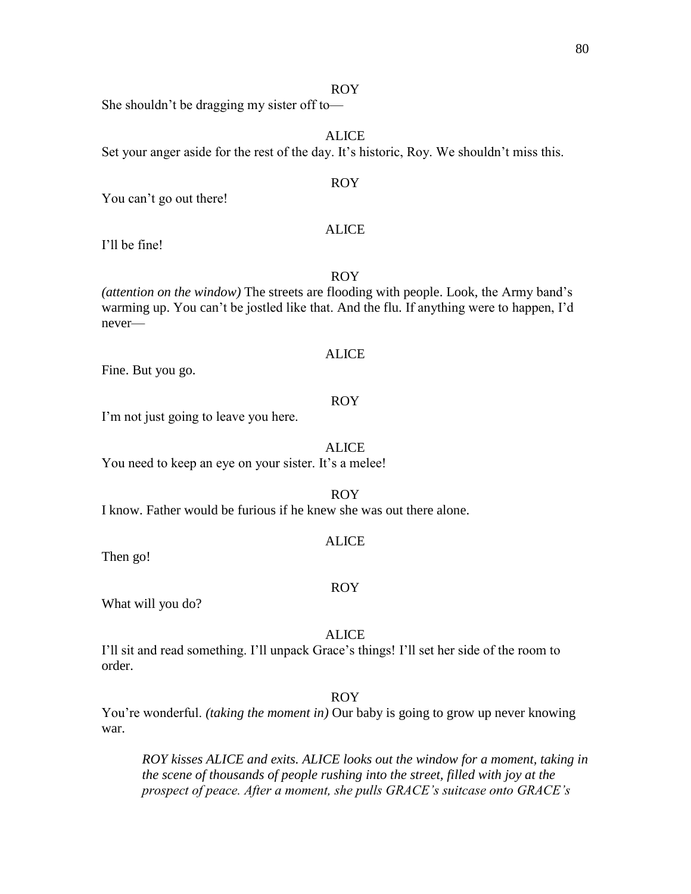ROY

She shouldn't be dragging my sister off to—

ALICE

Set your anger aside for the rest of the day. It's historic, Roy. We shouldn't miss this.

ROY

You can't go out there!

ALICE

I'll be fine!

ROY

*(attention on the window)* The streets are flooding with people. Look, the Army band's warming up. You can't be jostled like that. And the flu. If anything were to happen, I'd never—

ALICE

Fine. But you go.

ROY

I'm not just going to leave you here.

ALICE

You need to keep an eye on your sister. It's a melee!

ROY

I know. Father would be furious if he knew she was out there alone.

ALICE

Then go!

ROY

What will you do?

ALICE

I'll sit and read something. I'll unpack Grace's things! I'll set her side of the room to order.

ROY

You're wonderful. *(taking the moment in)* Our baby is going to grow up never knowing war.

> *ROY kisses ALICE and exits. ALICE looks out the window for a moment, taking in the scene of thousands of people rushing into the street, filled with joy at the prospect of peace. After a moment, she pulls GRACE's suitcase onto GRACE's*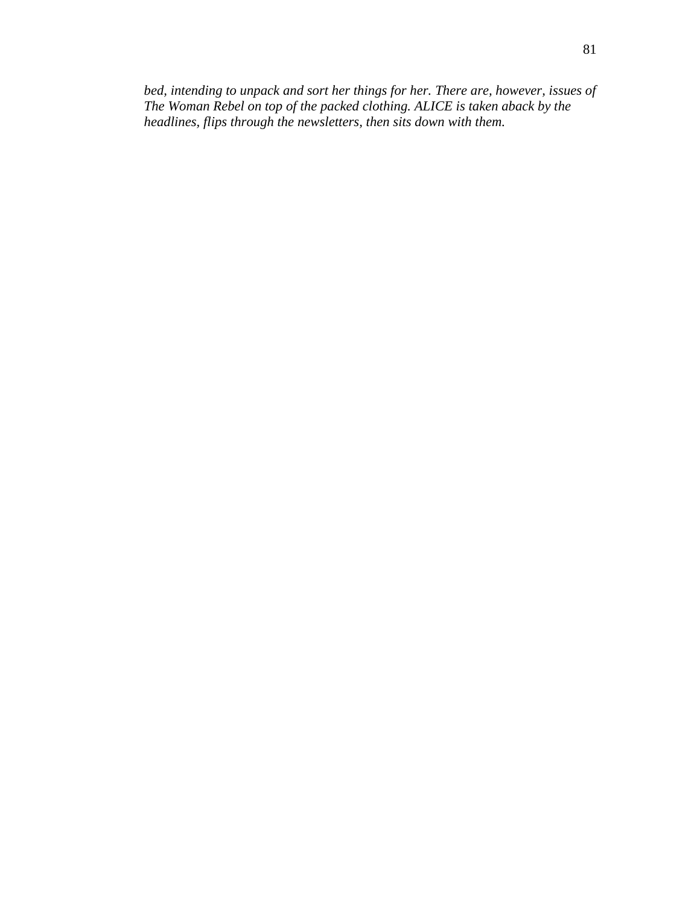*bed, intending to unpack and sort her things for her. There are, however, issues of The Woman Rebel on top of the packed clothing. ALICE is taken aback by the headlines, flips through the newsletters, then sits down with them.*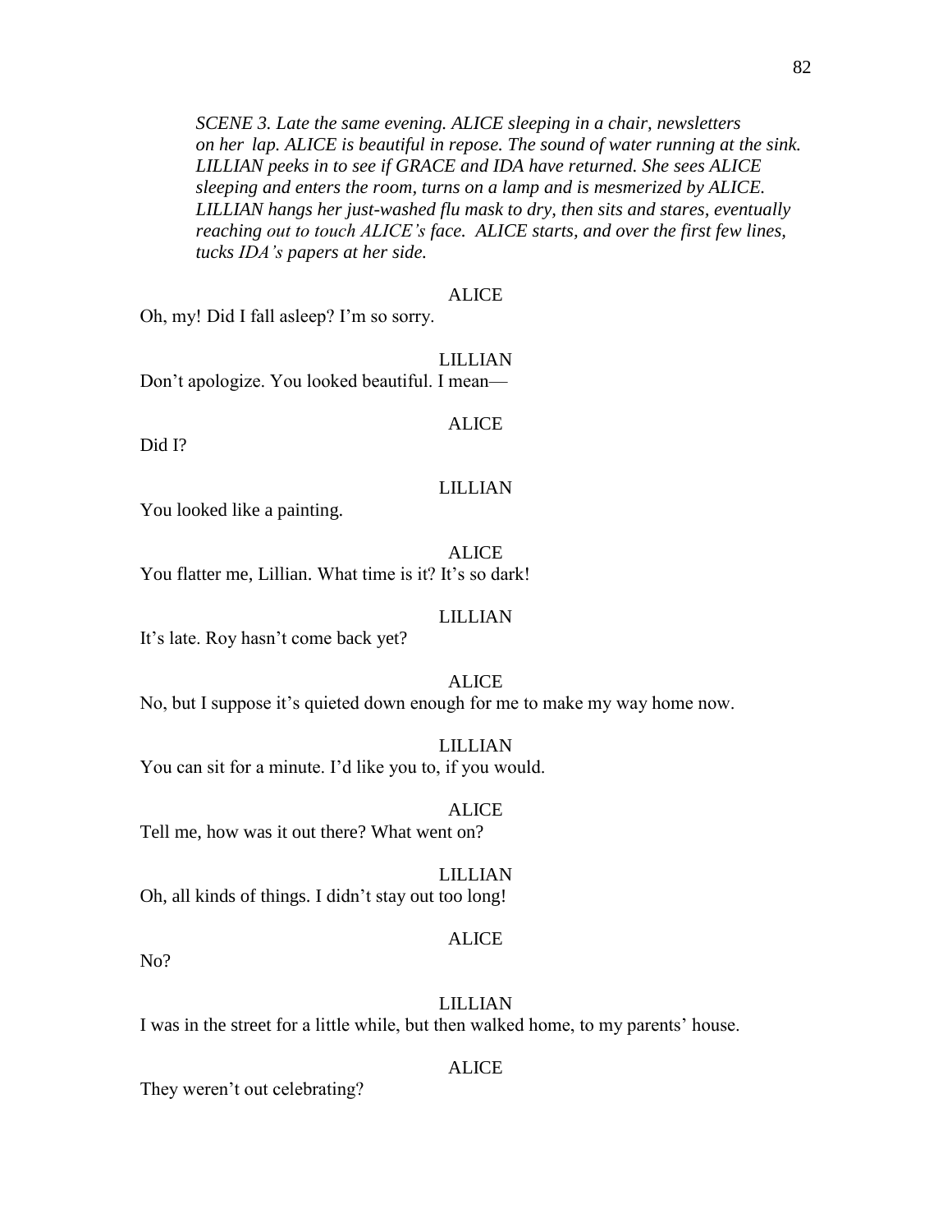*SCENE 3. Late the same evening. ALICE sleeping in a chair, newsletters on her lap. ALICE is beautiful in repose. The sound of water running at the sink. LILLIAN peeks in to see if GRACE and IDA have returned. She sees ALICE sleeping and enters the room, turns on a lamp and is mesmerized by ALICE. LILLIAN hangs her just-washed flu mask to dry, then sits and stares, eventually reaching out to touch ALICE's face. ALICE starts, and over the first few lines, tucks IDA's papers at her side.*

ALICE

Oh, my! Did I fall asleep? I'm so sorry.

LILLIAN

Don't apologize. You looked beautiful. I mean—

ALICE

Did I?

LILLIAN

You looked like a painting.

ALICE

You flatter me, Lillian. What time is it? It's so dark!

LILLIAN

It's late. Roy hasn't come back yet?

ALICE

No, but I suppose it's quieted down enough for me to make my way home now.

LILLIAN

You can sit for a minute. I'd like you to, if you would.

ALICE

Tell me, how was it out there? What went on?

LILLIAN

Oh, all kinds of things. I didn't stay out too long!

ALICE

No?

LILLIAN

I was in the street for a little while, but then walked home, to my parents' house.

ALICE

They weren't out celebrating?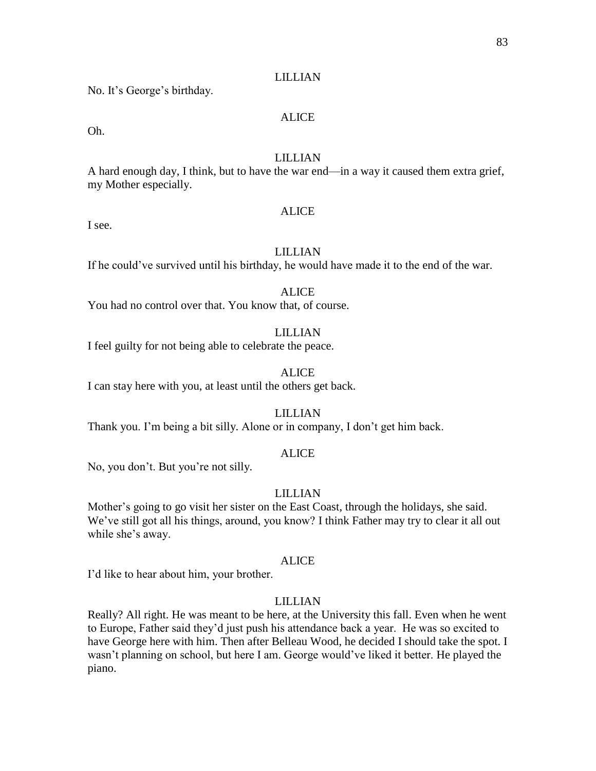LILLIAN

No. It's George's birthday.

ALICE

Oh.

LILLIAN

A hard enough day, I think, but to have the war end—in a way it caused them extra grief, my Mother especially.

ALICE

I see.

LILLIAN

If he could've survived until his birthday, he would have made it to the end of the war.

ALICE

You had no control over that. You know that, of course.

LILLIAN

I feel guilty for not being able to celebrate the peace.

ALICE

I can stay here with you, at least until the others get back.

LILLIAN

Thank you. I'm being a bit silly. Alone or in company, I don't get him back.

ALICE

No, you don't. But you're not silly.

LILLIAN

Mother's going to go visit her sister on the East Coast, through the holidays, she said. We've still got all his things, around, you know? I think Father may try to clear it all out while she's away.

ALICE

I'd like to hear about him, your brother.

LILLIAN

Really? All right. He was meant to be here, at the University this fall. Even when he went to Europe, Father said they'd just push his attendance back a year. He was so excited to have George here with him. Then after Belleau Wood, he decided I should take the spot. I wasn't planning on school, but here I am. George would've liked it better. He played the piano.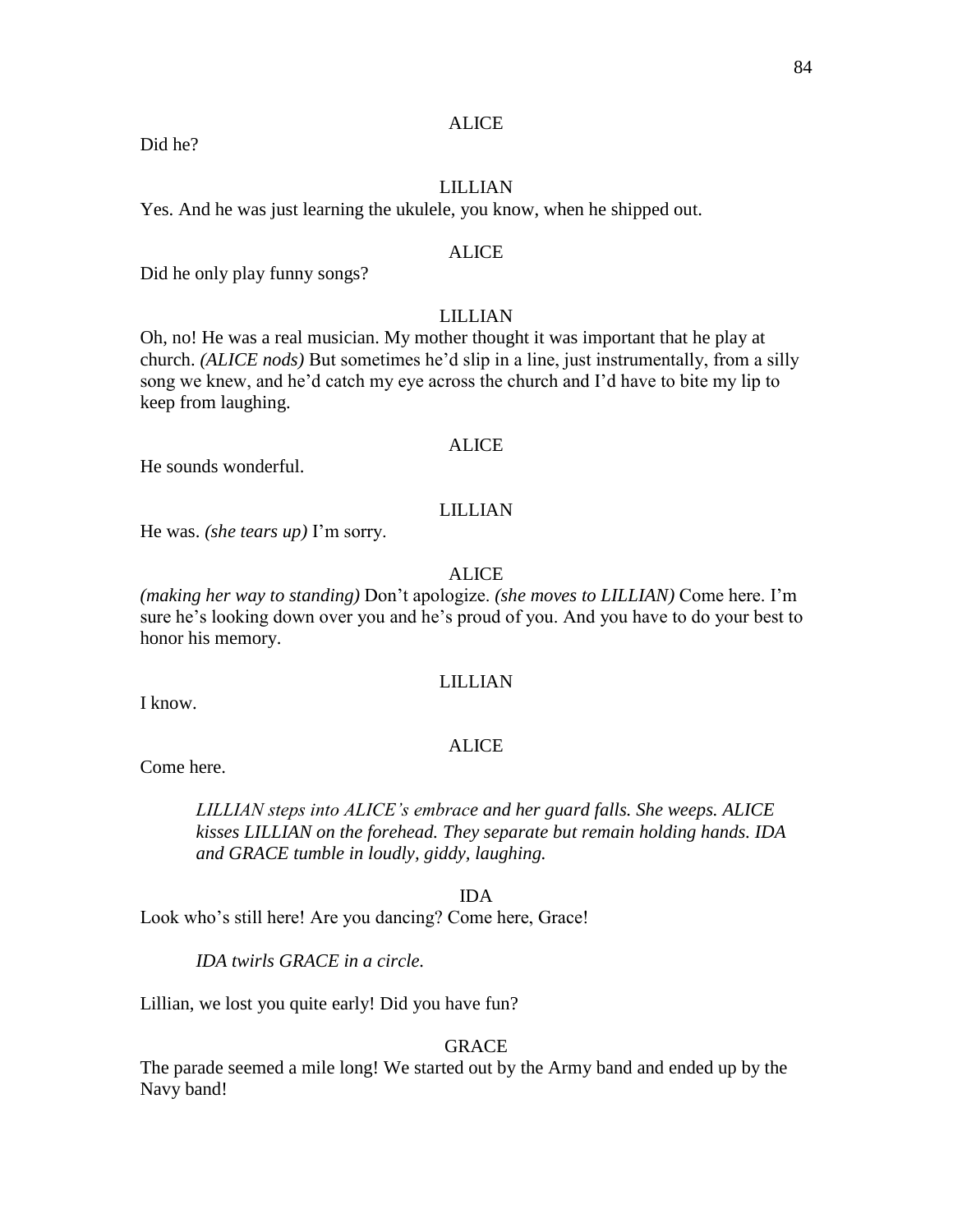ALICE

Did he?

LILLIAN

Yes. And he was just learning the ukulele, you know, when he shipped out.

ALICE

Did he only play funny songs?

LILLIAN

Oh, no! He was a real musician. My mother thought it was important that he play at church. *(ALICE nods)* But sometimes he'd slip in a line, just instrumentally, from a silly song we knew, and he'd catch my eye across the church and I'd have to bite my lip to keep from laughing.

ALICE

He sounds wonderful.

LILLIAN

He was. *(she tears up)* I'm sorry.

ALICE

*(making her way to standing)* Don't apologize. *(she moves to LILLIAN)* Come here. I'm sure he's looking down over you and he's proud of you. And you have to do your best to honor his memory.

LILLIAN

I know.

ALICE

Come here.

> *LILLIAN steps into ALICE's embrace and her guard falls. She weeps. ALICE kisses LILLIAN on the forehead. They separate but remain holding hands. IDA and GRACE tumble in loudly, giddy, laughing.*

IDA

Look who's still here! Are you dancing? Come here, Grace!

> *IDA twirls GRACE in a circle.*

Lillian, we lost you quite early! Did you have fun?

GRACE

The parade seemed a mile long! We started out by the Army band and ended up by the Navy band!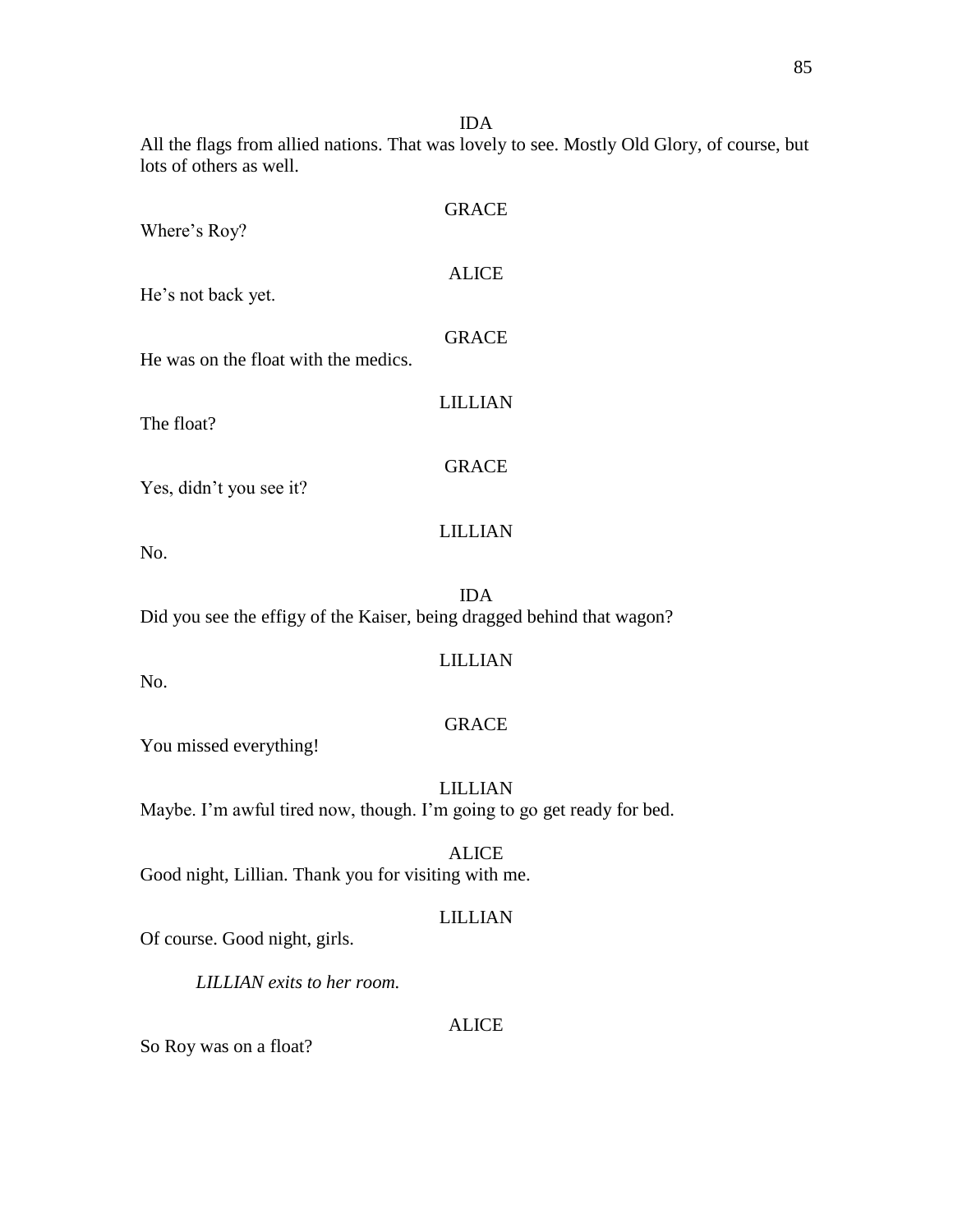IDA

All the flags from allied nations. That was lovely to see. Mostly Old Glory, of course, but lots of others as well.

GRACE

Where's Roy?

ALICE

He's not back yet.

GRACE

He was on the float with the medics.

LILLIAN

The float?

GRACE

Yes, didn't you see it?

LILLIAN

No.

IDA

Did you see the effigy of the Kaiser, being dragged behind that wagon?

LILLIAN

No.

GRACE

You missed everything!

LILLIAN

Maybe. I'm awful tired now, though. I'm going to go get ready for bed.

ALICE

Good night, Lillian. Thank you for visiting with me.

LILLIAN

Of course. Good night, girls.

*LILLIAN exits to her room.*

ALICE

So Roy was on a float?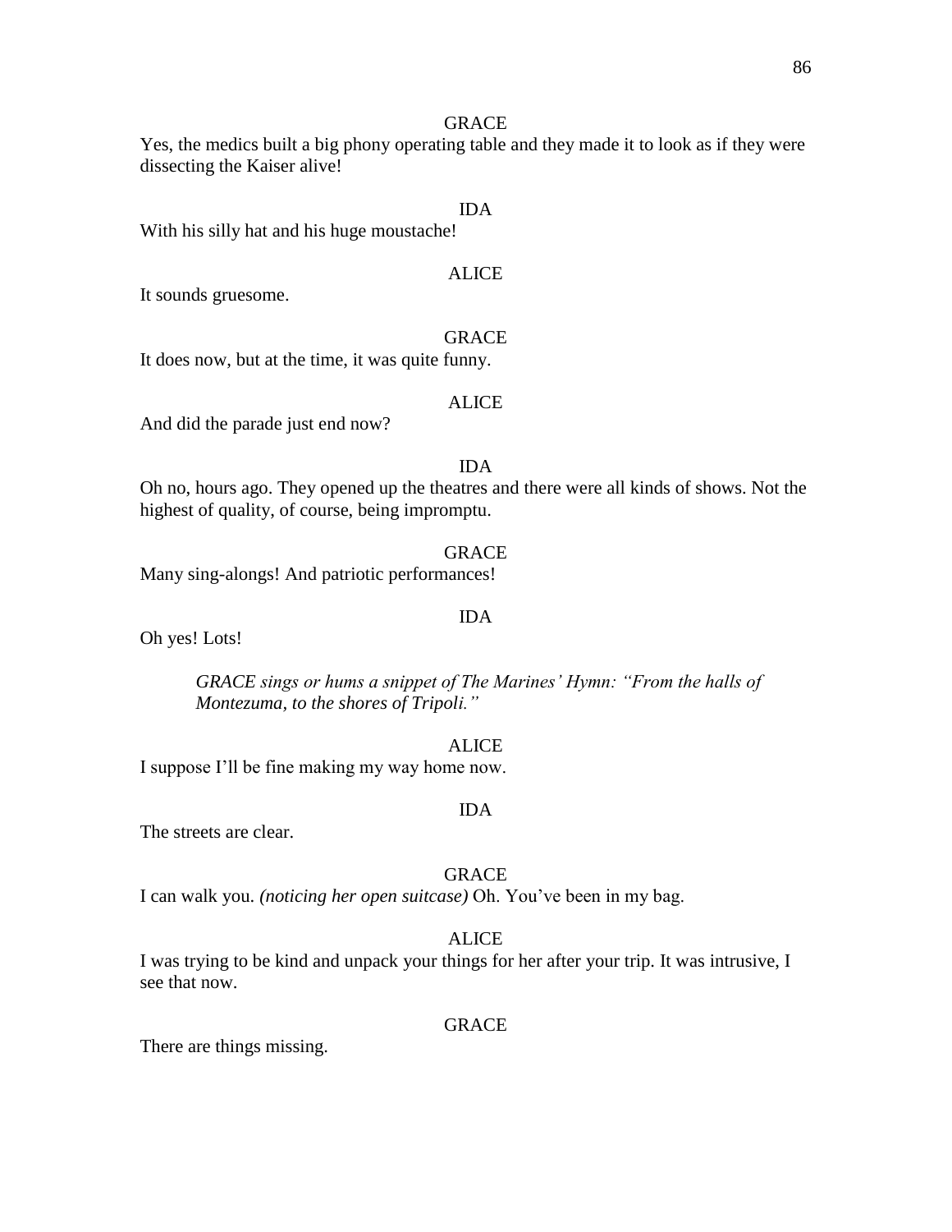GRACE

Yes, the medics built a big phony operating table and they made it to look as if they were dissecting the Kaiser alive!

IDA

With his silly hat and his huge moustache!

ALICE

It sounds gruesome.

GRACE

It does now, but at the time, it was quite funny.

ALICE

And did the parade just end now?

IDA

Oh no, hours ago. They opened up the theatres and there were all kinds of shows. Not the highest of quality, of course, being impromptu.

GRACE

Many sing-alongs! And patriotic performances!

IDA

Oh yes! Lots!

> *GRACE sings or hums a snippet of The Marines' Hymn: "From the halls of Montezuma, to the shores of Tripoli."*

ALICE

I suppose I'll be fine making my way home now.

IDA

The streets are clear.

GRACE

I can walk you. *(noticing her open suitcase)* Oh. You've been in my bag.

ALICE

I was trying to be kind and unpack your things for her after your trip. It was intrusive, I see that now.

GRACE

There are things missing.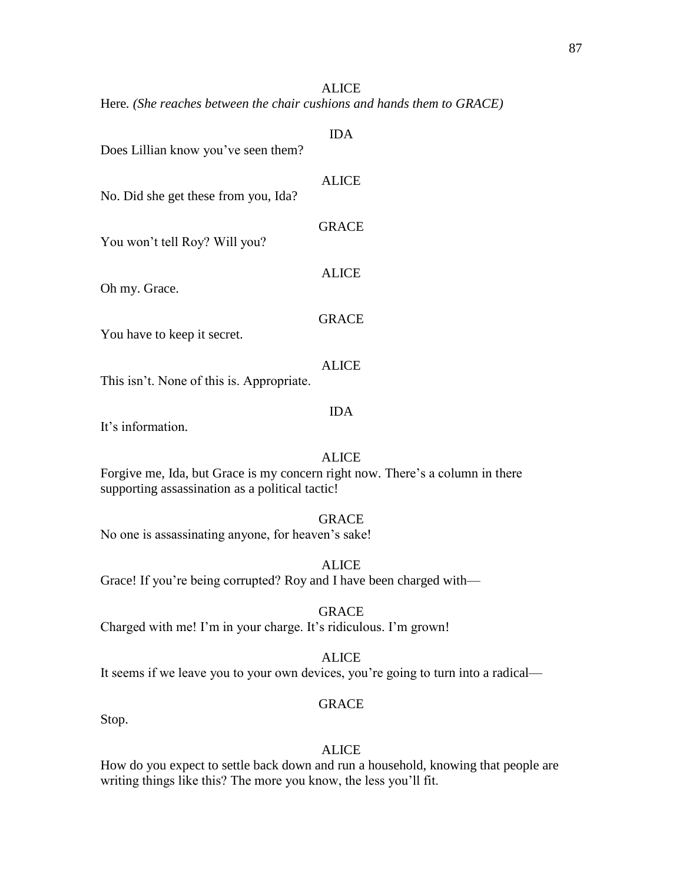ALICE

Here. *(She reaches between the chair cushions and hands them to GRACE)*

IDA

Does Lillian know you've seen them?

ALICE

No. Did she get these from you, Ida?

GRACE

You won't tell Roy? Will you?

ALICE

Oh my. Grace.

GRACE

You have to keep it secret.

ALICE

This isn't. None of this is. Appropriate.

IDA

It's information.

ALICE

Forgive me, Ida, but Grace is my concern right now. There's a column in there supporting assassination as a political tactic!

GRACE

No one is assassinating anyone, for heaven's sake!

ALICE

Grace! If you're being corrupted? Roy and I have been charged with—

GRACE

Charged with me! I'm in your charge. It's ridiculous. I'm grown!

ALICE

It seems if we leave you to your own devices, you're going to turn into a radical—

GRACE

Stop.

ALICE

How do you expect to settle back down and run a household, knowing that people are writing things like this? The more you know, the less you'll fit.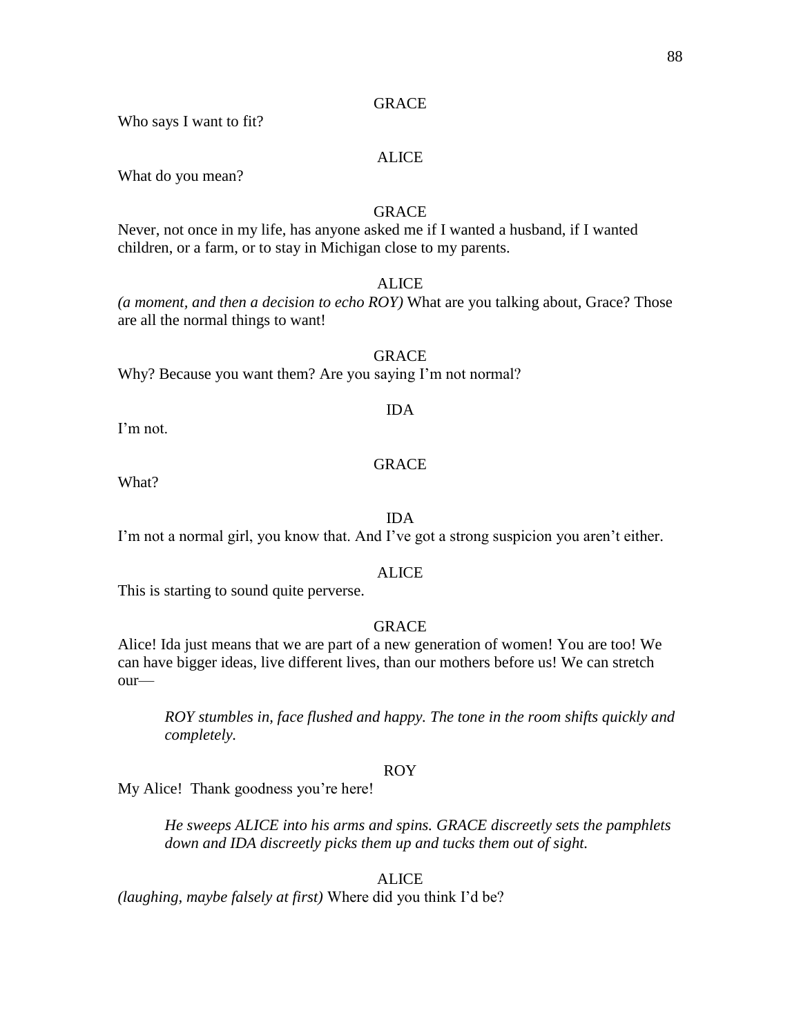GRACE

Who says I want to fit?

ALICE

What do you mean?

GRACE

Never, not once in my life, has anyone asked me if I wanted a husband, if I wanted children, or a farm, or to stay in Michigan close to my parents.

ALICE

*(a moment, and then a decision to echo ROY)* What are you talking about, Grace? Those are all the normal things to want!

GRACE

Why? Because you want them? Are you saying I'm not normal?

IDA

I'm not.

GRACE

What?

IDA

I'm not a normal girl, you know that. And I've got a strong suspicion you aren't either.

ALICE

This is starting to sound quite perverse.

GRACE

Alice! Ida just means that we are part of a new generation of women! You are too! We can have bigger ideas, live different lives, than our mothers before us! We can stretch our—

> *ROY stumbles in, face flushed and happy. The tone in the room shifts quickly and completely.*

ROY

My Alice! Thank goodness you're here!

> *He sweeps ALICE into his arms and spins. GRACE discreetly sets the pamphlets down and IDA discreetly picks them up and tucks them out of sight.*

ALICE

*(laughing, maybe falsely at first)* Where did you think I'd be?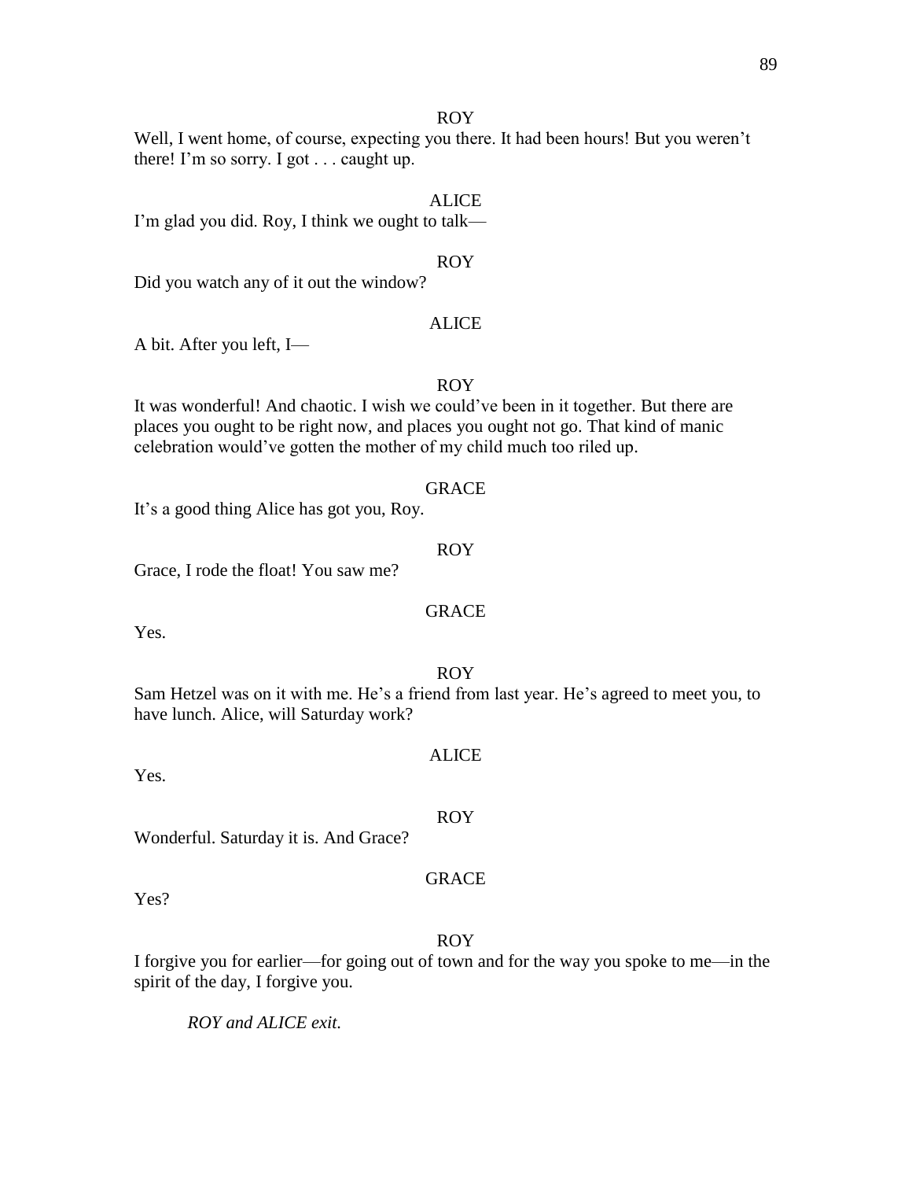ROY

Well, I went home, of course, expecting you there. It had been hours! But you weren't there! I'm so sorry. I got . . . caught up.

ALICE

I'm glad you did. Roy, I think we ought to talk—

ROY

Did you watch any of it out the window?

ALICE

A bit. After you left, I—

ROY

It was wonderful! And chaotic. I wish we could've been in it together. But there are places you ought to be right now, and places you ought not go. That kind of manic celebration would've gotten the mother of my child much too riled up.

GRACE

It's a good thing Alice has got you, Roy.

ROY

Grace, I rode the float! You saw me?

GRACE

Yes.

ROY

Sam Hetzel was on it with me. He's a friend from last year. He's agreed to meet you, to have lunch. Alice, will Saturday work?

ALICE

Yes.

ROY

Wonderful. Saturday it is. And Grace?

GRACE

Yes?

ROY

I forgive you for earlier—for going out of town and for the way you spoke to me—in the spirit of the day, I forgive you.

*ROY and ALICE exit.*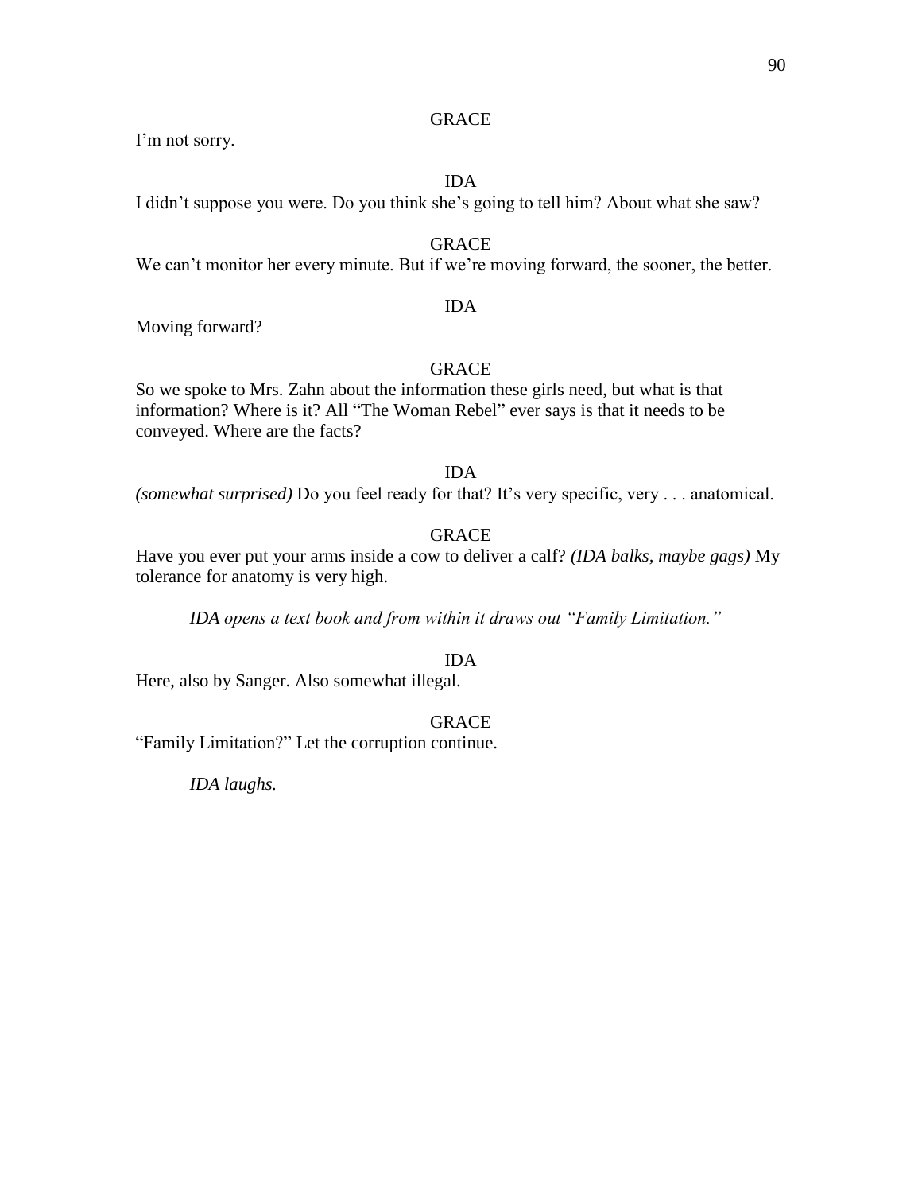GRACE

I'm not sorry.

IDA

I didn't suppose you were. Do you think she's going to tell him? About what she saw?

GRACE

We can't monitor her every minute. But if we're moving forward, the sooner, the better.

IDA

Moving forward?

GRACE

So we spoke to Mrs. Zahn about the information these girls need, but what is that information? Where is it? All "The Woman Rebel" ever says is that it needs to be conveyed. Where are the facts?

IDA

*(somewhat surprised)* Do you feel ready for that? It's very specific, very . . . anatomical.

GRACE

Have you ever put your arms inside a cow to deliver a calf? *(IDA balks, maybe gags)* My tolerance for anatomy is very high.

*IDA opens a text book and from within it draws out "Family Limitation."*

IDA

Here, also by Sanger. Also somewhat illegal.

GRACE

"Family Limitation?" Let the corruption continue.

*IDA laughs.*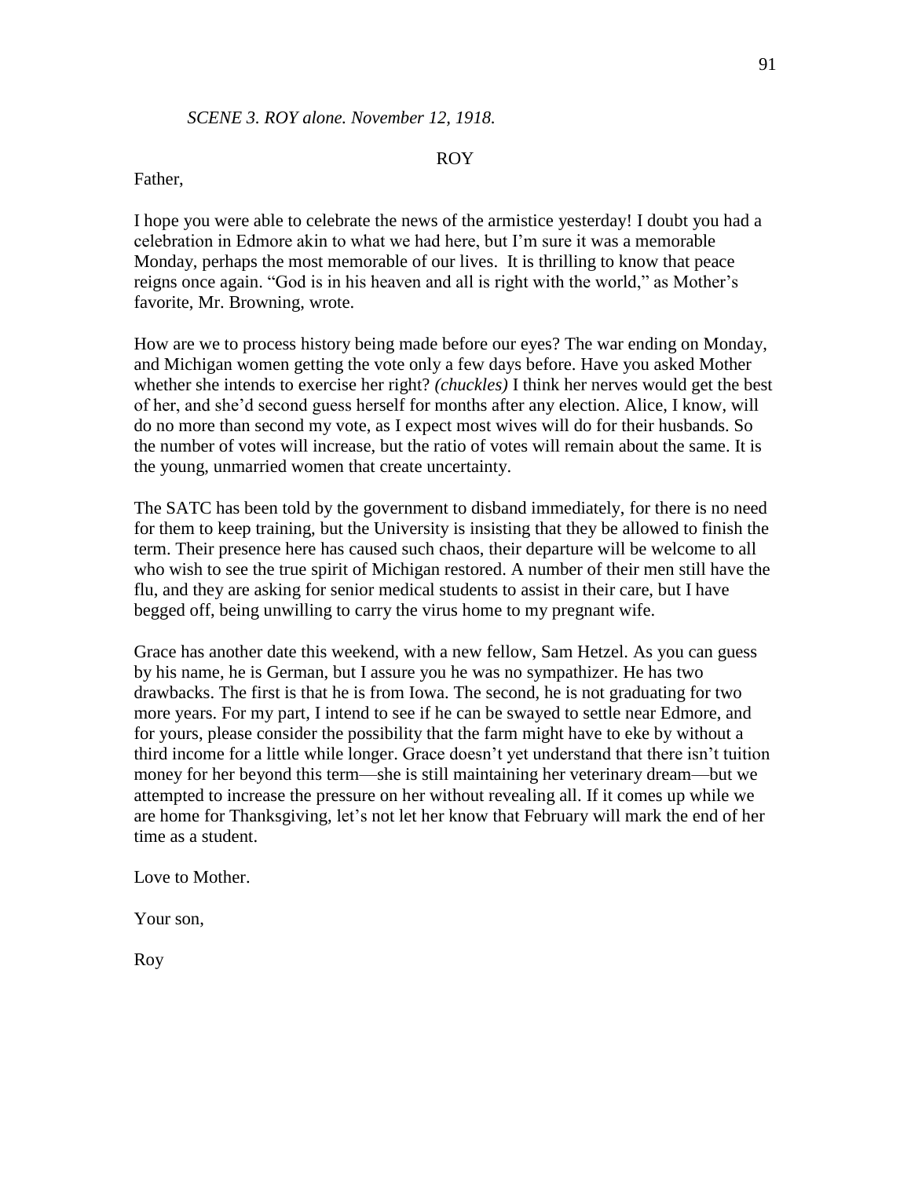*SCENE 3. ROY alone. November 12, 1918.*

ROY

Father,

I hope you were able to celebrate the news of the armistice yesterday! I doubt you had a celebration in Edmore akin to what we had here, but I'm sure it was a memorable Monday, perhaps the most memorable of our lives. It is thrilling to know that peace reigns once again. "God is in his heaven and all is right with the world," as Mother's favorite, Mr. Browning, wrote.

How are we to process history being made before our eyes? The war ending on Monday, and Michigan women getting the vote only a few days before. Have you asked Mother whether she intends to exercise her right? *(chuckles)* I think her nerves would get the best of her, and she'd second guess herself for months after any election. Alice, I know, will do no more than second my vote, as I expect most wives will do for their husbands. So the number of votes will increase, but the ratio of votes will remain about the same. It is the young, unmarried women that create uncertainty.

The SATC has been told by the government to disband immediately, for there is no need for them to keep training, but the University is insisting that they be allowed to finish the term. Their presence here has caused such chaos, their departure will be welcome to all who wish to see the true spirit of Michigan restored. A number of their men still have the flu, and they are asking for senior medical students to assist in their care, but I have begged off, being unwilling to carry the virus home to my pregnant wife.

Grace has another date this weekend, with a new fellow, Sam Hetzel. As you can guess by his name, he is German, but I assure you he was no sympathizer. He has two drawbacks. The first is that he is from Iowa. The second, he is not graduating for two more years. For my part, I intend to see if he can be swayed to settle near Edmore, and for yours, please consider the possibility that the farm might have to eke by without a third income for a little while longer. Grace doesn't yet understand that there isn't tuition money for her beyond this term—she is still maintaining her veterinary dream—but we attempted to increase the pressure on her without revealing all. If it comes up while we are home for Thanksgiving, let's not let her know that February will mark the end of her time as a student.

Love to Mother.

Your son,

Roy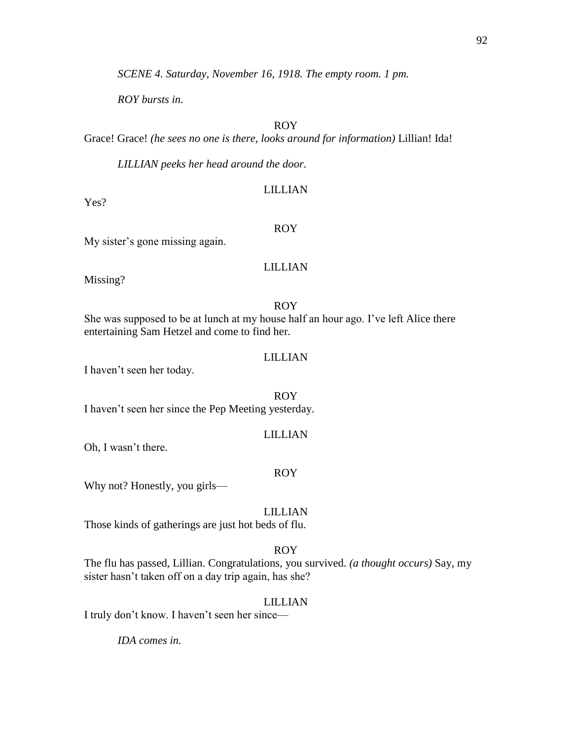*SCENE 4. Saturday, November 16, 1918. The empty room. 1 pm.*

*ROY bursts in.*

ROY

Grace! Grace! *(he sees no one is there, looks around for information)* Lillian! Ida!

*LILLIAN peeks her head around the door.*

LILLIAN

Yes?

ROY

My sister's gone missing again.

LILLIAN

Missing?

ROY

She was supposed to be at lunch at my house half an hour ago. I've left Alice there entertaining Sam Hetzel and come to find her.

LILLIAN

I haven't seen her today.

ROY

I haven't seen her since the Pep Meeting yesterday.

LILLIAN

Oh, I wasn't there.

ROY

Why not? Honestly, you girls—

LILLIAN

Those kinds of gatherings are just hot beds of flu.

ROY

The flu has passed, Lillian. Congratulations, you survived. *(a thought occurs)* Say, my sister hasn't taken off on a day trip again, has she?

LILLIAN

I truly don't know. I haven't seen her since—

*IDA comes in.*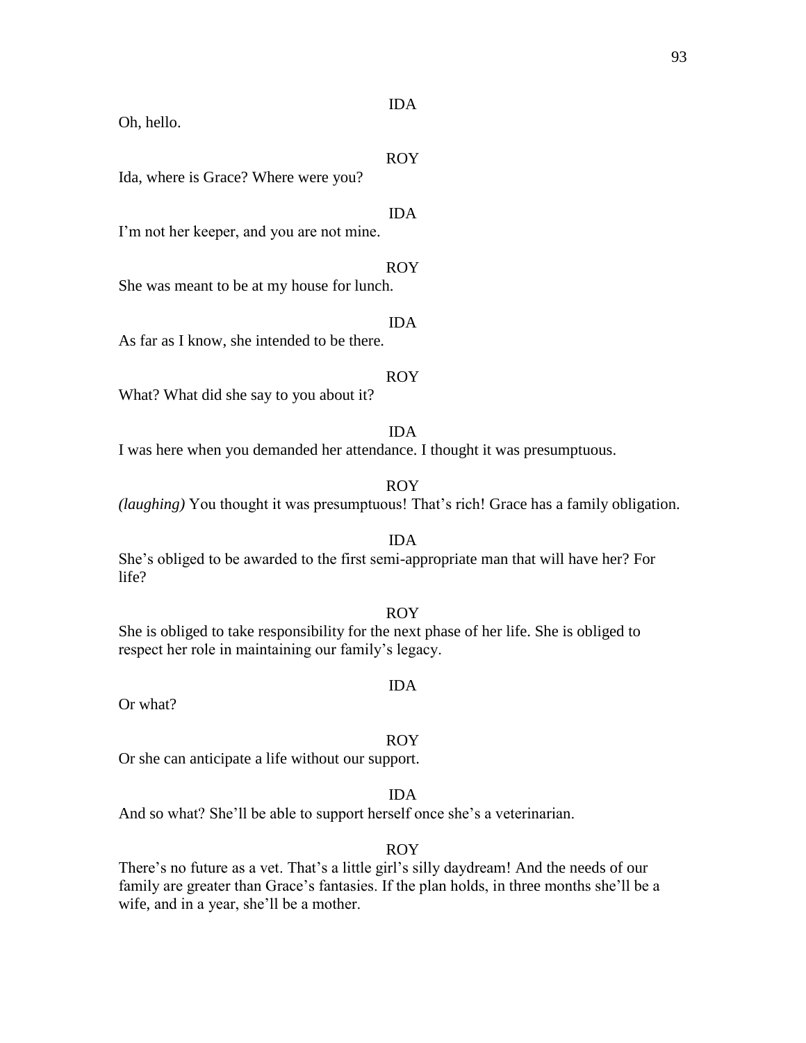IDA

Oh, hello.

ROY

Ida, where is Grace? Where were you?

IDA

I'm not her keeper, and you are not mine.

ROY

She was meant to be at my house for lunch.

IDA

As far as I know, she intended to be there.

ROY

What? What did she say to you about it?

IDA

I was here when you demanded her attendance. I thought it was presumptuous.

ROY

*(laughing)* You thought it was presumptuous! That's rich! Grace has a family obligation.

IDA

She's obliged to be awarded to the first semi-appropriate man that will have her? For life?

ROY

She is obliged to take responsibility for the next phase of her life. She is obliged to respect her role in maintaining our family's legacy.

IDA

Or what?

ROY

Or she can anticipate a life without our support.

IDA

And so what? She'll be able to support herself once she's a veterinarian.

ROY

There's no future as a vet. That's a little girl's silly daydream! And the needs of our family are greater than Grace's fantasies. If the plan holds, in three months she'll be a wife, and in a year, she'll be a mother.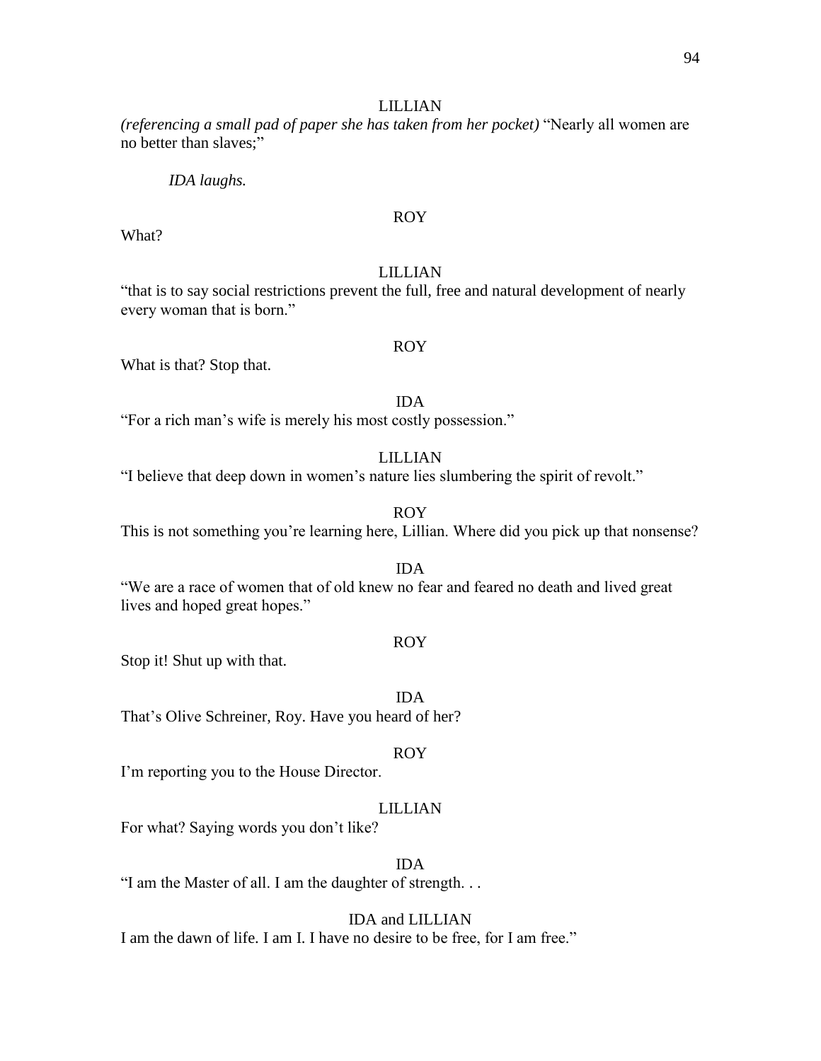LILLIAN

*(referencing a small pad of paper she has taken from her pocket)* "Nearly all women are no better than slaves;"

*IDA laughs.*

ROY

What?

LILLIAN

"that is to say social restrictions prevent the full, free and natural development of nearly every woman that is born."

ROY

What is that? Stop that.

IDA

"For a rich man's wife is merely his most costly possession."

LILLIAN

"I believe that deep down in women's nature lies slumbering the spirit of revolt."

ROY

This is not something you're learning here, Lillian. Where did you pick up that nonsense?

IDA

"We are a race of women that of old knew no fear and feared no death and lived great lives and hoped great hopes."

ROY

Stop it! Shut up with that.

IDA

That's Olive Schreiner, Roy. Have you heard of her?

ROY

I'm reporting you to the House Director.

LILLIAN

For what? Saying words you don't like?

IDA

"I am the Master of all. I am the daughter of strength. . .

IDA and LILLIAN

I am the dawn of life. I am I. I have no desire to be free, for I am free."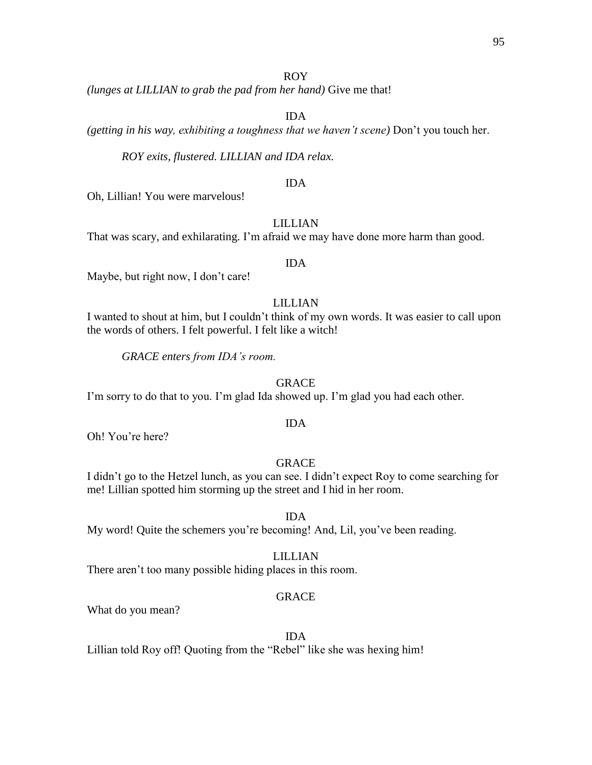ROY

*(lunges at LILLIAN to grab the pad from her hand)* Give me that!

IDA

*(getting in his way, exhibiting a toughness that we haven't scene)* Don't you touch her.

*ROY exits, flustered. LILLIAN and IDA relax.*

IDA

Oh, Lillian! You were marvelous!

LILLIAN

That was scary, and exhilarating. I'm afraid we may have done more harm than good.

IDA

Maybe, but right now, I don't care!

LILLIAN

I wanted to shout at him, but I couldn't think of my own words. It was easier to call upon the words of others. I felt powerful. I felt like a witch!

*GRACE enters from IDA's room.*

GRACE

I'm sorry to do that to you. I'm glad Ida showed up. I'm glad you had each other.

IDA

Oh! You're here?

GRACE

I didn't go to the Hetzel lunch, as you can see. I didn't expect Roy to come searching for me! Lillian spotted him storming up the street and I hid in her room.

IDA

My word! Quite the schemers you're becoming! And, Lil, you've been reading.

LILLIAN

There aren't too many possible hiding places in this room.

GRACE

What do you mean?

IDA

Lillian told Roy off! Quoting from the "Rebel" like she was hexing him!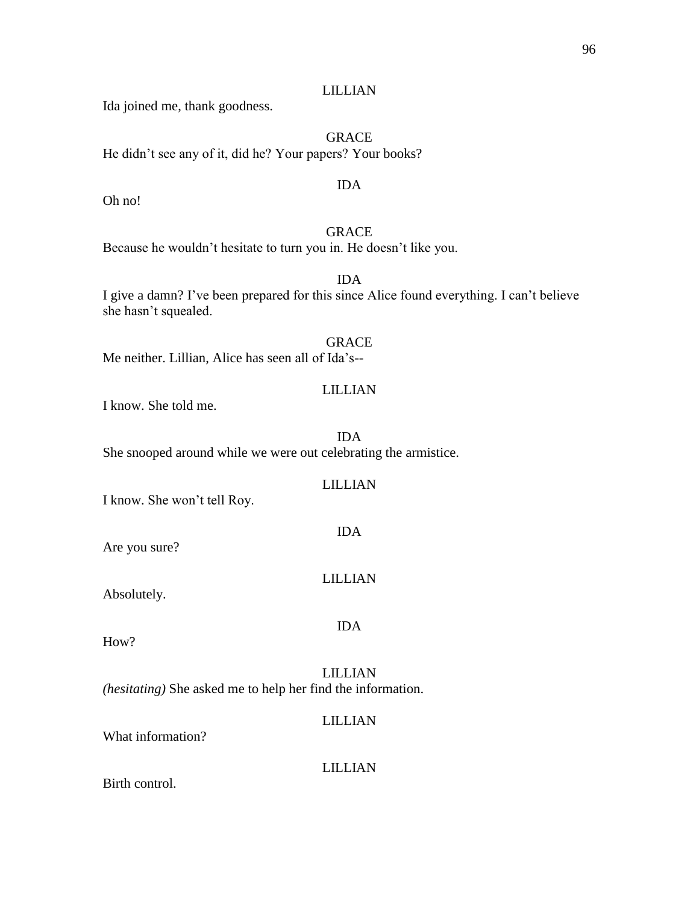LILLIAN

Ida joined me, thank goodness.

GRACE

He didn't see any of it, did he? Your papers? Your books?

IDA

Oh no!

GRACE

Because he wouldn't hesitate to turn you in. He doesn't like you.

IDA

I give a damn? I've been prepared for this since Alice found everything. I can't believe she hasn't squealed.

GRACE

Me neither. Lillian, Alice has seen all of Ida's--

LILLIAN

I know. She told me.

IDA

She snooped around while we were out celebrating the armistice.

LILLIAN

I know. She won't tell Roy.

IDA

Are you sure?

LILLIAN

Absolutely.

IDA

How?

LILLIAN

*(hesitating)* She asked me to help her find the information.

LILLIAN

What information?

LILLIAN

Birth control.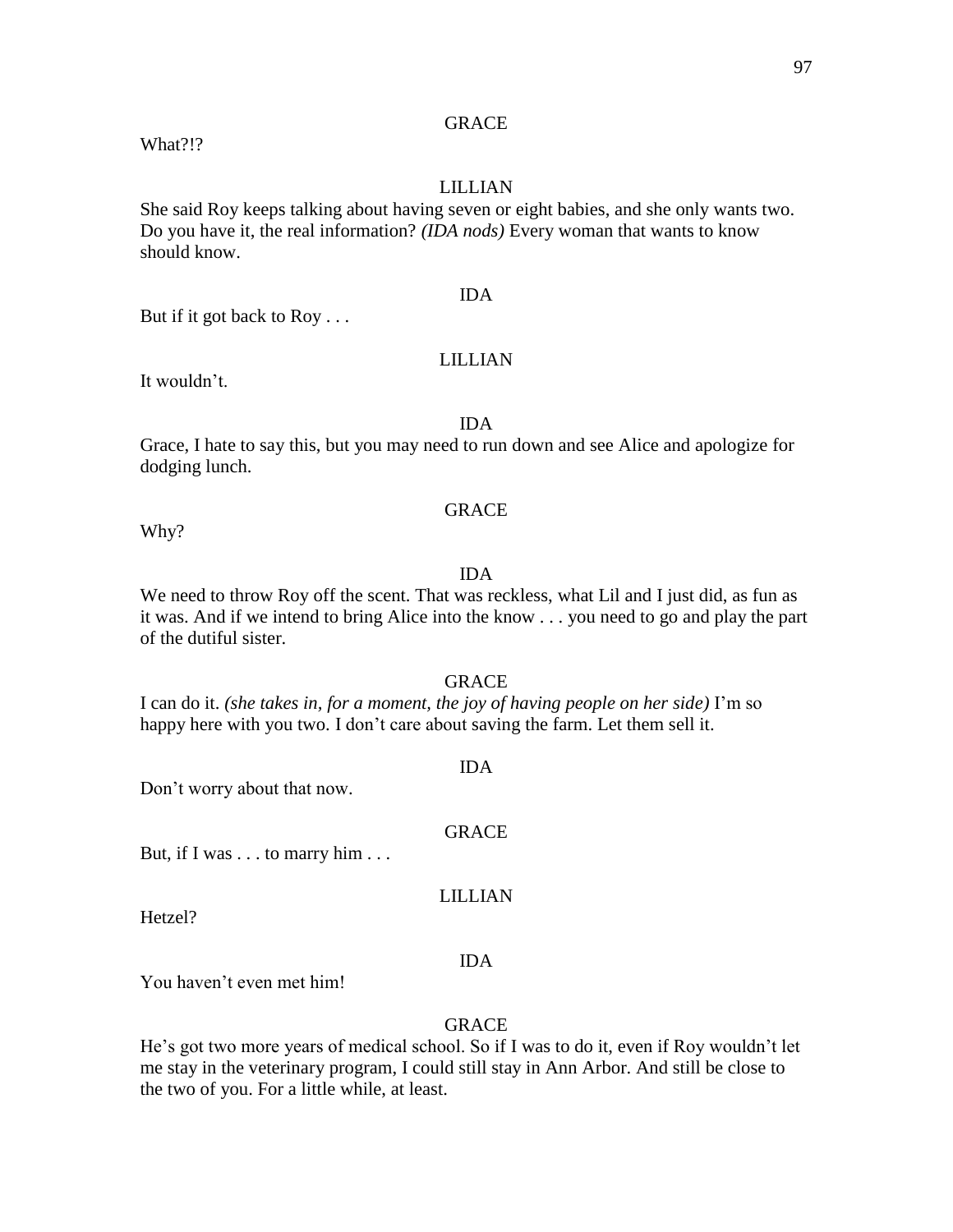GRACE

What?!?

LILLIAN

She said Roy keeps talking about having seven or eight babies, and she only wants two. Do you have it, the real information? *(IDA nods)* Every woman that wants to know should know.

IDA

But if it got back to Roy . . .

LILLIAN

It wouldn't.

IDA

Grace, I hate to say this, but you may need to run down and see Alice and apologize for dodging lunch.

GRACE

Why?

IDA

We need to throw Roy off the scent. That was reckless, what Lil and I just did, as fun as it was. And if we intend to bring Alice into the know . . . you need to go and play the part of the dutiful sister.

GRACE

I can do it. *(she takes in, for a moment, the joy of having people on her side)* I'm so happy here with you two. I don't care about saving the farm. Let them sell it.

IDA

Don't worry about that now.

GRACE

But, if I was . . . to marry him . . .

LILLIAN

Hetzel?

IDA

You haven't even met him!

GRACE

He's got two more years of medical school. So if I was to do it, even if Roy wouldn't let me stay in the veterinary program, I could still stay in Ann Arbor. And still be close to the two of you. For a little while, at least.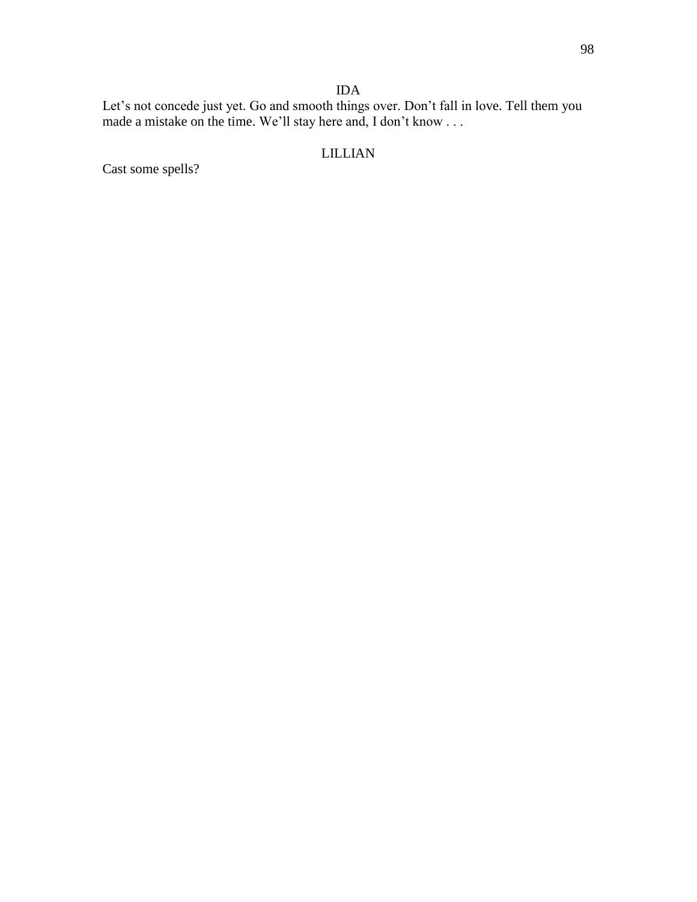IDA

Let’s not concede just yet. Go and smooth things over. Don’t fall in love. Tell them you made a mistake on the time. We’ll stay here and, I don’t know . . .

LILLIAN

Cast some spells?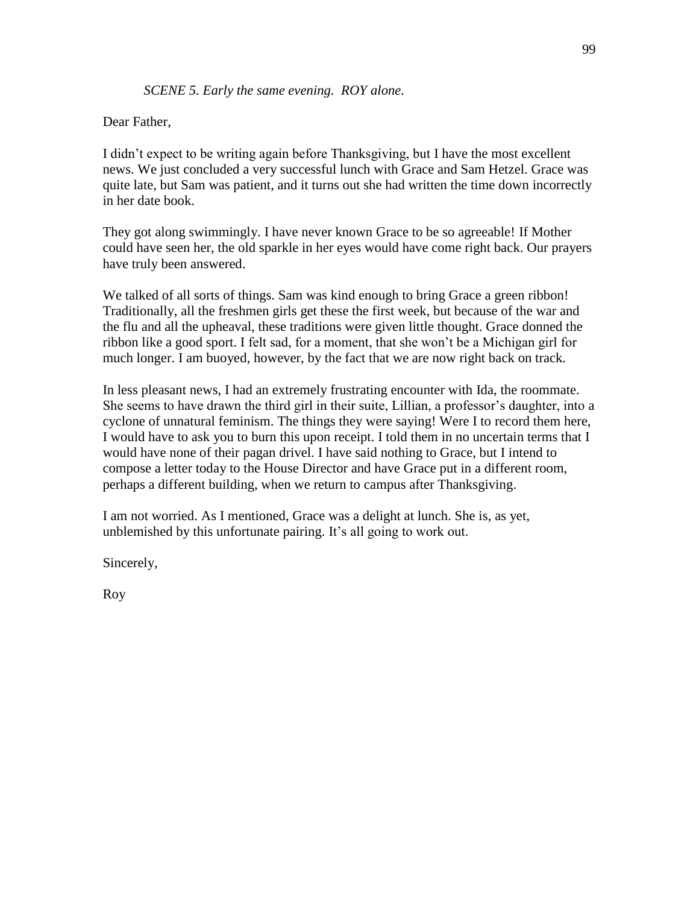*SCENE 5. Early the same evening. ROY alone.*

Dear Father,

I didn’t expect to be writing again before Thanksgiving, but I have the most excellent news. We just concluded a very successful lunch with Grace and Sam Hetzel. Grace was quite late, but Sam was patient, and it turns out she had written the time down incorrectly in her date book.

They got along swimmingly. I have never known Grace to be so agreeable! If Mother could have seen her, the old sparkle in her eyes would have come right back. Our prayers have truly been answered.

We talked of all sorts of things. Sam was kind enough to bring Grace a green ribbon! Traditionally, all the freshmen girls get these the first week, but because of the war and the flu and all the upheaval, these traditions were given little thought. Grace donned the ribbon like a good sport. I felt sad, for a moment, that she won’t be a Michigan girl for much longer. I am buoyed, however, by the fact that we are now right back on track.

In less pleasant news, I had an extremely frustrating encounter with Ida, the roommate. She seems to have drawn the third girl in their suite, Lillian, a professor’s daughter, into a cyclone of unnatural feminism. The things they were saying! Were I to record them here, I would have to ask you to burn this upon receipt. I told them in no uncertain terms that I would have none of their pagan drivel. I have said nothing to Grace, but I intend to compose a letter today to the House Director and have Grace put in a different room, perhaps a different building, when we return to campus after Thanksgiving.

I am not worried. As I mentioned, Grace was a delight at lunch. She is, as yet, unblemished by this unfortunate pairing. It’s all going to work out.

Sincerely,

Roy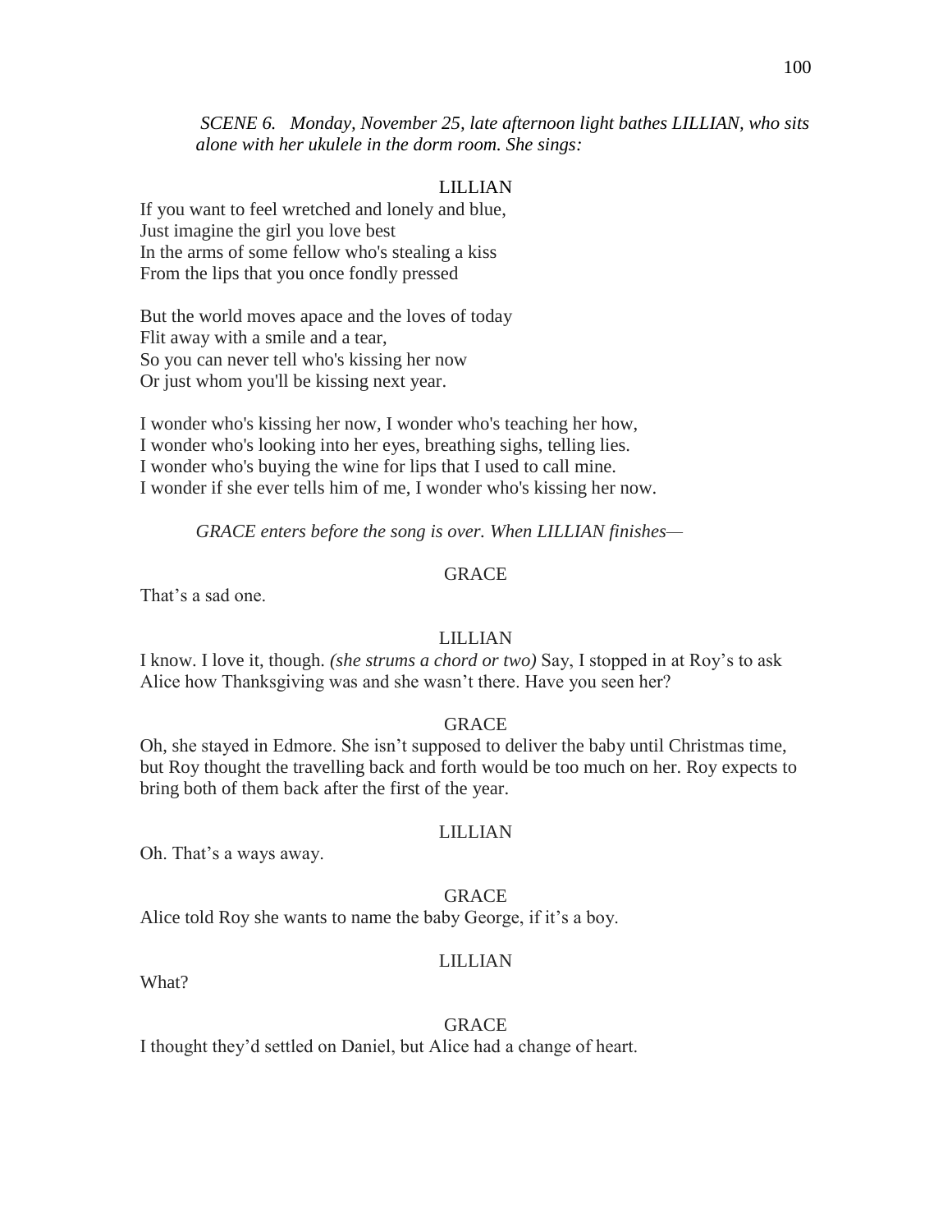*SCENE 6. Monday, November 25, late afternoon light bathes LILLIAN, who sits alone with her ukulele in the dorm room. She sings:*

LILLIAN

If you want to feel wretched and lonely and blue,
Just imagine the girl you love best
In the arms of some fellow who's stealing a kiss
From the lips that you once fondly pressed

But the world moves apace and the loves of today
Flit away with a smile and a tear,
So you can never tell who's kissing her now
Or just whom you'll be kissing next year.

I wonder who's kissing her now, I wonder who's teaching her how,
I wonder who's looking into her eyes, breathing sighs, telling lies.
I wonder who's buying the wine for lips that I used to call mine.
I wonder if she ever tells him of me, I wonder who's kissing her now.

*GRACE enters before the song is over. When LILLIAN finishes—*

GRACE

That's a sad one.

LILLIAN

I know. I love it, though. *(she strums a chord or two)* Say, I stopped in at Roy's to ask Alice how Thanksgiving was and she wasn't there. Have you seen her?

GRACE

Oh, she stayed in Edmore. She isn't supposed to deliver the baby until Christmas time, but Roy thought the travelling back and forth would be too much on her. Roy expects to bring both of them back after the first of the year.

LILLIAN

Oh. That's a ways away.

GRACE

Alice told Roy she wants to name the baby George, if it's a boy.

LILLIAN

What?

GRACE

I thought they'd settled on Daniel, but Alice had a change of heart.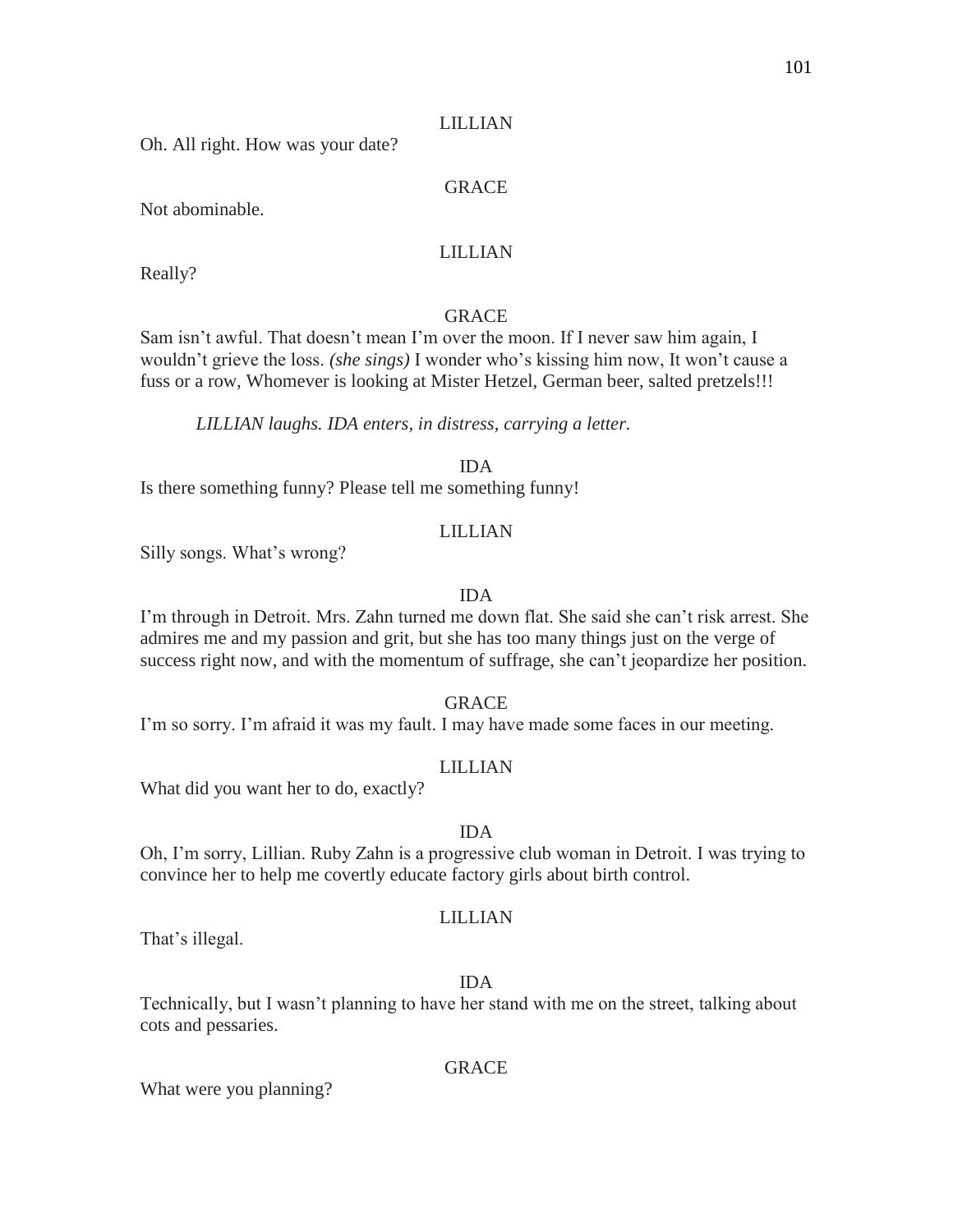LILLIAN

Oh. All right. How was your date?

GRACE

Not abominable.

LILLIAN

Really?

GRACE

Sam isn't awful. That doesn't mean I'm over the moon. If I never saw him again, I wouldn't grieve the loss. *(she sings)* I wonder who's kissing him now, It won't cause a fuss or a row, Whomever is looking at Mister Hetzel, German beer, salted pretzels!!!

*LILLIAN laughs. IDA enters, in distress, carrying a letter.*

IDA

Is there something funny? Please tell me something funny!

LILLIAN

Silly songs. What's wrong?

IDA

I'm through in Detroit. Mrs. Zahn turned me down flat. She said she can't risk arrest. She admires me and my passion and grit, but she has too many things just on the verge of success right now, and with the momentum of suffrage, she can't jeopardize her position.

GRACE

I'm so sorry. I'm afraid it was my fault. I may have made some faces in our meeting.

LILLIAN

What did you want her to do, exactly?

IDA

Oh, I'm sorry, Lillian. Ruby Zahn is a progressive club woman in Detroit. I was trying to convince her to help me covertly educate factory girls about birth control.

LILLIAN

That's illegal.

IDA

Technically, but I wasn't planning to have her stand with me on the street, talking about cots and pessaries.

GRACE

What were you planning?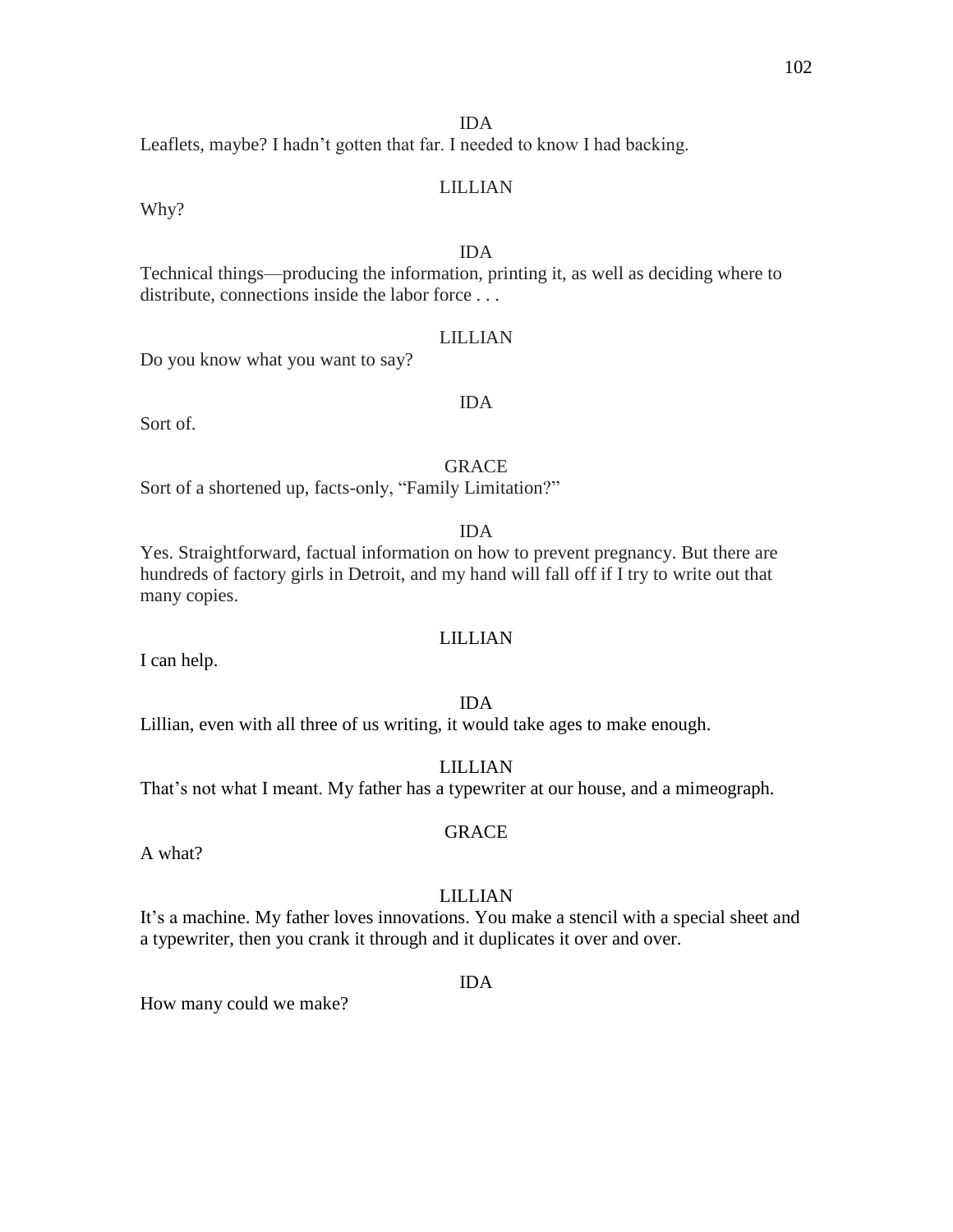IDA

Leaflets, maybe? I hadn't gotten that far. I needed to know I had backing.

LILLIAN

Why?

IDA

Technical things—producing the information, printing it, as well as deciding where to distribute, connections inside the labor force . . .

LILLIAN

Do you know what you want to say?

IDA

Sort of.

GRACE

Sort of a shortened up, facts-only, "Family Limitation?"

IDA

Yes. Straightforward, factual information on how to prevent pregnancy. But there are hundreds of factory girls in Detroit, and my hand will fall off if I try to write out that many copies.

LILLIAN

I can help.

IDA

Lillian, even with all three of us writing, it would take ages to make enough.

LILLIAN

That's not what I meant. My father has a typewriter at our house, and a mimeograph.

GRACE

A what?

LILLIAN

It's a machine. My father loves innovations. You make a stencil with a special sheet and a typewriter, then you crank it through and it duplicates it over and over.

IDA

How many could we make?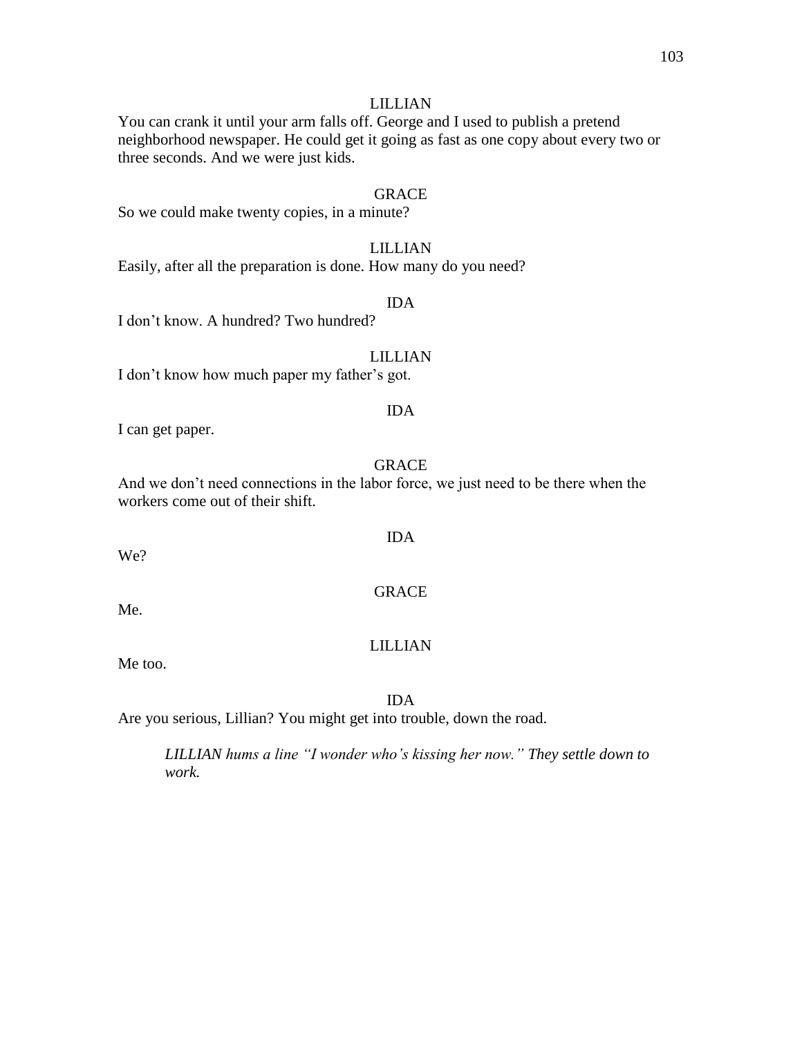LILLIAN

You can crank it until your arm falls off. George and I used to publish a pretend neighborhood newspaper. He could get it going as fast as one copy about every two or three seconds. And we were just kids.

GRACE

So we could make twenty copies, in a minute?

LILLIAN

Easily, after all the preparation is done. How many do you need?

IDA

I don't know. A hundred? Two hundred?

LILLIAN

I don't know how much paper my father's got.

IDA

I can get paper.

GRACE

And we don't need connections in the labor force, we just need to be there when the workers come out of their shift.

IDA

We?

GRACE

Me.

LILLIAN

Me too.

IDA

Are you serious, Lillian? You might get into trouble, down the road.

*LILLIAN hums a line "I wonder who's kissing her now." They settle down to work.*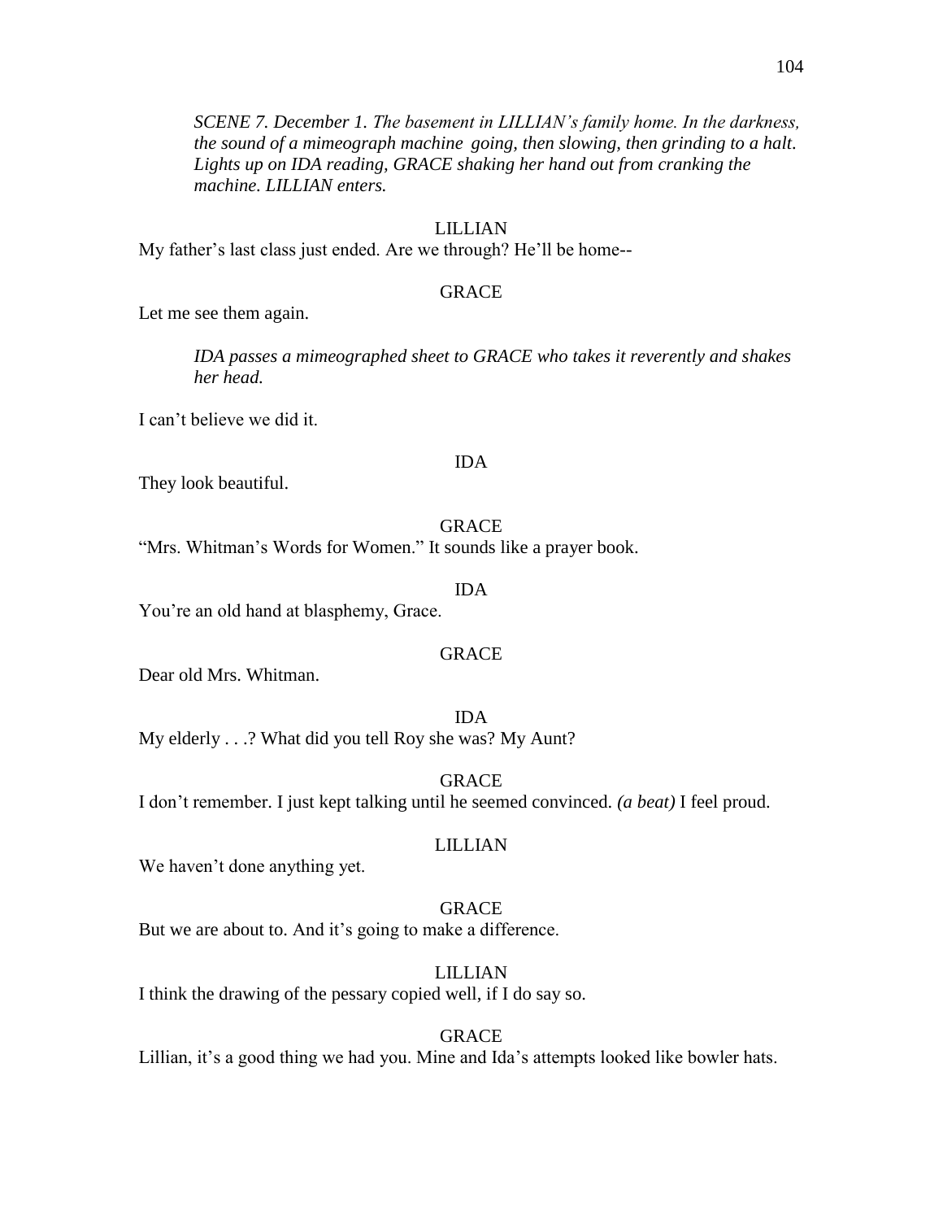*SCENE 7. December 1. The basement in LILLIAN's family home. In the darkness, the sound of a mimeograph machine going, then slowing, then grinding to a halt. Lights up on IDA reading, GRACE shaking her hand out from cranking the machine. LILLIAN enters.*

LILLIAN

My father's last class just ended. Are we through? He'll be home--

GRACE

Let me see them again.

*IDA passes a mimeographed sheet to GRACE who takes it reverently and shakes her head.*

I can't believe we did it.

IDA

They look beautiful.

GRACE

"Mrs. Whitman's Words for Women." It sounds like a prayer book.

IDA

You're an old hand at blasphemy, Grace.

GRACE

Dear old Mrs. Whitman.

IDA

My elderly . . .? What did you tell Roy she was? My Aunt?

GRACE

I don't remember. I just kept talking until he seemed convinced. *(a beat)* I feel proud.

LILLIAN

We haven't done anything yet.

GRACE

But we are about to. And it's going to make a difference.

LILLIAN

I think the drawing of the pessary copied well, if I do say so.

GRACE

Lillian, it's a good thing we had you. Mine and Ida's attempts looked like bowler hats.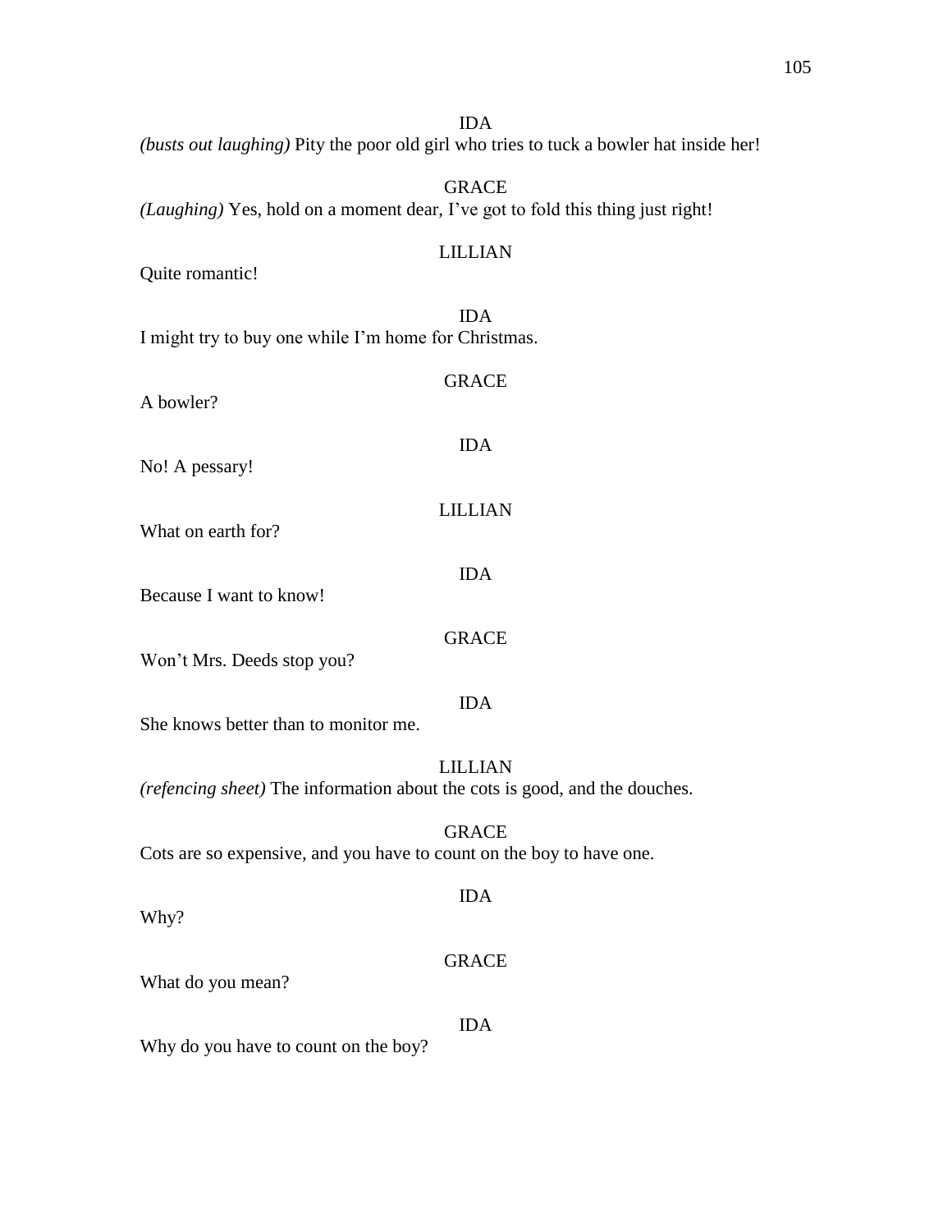IDA

*(busts out laughing)* Pity the poor old girl who tries to tuck a bowler hat inside her!

GRACE

*(Laughing)* Yes, hold on a moment dear, I've got to fold this thing just right!

LILLIAN

Quite romantic!

IDA

I might try to buy one while I'm home for Christmas.

GRACE

A bowler?

IDA

No! A pessary!

LILLIAN

What on earth for?

IDA

Because I want to know!

GRACE

Won't Mrs. Deeds stop you?

IDA

She knows better than to monitor me.

LILLIAN

*(refencing sheet)* The information about the cots is good, and the douches.

GRACE

Cots are so expensive, and you have to count on the boy to have one.

IDA

Why?

GRACE

What do you mean?

IDA

Why do you have to count on the boy?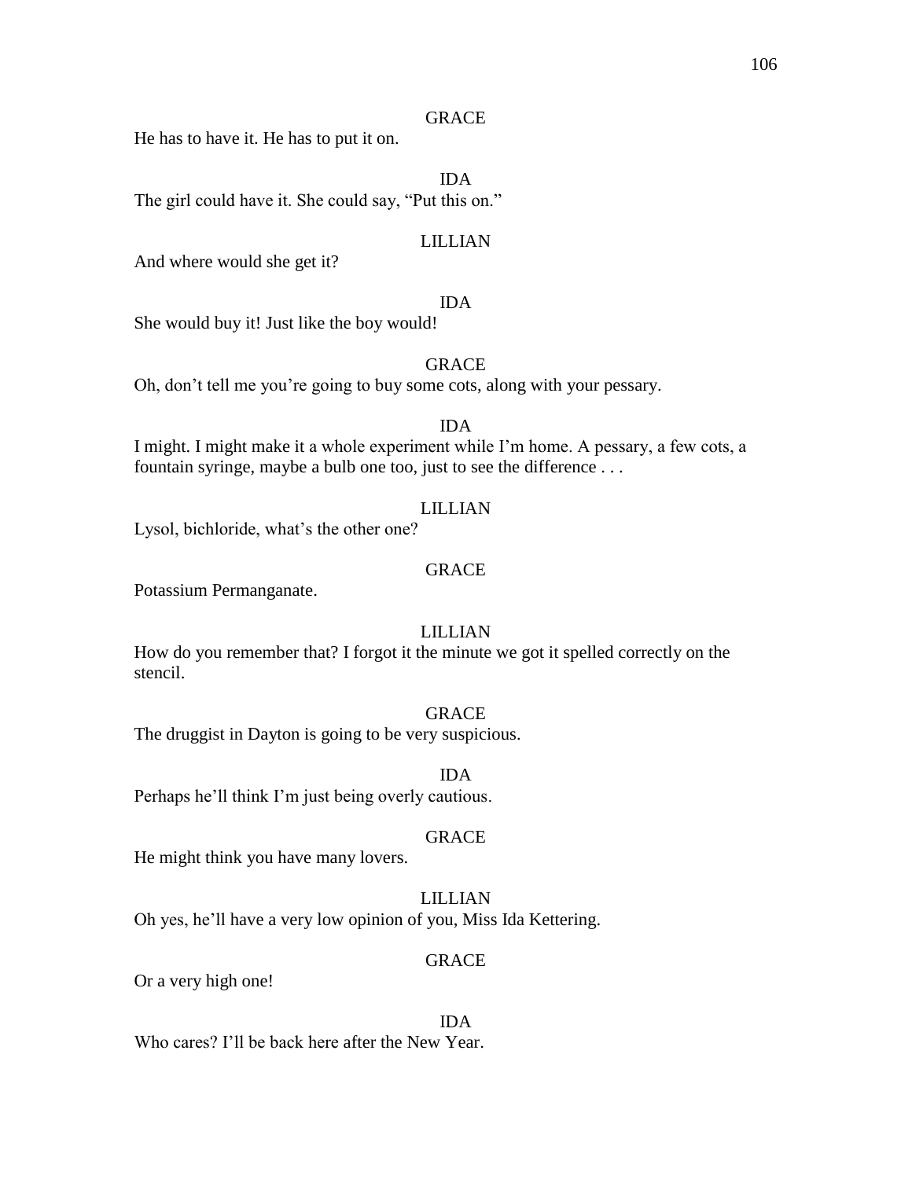GRACE

He has to have it. He has to put it on.

IDA

The girl could have it. She could say, "Put this on."

LILLIAN

And where would she get it?

IDA

She would buy it! Just like the boy would!

GRACE

Oh, don't tell me you're going to buy some cots, along with your pessary.

IDA

I might. I might make it a whole experiment while I'm home. A pessary, a few cots, a fountain syringe, maybe a bulb one too, just to see the difference . . .

LILLIAN

Lysol, bichloride, what's the other one?

GRACE

Potassium Permanganate.

LILLIAN

How do you remember that? I forgot it the minute we got it spelled correctly on the stencil.

GRACE

The druggist in Dayton is going to be very suspicious.

IDA

Perhaps he'll think I'm just being overly cautious.

GRACE

He might think you have many lovers.

LILLIAN

Oh yes, he'll have a very low opinion of you, Miss Ida Kettering.

GRACE

Or a very high one!

IDA

Who cares? I'll be back here after the New Year.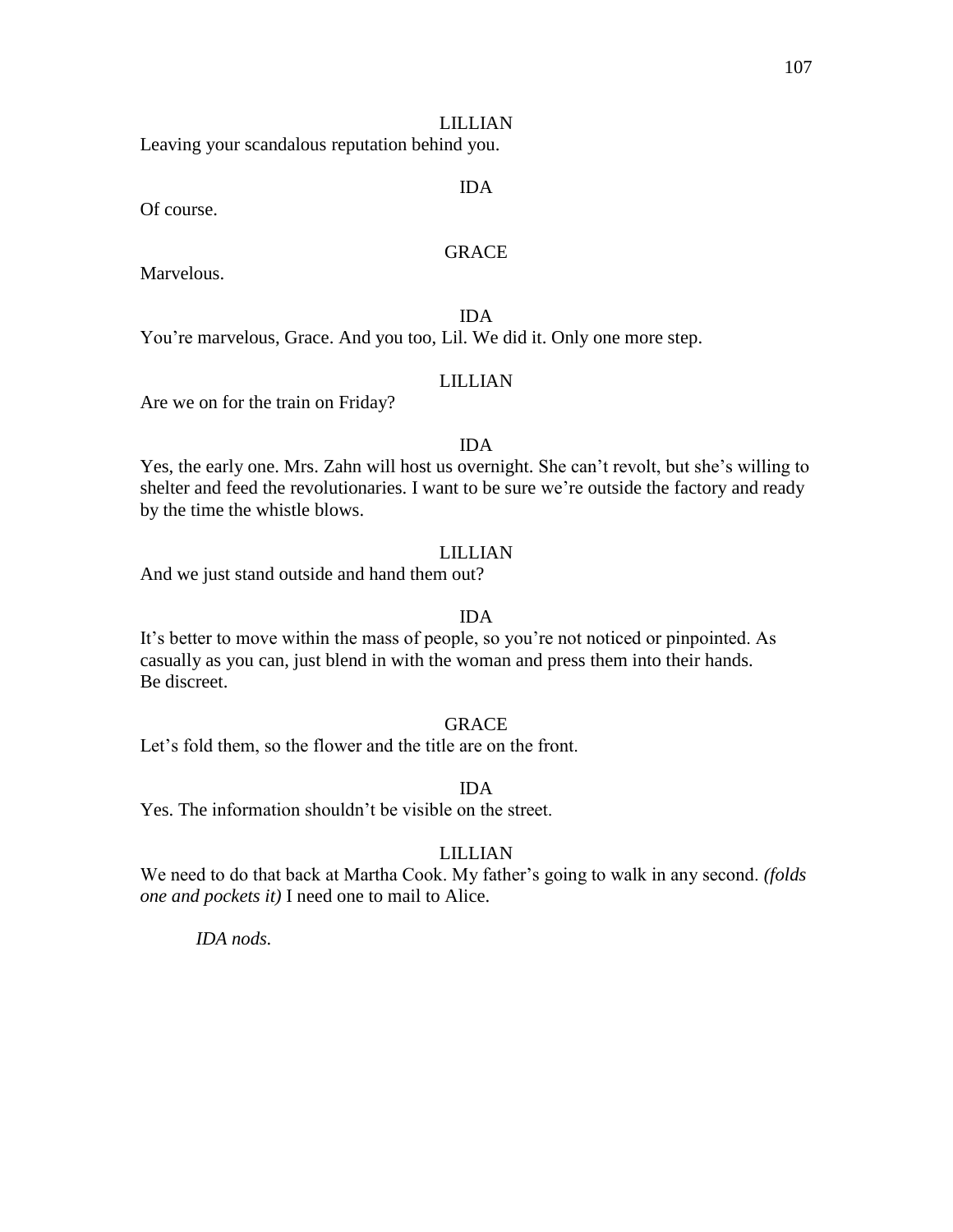LILLIAN

Leaving your scandalous reputation behind you.

IDA

Of course.

GRACE

Marvelous.

IDA

You're marvelous, Grace. And you too, Lil. We did it. Only one more step.

LILLIAN

Are we on for the train on Friday?

IDA

Yes, the early one. Mrs. Zahn will host us overnight. She can't revolt, but she's willing to shelter and feed the revolutionaries. I want to be sure we're outside the factory and ready by the time the whistle blows.

LILLIAN

And we just stand outside and hand them out?

IDA

It's better to move within the mass of people, so you're not noticed or pinpointed. As casually as you can, just blend in with the woman and press them into their hands. Be discreet.

GRACE

Let's fold them, so the flower and the title are on the front.

IDA

Yes. The information shouldn't be visible on the street.

LILLIAN

We need to do that back at Martha Cook. My father's going to walk in any second. *(folds one and pockets it)* I need one to mail to Alice.

*IDA nods.*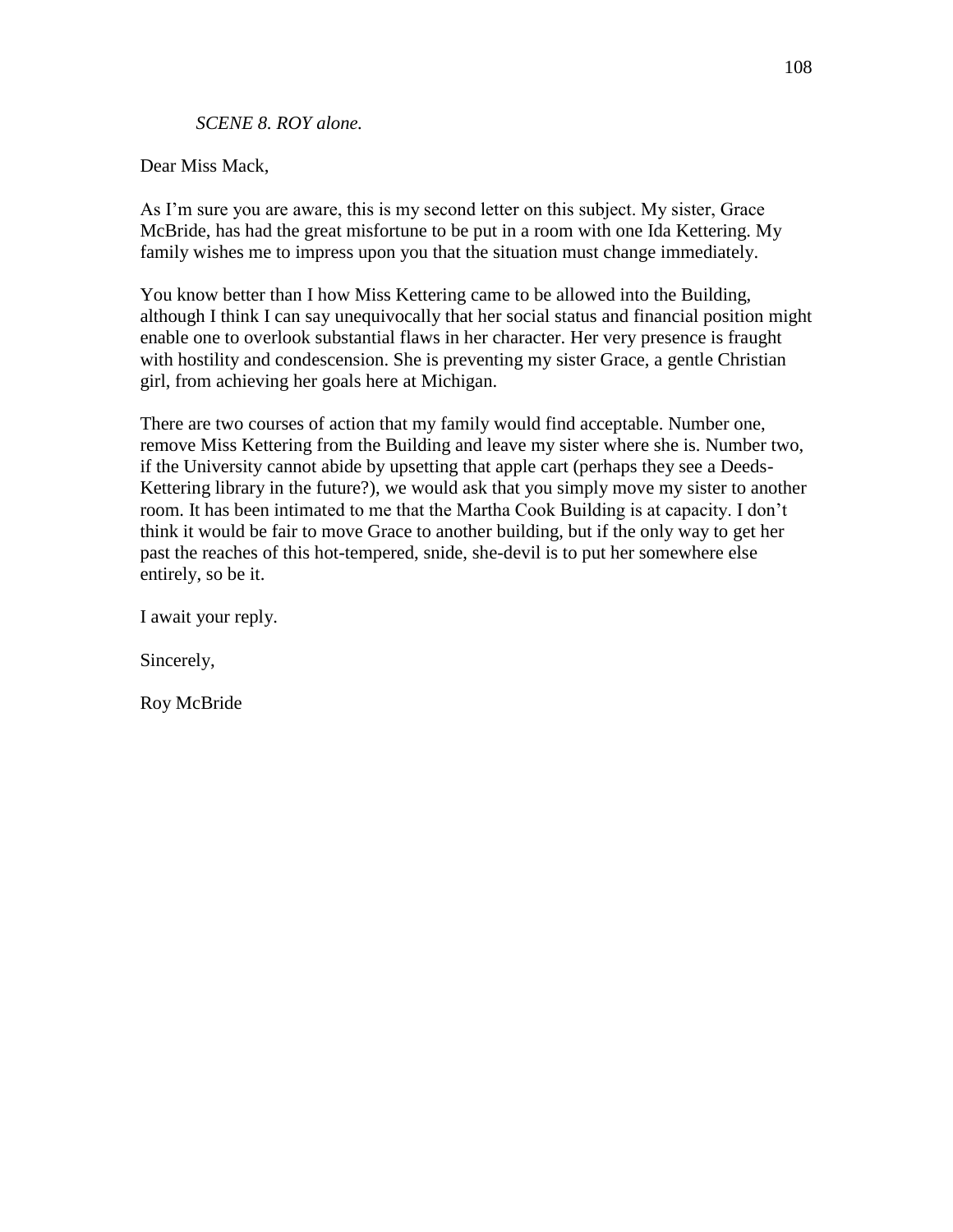*SCENE 8. ROY alone.*

Dear Miss Mack,

As I'm sure you are aware, this is my second letter on this subject. My sister, Grace McBride, has had the great misfortune to be put in a room with one Ida Kettering. My family wishes me to impress upon you that the situation must change immediately.

You know better than I how Miss Kettering came to be allowed into the Building, although I think I can say unequivocally that her social status and financial position might enable one to overlook substantial flaws in her character. Her very presence is fraught with hostility and condescension. She is preventing my sister Grace, a gentle Christian girl, from achieving her goals here at Michigan.

There are two courses of action that my family would find acceptable. Number one, remove Miss Kettering from the Building and leave my sister where she is. Number two, if the University cannot abide by upsetting that apple cart (perhaps they see a Deeds-Kettering library in the future?), we would ask that you simply move my sister to another room. It has been intimated to me that the Martha Cook Building is at capacity. I don't think it would be fair to move Grace to another building, but if the only way to get her past the reaches of this hot-tempered, snide, she-devil is to put her somewhere else entirely, so be it.

I await your reply.

Sincerely,

Roy McBride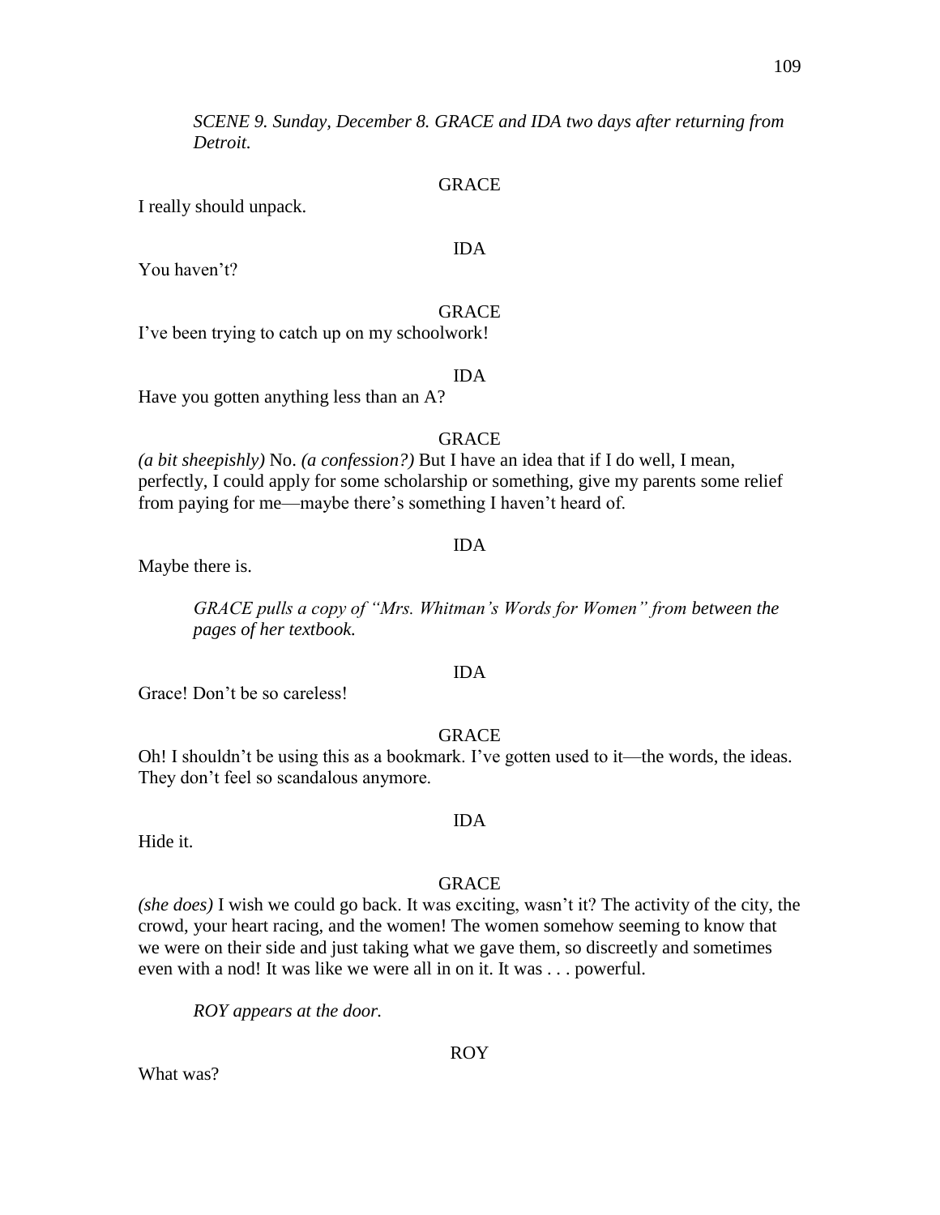*SCENE 9. Sunday, December 8. GRACE and IDA two days after returning from Detroit.*

GRACE

I really should unpack.

IDA

You haven't?

GRACE

I've been trying to catch up on my schoolwork!

IDA

Have you gotten anything less than an A?

GRACE

*(a bit sheepishly)* No. *(a confession?)* But I have an idea that if I do well, I mean, perfectly, I could apply for some scholarship or something, give my parents some relief from paying for me—maybe there's something I haven't heard of.

IDA

Maybe there is.

*GRACE pulls a copy of "Mrs. Whitman's Words for Women" from between the pages of her textbook.*

IDA

Grace! Don't be so careless!

GRACE

Oh! I shouldn't be using this as a bookmark. I've gotten used to it—the words, the ideas. They don't feel so scandalous anymore.

IDA

Hide it.

GRACE

*(she does)* I wish we could go back. It was exciting, wasn't it? The activity of the city, the crowd, your heart racing, and the women! The women somehow seeming to know that we were on their side and just taking what we gave them, so discreetly and sometimes even with a nod! It was like we were all in on it. It was . . . powerful.

*ROY appears at the door.*

ROY

What was?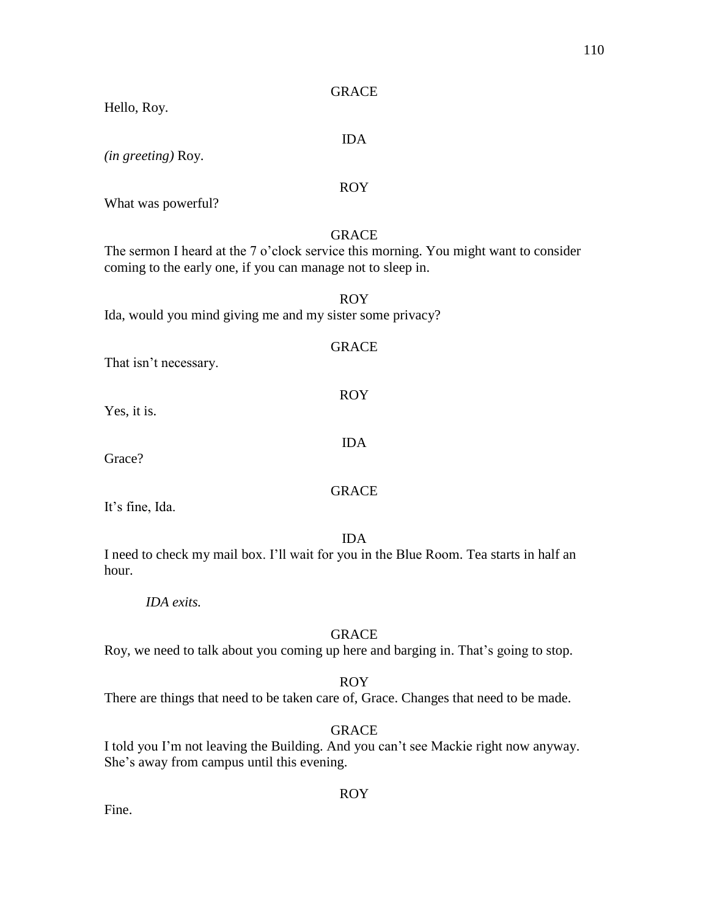GRACE

Hello, Roy.

IDA

*(in greeting)* Roy.

ROY

What was powerful?

GRACE

The sermon I heard at the 7 o'clock service this morning. You might want to consider coming to the early one, if you can manage not to sleep in.

ROY

Ida, would you mind giving me and my sister some privacy?

GRACE

That isn't necessary.

ROY

Yes, it is.

IDA

Grace?

GRACE

It's fine, Ida.

IDA

I need to check my mail box. I'll wait for you in the Blue Room. Tea starts in half an hour.

*IDA exits.*

GRACE

Roy, we need to talk about you coming up here and barging in. That's going to stop.

ROY

There are things that need to be taken care of, Grace. Changes that need to be made.

GRACE

I told you I'm not leaving the Building. And you can't see Mackie right now anyway. She's away from campus until this evening.

ROY

Fine.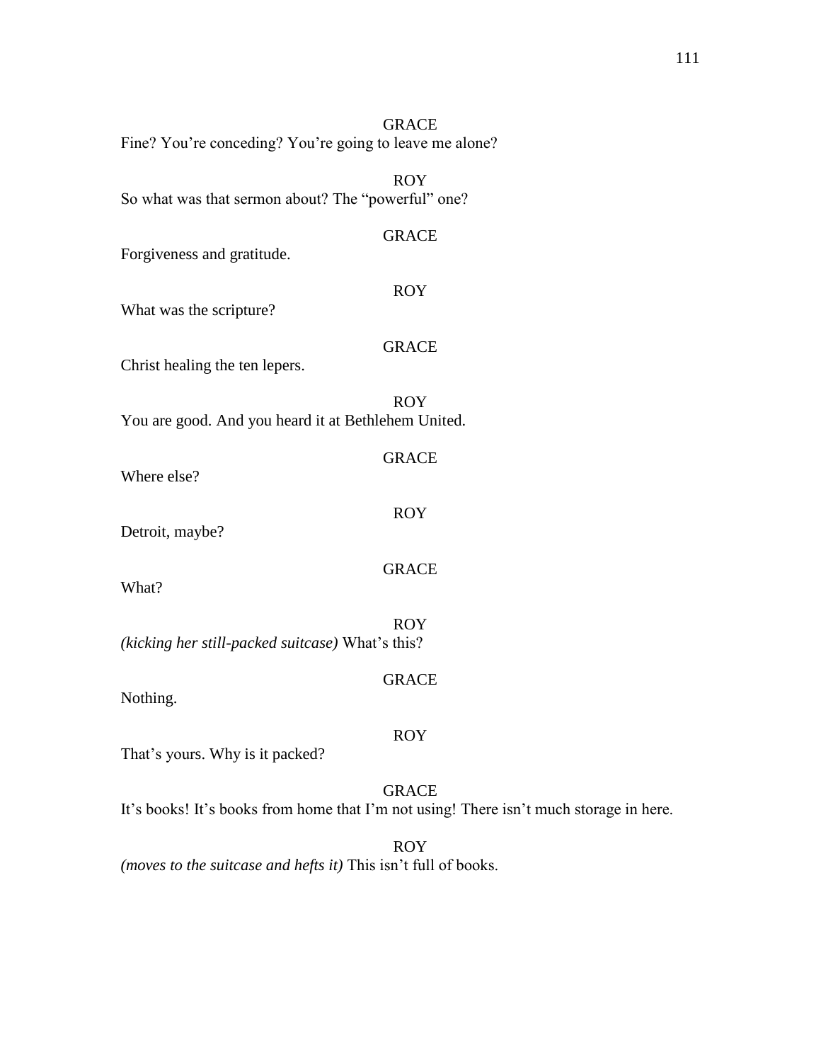GRACE

Fine? You're conceding? You're going to leave me alone?

ROY

So what was that sermon about? The "powerful" one?

GRACE

Forgiveness and gratitude.

ROY

What was the scripture?

GRACE

Christ healing the ten lepers.

ROY

You are good. And you heard it at Bethlehem United.

GRACE

Where else?

ROY

Detroit, maybe?

GRACE

What?

ROY

*(kicking her still-packed suitcase)* What's this?

GRACE

Nothing.

ROY

That's yours. Why is it packed?

GRACE

It's books! It's books from home that I'm not using! There isn't much storage in here.

ROY

*(moves to the suitcase and hefts it)* This isn't full of books.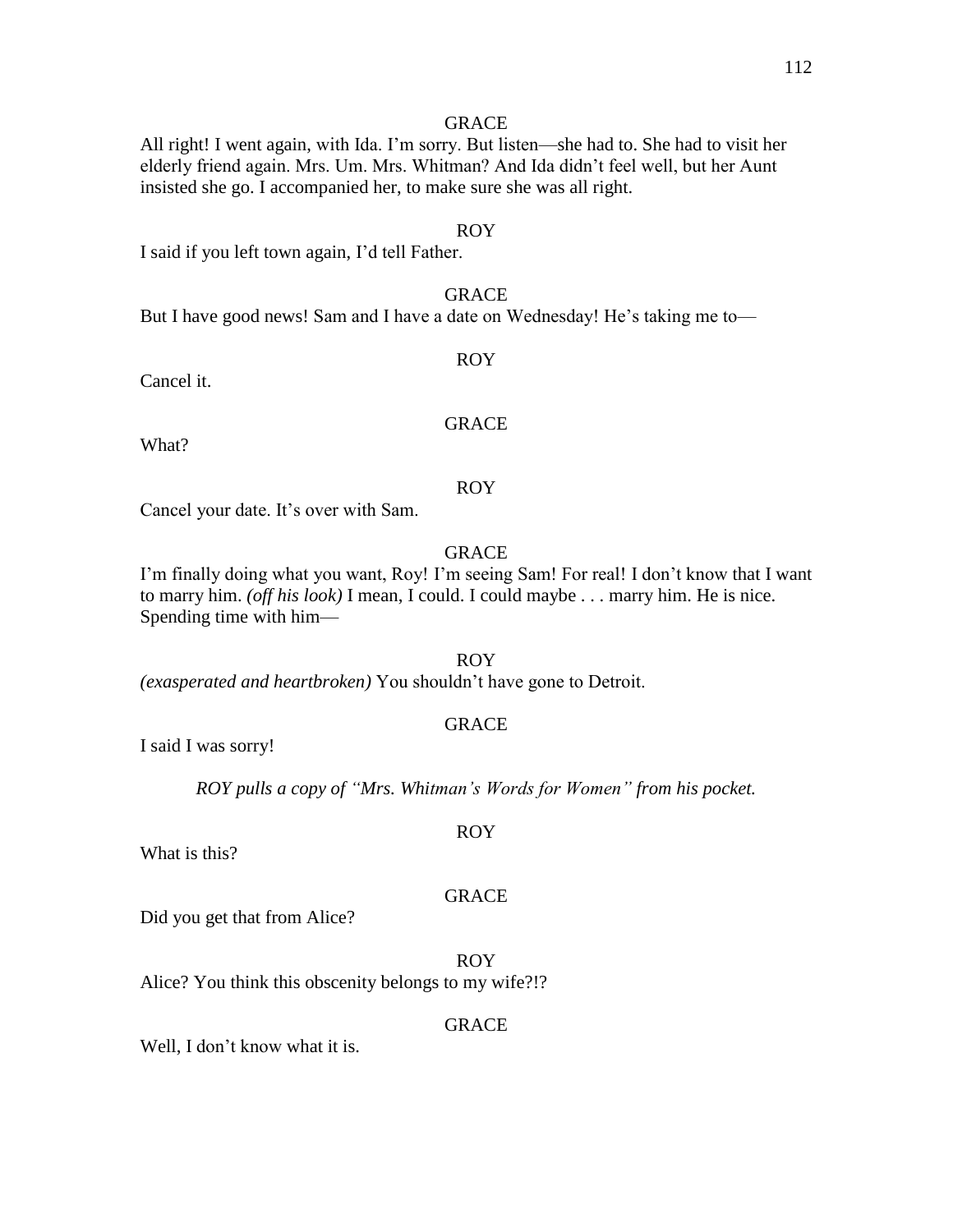GRACE

All right! I went again, with Ida. I'm sorry. But listen—she had to. She had to visit her elderly friend again. Mrs. Um. Mrs. Whitman? And Ida didn't feel well, but her Aunt insisted she go. I accompanied her, to make sure she was all right.

ROY

I said if you left town again, I'd tell Father.

GRACE

But I have good news! Sam and I have a date on Wednesday! He's taking me to—

ROY

Cancel it.

GRACE

What?

ROY

Cancel your date. It's over with Sam.

GRACE

I'm finally doing what you want, Roy! I'm seeing Sam! For real! I don't know that I want to marry him. *(off his look)* I mean, I could. I could maybe . . . marry him. He is nice. Spending time with him—

ROY

*(exasperated and heartbroken)* You shouldn't have gone to Detroit.

GRACE

I said I was sorry!

*ROY pulls a copy of "Mrs. Whitman's Words for Women" from his pocket.*

ROY

What is this?

GRACE

Did you get that from Alice?

ROY

Alice? You think this obscenity belongs to my wife?!?

GRACE

Well, I don't know what it is.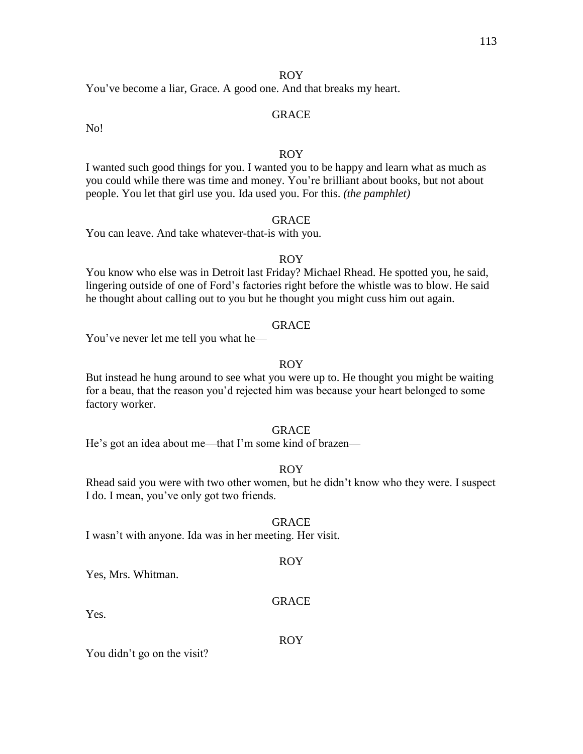ROY

You've become a liar, Grace. A good one. And that breaks my heart.

GRACE

No!

ROY

I wanted such good things for you. I wanted you to be happy and learn what as much as you could while there was time and money. You're brilliant about books, but not about people. You let that girl use you. Ida used you. For this. *(the pamphlet)*

GRACE

You can leave. And take whatever-that-is with you.

ROY

You know who else was in Detroit last Friday? Michael Rhead. He spotted you, he said, lingering outside of one of Ford's factories right before the whistle was to blow. He said he thought about calling out to you but he thought you might cuss him out again.

GRACE

You've never let me tell you what he—

ROY

But instead he hung around to see what you were up to. He thought you might be waiting for a beau, that the reason you'd rejected him was because your heart belonged to some factory worker.

GRACE

He's got an idea about me—that I'm some kind of brazen—

ROY

Rhead said you were with two other women, but he didn't know who they were. I suspect I do. I mean, you've only got two friends.

GRACE

I wasn't with anyone. Ida was in her meeting. Her visit.

ROY

Yes, Mrs. Whitman.

GRACE

Yes.

ROY

You didn't go on the visit?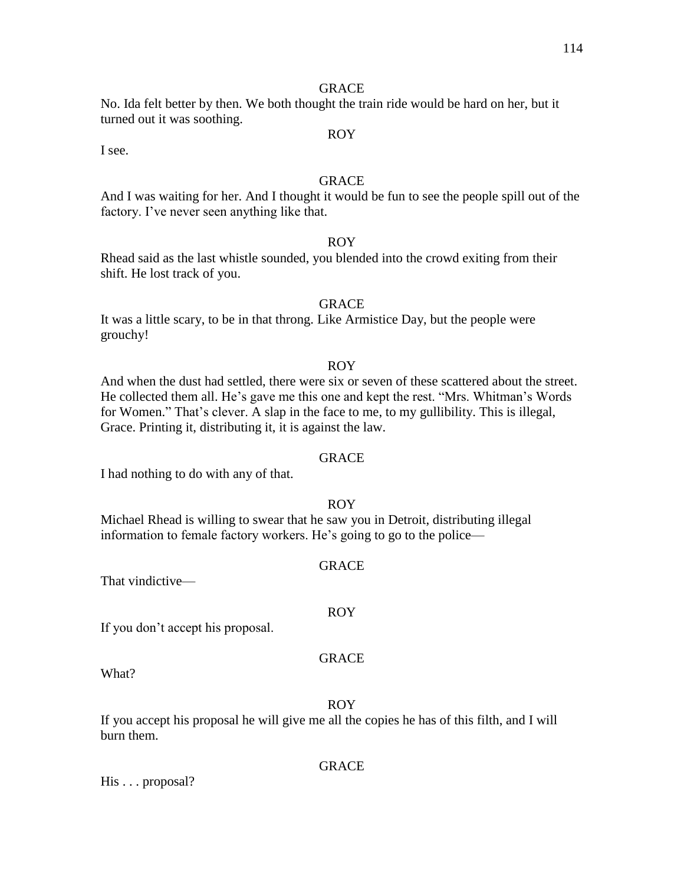GRACE

No. Ida felt better by then. We both thought the train ride would be hard on her, but it turned out it was soothing.

ROY

I see.

GRACE

And I was waiting for her. And I thought it would be fun to see the people spill out of the factory. I've never seen anything like that.

ROY

Rhead said as the last whistle sounded, you blended into the crowd exiting from their shift. He lost track of you.

GRACE

It was a little scary, to be in that throng. Like Armistice Day, but the people were grouchy!

ROY

And when the dust had settled, there were six or seven of these scattered about the street. He collected them all. He's gave me this one and kept the rest. "Mrs. Whitman's Words for Women." That's clever. A slap in the face to me, to my gullibility. This is illegal, Grace. Printing it, distributing it, it is against the law.

GRACE

I had nothing to do with any of that.

ROY

Michael Rhead is willing to swear that he saw you in Detroit, distributing illegal information to female factory workers. He's going to go to the police—

GRACE

That vindictive—

ROY

If you don't accept his proposal.

GRACE

What?

ROY

If you accept his proposal he will give me all the copies he has of this filth, and I will burn them.

GRACE

His . . . proposal?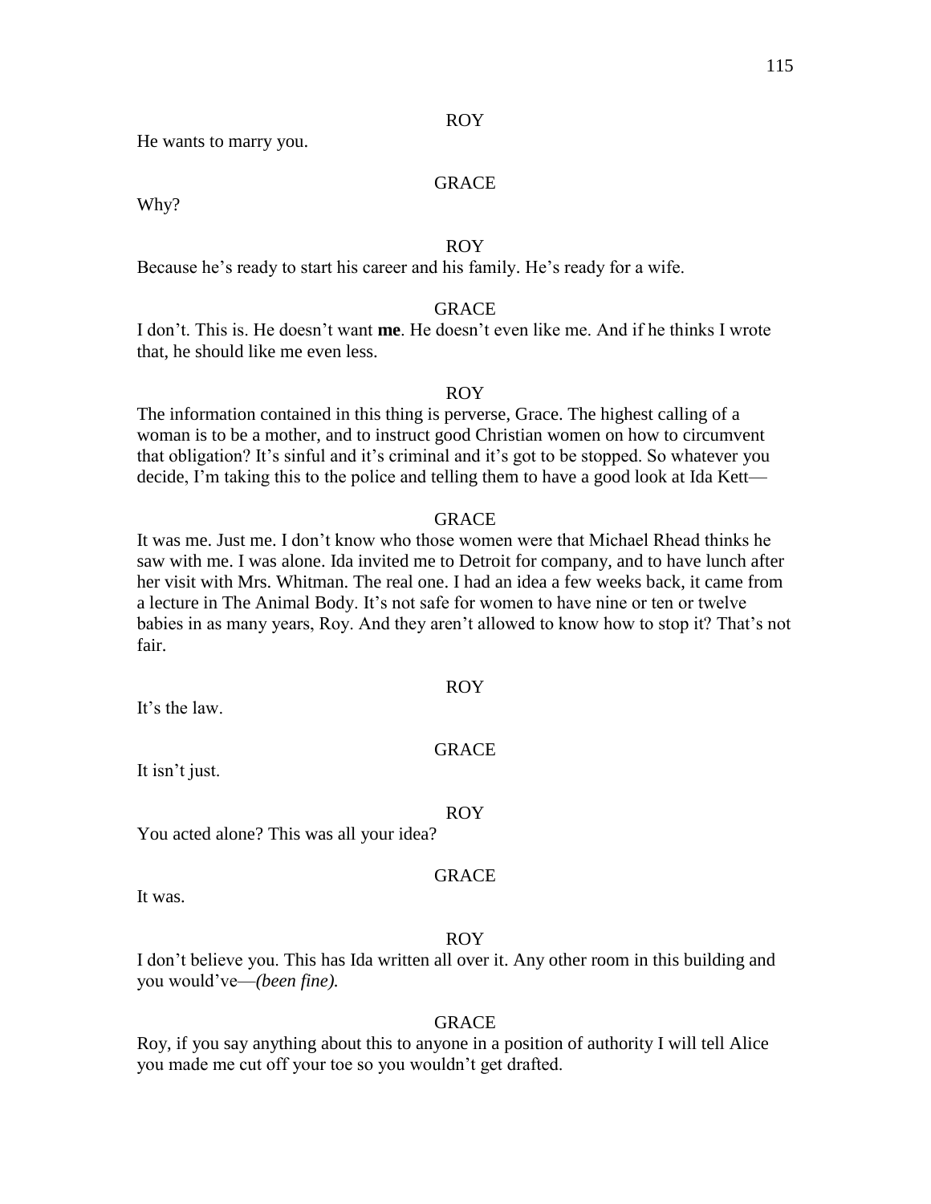ROY

He wants to marry you.

GRACE

Why?

ROY

Because he's ready to start his career and his family. He's ready for a wife.

GRACE

I don't. This is. He doesn't want **me**. He doesn't even like me. And if he thinks I wrote that, he should like me even less.

ROY

The information contained in this thing is perverse, Grace. The highest calling of a woman is to be a mother, and to instruct good Christian women on how to circumvent that obligation? It's sinful and it's criminal and it's got to be stopped. So whatever you decide, I'm taking this to the police and telling them to have a good look at Ida Kett—

GRACE

It was me. Just me. I don't know who those women were that Michael Rhead thinks he saw with me. I was alone. Ida invited me to Detroit for company, and to have lunch after her visit with Mrs. Whitman. The real one. I had an idea a few weeks back, it came from a lecture in The Animal Body. It's not safe for women to have nine or ten or twelve babies in as many years, Roy. And they aren't allowed to know how to stop it? That's not fair.

ROY

It's the law.

GRACE

It isn't just.

ROY

You acted alone? This was all your idea?

GRACE

It was.

ROY

I don't believe you. This has Ida written all over it. Any other room in this building and you would've—*(been fine).*

GRACE

Roy, if you say anything about this to anyone in a position of authority I will tell Alice you made me cut off your toe so you wouldn't get drafted.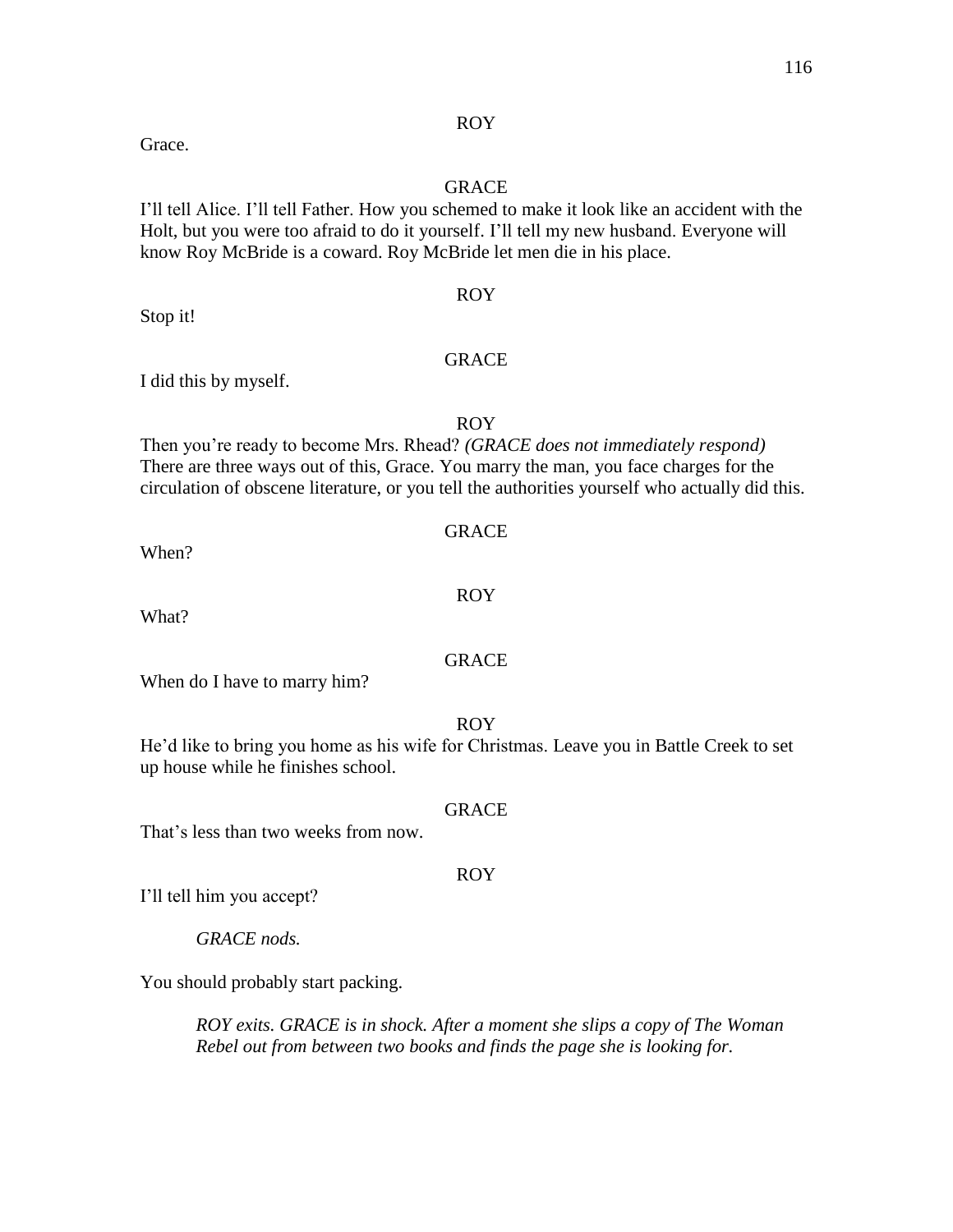ROY

Grace.

GRACE

I'll tell Alice. I'll tell Father. How you schemed to make it look like an accident with the Holt, but you were too afraid to do it yourself. I'll tell my new husband. Everyone will know Roy McBride is a coward. Roy McBride let men die in his place.

ROY

Stop it!

GRACE

I did this by myself.

ROY

Then you're ready to become Mrs. Rhead? *(GRACE does not immediately respond)* There are three ways out of this, Grace. You marry the man, you face charges for the circulation of obscene literature, or you tell the authorities yourself who actually did this.

GRACE

When?

ROY

What?

GRACE

When do I have to marry him?

ROY

He'd like to bring you home as his wife for Christmas. Leave you in Battle Creek to set up house while he finishes school.

GRACE

That's less than two weeks from now.

ROY

I'll tell him you accept?

*GRACE nods.*

You should probably start packing.

*ROY exits. GRACE is in shock. After a moment she slips a copy of The Woman Rebel out from between two books and finds the page she is looking for.*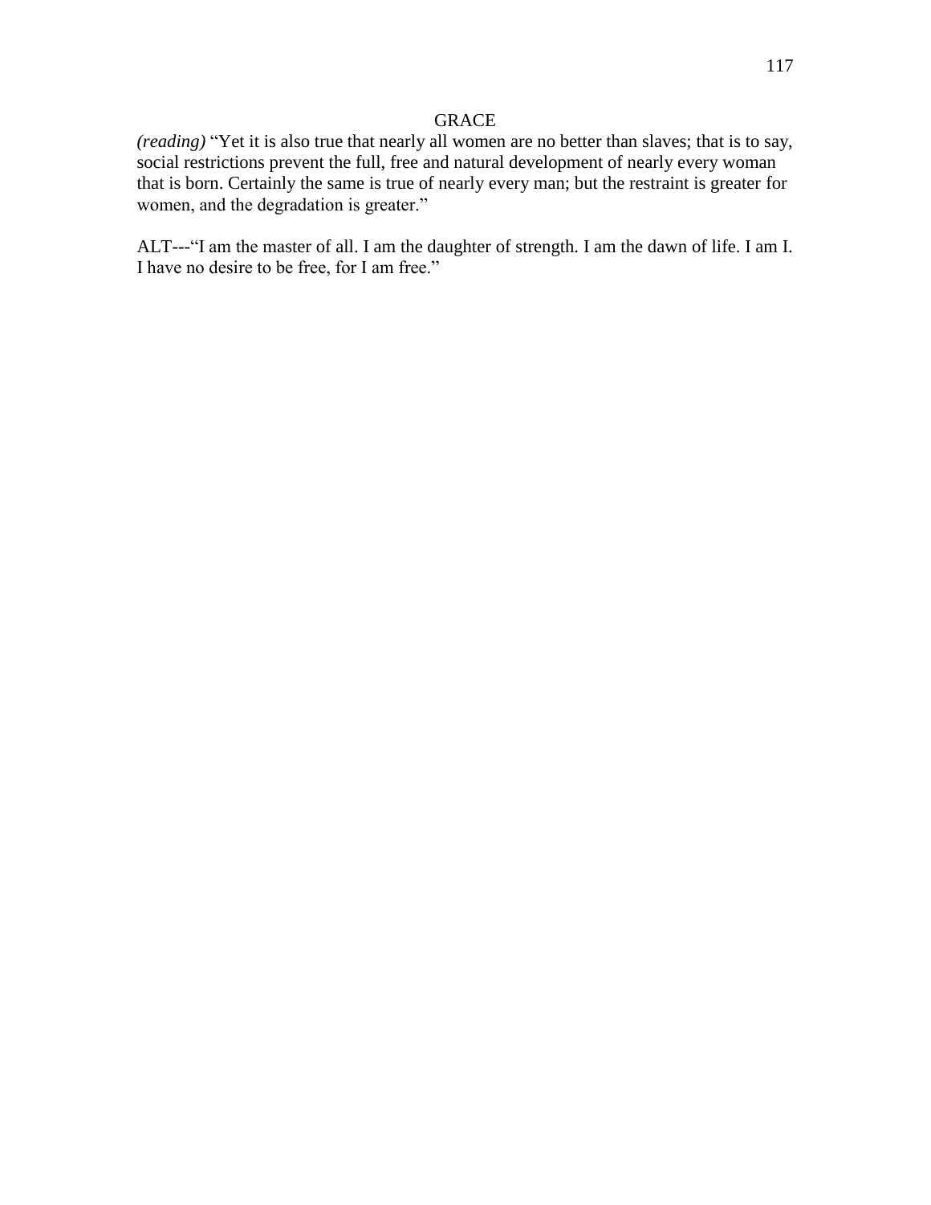GRACE

*(reading)* “Yet it is also true that nearly all women are no better than slaves; that is to say, social restrictions prevent the full, free and natural development of nearly every woman that is born. Certainly the same is true of nearly every man; but the restraint is greater for women, and the degradation is greater.”

ALT---“I am the master of all. I am the daughter of strength. I am the dawn of life. I am I. I have no desire to be free, for I am free.”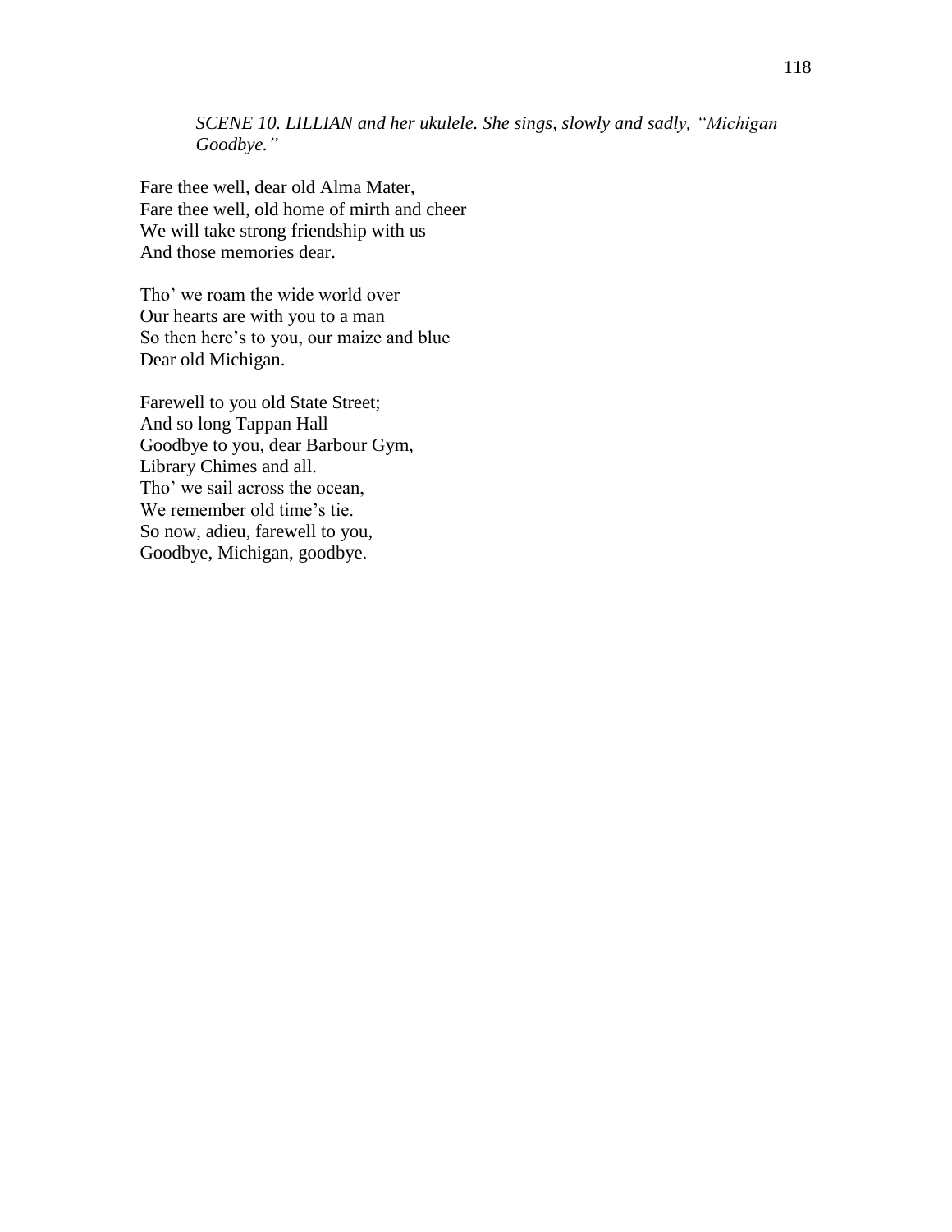*SCENE 10. LILLIAN and her ukulele. She sings, slowly and sadly, "Michigan Goodbye."*

Fare thee well, dear old Alma Mater,
Fare thee well, old home of mirth and cheer
We will take strong friendship with us
And those memories dear.

Tho' we roam the wide world over
Our hearts are with you to a man
So then here's to you, our maize and blue
Dear old Michigan.

Farewell to you old State Street;
And so long Tappan Hall
Goodbye to you, dear Barbour Gym,
Library Chimes and all.
Tho' we sail across the ocean,
We remember old time's tie.
So now, adieu, farewell to you,
Goodbye, Michigan, goodbye.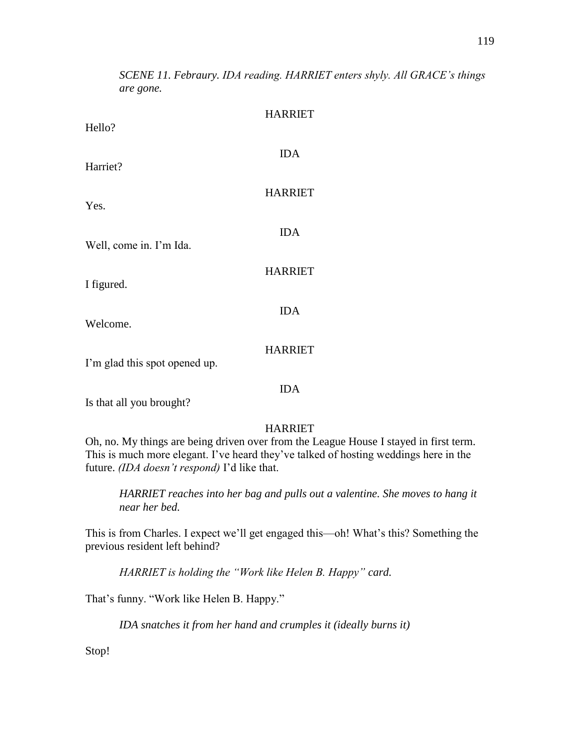*SCENE 11. Febraury. IDA reading. HARRIET enters shyly. All GRACE's things are gone.*

HARRIET

Hello?

IDA

Harriet?

HARRIET

Yes.

IDA

Well, come in. I'm Ida.

HARRIET

I figured.

IDA

Welcome.

HARRIET

I'm glad this spot opened up.

IDA

Is that all you brought?

HARRIET

Oh, no. My things are being driven over from the League House I stayed in first term. This is much more elegant. I've heard they've talked of hosting weddings here in the future. *(IDA doesn't respond)* I'd like that.

*HARRIET reaches into her bag and pulls out a valentine. She moves to hang it near her bed.*

This is from Charles. I expect we'll get engaged this—oh! What's this? Something the previous resident left behind?

*HARRIET is holding the "Work like Helen B. Happy" card.*

That's funny. "Work like Helen B. Happy."

*IDA snatches it from her hand and crumples it (ideally burns it)*

Stop!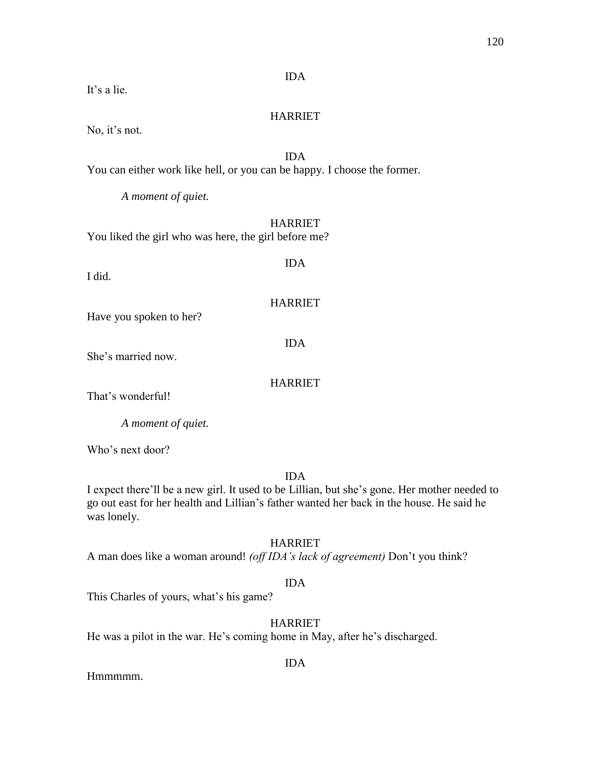IDA

It's a lie.

HARRIET

No, it's not.

IDA

You can either work like hell, or you can be happy. I choose the former.

*A moment of quiet.*

HARRIET

You liked the girl who was here, the girl before me?

IDA

I did.

HARRIET

Have you spoken to her?

IDA

She's married now.

HARRIET

That's wonderful!

*A moment of quiet.*

Who's next door?

IDA

I expect there'll be a new girl. It used to be Lillian, but she's gone. Her mother needed to go out east for her health and Lillian's father wanted her back in the house. He said he was lonely.

HARRIET

A man does like a woman around! *(off IDA's lack of agreement)* Don't you think?

IDA

This Charles of yours, what's his game?

HARRIET

He was a pilot in the war. He's coming home in May, after he's discharged.

IDA

Hmmmmm.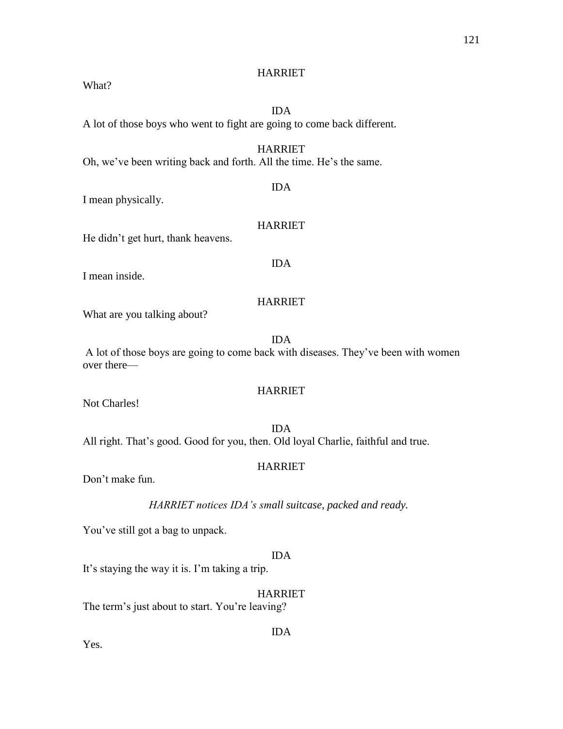HARRIET

What?

IDA

A lot of those boys who went to fight are going to come back different.

HARRIET

Oh, we've been writing back and forth. All the time. He's the same.

IDA

I mean physically.

HARRIET

He didn't get hurt, thank heavens.

IDA

I mean inside.

HARRIET

What are you talking about?

IDA

A lot of those boys are going to come back with diseases. They've been with women over there—

HARRIET

Not Charles!

IDA

All right. That's good. Good for you, then. Old loyal Charlie, faithful and true.

HARRIET

Don't make fun.

*HARRIET notices IDA's small suitcase, packed and ready.*

You've still got a bag to unpack.

IDA

It's staying the way it is. I'm taking a trip.

HARRIET

The term's just about to start. You're leaving?

IDA

Yes.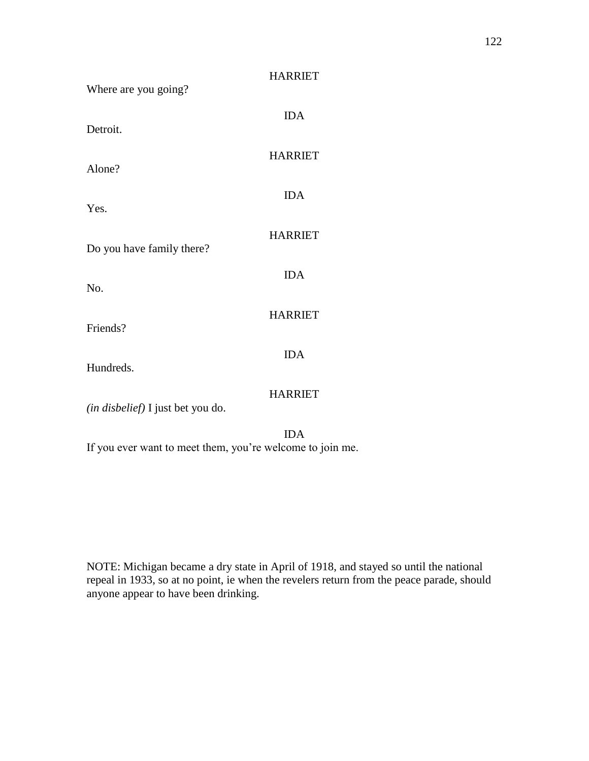HARRIET

Where are you going?

IDA

Detroit.

HARRIET

Alone?

IDA

Yes.

HARRIET

Do you have family there?

IDA

No.

HARRIET

Friends?

IDA

Hundreds.

HARRIET

*(in disbelief)* I just bet you do.

IDA

If you ever want to meet them, you're welcome to join me.

NOTE: Michigan became a dry state in April of 1918, and stayed so until the national repeal in 1933, so at no point, ie when the revelers return from the peace parade, should anyone appear to have been drinking.